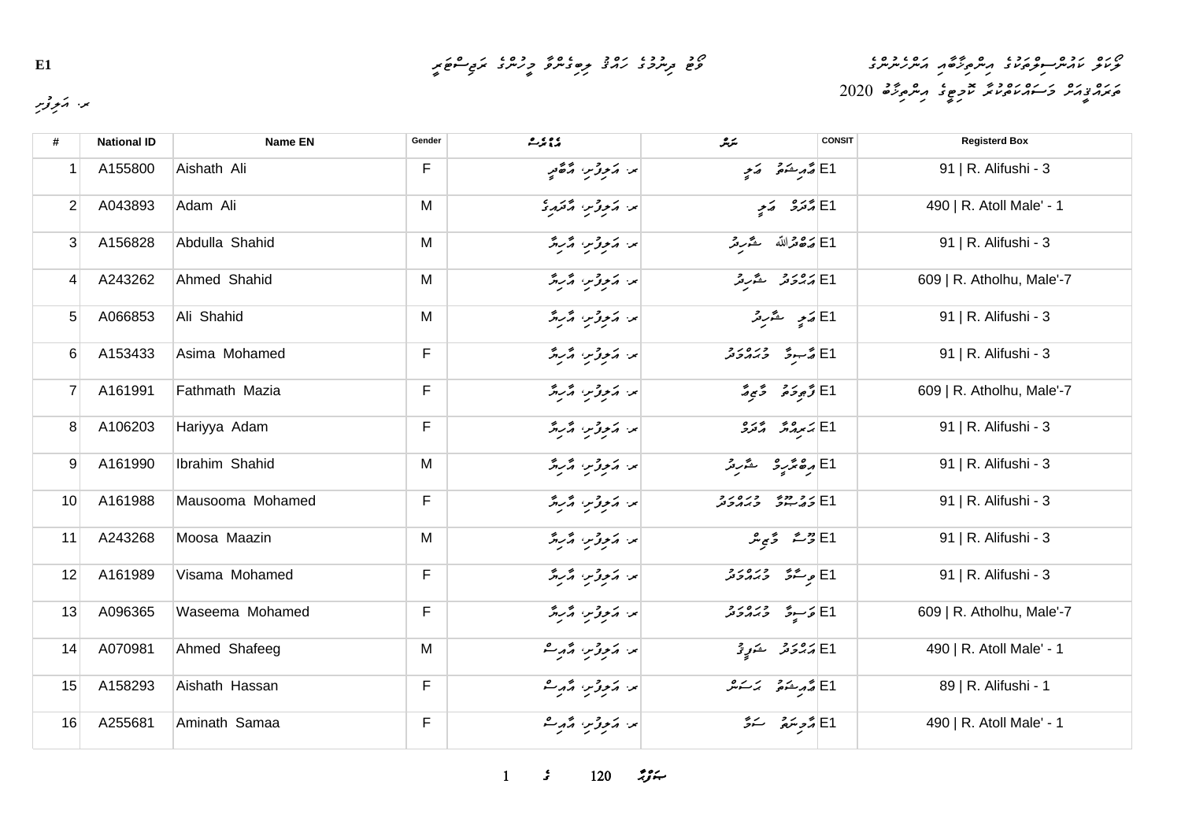ރ. އަލިފުށި

| # | National ID | Name EN | Gender | ގެއެގުރެސް | ނަން | CONSIT | Registerd Box |
|---|---|---|---|---|---|---|---|
| 1 | A155800 | Aishath Ali | F | ރ. އަލިފުށި، އާބާދީ | އާއިޝަތު އަލި | E1 | 91 \| R. Alifushi - 3 |
| 2 | A043893 | Adam Ali | M | ރ. އަލިފުށި، އާރަރިގެ | އާދަމް އަލި | E1 | 490 \| R. Atoll Male' - 1 |
| 3 | A156828 | Abdulla Shahid | M | ރ. އަލިފުށި، އާރިއާ | އަބްދުﷲ ޝާހިދު | E1 | 91 \| R. Alifushi - 3 |
| 4 | A243262 | Ahmed Shahid | M | ރ. އަލިފުށި، އާރިއާ | އަހުމަދު ޝާހިދު | E1 | 609 \| R. Atholhu, Male'-7 |
| 5 | A066853 | Ali Shahid | M | ރ. އަލިފުށި، އާރިއާ | އަލި ޝާހިދު | E1 | 91 \| R. Alifushi - 3 |
| 6 | A153433 | Asima Mohamed | F | ރ. އަލިފުށި، އާރިއާ | އާސިމާ މުހައްމަދު | E1 | 91 \| R. Alifushi - 3 |
| 7 | A161991 | Fathmath Mazia | F | ރ. އަލިފުށި، އާރިއާ | ފާތިމަތު މާޒިއާ | E1 | 609 \| R. Atholhu, Male'-7 |
| 8 | A106203 | Hariyya Adam | F | ރ. އަލިފުށި، އާރިއާ | ހަރިއްޔާ އާދަމް | E1 | 91 \| R. Alifushi - 3 |
| 9 | A161990 | Ibrahim Shahid | M | ރ. އަލިފުށި، އާރިއާ | އިބްރާހިމް ޝާހިދު | E1 | 91 \| R. Alifushi - 3 |
| 10 | A161988 | Mausooma Mohamed | F | ރ. އަލިފުށި، އާރިއާ | މައުސޫމާ މުހައްމަދު | E1 | 91 \| R. Alifushi - 3 |
| 11 | A243268 | Moosa Maazin | M | ރ. އަލިފުށި، އާރިއާ | މޫސާ މާޒިން | E1 | 91 \| R. Alifushi - 3 |
| 12 | A161989 | Visama Mohamed | F | ރ. އަލިފުށި، އާރިއާ | ވިސާމާ މުހައްމަދު | E1 | 91 \| R. Alifushi - 3 |
| 13 | A096365 | Waseema Mohamed | F | ރ. އަލިފުށި، އާރިއާ | ވަސީމާ މުހައްމަދު | E1 | 609 \| R. Atholhu, Male'-7 |
| 14 | A070981 | Ahmed Shafeeg | M | ރ. އަލިފުށި، އާއިސް | އަހުމަދު ޝަފީގު | E1 | 490 \| R. Atoll Male' - 1 |
| 15 | A158293 | Aishath Hassan | F | ރ. އަލިފުށި، އާއިސް | އާއިޝަތު ހަސަން | E1 | 89 \| R. Alifushi - 1 |
| 16 | A255681 | Aminath Samaa | F | ރ. އަލިފުށި، އާއިސް | އާމިނަތު ސަމާ | E1 | 490 \| R. Atoll Male' - 1 |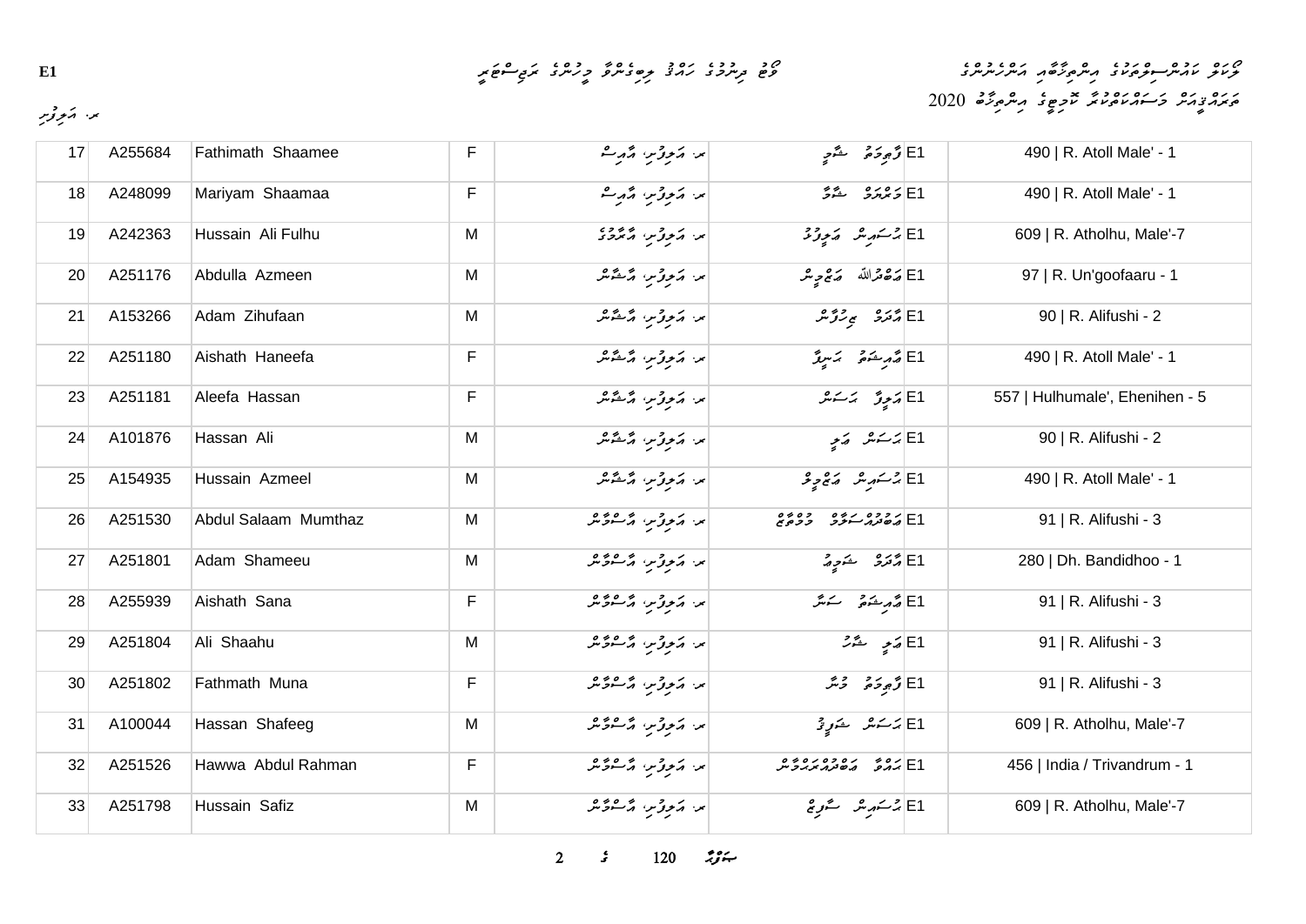ރ. އަލިފުށި

| 17 | A255684 | Fathimath Shaamee | F | ރ. އަލިފުށި، އާރިސް | E1 ފާތިމަތު ޝާމީ | 490 \| R. Atoll Male' - 1 |
|---|---|---|---|---|---|---|
| 18 | A248099 | Mariyam Shaamaa | F | ރ. އަލިފުށި، އާރިސް | E1 މަރިޔަމް ޝާމާ | 490 \| R. Atoll Male' - 1 |
| 19 | A242363 | Hussain Ali Fulhu | M | ރ. އަލިފުށި، އާރާމުގެ | E1 ހުސައިން އަލިފުޅު | 609 \| R. Atholhu, Male'-7 |
| 20 | A251176 | Abdulla Azmeen | M | ރ. އަލިފުށި، އާސްޓަން | E1 އަބްދުﷲ އަޒްމީން | 97 \| R. Un'goofaaru - 1 |
| 21 | A153266 | Adam Zihufaan | M | ރ. އަލިފުށި، އާސްޓަން | E1 އާދަމް ޒިހުފާން | 90 \| R. Alifushi - 2 |
| 22 | A251180 | Aishath Haneefa | F | ރ. އަލިފުށި، އާސްޓަން | E1 އާއިޝަތު ހަނީފާ | 490 \| R. Atoll Male' - 1 |
| 23 | A251181 | Aleefa Hassan | F | ރ. އަލިފުށި، އާސްޓަން | E1 އަލީފާ ހަސަން | 557 \| Hulhumale', Ehenihen - 5 |
| 24 | A101876 | Hassan Ali | M | ރ. އަލިފުށި، އާސްޓަން | E1 ހަސަން އަލި | 90 \| R. Alifushi - 2 |
| 25 | A154935 | Hussain Azmeel | M | ރ. އަލިފުށި، އާސްޓަން | E1 ހުސައިން އަޒްމީލް | 490 \| R. Atoll Male' - 1 |
| 26 | A251530 | Abdul Salaam Mumthaz | M | ރ. އަލިފުށި، އާސްމާން | E1 އަބްދުއްސަލާމް މުމްތާޒު | 91 \| R. Alifushi - 3 |
| 27 | A251801 | Adam Shameeu | M | ރ. އަލިފުށި، އާސްމާން | E1 އާދަމް ޝަމީއު | 280 \| Dh. Bandidhoo - 1 |
| 28 | A255939 | Aishath Sana | F | ރ. އަލިފުށި، އާސްމާން | E1 އާއިޝަތު ސަނާ | 91 \| R. Alifushi - 3 |
| 29 | A251804 | Ali Shaahu | M | ރ. އަލިފުށި، އާސްމާން | E1 އަލި ޝާހު | 91 \| R. Alifushi - 3 |
| 30 | A251802 | Fathmath Muna | F | ރ. އަލިފުށި، އާސްމާން | E1 ފާތިމަތު މުނާ | 91 \| R. Alifushi - 3 |
| 31 | A100044 | Hassan Shafeeg | M | ރ. އަލިފުށި، އާސްމާން | E1 ހަސަން ޝަފީގު | 609 \| R. Atholhu, Male'-7 |
| 32 | A251526 | Hawwa Abdul Rahman | F | ރ. އަލިފުށި، އާސްމާން | E1 ހައްވާ އަބްދުއްރަޙްމާން | 456 \| India / Trivandrum - 1 |
| 33 | A251798 | Hussain Safiz | M | ރ. އަލިފުށި، އާސްމާން | E1 ހުސައިން ސާފިޒު | 609 \| R. Atholhu, Male'-7 |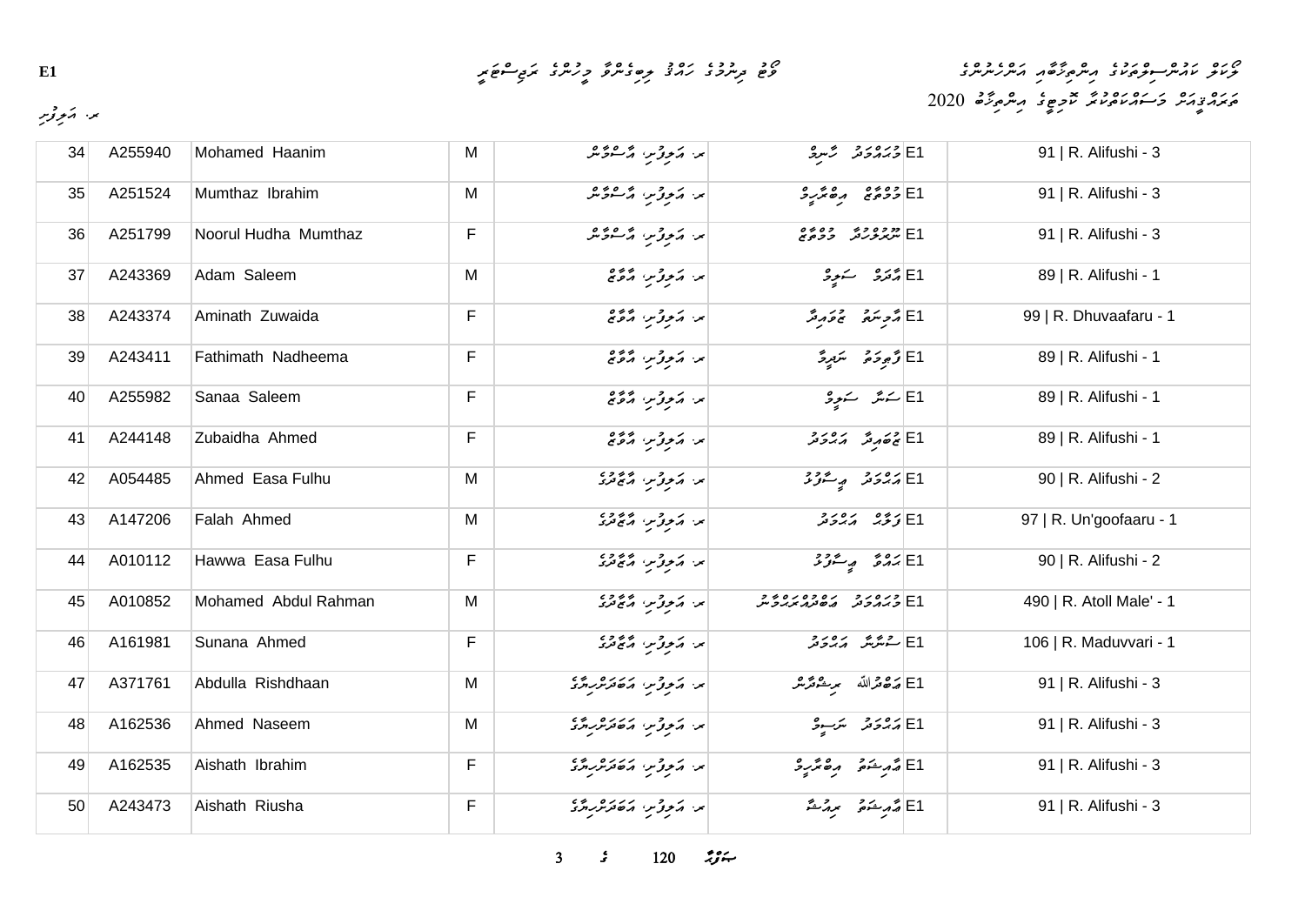ރ. އަލިފުށި

| 34 | A255940 | Mohamed Haanim | M | ރ. އަލިފުށި، އާސޯމާން | E1 މުހައްމަދު ހާނިމް | 91 \| R. Alifushi - 3 |
|---|---|---|---|---|---|---|
| 35 | A251524 | Mumthaz Ibrahim | M | ރ. އަލިފުށި، އާސޯމާން | E1 މުމްތާޒު އިބްރާހީމް | 91 \| R. Alifushi - 3 |
| 36 | A251799 | Noorul Hudha Mumthaz | F | ރ. އަލިފުށި، އާސޯމާން | E1 ނޫރުލްހުދާ މުމްތާޒު | 91 \| R. Alifushi - 3 |
| 37 | A243369 | Adam Saleem | M | ރ. އަލިފުށި، އާލާޖު | E1 އާދަމް ސަލީމް | 89 \| R. Alifushi - 1 |
| 38 | A243374 | Aminath Zuwaida | F | ރ. އަލިފުށި، އާލާޖު | E1 އާމިނަތު ޒުވައިދާ | 99 \| R. Dhuvaafaru - 1 |
| 39 | A243411 | Fathimath Nadheema | F | ރ. އަލިފުށި، އާލާޖު | E1 ފާތިމަތު ނަދީމާ | 89 \| R. Alifushi - 1 |
| 40 | A255982 | Sanaa Saleem | F | ރ. އަލިފުށި، އާލާޖު | E1 ސަނާ ސަލީމް | 89 \| R. Alifushi - 1 |
| 41 | A244148 | Zubaidha Ahmed | F | ރ. އަލިފުށި، އާލާޖު | E1 ޒުބައިދާ އަހުމަދު | 89 \| R. Alifushi - 1 |
| 42 | A054485 | Ahmed Easa Fulhu | M | ރ. އަލިފުށި، އާޖަރީ | E1 އަހުމަދު ޢީސާފުޅު | 90 \| R. Alifushi - 2 |
| 43 | A147206 | Falah Ahmed | M | ރ. އަލިފުށި، އާޖަރީ | E1 ފަލާޙް އަހުމަދު | 97 \| R. Un'goofaaru - 1 |
| 44 | A010112 | Hawwa Easa Fulhu | F | ރ. އަލިފުށި، އާޖަރީ | E1 ހައްވާ ޢީސާފުޅު | 90 \| R. Alifushi - 2 |
| 45 | A010852 | Mohamed Abdul Rahman | M | ރ. އަލިފުށި، އާޖަރީ | E1 މުހައްމަދު އަބްދުއްރަޙްމާން | 490 \| R. Atoll Male' - 1 |
| 46 | A161981 | Sunana Ahmed | F | ރ. އަލިފުށި، އާޖަރީ | E1 ސުނަނާ އަހުމަދު | 106 \| R. Maduvvari - 1 |
| 47 | A371761 | Abdulla Rishdhaan | M | ރ. އަލިފުށި، އަބަދަހުރިގެ | E1 އަބްދުﷲ ރިޝްދާން | 91 \| R. Alifushi - 3 |
| 48 | A162536 | Ahmed Naseem | M | ރ. އަލިފުށި، އަބަދަހުރިގެ | E1 އަހުމަދު ނަސީމް | 91 \| R. Alifushi - 3 |
| 49 | A162535 | Aishath Ibrahim | F | ރ. އަލިފުށި، އަބަދަހުރިގެ | E1 އާއިޝަތު އިބްރާހީމް | 91 \| R. Alifushi - 3 |
| 50 | A243473 | Aishath Riusha | F | ރ. އަލިފުށި، އަބަދަހުރިގެ | E1 އާއިޝަތު ރިއުޝާ | 91 \| R. Alifushi - 3 |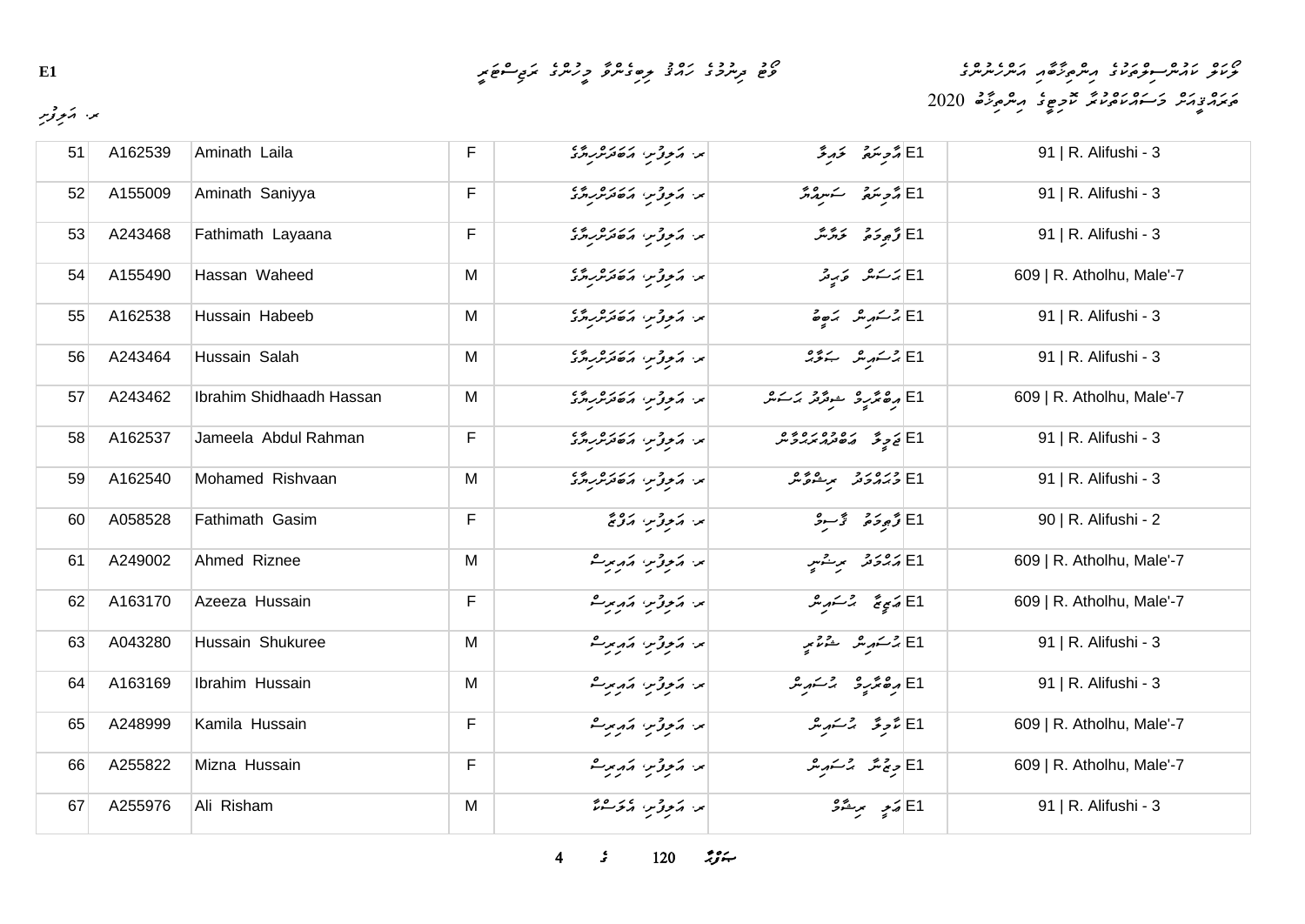| 51 | A162539 | Aminath Laila | F | ރ. އަލިފުށި، އަބަދަށްހިޔާގެ | E1 އާމިނަތު ލައިލާ | 91 \| R. Alifushi - 3 |
|---|---|---|---|---|---|---|
| 52 | A155009 | Aminath Saniyya | F | ރ. އަލިފުށި، އަބަދަށްހިޔާގެ | E1 އާމިނަތު ސަނިއްޔާ | 91 \| R. Alifushi - 3 |
| 53 | A243468 | Fathimath Layaana | F | ރ. އަލިފުށި، އަބަދަށްހިޔާގެ | E1 ފާތިމަތު ލަޔާނާ | 91 \| R. Alifushi - 3 |
| 54 | A155490 | Hassan Waheed | M | ރ. އަލިފުށި، އަބަދަށްހިޔާގެ | E1 ހަސަން ވަހީދު | 609 \| R. Atholhu, Male'-7 |
| 55 | A162538 | Hussain Habeeb | M | ރ. އަލިފުށި، އަބަދަށްހިޔާގެ | E1 ހުސައިން ހަބީބު | 91 \| R. Alifushi - 3 |
| 56 | A243464 | Hussain Salah | M | ރ. އަލިފުށި، އަބަދަށްހިޔާގެ | E1 ހުސައިން ސަލާހު | 91 \| R. Alifushi - 3 |
| 57 | A243462 | Ibrahim Shidhaadh Hassan | M | ރ. އަލިފުށި، އަބަދަށްހިޔާގެ | E1 އިބްރާހީމް ޝިދާދު ހަސަން | 609 \| R. Atholhu, Male'-7 |
| 58 | A162537 | Jameela Abdul Rahman | F | ރ. އަލިފުށި، އަބަދަށްހިޔާގެ | E1 ޖަމީލާ އަބްދުއްރަޙްމާން | 91 \| R. Alifushi - 3 |
| 59 | A162540 | Mohamed Rishvaan | M | ރ. އަލިފުށި، އަބަދަށްހިޔާގެ | E1 މުހައްމަދު ރިޝްވާން | 91 \| R. Alifushi - 3 |
| 60 | A058528 | Fathimath Gasim | F | ރ. އަލިފުށި، އަވަށް | E1 ފާތިމަތު ޤާސިމް | 90 \| R. Alifushi - 2 |
| 61 | A249002 | Ahmed Riznee | M | ރ. އަލިފުށި، އައިރިސް | E1 އަހްމަދު ރިޒްނީ | 609 \| R. Atholhu, Male'-7 |
| 62 | A163170 | Azeeza Hussain | F | ރ. އަލިފުށި، އައިރިސް | E1 އަޒީޒާ ހުސައިން | 609 \| R. Atholhu, Male'-7 |
| 63 | A043280 | Hussain Shukuree | M | ރ. އަލިފުށި، އައިރިސް | E1 ހުސައިން ޝުކުރީ | 91 \| R. Alifushi - 3 |
| 64 | A163169 | Ibrahim Hussain | M | ރ. އަލިފުށި، އައިރިސް | E1 އިބްރާހީމް ހުސައިން | 91 \| R. Alifushi - 3 |
| 65 | A248999 | Kamila Hussain | F | ރ. އަލިފުށި، އައިރިސް | E1 ކާމިލާ ހުސައިން | 609 \| R. Atholhu, Male'-7 |
| 66 | A255822 | Mizna Hussain | F | ރ. އަލިފުށި، އައިރިސް | E1 މިޒްނާ ހުސައިން | 609 \| R. Atholhu, Male'-7 |
| 67 | A255976 | Ali Risham | M | ރ. އަލިފުށި، އެވަސްނާ | E1 އަލި ރިޝާމް | 91 \| R. Alifushi - 3 |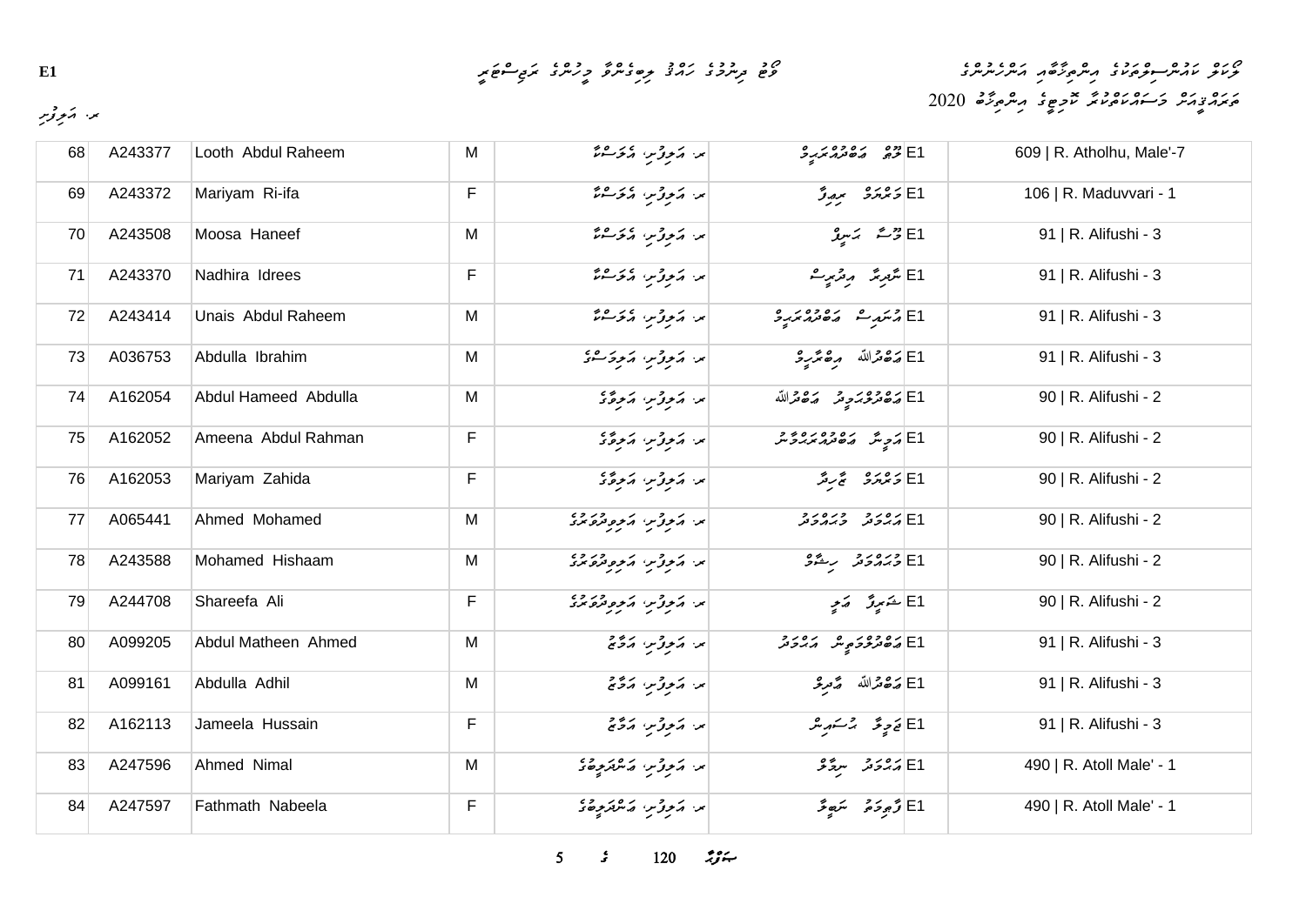ރ. އަލިފުށި

| 68 | A243377 | Looth Abdul Raheem | M | ރ. އަލިފުށި، އެވަސްކޭ | ލޫތު އަބްދުއްރަޙީމް E1 | 609 \| R. Atholhu, Male'-7 |
|---|---|---|---|---|---|---|
| 69 | A243372 | Mariyam Ri-ifa | F | ރ. އަލިފުށި، އެވަސްކޭ | މަރިޔަމް ރިއިފާ E1 | 106 \| R. Maduvvari - 1 |
| 70 | A243508 | Moosa Haneef | M | ރ. އަލިފުށި، އެވަސްކޭ | މޫސާ ޙަނީފް E1 | 91 \| R. Alifushi - 3 |
| 71 | A243370 | Nadhira Idrees | F | ރ. އަލިފުށި، އެވަސްކޭ | ނާދިރާ އިދްރީސް E1 | 91 \| R. Alifushi - 3 |
| 72 | A243414 | Unais Abdul Raheem | M | ރ. އަލިފުށި، އެވަސްކޭ | އުނައިސް އަބްދުއްރަޙީމް E1 | 91 \| R. Alifushi - 3 |
| 73 | A036753 | Abdulla Ibrahim | M | ރ. އަލިފުށި، އަލިވަސްގެ | އަބްދުﷲ އިބްރާހީމް E1 | 91 \| R. Alifushi - 3 |
| 74 | A162054 | Abdul Hameed Abdulla | M | ރ. އަލިފުށި، އަލިވާގެ | އަބްދުލްޙަމީދު އަބްދުﷲ E1 | 90 \| R. Alifushi - 2 |
| 75 | A162052 | Ameena Abdul Rahman | F | ރ. އަލިފުށި، އަލިވާގެ | އަމީނާ އަބްދުއްރަޙްމާން E1 | 90 \| R. Alifushi - 2 |
| 76 | A162053 | Mariyam Zahida | F | ރ. އަލިފުށި، އަލިވާގެ | މަރިޔަމް ޒާހިދާ E1 | 90 \| R. Alifushi - 2 |
| 77 | A065441 | Ahmed Mohamed | M | ރ. އަލިފުށި، އަލިވިލުފަރުގެ | އަޙްމަދު މުޙައްމަދު E1 | 90 \| R. Alifushi - 2 |
| 78 | A243588 | Mohamed Hishaam | M | ރ. އަލިފުށި، އަލިވިލުފަރުގެ | މުޙައްމަދު ހިޝާމް E1 | 90 \| R. Alifushi - 2 |
| 79 | A244708 | Shareefa Ali | F | ރ. އަލިފުށި، އަލިވިލުފަރުގެ | ޝަރީފާ ޢަލީ E1 | 90 \| R. Alifushi - 2 |
| 80 | A099205 | Abdul Matheen Ahmed | M | ރ. އަލިފުށި، އަމާޒު | އަބްދުލްމަތީން އަޙްމަދު E1 | 91 \| R. Alifushi - 3 |
| 81 | A099161 | Abdulla Adhil | M | ރ. އަލިފުށި، އަމާޒު | އަބްދުﷲ އާދިލް E1 | 91 \| R. Alifushi - 3 |
| 82 | A162113 | Jameela Hussain | F | ރ. އަލިފުށި، އަމާޒު | ޖަމީލާ ހުސައިން E1 | 91 \| R. Alifushi - 3 |
| 83 | A247596 | Ahmed Nimal | M | ރ. އަލިފުށި، އަންނަރުމާގެ | އަޙްމަދު ނިމާލް E1 | 490 \| R. Atoll Male' - 1 |
| 84 | A247597 | Fathmath Nabeela | F | ރ. އަލިފުށި، އަންނަރުމާގެ | ފާތިމަތު ނަބީލާ E1 | 490 \| R. Atoll Male' - 1 |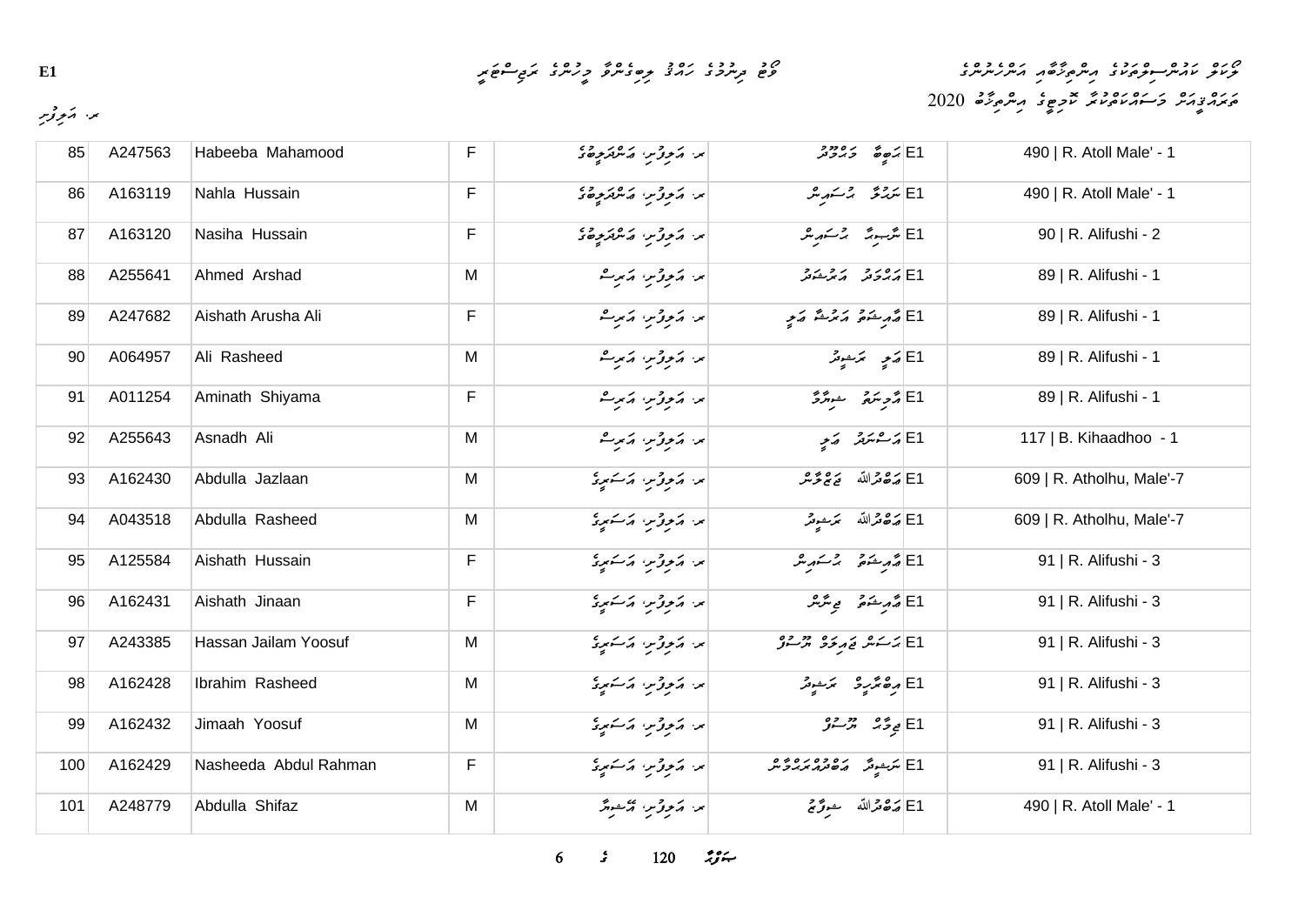ރ. އަލިފުށި

| 85 | A247563 | Habeeba Mahamood | F | ރ. އަލިފުށި، އަންދަލީބުގެ | E1 ހަބީބާ މަހުމޫދު | 490 \| R. Atoll Male' - 1 |
|---|---|---|---|---|---|---|
| 86 | A163119 | Nahla Hussain | F | ރ. އަލިފުށި، އަންދަލީބުގެ | E1 ނަހްލާ ހުސައިން | 490 \| R. Atoll Male' - 1 |
| 87 | A163120 | Nasiha Hussain | F | ރ. އަލިފުށި، އަންދަލީބުގެ | E1 ނާސިހާ ހުސައިން | 90 \| R. Alifushi - 2 |
| 88 | A255641 | Ahmed Arshad | M | ރ. އަލިފުށި، އަރިސް | E1 އަހުމަދު އަރުޝަދު | 89 \| R. Alifushi - 1 |
| 89 | A247682 | Aishath Arusha Ali | F | ރ. އަލިފުށި، އަރިސް | E1 އާއިޝަތު އަރުޝާ އަލި | 89 \| R. Alifushi - 1 |
| 90 | A064957 | Ali Rasheed | M | ރ. އަލިފުށި، އަރިސް | E1 އަލި ރަޝީދު | 89 \| R. Alifushi - 1 |
| 91 | A011254 | Aminath Shiyama | F | ރ. އަލިފުށި، އަރިސް | E1 އާމިނަތު ޝިޔާމާ | 89 \| R. Alifushi - 1 |
| 92 | A255643 | Asnadh Ali | M | ރ. އަލިފުށި، އަރިސް | E1 އަސްނަދު އަލި | 117 \| B. Kihaadhoo - 1 |
| 93 | A162430 | Abdulla Jazlaan | M | ރ. އަލިފުށި، އަސަރީގެ | E1 އަބްދުﷲ ޖަޒްލާން | 609 \| R. Atholhu, Male'-7 |
| 94 | A043518 | Abdulla Rasheed | M | ރ. އަލިފުށި، އަސަރީގެ | E1 އަބްދުﷲ ރަޝީދު | 609 \| R. Atholhu, Male'-7 |
| 95 | A125584 | Aishath Hussain | F | ރ. އަލިފުށި، އަސަރީގެ | E1 އާއިޝަތު ހުސައިން | 91 \| R. Alifushi - 3 |
| 96 | A162431 | Aishath Jinaan | F | ރ. އަލިފުށި، އަސަރީގެ | E1 އާއިޝަތު ޖިނާން | 91 \| R. Alifushi - 3 |
| 97 | A243385 | Hassan Jailam Yoosuf | M | ރ. އަލިފުށި، އަސަރީގެ | E1 ހަސަން ޖައިލަމް ޔޫސުފު | 91 \| R. Alifushi - 3 |
| 98 | A162428 | Ibrahim Rasheed | M | ރ. އަލިފުށި، އަސަރީގެ | E1 އިބްރާހީމް ރަޝީދު | 91 \| R. Alifushi - 3 |
| 99 | A162432 | Jimaah Yoosuf | M | ރ. އަލިފުށި، އަސަރީގެ | E1 ޖިމާހް ޔޫސުފު | 91 \| R. Alifushi - 3 |
| 100 | A162429 | Nasheeda Abdul Rahman | F | ރ. އަލިފުށި، އަސަރީގެ | E1 ނަޝީދާ އަބްދުއްރަހްމާން | 91 \| R. Alifushi - 3 |
| 101 | A248779 | Abdulla Shifaz | M | ރ. އަލިފުށި، އާޝިޔާ | E1 އަބްދުﷲ ޝިފާޒު | 490 \| R. Atoll Male' - 1 |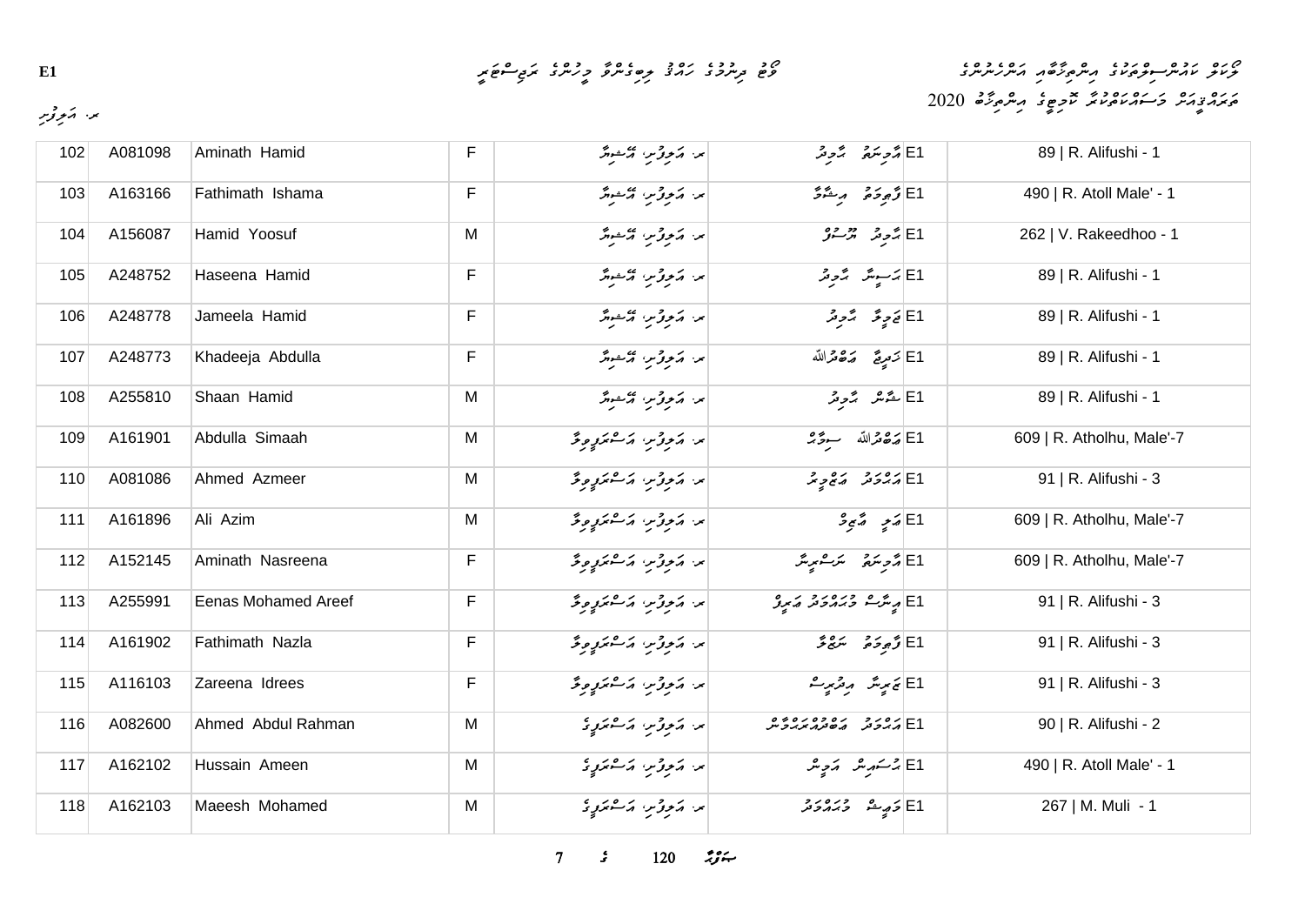| 102 | A081098 | Aminath Hamid | F | ރ. އަލިފުށި، އާޝިޔާ | އާމިނަތު ހާމިދު | E1 | 89 \| R. Alifushi - 1 |
|---|---|---|---|---|---|---|---|
| 103 | A163166 | Fathimath Ishama | F | ރ. އަލިފުށި، އާޝިޔާ | ފާތިމަތު އިޝާމާ | E1 | 490 \| R. Atoll Male' - 1 |
| 104 | A156087 | Hamid Yoosuf | M | ރ. އަލިފުށި، އާޝިޔާ | ހާމިދު ޔޫސުފު | E1 | 262 \| V. Rakeedhoo - 1 |
| 105 | A248752 | Haseena Hamid | F | ރ. އަލިފުށި، އާޝިޔާ | ހަސީނާ ހާމިދު | E1 | 89 \| R. Alifushi - 1 |
| 106 | A248778 | Jameela Hamid | F | ރ. އަލިފުށި، އާޝިޔާ | ޖަމީލާ ހާމިދު | E1 | 89 \| R. Alifushi - 1 |
| 107 | A248773 | Khadeeja Abdulla | F | ރ. އަލިފުށި، އާޝިޔާ | ޚަދީޖާ އަބްދުﷲ | E1 | 89 \| R. Alifushi - 1 |
| 108 | A255810 | Shaan Hamid | M | ރ. އަލިފުށި، އާޝިޔާ | ޝާން ހާމިދު | E1 | 89 \| R. Alifushi - 1 |
| 109 | A161901 | Abdulla Simaah | M | ރ. އަލިފުށި، އަސްރަފީވިލާ | އަބްދުﷲ ސިމާޙް | E1 | 609 \| R. Atholhu, Male'-7 |
| 110 | A081086 | Ahmed Azmeer | M | ރ. އަލިފުށި، އަސްރަފީވިލާ | އަޙްމަދު އަޒްމީރު | E1 | 91 \| R. Alifushi - 3 |
| 111 | A161896 | Ali Azim | M | ރ. އަލިފުށި، އަސްރަފީވިލާ | އަލި އާޒިމް | E1 | 609 \| R. Atholhu, Male'-7 |
| 112 | A152145 | Aminath Nasreena | F | ރ. އަލިފުށި، އަސްރަފީވިލާ | އާމިނަތު ނަސްރީނާ | E1 | 609 \| R. Atholhu, Male'-7 |
| 113 | A255991 | Eenas Mohamed Areef | F | ރ. އަލިފުށި، އަސްރަފީވިލާ | އީނާސް މުޙައްމަދު އަރީފް | E1 | 91 \| R. Alifushi - 3 |
| 114 | A161902 | Fathimath Nazla | F | ރ. އަލިފުށި، އަސްރަފީވިލާ | ފާތިމަތު ނަޒްލާ | E1 | 91 \| R. Alifushi - 3 |
| 115 | A116103 | Zareena Idrees | F | ރ. އަލިފުށި، އަސްރަފީވިލާ | ޒަރީނާ އިދުރީސް | E1 | 91 \| R. Alifushi - 3 |
| 116 | A082600 | Ahmed Abdul Rahman | M | ރ. އަލިފުށި، އަސްރަފީގެ | އަޙްމަދު އަބްދުއްރަޙްމާން | E1 | 90 \| R. Alifushi - 2 |
| 117 | A162102 | Hussain Ameen | M | ރ. އަލިފުށި، އަސްރަފީގެ | ޙުސައިން އަމީން | E1 | 490 \| R. Atoll Male' - 1 |
| 118 | A162103 | Maeesh Mohamed | M | ރ. އަލިފުށި، އަސްރަފީގެ | މައީޝް މުޙައްމަދު | E1 | 267 \| M. Muli - 1 |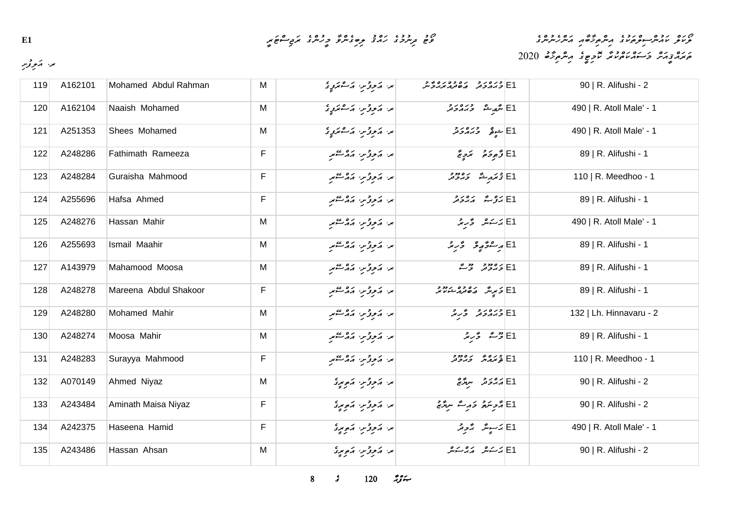| 119 | A162101 | Mohamed Abdul Rahman | M | ރ. އަލިފުށި، އަސްރަފީގެ | E1 މުހައްމަދު އަބްދުއްރަޙްމާން | 90 \| R. Alifushi - 2 |
|---|---|---|---|---|---|---|
| 120 | A162104 | Naaish Mohamed | M | ރ. އަލިފުށި، އަސްރަފީގެ | E1 ނާއިޝް މުހައްމަދު | 490 \| R. Atoll Male' - 1 |
| 121 | A251353 | Shees Mohamed | M | ރ. އަލިފުށި، އަސްރަފީގެ | E1 ޝީޒް މުހައްމަދު | 490 \| R. Atoll Male' - 1 |
| 122 | A248286 | Fathimath Rameeza | F | ރ. އަލިފުށި، އައްސޭރި | E1 ފާތިމަތު ރަމީޒާ | 89 \| R. Alifushi - 1 |
| 123 | A248284 | Guraisha Mahmood | F | ރ. އަލިފުށި، އައްސޭރި | E1 ގުރައިޝާ މަޙްމޫދު | 110 \| R. Meedhoo - 1 |
| 124 | A255696 | Hafsa Ahmed | F | ރ. އަލިފުށި، އައްސޭރި | E1 ހަފްސާ އަޙްމަދު | 89 \| R. Alifushi - 1 |
| 125 | A248276 | Hassan Mahir | M | ރ. އަލިފުށި، އައްސޭރި | E1 ހަސަން މާހިރު | 490 \| R. Atoll Male' - 1 |
| 126 | A255693 | Ismail Maahir | M | ރ. އަލިފުށި، އައްސޭރި | E1 އިސްމާޢީލް މާހިރު | 89 \| R. Alifushi - 1 |
| 127 | A143979 | Mahamood Moosa | M | ރ. އަލިފުށި، އައްސޭރި | E1 މަޙްމޫދު މޫސާ | 89 \| R. Alifushi - 1 |
| 128 | A248278 | Mareena Abdul Shakoor | F | ރ. އަލިފުށި، އައްސޭރި | E1 މަރީނާ އަބްދުއްޝަކޫރު | 89 \| R. Alifushi - 1 |
| 129 | A248280 | Mohamed Mahir | M | ރ. އަލިފުށި، އައްސޭރި | E1 މުހައްމަދު މާހިރު | 132 \| Lh. Hinnavaru - 2 |
| 130 | A248274 | Moosa Mahir | M | ރ. އަލިފުށި، އައްސޭރި | E1 މޫސާ މާހިރު | 89 \| R. Alifushi - 1 |
| 131 | A248283 | Surayya Mahmood | F | ރ. އަލިފުށި، އައްސޭރި | E1 ޘުރައްޔާ މަޙްމޫދު | 110 \| R. Meedhoo - 1 |
| 132 | A070149 | Ahmed Niyaz | M | ރ. އަލިފުށި، އަލިވިލާ | E1 އަޙްމަދު ނިޔާޒު | 90 \| R. Alifushi - 2 |
| 133 | A243484 | Aminath Maisa Niyaz | F | ރ. އަލިފުށި، އަލިވިލާ | E1 އާމިނަތު މައިސާ ނިޔާޒު | 90 \| R. Alifushi - 2 |
| 134 | A242375 | Haseena Hamid | F | ރ. އަލިފުށި، އަލިވިލާ | E1 ހަސީނާ ހާމިދު | 490 \| R. Atoll Male' - 1 |
| 135 | A243486 | Hassan Ahsan | M | ރ. އަލިފުށި، އަލިވިލާ | E1 ހަސަން އަޙްސަން | 90 \| R. Alifushi - 2 |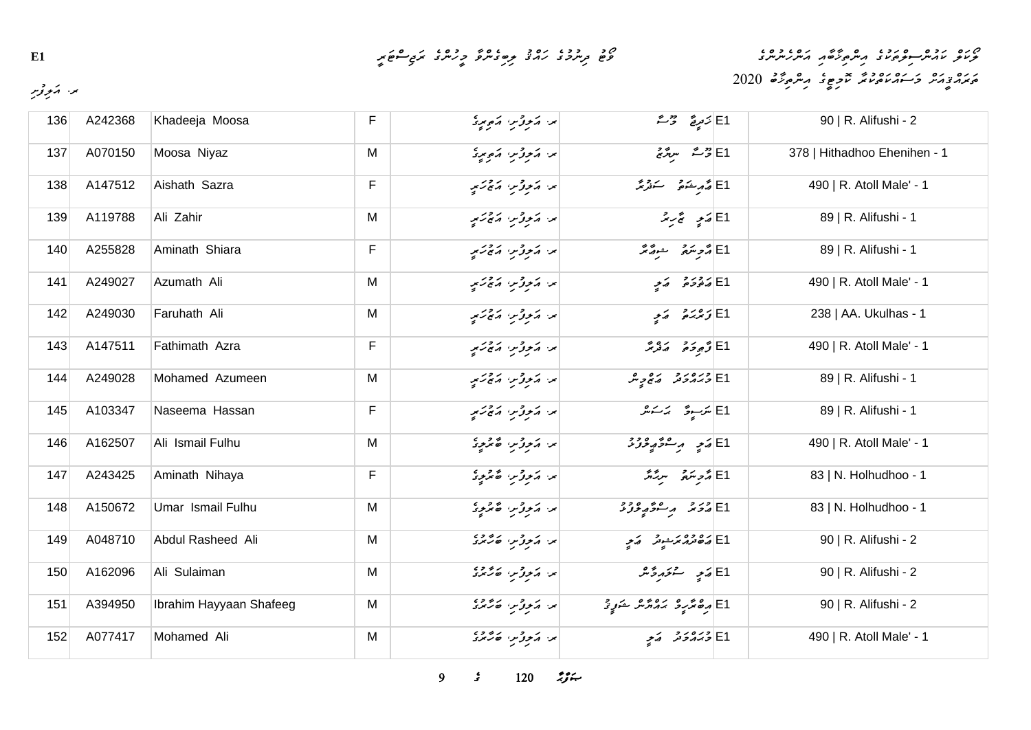| 136 | A242368 | Khadeeja Moosa | F | ރ. އަލިފުށި، އަލިވިދާ | ޚަދީޖާ މޫސާ | E1 | 90 \| R. Alifushi - 2 |
|---|---|---|---|---|---|---|---|
| 137 | A070150 | Moosa Niyaz | M | ރ. އަލިފުށި، އަލިވިދާ | މޫސާ ނިޔާޒު | E1 | 378 \| Hithadhoo Ehenihen - 1 |
| 138 | A147512 | Aishath Sazra | F | ރ. އަލިފުށި، އަޒުރަކީ | އާއިޝަތު ސަޒުރާ | E1 | 490 \| R. Atoll Male' - 1 |
| 139 | A119788 | Ali Zahir | M | ރ. އަލިފުށި، އަޒުރަކީ | އަލި ޒާހިރު | E1 | 89 \| R. Alifushi - 1 |
| 140 | A255828 | Aminath Shiara | F | ރ. އަލިފުށި، އަޒުރަކީ | އާމިނަތު ޝިއާރާ | E1 | 89 \| R. Alifushi - 1 |
| 141 | A249027 | Azumath Ali | M | ރ. އަލިފުށި، އަޒުރަކީ | އަޒުމަތު އަލި | E1 | 490 \| R. Atoll Male' - 1 |
| 142 | A249030 | Faruhath Ali | M | ރ. އަލިފުށި، އަޒުރަކީ | ފަރުހަތު އަލި | E1 | 238 \| AA. Ukulhas - 1 |
| 143 | A147511 | Fathimath Azra | F | ރ. އަލިފުށި، އަޒުރަކީ | ފާތިމަތު އަޒުރާ | E1 | 490 \| R. Atoll Male' - 1 |
| 144 | A249028 | Mohamed Azumeen | M | ރ. އަލިފުށި، އަޒުރަކީ | މުޙައްމަދު އަޒުމީން | E1 | 89 \| R. Alifushi - 1 |
| 145 | A103347 | Naseema Hassan | F | ރ. އަލިފުށި، އަޒުރަކީ | ނަސީމާ ހަސަން | E1 | 89 \| R. Alifushi - 1 |
| 146 | A162507 | Ali Ismail Fulhu | M | ރ. އަލިފުށި، ބޮޑުގޭ | އަލި އިސްމާޢީލްފުޅު | E1 | 490 \| R. Atoll Male' - 1 |
| 147 | A243425 | Aminath Nihaya | F | ރ. އަލިފުށި، ބޮޑުގޭ | އާމިނަތު ނިހާޔާ | E1 | 83 \| N. Holhudhoo - 1 |
| 148 | A150672 | Umar Ismail Fulhu | M | ރ. އަލިފުށި، ބޮޑުގޭ | އުމަރު އިސްމާޢީލްފުޅު | E1 | 83 \| N. Holhudhoo - 1 |
| 149 | A048710 | Abdul Rasheed Ali | M | ރ. އަލިފުށި، ބަހާރު | އަބްދުއްރަޝީދު އަލި | E1 | 90 \| R. Alifushi - 2 |
| 150 | A162096 | Ali Sulaiman | M | ރ. އަލިފުށި، ބަހާރު | އަލި ސުލައިމާން | E1 | 90 \| R. Alifushi - 2 |
| 151 | A394950 | Ibrahim Hayyaan Shafeeg | M | ރ. އަލިފުށި، ބަހާރު | އިބްރާހީމް ހައްޔާން ޝަފީގު | E1 | 90 \| R. Alifushi - 2 |
| 152 | A077417 | Mohamed Ali | M | ރ. އަލިފުށި، ބަހާރު | މުޙައްމަދު އަލި | E1 | 490 \| R. Atoll Male' - 1 |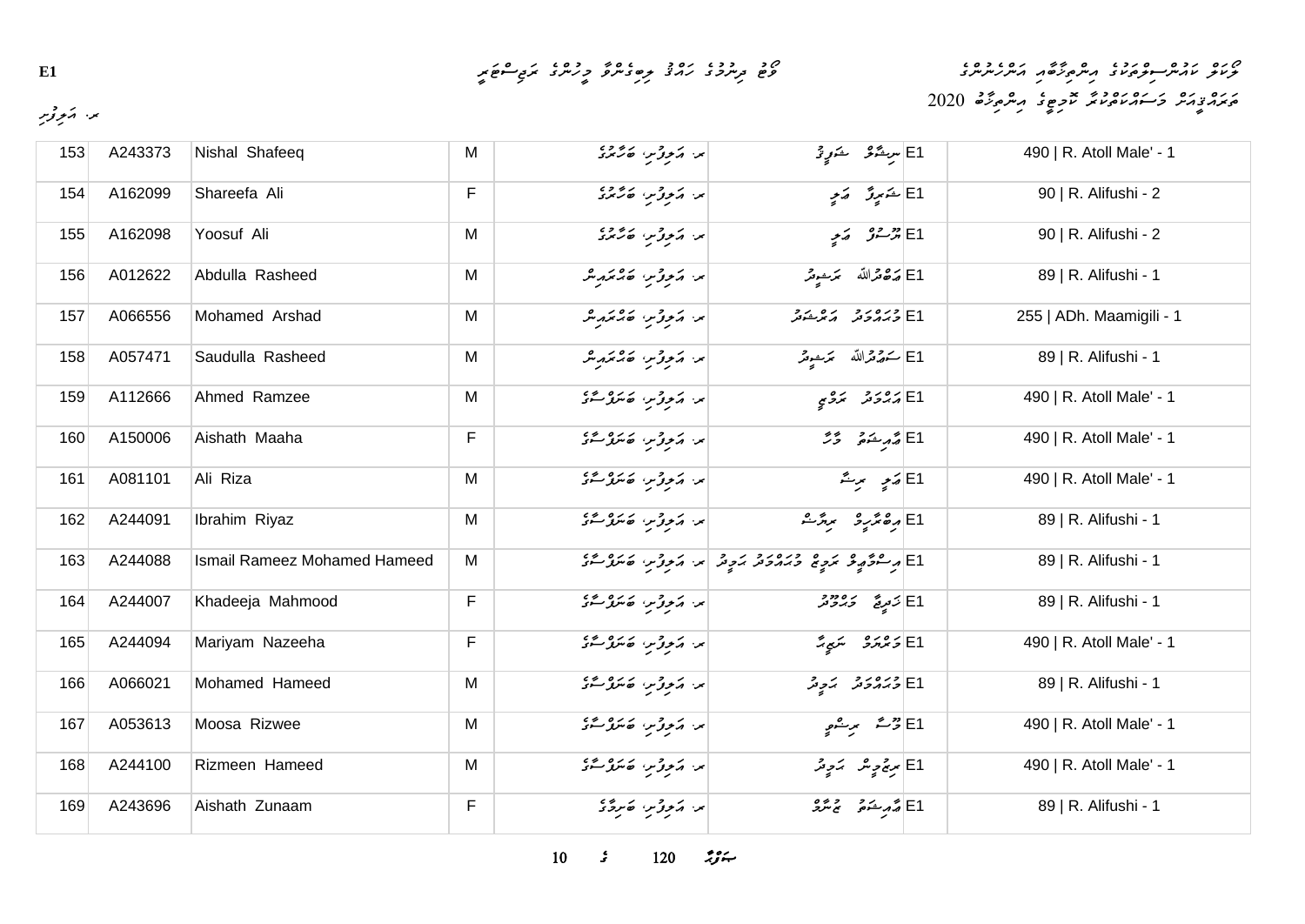ރ. އަލިފުށި

| 153 | A243373 | Nishal Shafeeq | M | ރ. އަލިފުށި، ބޯގަރު | E1 ނިޝާލް ޝަފީޤު | 490 \| R. Atoll Male' - 1 |
|---|---|---|---|---|---|---|
| 154 | A162099 | Shareefa Ali | F | ރ. އަލިފުށި، ބޯގަރު | E1 ޝަރީފާ އަލީ | 90 \| R. Alifushi - 2 |
| 155 | A162098 | Yoosuf Ali | M | ރ. އަލިފުށި، ބޯގަރު | E1 ޔޫސުފް އަލީ | 90 \| R. Alifushi - 2 |
| 156 | A012622 | Abdulla Rasheed | M | ރ. އަލިފުށި، ބޮޑުރަހިން | E1 އަބްދުﷲ ރަޝީދު | 89 \| R. Alifushi - 1 |
| 157 | A066556 | Mohamed Arshad | M | ރ. އަލިފުށި، ބޮޑުރަހިން | E1 މުހައްމަދު އަރުޝަދު | 255 \| ADh. Maamigili - 1 |
| 158 | A057471 | Saudulla Rasheed | M | ރ. އަލިފުށި، ބޮޑުރަހިން | E1 ސައުދުﷲ ރަޝީދު | 89 \| R. Alifushi - 1 |
| 159 | A112666 | Ahmed Ramzee | M | ރ. އަލިފުށި، ބަނަފްސާގެ | E1 އަހްމަދު ރަމްޒީ | 490 \| R. Atoll Male' - 1 |
| 160 | A150006 | Aishath Maaha | F | ރ. އަލިފުށި، ބަނަފްސާގެ | E1 އާއިޝަތު މާހާ | 490 \| R. Atoll Male' - 1 |
| 161 | A081101 | Ali Riza | M | ރ. އަލިފުށި، ބަނަފްސާގެ | E1 އަލީ ރިޟާ | 490 \| R. Atoll Male' - 1 |
| 162 | A244091 | Ibrahim Riyaz | M | ރ. އަލިފުށި، ބަނަފްސާގެ | E1 އިބްރާހީމް ރިޔާޒު | 89 \| R. Alifushi - 1 |
| 163 | A244088 | Ismail Rameez Mohamed Hameed | M | ރ. އަލިފުށި، ބަނަފްސާގެ | E1 އިސްމާއީލް ރަމީޒް މުހައްމަދު ހަމީދު | 89 \| R. Alifushi - 1 |
| 164 | A244007 | Khadeeja Mahmood | F | ރ. އަލިފުށި، ބަނަފްސާގެ | E1 ޚަދީޖާ މަޙްމޫދު | 89 \| R. Alifushi - 1 |
| 165 | A244094 | Mariyam Nazeeha | F | ރ. އަލިފުށި، ބަނަފްސާގެ | E1 މަރިޔަމް ނަޒީހާ | 490 \| R. Atoll Male' - 1 |
| 166 | A066021 | Mohamed Hameed | M | ރ. އަލިފުށި، ބަނަފްސާގެ | E1 މުހައްމަދު ހަމީދު | 89 \| R. Alifushi - 1 |
| 167 | A053613 | Moosa Rizwee | M | ރ. އަލިފުށި، ބަނަފްސާގެ | E1 މޫސާ ރިޟްވީ | 490 \| R. Atoll Male' - 1 |
| 168 | A244100 | Rizmeen Hameed | M | ރ. އަލިފުށި، ބަނަފްސާގެ | E1 ރިޒްމީން ހަމީދު | 490 \| R. Atoll Male' - 1 |
| 169 | A243696 | Aishath Zunaam | F | ރ. އަލިފުށި، ބަރުވާގެ | E1 އާއިޝަތު ޒުނާމް | 89 \| R. Alifushi - 1 |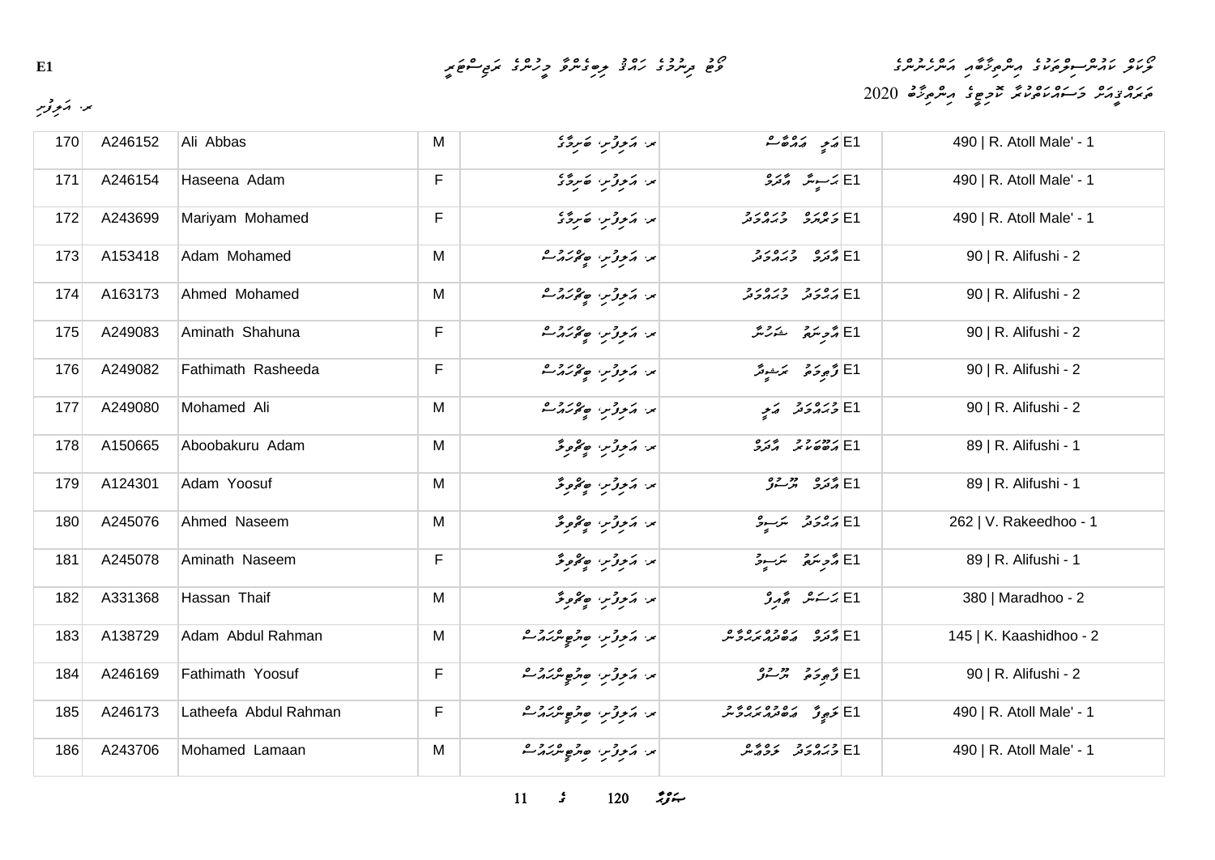ރ. އަލިފުށި

| 170 | A246152 | Ali Abbas | M | ރ. އަލިފުށި، ބަރިމާގެ | އަލި އައްބާސް | E1 | 490 \| R. Atoll Male' - 1 |
|---|---|---|---|---|---|---|---|
| 171 | A246154 | Haseena Adam | F | ރ. އަލިފުށި، ބަރިމާގެ | ހަސީނާ އާދަމް | E1 | 490 \| R. Atoll Male' - 1 |
| 172 | A243699 | Mariyam Mohamed | F | ރ. އަލިފުށި، ބަރިމާގެ | މަރިޔަމް މުހައްމަދު | E1 | 490 \| R. Atoll Male' - 1 |
| 173 | A153418 | Adam Mohamed | M | ރ. އަލިފުށި، ބީޗްހައުސް | އާދަމް މުހައްމަދު | E1 | 90 \| R. Alifushi - 2 |
| 174 | A163173 | Ahmed Mohamed | M | ރ. އަލިފުށި، ބީޗްހައުސް | އަހްމަދު މުހައްމަދު | E1 | 90 \| R. Alifushi - 2 |
| 175 | A249083 | Aminath Shahuna | F | ރ. އަލިފުށި، ބީޗްހައުސް | އާމިނަތު ޝަހުނާ | E1 | 90 \| R. Alifushi - 2 |
| 176 | A249082 | Fathimath Rasheeda | F | ރ. އަލިފުށި، ބީޗްހައުސް | ފާތިމަތު ރަޝީދާ | E1 | 90 \| R. Alifushi - 2 |
| 177 | A249080 | Mohamed Ali | M | ރ. އަލިފުށި، ބީޗްހައުސް | މުހައްމަދު އަލި | E1 | 90 \| R. Alifushi - 2 |
| 178 | A150665 | Aboobakuru Adam | M | ރ. އަލިފުށި، ބީޗްވިލާ | އަބޫބަކުރު އާދަމް | E1 | 89 \| R. Alifushi - 1 |
| 179 | A124301 | Adam Yoosuf | M | ރ. އަލިފުށި، ބީޗްވިލާ | އާދަމް ޔޫސުފު | E1 | 89 \| R. Alifushi - 1 |
| 180 | A245076 | Ahmed Naseem | M | ރ. އަލިފުށި، ބީޗްވިލާ | އަހްމަދު ނަސީމް | E1 | 262 \| V. Rakeedhoo - 1 |
| 181 | A245078 | Aminath Naseem | F | ރ. އަލިފުށި، ބީޗްވިލާ | އާމިނަތު ނަސީމް | E1 | 89 \| R. Alifushi - 1 |
| 182 | A331368 | Hassan Thaif | M | ރ. އަލިފުށި، ބީޗްވިލާ | ހަސަން ތާއިފް | E1 | 380 \| Maradhoo - 2 |
| 183 | A138729 | Adam Abdul Rahman | M | ރ. އަލިފުށި، ބިލްބިންނަހައުސް | އާދަމް އަބްދުއްރަޙްމާން | E1 | 145 \| K. Kaashidhoo - 2 |
| 184 | A246169 | Fathimath Yoosuf | F | ރ. އަލިފުށި، ބިލްބިންނަހައުސް | ފާތިމަތު ޔޫސުފު | E1 | 90 \| R. Alifushi - 2 |
| 185 | A246173 | Latheefa Abdul Rahman | F | ރ. އަލިފުށި، ބިލްބިންނަހައުސް | ލަތީފާ އަބްދުއްރަޙްމާން | E1 | 490 \| R. Atoll Male' - 1 |
| 186 | A243706 | Mohamed Lamaan | M | ރ. އަލިފުށި، ބިލްބިންނަހައުސް | މުހައްމަދު ލަމްޢާން | E1 | 490 \| R. Atoll Male' - 1 |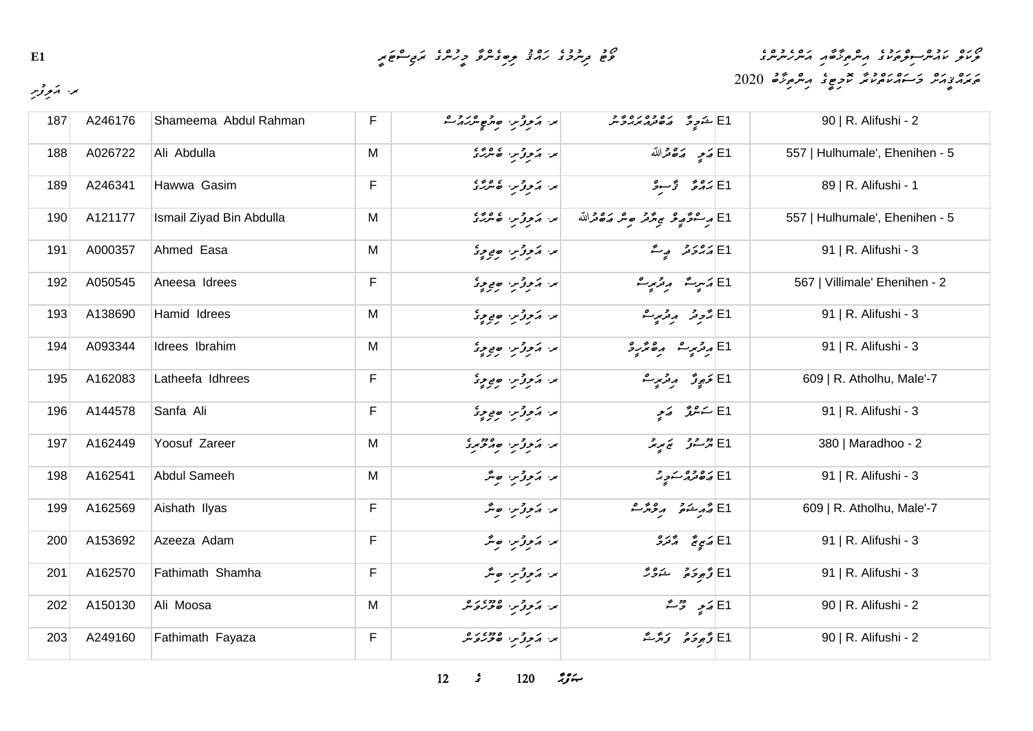| 187 | A246176 | Shameema Abdul Rahman | F | ރ. އަލިފުށި، ބިލަތްރަށްކޮށް | ޝަމީމާ އަބްދުއްރަޙްމާން E1 | 90 \| R. Alifushi - 2 |
|---|---|---|---|---|---|---|
| 188 | A026722 | Ali Abdulla | M | ރ. އަލިފުށި، ބެންގޯ | E1 އަލި އަބްދުﷲ | 557 \| Hulhumale', Ehenihen - 5 |
| 189 | A246341 | Hawwa Gasim | F | ރ. އަލިފުށި، ބެންގޯ | E1 ހައްވާ ގާސިމް | 89 \| R. Alifushi - 1 |
| 190 | A121177 | Ismail Ziyad Bin Abdulla | M | ރ. އަލިފުށި، ބެންގޯ | E1 އިސްމާޢީލް ޒިޔާދު ބިން އަބްދުﷲ | 557 \| Hulhumale', Ehenihen - 5 |
| 191 | A000357 | Ahmed Easa | M | ރ. އަލިފުށި، ބޮޑުގެ | E1 އަޙްމަދު އީސާ | 91 \| R. Alifushi - 3 |
| 192 | A050545 | Aneesa Idrees | F | ރ. އަލިފުށި، ބޮޑުގެ | E1 އަނީސާ އިދުރީސް | 567 \| Villimale' Ehenihen - 2 |
| 193 | A138690 | Hamid Idrees | M | ރ. އަލިފުށި، ބޮޑުގެ | E1 ހާމިދު އިދުރީސް | 91 \| R. Alifushi - 3 |
| 194 | A093344 | Idrees Ibrahim | M | ރ. އަލިފުށި، ބޮޑުގެ | E1 އިދުރީސް އިބްރާހިމް | 91 \| R. Alifushi - 3 |
| 195 | A162083 | Latheefa Idhrees | F | ރ. އަލިފުށި، ބޮޑުގެ | E1 ލަތީފާ އިދުރީސް | 609 \| R. Atholhu, Male'-7 |
| 196 | A144578 | Sanfa Ali | F | ރ. އަލިފުށި، ބޮޑުގެ | E1 ސަންފާ އަލި | 91 \| R. Alifushi - 3 |
| 197 | A162449 | Yoosuf Zareer | M | ރ. އަލިފުށި، ބަދުރީގެ | E1 ޔޫސުފު ޒަރީރު | 380 \| Maradhoo - 2 |
| 198 | A162541 | Abdul Sameeh | M | ރ. އަލިފުށި، ބަނާ | E1 އަބްދުލްސަމީޙު | 91 \| R. Alifushi - 3 |
| 199 | A162569 | Aishath Ilyas | F | ރ. އަލިފުށި، ބަނާ | E1 އާއިޝަތު އިލްޔާސް | 609 \| R. Atholhu, Male'-7 |
| 200 | A153692 | Azeeza Adam | F | ރ. އަލިފުށި، ބަނާ | E1 އަޒީޒާ އާދަމް | 91 \| R. Alifushi - 3 |
| 201 | A162570 | Fathimath Shamha | F | ރ. އަލިފުށި، ބަނާ | E1 ފާތިމަތު ޝަމްހާ | 91 \| R. Alifushi - 3 |
| 202 | A150130 | Ali Moosa | M | ރ. އަލިފުށި، ބޮޑުހުވަން | E1 އަލި މޫސާ | 90 \| R. Alifushi - 2 |
| 203 | A249160 | Fathimath Fayaza | F | ރ. އަލިފުށި، ބޮޑުހުވަން | E1 ފާތިމަތު ފައާޒާ | 90 \| R. Alifushi - 2 |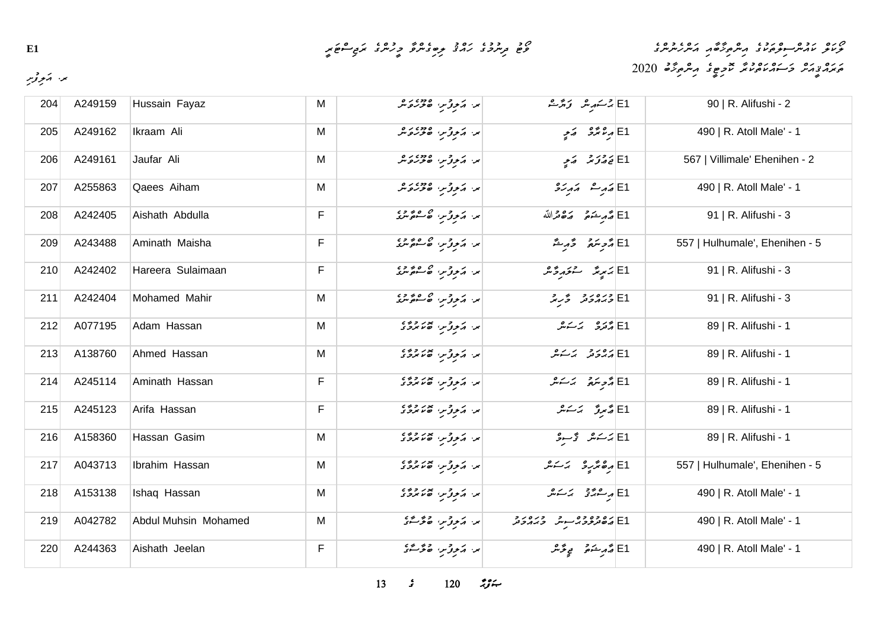ރ. އަލިފުށި

| 204 | A249159 | Hussain Fayaz | M | ރ. އަލިފުށި، ބޮޑުހުޅަނގު | ޙުސައިން ފަޔާޒް | E1 | 90 \| R. Alifushi - 2 |
|---|---|---|---|---|---|---|---|
| 205 | A249162 | Ikraam Ali | M | ރ. އަލިފުށި، ބޮޑުހުޅަނގު | އިކްރާމް އަލީ | E1 | 490 \| R. Atoll Male' - 1 |
| 206 | A249161 | Jaufar Ali | M | ރ. އަލިފުށި، ބޮޑުހުޅަނގު | ޖައުފަރު އަލީ | E1 | 567 \| Villimale' Ehenihen - 2 |
| 207 | A255863 | Qaees Aiham | M | ރ. އަލިފުށި، ބޮޑުހުޅަނގު | ޤައިސް އައިހަމް | E1 | 490 \| R. Atoll Male' - 1 |
| 208 | A242405 | Aishath Abdulla | F | ރ. އަލިފުށި، ބުސްތާނީ | އާއިޝަތު އަބްދުﷲ | E1 | 91 \| R. Alifushi - 3 |
| 209 | A243488 | Aminath Maisha | F | ރ. އަލިފުށި، ބުސްތާނީ | އާމިނަތު މާއިޝާ | E1 | 557 \| Hulhumale', Ehenihen - 5 |
| 210 | A242402 | Hareera Sulaimaan | F | ރ. އަލިފުށި، ބުސްތާނީ | ހަރީރާ ސުލައިމާން | E1 | 91 \| R. Alifushi - 3 |
| 211 | A242404 | Mohamed Mahir | M | ރ. އަލިފުށި، ބުސްތާނީ | މުޙައްމަދު މާހިރު | E1 | 91 \| R. Alifushi - 3 |
| 212 | A077195 | Adam Hassan | M | ރ. އަލިފުށި، ބޮކަރުގެ | އާދަމް ހަސަން | E1 | 89 \| R. Alifushi - 1 |
| 213 | A138760 | Ahmed Hassan | M | ރ. އަލިފުށި، ބޮކަރުގެ | އަޙްމަދު ހަސަން | E1 | 89 \| R. Alifushi - 1 |
| 214 | A245114 | Aminath Hassan | F | ރ. އަލިފުށި، ބޮކަރުގެ | އާމިނަތު ހަސަން | E1 | 89 \| R. Alifushi - 1 |
| 215 | A245123 | Arifa Hassan | F | ރ. އަލިފުށި، ބޮކަރުގެ | އާރިފާ ހަސަން | E1 | 89 \| R. Alifushi - 1 |
| 216 | A158360 | Hassan Gasim | M | ރ. އަލިފުށި، ބޮކަރުގެ | ހަސަން ޤާސިމް | E1 | 89 \| R. Alifushi - 1 |
| 217 | A043713 | Ibrahim Hassan | M | ރ. އަލިފުށި، ބޮކަރުގެ | އިބްރާހީމް ހަސަން | E1 | 557 \| Hulhumale', Ehenihen - 5 |
| 218 | A153138 | Ishaq Hassan | M | ރ. އަލިފުށި، ބޮކަރުގެ | އިސްޙާޤު ހަސަން | E1 | 490 \| R. Atoll Male' - 1 |
| 219 | A042782 | Abdul Muhsin Mohamed | M | ރ. އަލިފުށި، ބޮސްޓަގެ | އަބްދުލްމުޙްސިން މުޙައްމަދު | E1 | 490 \| R. Atoll Male' - 1 |
| 220 | A244363 | Aishath Jeelan | F | ރ. އަލިފުށި، ބޮސްޓަގެ | އާއިޝަތު ޖީލާން | E1 | 490 \| R. Atoll Male' - 1 |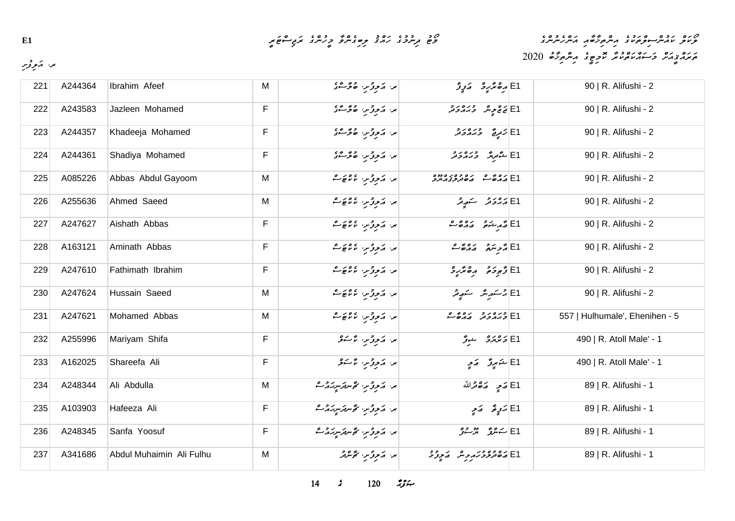| 221 | A244364 | Ibrahim Afeef | M | ރ. އަލިފުށި، ބޯދާގެ | E1 ދިރާހީމް އަފީފް | 90 \| R. Alifushi - 2 |
|---|---|---|---|---|---|---|
| 222 | A243583 | Jazleen Mohamed | F | ރ. އަލިފުށި، ބޯދާގެ | E1 ޖަޒްލީން މުހައްމަދު | 90 \| R. Alifushi - 2 |
| 223 | A244357 | Khadeeja Mohamed | F | ރ. އަލިފުށި، ބޯދާގެ | E1 ޚަދީޖާ މުހައްމަދު | 90 \| R. Alifushi - 2 |
| 224 | A244361 | Shadiya Mohamed | F | ރ. އަލިފުށި، ބޯދާގެ | E1 ޝާދިޔާ މުހައްމަދު | 90 \| R. Alifushi - 2 |
| 225 | A085226 | Abbas Abdul Gayoom | M | ރ. އަލިފުށި، ކޮކާބަސް | E1 އައްބާސް އަބްދުލްގައްޔޫމް | 90 \| R. Alifushi - 2 |
| 226 | A255636 | Ahmed Saeed | M | ރ. އަލިފުށި، ކޮކާބަސް | E1 އަހުމަދު ސައީދު | 90 \| R. Alifushi - 2 |
| 227 | A247627 | Aishath Abbas | F | ރ. އަލިފުށި، ކޮކާބަސް | E1 އާއިޝަތު އައްބާސް | 90 \| R. Alifushi - 2 |
| 228 | A163121 | Aminath Abbas | F | ރ. އަލިފުށި، ކޮކާބަސް | E1 އާމިނަތު އައްބާސް | 90 \| R. Alifushi - 2 |
| 229 | A247610 | Fathimath Ibrahim | F | ރ. އަލިފުށި، ކޮކާބަސް | E1 ފާތިމަތު އިބްރާހީމް | 90 \| R. Alifushi - 2 |
| 230 | A247624 | Hussain Saeed | M | ރ. އަލިފުށި، ކޮކާބަސް | E1 ހުސައިން ސައީދު | 90 \| R. Alifushi - 2 |
| 231 | A247621 | Mohamed Abbas | M | ރ. އަލިފުށި، ކޮކާބަސް | E1 މުހައްމަދު އައްބާސް | 557 \| Hulhumale', Ehenihen - 5 |
| 232 | A255996 | Mariyam Shifa | F | ރ. އަލިފުށި، ކާސަވް | E1 މަރިޔަމް ޝިފާ | 490 \| R. Atoll Male' - 1 |
| 233 | A162025 | Shareefa Ali | F | ރ. އަލިފުށި، ކާސަވް | E1 ޝަރީފާ އަލި | 490 \| R. Atoll Male' - 1 |
| 234 | A248344 | Ali Abdulla | M | ރ. އަލިފުށި، ކޮސްޓަރިކަހައުސް | E1 އަލި އަބްދުﷲ | 89 \| R. Alifushi - 1 |
| 235 | A103903 | Hafeeza Ali | F | ރ. އަލިފުށި، ކޮސްޓަރިކަހައުސް | E1 ހަފީޒާ އަލި | 89 \| R. Alifushi - 1 |
| 236 | A248345 | Sanfa Yoosuf | F | ރ. އަލިފުށި، ކޮސްޓަރިކަހައުސް | E1 ސަންފާ ޔޫސުފް | 89 \| R. Alifushi - 1 |
| 237 | A341686 | Abdul Muhaimin Ali Fulhu | M | ރ. އަލިފުށި، ކޮށެރު | E1 އަބްދުލްމުހައިމިން އަލިފުޅު | 89 \| R. Alifushi - 1 |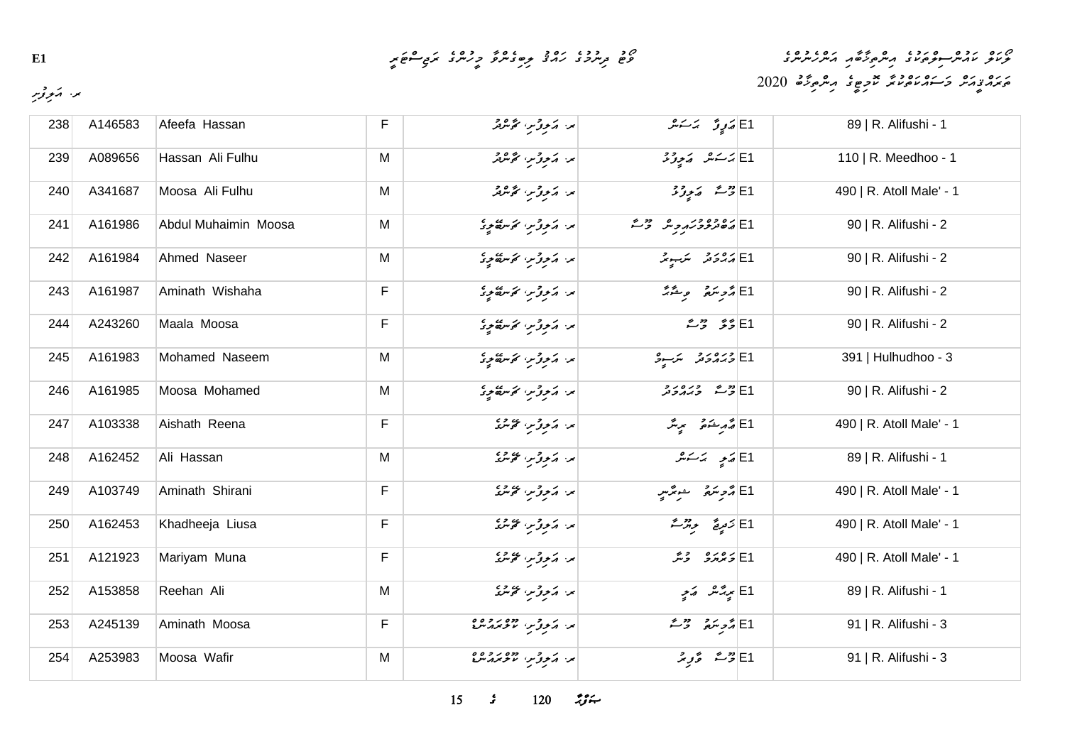| 238 | A146583 | Afeefa Hassan | F | ރ. އަލިފުށި، ވާރޭވާ | E1 އަފީފާ ޙަސަން | 89 \| R. Alifushi - 1 |
|---|---|---|---|---|---|---|
| 239 | A089656 | Hassan Ali Fulhu | M | ރ. އަލިފުށި، ވާރޭވާ | E1 ޙަސަން އަލިފުޅު | 110 \| R. Meedhoo - 1 |
| 240 | A341687 | Moosa Ali Fulhu | M | ރ. އަލިފުށި، ވާރޭވާ | E1 މޫސާ އަލިފުޅު | 490 \| R. Atoll Male' - 1 |
| 241 | A161986 | Abdul Muhaimin Moosa | M | ރ. އަލިފުށި، ވަސަންތުވިލާ | E1 އަބްދުލްމުހައިމިން މޫސާ | 90 \| R. Alifushi - 2 |
| 242 | A161984 | Ahmed Naseer | M | ރ. އަލިފުށި، ވަސަންތުވިލާ | E1 އަޙްމަދު ނަސީރު | 90 \| R. Alifushi - 2 |
| 243 | A161987 | Aminath Wishaha | F | ރ. އަލިފުށި، ވަސަންތުވިލާ | E1 އާމިނަތު ވިޝާހާ | 90 \| R. Alifushi - 2 |
| 244 | A243260 | Maala Moosa | F | ރ. އަލިފުށި، ވަސަންތުވިލާ | E1 މާލާ މޫސާ | 90 \| R. Alifushi - 2 |
| 245 | A161983 | Mohamed Naseem | M | ރ. އަލިފުށި، ވަސަންތުވިލާ | E1 މުޙައްމަދު ނަސީމު | 391 \| Hulhudhoo - 3 |
| 246 | A161985 | Moosa Mohamed | M | ރ. އަލިފުށި، ވަސަންތުވިލާ | E1 މޫސާ މުޙައްމަދު | 90 \| R. Alifushi - 2 |
| 247 | A103338 | Aishath Reena | F | ރ. އަލިފުށި، ވާރެސް | E1 އާއިޝަތު ރީނާ | 490 \| R. Atoll Male' - 1 |
| 248 | A162452 | Ali Hassan | M | ރ. އަލިފުށި، ވާރެސް | E1 އަލި ޙަސަން | 89 \| R. Alifushi - 1 |
| 249 | A103749 | Aminath Shirani | F | ރ. އަލިފުށި، ވާރެސް | E1 އާމިނަތު ޝިރާނީ | 490 \| R. Atoll Male' - 1 |
| 250 | A162453 | Khadheeja Liusa | F | ރ. އަލިފުށި، ވާރެސް | E1 ޚަދީޖާ ލިއުސާ | 490 \| R. Atoll Male' - 1 |
| 251 | A121923 | Mariyam Muna | F | ރ. އަލިފުށި، ވާރެސް | E1 މަރިޔަމް މުނާ | 490 \| R. Atoll Male' - 1 |
| 252 | A153858 | Reehan Ali | M | ރ. އަލިފުށި، ވާރެސް | E1 ރީހާން އަލި | 89 \| R. Alifushi - 1 |
| 253 | A245139 | Aminath Moosa | F | ރ. އަލިފުށި، ވޫޖަރުމަންސް | E1 އާމިނަތު މޫސާ | 91 \| R. Alifushi - 3 |
| 254 | A253983 | Moosa Wafir | M | ރ. އަލިފުށި، ވޫޖަރުމަންސް | E1 މޫސާ ވާފިރު | 91 \| R. Alifushi - 3 |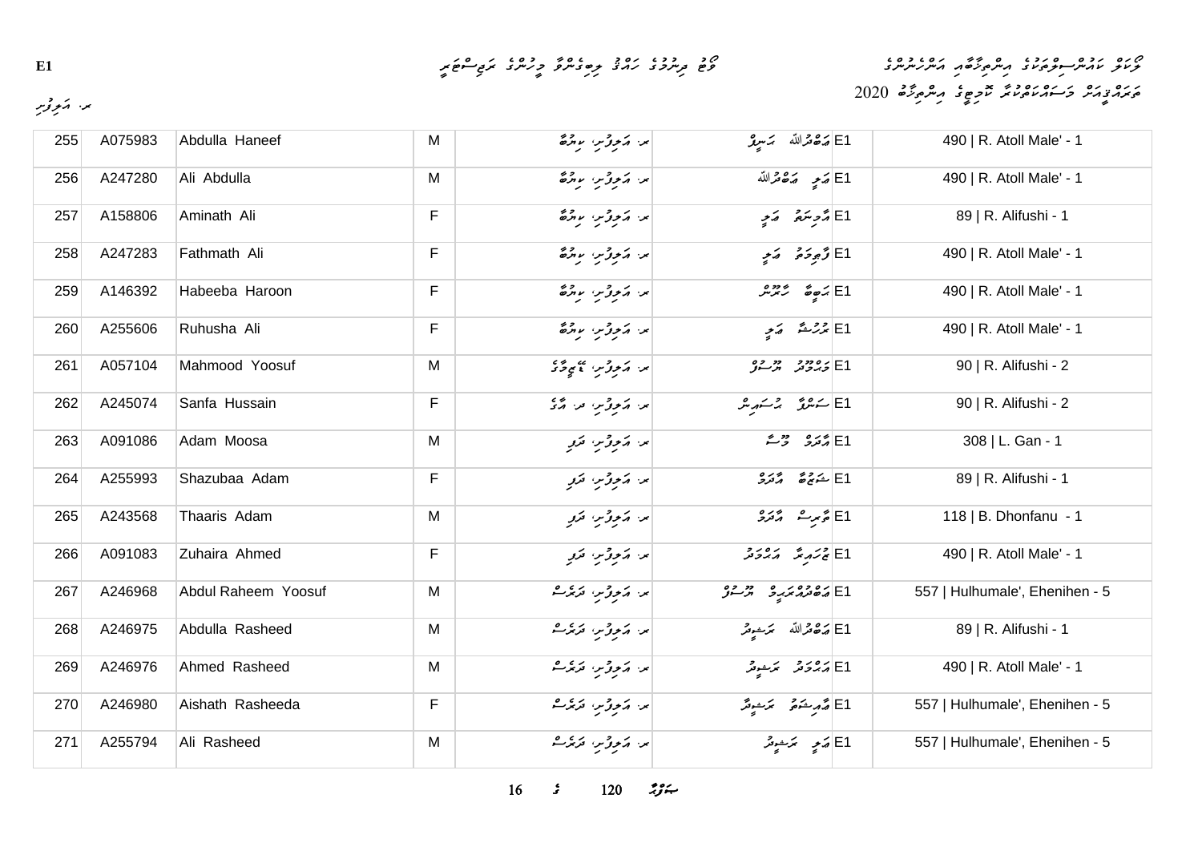| 255 | A075983 | Abdulla Haneef | M | ރ. އަލިފުށި، ނިޔާޒާ | E1 އަބްދުﷲ ހަނީފު | 490 \| R. Atoll Male' - 1 |
|---|---|---|---|---|---|---|
| 256 | A247280 | Ali Abdulla | M | ރ. އަލިފުށި، ނިޔާޒާ | E1 އަލި އަބްދުﷲ | 490 \| R. Atoll Male' - 1 |
| 257 | A158806 | Aminath Ali | F | ރ. އަލިފުށި، ނިޔާޒާ | E1 އާމިނަތު އަލި | 89 \| R. Alifushi - 1 |
| 258 | A247283 | Fathmath Ali | F | ރ. އަލިފުށި، ނިޔާޒާ | E1 ފާތިމަތު އަލި | 490 \| R. Atoll Male' - 1 |
| 259 | A146392 | Habeeba Haroon | F | ރ. އަލިފުށި، ނިޔާޒާ | E1 ހަބީބާ ހާރޫން | 490 \| R. Atoll Male' - 1 |
| 260 | A255606 | Ruhusha Ali | F | ރ. އަލިފުށި، ނިޔާޒާ | E1 ރުހުޝާ އަލި | 490 \| R. Atoll Male' - 1 |
| 261 | A057104 | Mahmood Yoosuf | M | ރ. އަލިފުށި، ނޫރީމާގެ | E1 މަޙްމޫދު ޔޫސުފު | 90 \| R. Alifushi - 2 |
| 262 | A245074 | Sanfa Hussain | F | ރ. އަލިފުށި، ރ. އާގެ | E1 ސަންފާ ހުސައިން | 90 \| R. Alifushi - 2 |
| 263 | A091086 | Adam Moosa | M | ރ. އަލިފުށި، ނަލު | E1 އާދަމް މޫސާ | 308 \| L. Gan - 1 |
| 264 | A255993 | Shazubaa Adam | F | ރ. އަލިފުށި، ނަލު | E1 ޝަޒުބާ އާދަމް | 89 \| R. Alifushi - 1 |
| 265 | A243568 | Thaaris Adam | M | ރ. އަލިފުށި، ނަލު | E1 ތާރިސް އާދަމް | 118 \| B. Dhonfanu - 1 |
| 266 | A091083 | Zuhaira Ahmed | F | ރ. އަލިފުށި، ނަލު | E1 ޒުހައިރާ އަޙްމަދު | 490 \| R. Atoll Male' - 1 |
| 267 | A246968 | Abdul Raheem Yoosuf | M | ރ. އަލިފުށި، ނަރުގަސް | E1 އަބްދުއްރަޙީމް ޔޫސުފު | 557 \| Hulhumale', Ehenihen - 5 |
| 268 | A246975 | Abdulla Rasheed | M | ރ. އަލިފުށި، ނަރުގަސް | E1 އަބްދުﷲ ރަޝީދު | 89 \| R. Alifushi - 1 |
| 269 | A246976 | Ahmed Rasheed | M | ރ. އަލިފުށި، ނަރުގަސް | E1 އަޙްމަދު ރަޝީދު | 490 \| R. Atoll Male' - 1 |
| 270 | A246980 | Aishath Rasheeda | F | ރ. އަލިފުށި، ނަރުގަސް | E1 އާއިޝަތު ރަޝީދާ | 557 \| Hulhumale', Ehenihen - 5 |
| 271 | A255794 | Ali Rasheed | M | ރ. އަލިފުށި، ނަރުގަސް | E1 އަލި ރަޝީދު | 557 \| Hulhumale', Ehenihen - 5 |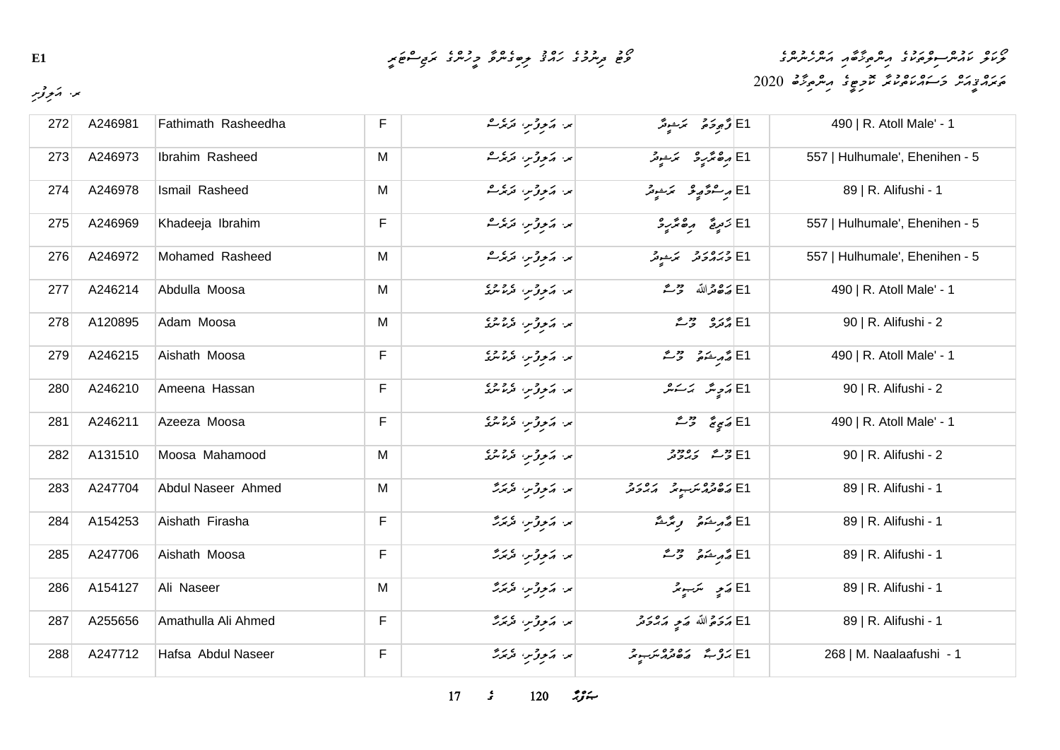| 272 | A246981 | Fathimath Rasheedha | F | ރ. އަލިފުށި، ދަރަސް | ފާތިމަތު ރަޝީދާ E1 | 490 \| R. Atoll Male' - 1 |
|---|---|---|---|---|---|---|
| 273 | A246973 | Ibrahim Rasheed | M | ރ. އަލިފުށި، ދަރަސް | އިބްރާހީމް ރަޝީދު E1 | 557 \| Hulhumale', Ehenihen - 5 |
| 274 | A246978 | Ismail Rasheed | M | ރ. އަލިފުށި، ދަރަސް | އިސްމާއީލް ރަޝީދު E1 | 89 \| R. Alifushi - 1 |
| 275 | A246969 | Khadeeja Ibrahim | F | ރ. އަލިފުށި، ދަރަސް | ޚަދީޖާ އިބްރާހީމް E1 | 557 \| Hulhumale', Ehenihen - 5 |
| 276 | A246972 | Mohamed Rasheed | M | ރ. އަލިފުށި، ދަރަސް | މުހައްމަދު ރަޝީދު E1 | 557 \| Hulhumale', Ehenihen - 5 |
| 277 | A246214 | Abdulla Moosa | M | ރ. އަލިފުށި، ދަރުމަސްދީ | އަބްދުﷲ މޫސާ E1 | 490 \| R. Atoll Male' - 1 |
| 278 | A120895 | Adam Moosa | M | ރ. އަލިފުށި، ދަރުމަސްދީ | އާދަމް މޫސާ E1 | 90 \| R. Alifushi - 2 |
| 279 | A246215 | Aishath Moosa | F | ރ. އަލިފުށި، ދަރުމަސްދީ | އާއިޝަތު މޫސާ E1 | 490 \| R. Atoll Male' - 1 |
| 280 | A246210 | Ameena Hassan | F | ރ. އަލިފުށި، ދަރުމަސްދީ | އަމީނާ ހަސަން E1 | 90 \| R. Alifushi - 2 |
| 281 | A246211 | Azeeza Moosa | F | ރ. އަލިފުށި، ދަރުމަސްދީ | އަޒީޒާ މޫސާ E1 | 490 \| R. Atoll Male' - 1 |
| 282 | A131510 | Moosa Mahamood | M | ރ. އަލިފުށި، ދަރުމަސްދީ | މޫސާ މަހުމޫދު E1 | 90 \| R. Alifushi - 2 |
| 283 | A247704 | Abdul Naseer Ahmed | M | ރ. އަލިފުށި، ދަރަހާ | އަބްދުއްނަސީރު އަޙްމަދު E1 | 89 \| R. Alifushi - 1 |
| 284 | A154253 | Aishath Firasha | F | ރ. އަލިފުށި، ދަރަހާ | އާއިޝަތު ފިރާޝާ E1 | 89 \| R. Alifushi - 1 |
| 285 | A247706 | Aishath Moosa | F | ރ. އަލިފުށި، ދަރަހާ | އާއިޝަތު މޫސާ E1 | 89 \| R. Alifushi - 1 |
| 286 | A154127 | Ali Naseer | M | ރ. އަލިފުށި، ދަރަހާ | އަލި ނަސީރު E1 | 89 \| R. Alifushi - 1 |
| 287 | A255656 | Amathulla Ali Ahmed | F | ރ. އަލިފުށި، ދަރަހާ | އަމަތުﷲ އަލި އަޙްމަދު E1 | 89 \| R. Alifushi - 1 |
| 288 | A247712 | Hafsa Abdul Naseer | F | ރ. އަލިފުށި، ދަރަހާ | ހަފްޞާ އަބްދުއްނަސީރު E1 | 268 \| M. Naalaafushi - 1 |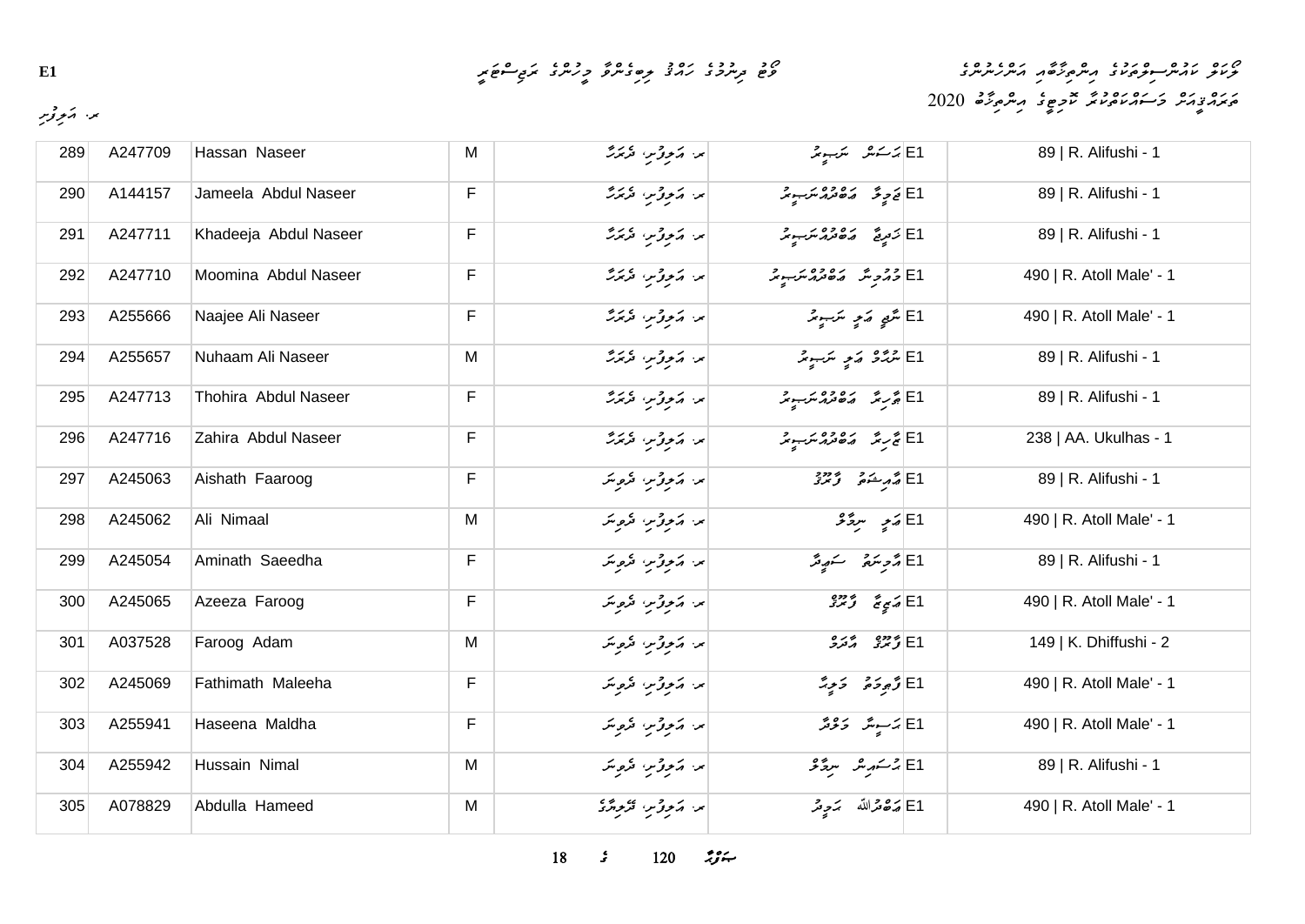| 289 | A247709 | Hassan Naseer | M | ىر. آمَحِوْتْرِ، تْرَمَّرُ | بَرَسَمْر سَرَبِيْرُ E1 | 89 \| R. Alifushi - 1 |
|---|---|---|---|---|---|---|
| 290 | A144157 | Jameela Abdul Naseer | F | ىر. آمَحِوْتْرِ، تْرَمَّرُ | تَجِوِّ مَ صْعَرْمْ سَرَبِيْرُ E1 | 89 \| R. Alifushi - 1 |
| 291 | A247711 | Khadeeja Abdul Naseer | F | ىر. آمَحِوْتْرِ، تْرَمَّرُ | زَمِرِجٌ مَ صْعَرْمْ سَرَبِيْرُ E1 | 89 \| R. Alifushi - 1 |
| 292 | A247710 | Moomina Abdul Naseer | F | ىر. آمَحِوْتْرِ، تْرَمَّرُ | دُمْحِسٌ مَ صْعَرْمْ سَرَبِيْرُ E1 | 490 \| R. Atoll Male' - 1 |
| 293 | A255666 | Naajee Ali Naseer | F | ىر. آمَحِوْتْرِ، تْرَمَّرُ | سَمْعِي مَعِ سَرَبِيْرُ E1 | 490 \| R. Atoll Male' - 1 |
| 294 | A255657 | Nuhaam Ali Naseer | M | ىر. آمَحِوْتْرِ، تْرَمَّرُ | سْرْتُرْ مَعِ سَرَبِيْرُ E1 | 89 \| R. Alifushi - 1 |
| 295 | A247713 | Thohira Abdul Naseer | F | ىر. آمَحِوْتْرِ، تْرَمَّرُ | جُرِبَرٌ مَ صْعَرْمْ سَرَبِيْرُ E1 | 89 \| R. Alifushi - 1 |
| 296 | A247716 | Zahira Abdul Naseer | F | ىر. آمَحِوْتْرِ، تْرَمَّرُ | بَحْرِبَرٌ مَ صْعَرْمْ سَرَبِيْرُ E1 | 238 \| AA. Ukulhas - 1 |
| 297 | A245063 | Aishath Faaroog | F | ىر. آمَحِوْتْرِ، تْرُوِسَرُ | مَجْرِسْدَمْ وَتَحْرِجْ E1 | 89 \| R. Alifushi - 1 |
| 298 | A245062 | Ali Nimaal | M | ىر. آمَحِوْتْرِ، تْرُوِسَرُ | مَعِ سِرَّجْ E1 | 490 \| R. Atoll Male' - 1 |
| 299 | A245054 | Aminath Saeedha | F | ىر. آمَحِوْتْرِ، تْرُوِسَرُ | مَّحِسَعْ سَمِيرٌ E1 | 89 \| R. Alifushi - 1 |
| 300 | A245065 | Azeeza Faroog | F | ىر. آمَحِوْتْرِ، تْرُوِسَرُ | مَبِيعَ وَتَحْرِجْ E1 | 490 \| R. Atoll Male' - 1 |
| 301 | A037528 | Faroog Adam | M | ىر. آمَحِوْتْرِ، تْرُوِسَرُ | وَتَحْرِجْ مَ تَرَدُ E1 | 149 \| K. Dhiffushi - 2 |
| 302 | A245069 | Fathimath Maleeha | F | ىر. آمَحِوْتْرِ، تْرُوِسَرُ | وَجِوَمْ دَعِرٌ E1 | 490 \| R. Atoll Male' - 1 |
| 303 | A255941 | Haseena Maldha | F | ىر. آمَحِوْتْرِ، تْرُوِسَرُ | بَرَسِيسٌ دَعْرٌ E1 | 490 \| R. Atoll Male' - 1 |
| 304 | A255942 | Hussain Nimal | M | ىر. آمَحِوْتْرِ، تْرُوِسَرُ | بُرْسَمِرِسْ سِرَّجْ E1 | 89 \| R. Alifushi - 1 |
| 305 | A078829 | Abdulla Hameed | M | ىر. آمَحِوْتْرِ، تْرُوِرَّدَ | مَ صْحَرْاللّه بَرَجِرْ E1 | 490 \| R. Atoll Male' - 1 |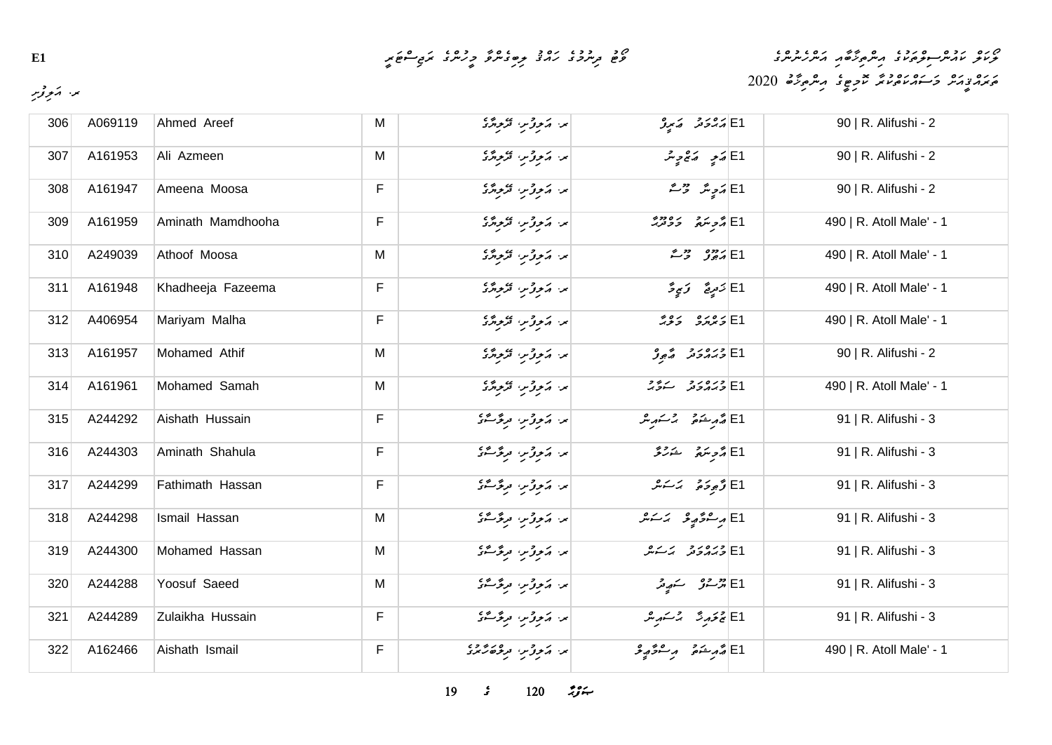| 306 | A069119 | Ahmed Areef | M | ރ. އަލިފުށި، ދޮލިއްގެ | E1 އަހުމަދު އަރީފު | 90 \| R. Alifushi - 2 |
|---|---|---|---|---|---|---|
| 307 | A161953 | Ali Azmeen | M | ރ. އަލިފުށި، ދޮލިއްގެ | E1 އަލި އަޒްމީން | 90 \| R. Alifushi - 2 |
| 308 | A161947 | Ameena Moosa | F | ރ. އަލިފުށި، ދޮލިއްގެ | E1 އަމީނާ މޫސާ | 90 \| R. Alifushi - 2 |
| 309 | A161959 | Aminath Mamdhooha | F | ރ. އަލިފުށި، ދޮލިއްގެ | E1 އާމިނަތު މަމްދޫހާ | 490 \| R. Atoll Male' - 1 |
| 310 | A249039 | Athoof Moosa | M | ރ. އަލިފުށި، ދޮލިއްގެ | E1 އަތޫފު މޫސާ | 490 \| R. Atoll Male' - 1 |
| 311 | A161948 | Khadheeja Fazeema | F | ރ. އަލިފުށި، ދޮލިއްގެ | E1 ޚަދީޖާ ފަޒީމާ | 490 \| R. Atoll Male' - 1 |
| 312 | A406954 | Mariyam Malha | F | ރ. އަލިފުށި، ދޮލިއްގެ | E1 މަރިޔަމް މަލްހާ | 490 \| R. Atoll Male' - 1 |
| 313 | A161957 | Mohamed Athif | M | ރ. އަލިފުށި، ދޮލިއްގެ | E1 މުހައްމަދު އާތިފު | 90 \| R. Alifushi - 2 |
| 314 | A161961 | Mohamed Samah | M | ރ. އަލިފުށި، ދޮލިއްގެ | E1 މުހައްމަދު ސަމާހު | 490 \| R. Atoll Male' - 1 |
| 315 | A244292 | Aishath Hussain | F | ރ. އަލިފުށި، ދިލާސާގެ | E1 އާއިޝަތު ހުސައިން | 91 \| R. Alifushi - 3 |
| 316 | A244303 | Aminath Shahula | F | ރ. އަލިފުށި، ދިލާސާގެ | E1 އާމިނަތު ޝަހުލާ | 91 \| R. Alifushi - 3 |
| 317 | A244299 | Fathimath Hassan | F | ރ. އަލިފުށި، ދިލާސާގެ | E1 ފާތިމަތު ހަސަން | 91 \| R. Alifushi - 3 |
| 318 | A244298 | Ismail Hassan | M | ރ. އަލިފުށި، ދިލާސާގެ | E1 އިސްމާއީލު ހަސަން | 91 \| R. Alifushi - 3 |
| 319 | A244300 | Mohamed Hassan | M | ރ. އަލިފުށި، ދިލާސާގެ | E1 މުހައްމަދު ހަސަން | 91 \| R. Alifushi - 3 |
| 320 | A244288 | Yoosuf Saeed | M | ރ. އަލިފުށި، ދިލާސާގެ | E1 ޔޫސުފު ސަޢީދު | 91 \| R. Alifushi - 3 |
| 321 | A244289 | Zulaikha Hussain | F | ރ. އަލިފުށި، ދިލާސާގެ | E1 ޒުލައިޚާ ހުސައިން | 91 \| R. Alifushi - 3 |
| 322 | A162466 | Aishath Ismail | F | ރ. އަލިފުށި، ދިލްބަހާރުގެ | E1 އާއިޝަތު އިސްމާއީލު | 490 \| R. Atoll Male' - 1 |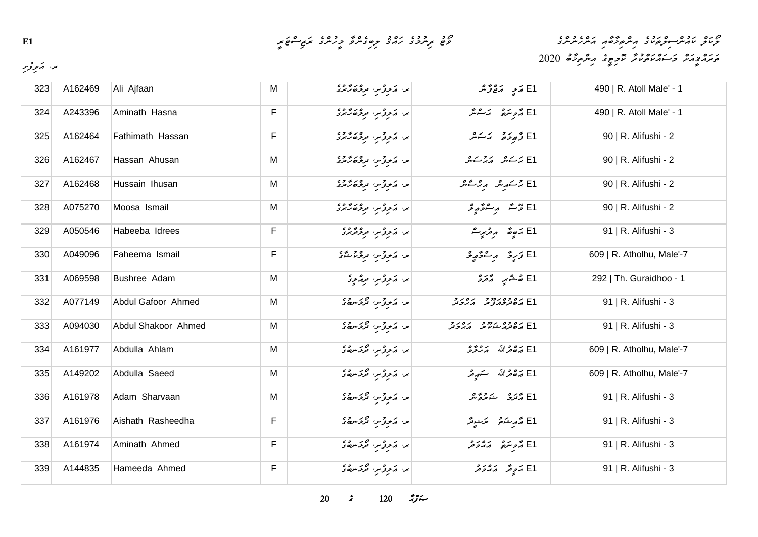| 323 | A162469 | Ali Ajfaan | M | ރ. އަލިފުށި، ދިލްބަހާރުގެ | އަލި އަޖްފާން | E1 | 490 \| R. Atoll Male' - 1 |
|---|---|---|---|---|---|---|---|
| 324 | A243396 | Aminath Hasna | F | ރ. އަލިފުށި، ދިލްބަހާރުގެ | އާމިނަތު ހަސްނާ | E1 | 490 \| R. Atoll Male' - 1 |
| 325 | A162464 | Fathimath Hassan | F | ރ. އަލިފުށި، ދިލްބަހާރުގެ | ފާތިމަތު ހަސަން | E1 | 90 \| R. Alifushi - 2 |
| 326 | A162467 | Hassan Ahusan | M | ރ. އަލިފުށި، ދިލްބަހާރުގެ | ހަސަން އަހުސަން | E1 | 90 \| R. Alifushi - 2 |
| 327 | A162468 | Hussain Ihusan | M | ރ. އަލިފުށި، ދިލްބަހާރުގެ | ހުސައިން އިހުސާން | E1 | 90 \| R. Alifushi - 2 |
| 328 | A075270 | Moosa Ismail | M | ރ. އަލިފުށި، ދިލްބަހާރުގެ | މޫސާ އިސްމާޢީލް | E1 | 90 \| R. Alifushi - 2 |
| 329 | A050546 | Habeeba Idrees | F | ރ. އަލިފުށި، ދިލްދާރުގެ | ހަބީބާ އިދުރީސް | E1 | 91 \| R. Alifushi - 3 |
| 330 | A049096 | Faheema Ismail | F | ރ. އަލިފުށި، ދިލްހުޝާގެ | ފަހީމާ އިސްމާޢީލް | E1 | 609 \| R. Atholhu, Male'-7 |
| 331 | A069598 | Bushree Adam | M | ރ. އަލިފުށި، ދިއުލިގެ | ބުޝްރީ އާދަމް | E1 | 292 \| Th. Guraidhoo - 1 |
| 332 | A077149 | Abdul Gafoor Ahmed | M | ރ. އަލިފުށި، ދޮނަސިރިގެ | އަބްދުލްޣަފޫރު އަހްމަދު | E1 | 91 \| R. Alifushi - 3 |
| 333 | A094030 | Abdul Shakoor Ahmed | M | ރ. އަލިފުށި، ދޮނަސިރިގެ | އަބްދުލްޝަކޫރު އަހްމަދު | E1 | 91 \| R. Alifushi - 3 |
| 334 | A161977 | Abdulla Ahlam | M | ރ. އަލިފުށި، ދޮނަސިރިގެ | އަބްދުﷲ އަހުލާމް | E1 | 609 \| R. Atholhu, Male'-7 |
| 335 | A149202 | Abdulla Saeed | M | ރ. އަލިފުށި، ދޮނަސިރިގެ | އަބްދުﷲ ސަޢީދު | E1 | 609 \| R. Atholhu, Male'-7 |
| 336 | A161978 | Adam Sharvaan | M | ރ. އަލިފުށި، ދޮނަސިރިގެ | އާދަމް ޝަރްވާން | E1 | 91 \| R. Alifushi - 3 |
| 337 | A161976 | Aishath Rasheedha | F | ރ. އަލިފުށި، ދޮނަސިރިގެ | އާއިޝަތު ރަޝީދާ | E1 | 91 \| R. Alifushi - 3 |
| 338 | A161974 | Aminath Ahmed | F | ރ. އަލިފުށި، ދޮނަސިރިގެ | އާމިނަތު އަހްމަދު | E1 | 91 \| R. Alifushi - 3 |
| 339 | A144835 | Hameeda Ahmed | F | ރ. އަލިފުށި، ދޮނަސިރިގެ | ހަމީދާ އަހްމަދު | E1 | 91 \| R. Alifushi - 3 |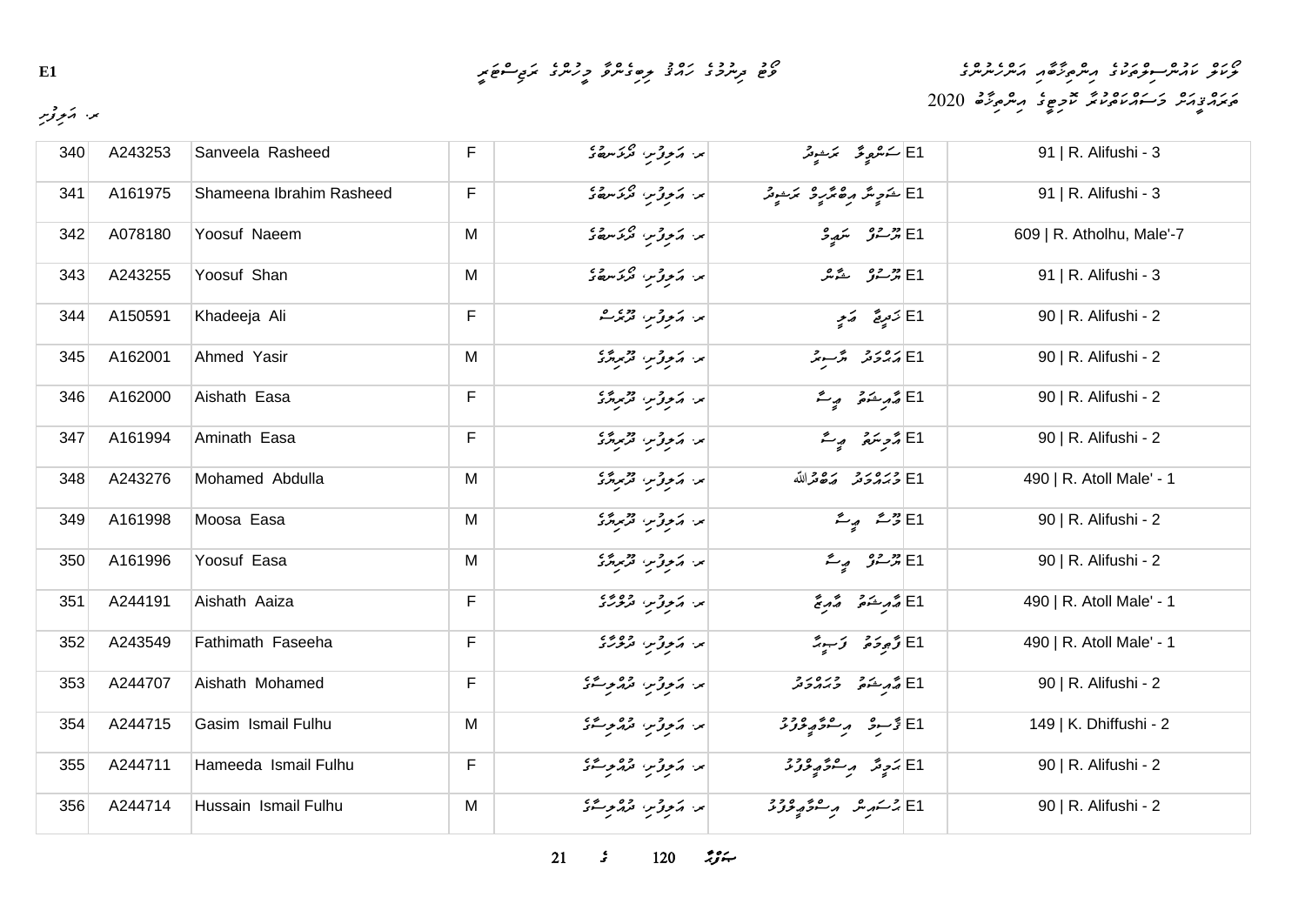ރ. އަލިފުށި

| 340 | A243253 | Sanveela Rasheed | F | ރ. އަލިފުށި، ދޫގަސްބޯގެ | ސަންވީލާ ރަޝީދު | E1 | 91 \| R. Alifushi - 3 |
|---|---|---|---|---|---|---|---|
| 341 | A161975 | Shameena Ibrahim Rasheed | F | ރ. އަލިފުށި، ދޫގަސްބޯގެ | ޝަމީނާ އިބްރާހީމް ރަޝީދު | E1 | 91 \| R. Alifushi - 3 |
| 342 | A078180 | Yoosuf Naeem | M | ރ. އަލިފުށި، ދޫގަސްބޯގެ | ޔޫސުފް ނަޢީމް | E1 | 609 \| R. Atholhu, Male'-7 |
| 343 | A243255 | Yoosuf Shan | M | ރ. އަލިފުށި، ދޫގަސްބޯގެ | ޔޫސުފް ޝާން | E1 | 91 \| R. Alifushi - 3 |
| 344 | A150591 | Khadeeja Ali | F | ރ. އަލިފުށި، ދޫރެސް | ޚަދީޖާ ޢަލީ | E1 | 90 \| R. Alifushi - 2 |
| 345 | A162001 | Ahmed Yasir | M | ރ. އަލިފުށި، ދޫރިއްގެ | އަޙްމަދު ޔާސިރު | E1 | 90 \| R. Alifushi - 2 |
| 346 | A162000 | Aishath Easa | F | ރ. އަލިފުށި، ދޫރިއްގެ | އާއިޝަތު ޢީސާ | E1 | 90 \| R. Alifushi - 2 |
| 347 | A161994 | Aminath Easa | F | ރ. އަލިފުށި، ދޫރިއްގެ | އާމިނަތު ޢީސާ | E1 | 90 \| R. Alifushi - 2 |
| 348 | A243276 | Mohamed Abdulla | M | ރ. އަލިފުށި، ދޫރިއްގެ | މުޙައްމަދު ޢަބްދުﷲ | E1 | 490 \| R. Atoll Male' - 1 |
| 349 | A161998 | Moosa Easa | M | ރ. އަލިފުށި، ދޫރިއްގެ | މޫސާ ޢީސާ | E1 | 90 \| R. Alifushi - 2 |
| 350 | A161996 | Yoosuf Easa | M | ރ. އަލިފުށި، ދޫރިއްގެ | ޔޫސުފް ޢީސާ | E1 | 90 \| R. Alifushi - 2 |
| 351 | A244191 | Aishath Aaiza | F | ރ. އަލިފުށި، ދެލޯގެ | އާއިޝަތު ޢާއިޒާ | E1 | 490 \| R. Atoll Male' - 1 |
| 352 | A243549 | Fathimath Faseeha | F | ރ. އަލިފުށި، ދެލޯގެ | ފާތިމަތު ފަސީޙާ | E1 | 490 \| R. Atoll Male' - 1 |
| 353 | A244707 | Aishath Mohamed | F | ރ. އަލިފުށި، ދެއްމިސްކީ | އާއިޝަތު މުޙައްމަދު | E1 | 90 \| R. Alifushi - 2 |
| 354 | A244715 | Gasim Ismail Fulhu | M | ރ. އަލިފުށި، ދެއްމިސްކީ | ޤާސިމް އިސްމާޢީލްފުޅު | E1 | 149 \| K. Dhiffushi - 2 |
| 355 | A244711 | Hameeda Ismail Fulhu | F | ރ. އަލިފުށި، ދެއްމިސްކީ | ހަމީދާ އިސްމާޢީލްފުޅު | E1 | 90 \| R. Alifushi - 2 |
| 356 | A244714 | Hussain Ismail Fulhu | M | ރ. އަލިފުށި، ދެއްމިސްކީ | ހުސައިން އިސްމާޢީލްފުޅު | E1 | 90 \| R. Alifushi - 2 |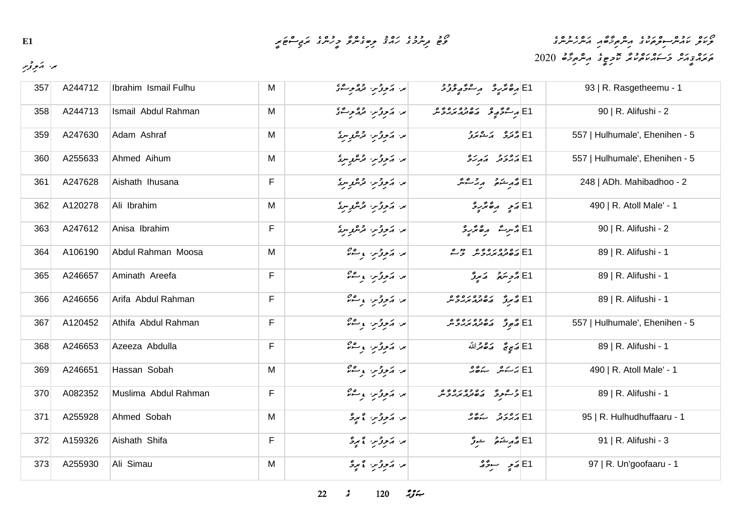| 357 | A244712 | Ibrahim Ismail Fulhu | M | ރ. އަލިފުށި، ދެއްވިސްގެ | E1  އިބްރާހީމް އިސްމާއީލްފުޅު | 93 \| R. Rasgetheemu - 1 |
|---|---|---|---|---|---|---|
| 358 | A244713 | Ismail Abdul Rahman | M | ރ. އަލިފުށި، ދެއްވިސްގެ | E1 އިސްމާއީލް އަބްދުއްރަޙްމާން | 90 \| R. Alifushi - 2 |
| 359 | A247630 | Adam Ashraf | M | ރ. އަލިފުށި، ދެންމުނިގެ | E1 އާދަމް އަޝްރަފް | 557 \| Hulhumale', Ehenihen - 5 |
| 360 | A255633 | Ahmed Aihum | M | ރ. އަލިފުށި، ދެންމުނިގެ | E1 އަޙްމަދު އައިހުމް | 557 \| Hulhumale', Ehenihen - 5 |
| 361 | A247628 | Aishath Ihusana | F | ރ. އަލިފުށި، ދެންމުނިގެ | E1 އާއިޝަތު އިޙުސާނާ | 248 \| ADh. Mahibadhoo - 2 |
| 362 | A120278 | Ali Ibrahim | M | ރ. އަލިފުށި، ދެންމުނިގެ | E1 އަލި އިބްރާހީމް | 490 \| R. Atoll Male' - 1 |
| 363 | A247612 | Anisa Ibrahim | F | ރ. އަލިފުށި، ދެންމުނިގެ | E1 އާނިސާ އިބްރާހީމް | 90 \| R. Alifushi - 2 |
| 364 | A106190 | Abdul Rahman Moosa | M | ރ. އަލިފުށި، ދިސްކޮ | E1 އަބްދުއްރަޙްމާން މޫސާ | 89 \| R. Alifushi - 1 |
| 365 | A246657 | Aminath Areefa | F | ރ. އަލިފުށި، ދިސްކޮ | E1 އާމިނަތު އަރީފާ | 89 \| R. Alifushi - 1 |
| 366 | A246656 | Arifa Abdul Rahman | F | ރ. އަލިފުށި، ދިސްކޮ | E1 އާރިފާ އަބްދުއްރަޙްމާން | 89 \| R. Alifushi - 1 |
| 367 | A120452 | Athifa Abdul Rahman | F | ރ. އަލިފުށި، ދިސްކޮ | E1 އާތިފާ އަބްދުއްރަޙްމާން | 557 \| Hulhumale', Ehenihen - 5 |
| 368 | A246653 | Azeeza Abdulla | F | ރ. އަލިފުށި، ދިސްކޮ | E1 އަޒީޒާ އަބްދުﷲ | 89 \| R. Alifushi - 1 |
| 369 | A246651 | Hassan Sobah | M | ރ. އަލިފުށި، ދިސްކޮ | E1 ހަސަން ސަބާހް | 490 \| R. Atoll Male' - 1 |
| 370 | A082352 | Muslima Abdul Rahman | F | ރ. އަލިފުށި، ދިސްކޮ | E1 މުސްލިމާ އަބްދުއްރަޙްމާން | 89 \| R. Alifushi - 1 |
| 371 | A255928 | Ahmed Sobah | M | ރ. އަލިފުށި، ޑެރިލް | E1 އަޙްމަދު ސަބާހް | 95 \| R. Hulhudhuffaaru - 1 |
| 372 | A159326 | Aishath Shifa | F | ރ. އަލިފުށި، ޑެރިލް | E1 އާއިޝަތު ޝިފާ | 91 \| R. Alifushi - 3 |
| 373 | A255930 | Ali Simau | M | ރ. އަލިފުށި، ޑެރިލް | E1 އަލި ސިމާއު | 97 \| R. Un'goofaaru - 1 |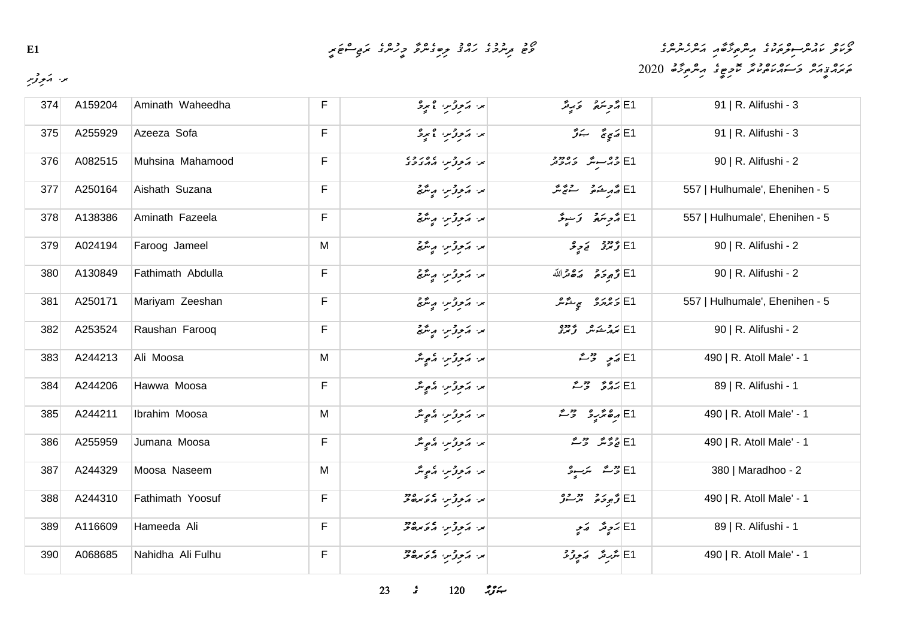| 374 | A159204 | Aminath Waheedha | F | ރ. އަލިފުށި، ޅެރިމާ | E1 އާމިނަތު ވަހީދާ | 91 \| R. Alifushi - 3 |
|---|---|---|---|---|---|---|
| 375 | A255929 | Azeeza Sofa | F | ރ. އަލިފުށި، ޅެރިމާ | E1 އަޒީޒާ ސަފާ | 91 \| R. Alifushi - 3 |
| 376 | A082515 | Muhsina Mahamood | F | ރ. އަލިފުށި، އެއްގަމު | E1 މުހްސިނާ މަޙްމޫދު | 90 \| R. Alifushi - 2 |
| 377 | A250164 | Aishath Suzana | F | ރ. އަލިފުށި، އިސްޓް | E1 އައިޝަތު ސުޒާނާ | 557 \| Hulhumale', Ehenihen - 5 |
| 378 | A138386 | Aminath Fazeela | F | ރ. އަލިފުށި، އިސްޓް | E1 އާމިނަތު ފަޒީލާ | 557 \| Hulhumale', Ehenihen - 5 |
| 379 | A024194 | Faroog Jameel | M | ރ. އަލިފުށި، އިސްޓް | E1 ފާރޫގު ޖަމީލް | 90 \| R. Alifushi - 2 |
| 380 | A130849 | Fathimath Abdulla | F | ރ. އަލިފުށި، އިސްޓް | E1 ފާތިމަތު އަބްދުﷲ | 90 \| R. Alifushi - 2 |
| 381 | A250171 | Mariyam Zeeshan | F | ރ. އަލިފުށި، އިސްޓް | E1 މަރިޔަމް ޒީޝާން | 557 \| Hulhumale', Ehenihen - 5 |
| 382 | A253524 | Raushan Farooq | F | ރ. އަލިފުށި، އިސްޓް | E1 ރައުޝަން ފާރޫގު | 90 \| R. Alifushi - 2 |
| 383 | A244213 | Ali Moosa | M | ރ. އަލިފުށި، އެލިސް | E1 އަލި މޫސާ | 490 \| R. Atoll Male' - 1 |
| 384 | A244206 | Hawwa Moosa | F | ރ. އަލިފުށި، އެލިސް | E1 ހައްވާ މޫސާ | 89 \| R. Alifushi - 1 |
| 385 | A244211 | Ibrahim Moosa | M | ރ. އަލިފުށި، އެލިސް | E1 އިބްރާހީމް މޫސާ | 490 \| R. Atoll Male' - 1 |
| 386 | A255959 | Jumana Moosa | F | ރ. އަލިފުށި، އެލިސް | E1 ޖުމާނާ މޫސާ | 490 \| R. Atoll Male' - 1 |
| 387 | A244329 | Moosa Naseem | M | ރ. އަލިފުށި، އެލިސް | E1 މޫސާ ނަސީމް | 380 \| Maradhoo - 2 |
| 388 | A244310 | Fathimath Yoosuf | F | ރ. އަލިފުށި، އެވަރބްލޫ | E1 ފާތިމަތު ޔޫސުފް | 490 \| R. Atoll Male' - 1 |
| 389 | A116609 | Hameeda Ali | F | ރ. އަލިފުށި، އެވަރބްލޫ | E1 ހަމީދާ އަލި | 89 \| R. Alifushi - 1 |
| 390 | A068685 | Nahidha Ali Fulhu | F | ރ. އަލިފުށި، އެވަރބްލޫ | E1 ނާހިދާ އަލިފުޅު | 490 \| R. Atoll Male' - 1 |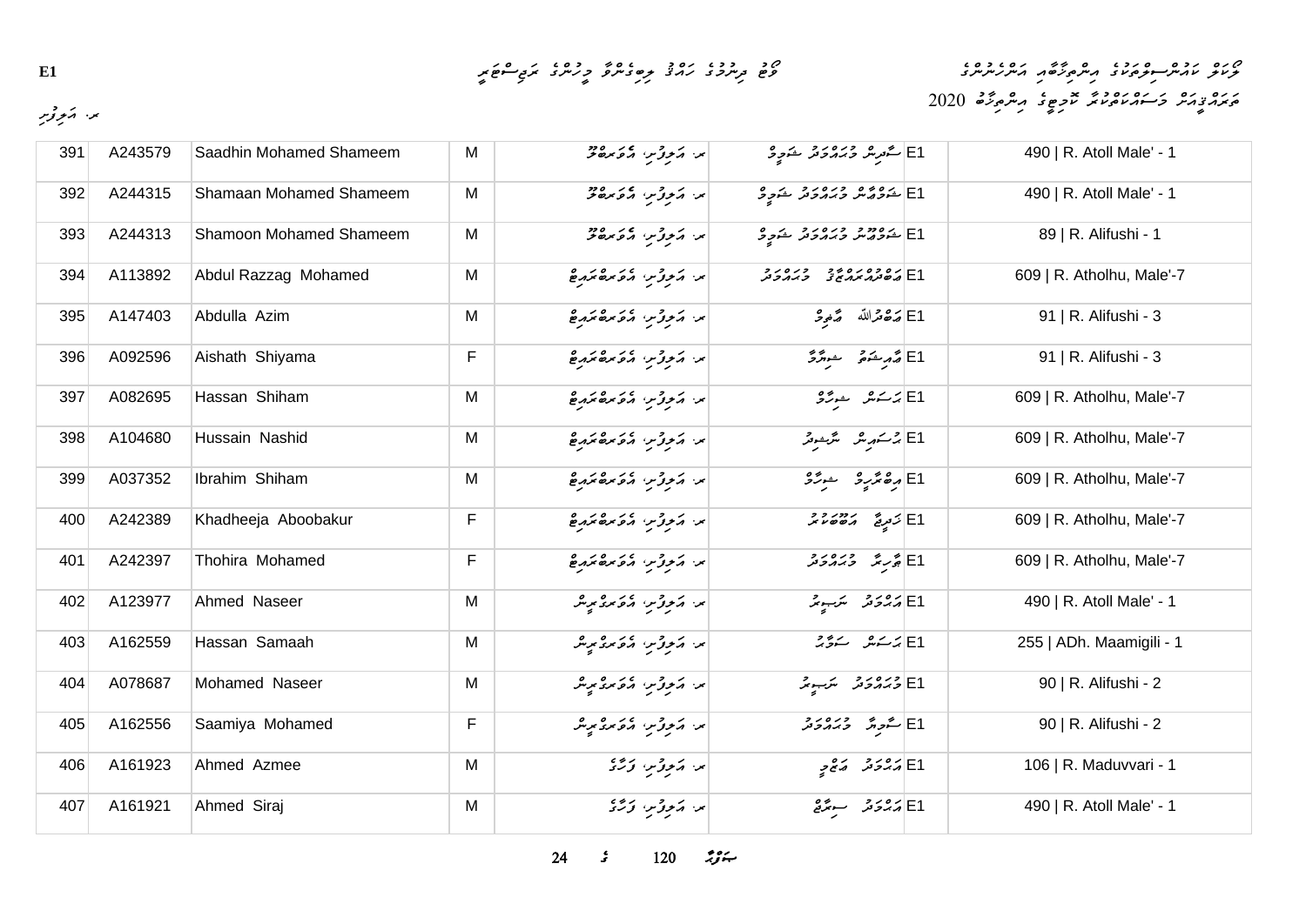| 391 | A243579 | Saadhin Mohamed Shameem | M | ނ. އަލިފުށި، އުތުރުބޯޓު | ސާދިން މުހައްމަދު ޝަމީމް E1 | 490 \| R. Atoll Male' - 1 |
|---|---|---|---|---|---|---|
| 392 | A244315 | Shamaan Mohamed Shameem | M | ނ. އަލިފުށި، އުތުރުބޯޓު | ޝަމްއާން މުހައްމަދު ޝަމީމް E1 | 490 \| R. Atoll Male' - 1 |
| 393 | A244313 | Shamoon Mohamed Shameem | M | ނ. އަލިފުށި، އުތުރުބޯޓު | ޝަމްޢޫން މުހައްމަދު ޝަމީމް E1 | 89 \| R. Alifushi - 1 |
| 394 | A113892 | Abdul Razzag Mohamed | M | ނ. އަލިފުށި، އުތުރުބަހާރު | އަބްދުއްރައްޒާގު މުހައްމަދު E1 | 609 \| R. Atholhu, Male'-7 |
| 395 | A147403 | Abdulla Azim | M | ނ. އަލިފުށި، އުތުރުބަހާރު | އަބްދުﷲ އާޒިމް E1 | 91 \| R. Alifushi - 3 |
| 396 | A092596 | Aishath Shiyama | F | ނ. އަލިފުށި، އުތުރުބަހާރު | އާއިޝަތު ޝިޔާމާ E1 | 91 \| R. Alifushi - 3 |
| 397 | A082695 | Hassan Shiham | M | ނ. އަލިފުށި، އުތުރުބަހާރު | ހަސަން ޝިހާމް E1 | 609 \| R. Atholhu, Male'-7 |
| 398 | A104680 | Hussain Nashid | M | ނ. އަލިފުށި، އުތުރުބަހާރު | ހުސައިން ނާޝިދު E1 | 609 \| R. Atholhu, Male'-7 |
| 399 | A037352 | Ibrahim Shiham | M | ނ. އަލިފުށި، އުތުރުބަހާރު | އިބްރާހިމް ޝިހާމް E1 | 609 \| R. Atholhu, Male'-7 |
| 400 | A242389 | Khadheeja Aboobakur | F | ނ. އަލިފުށި، އުތުރުބަހާރު | ހަދީޖާ އަބޫބަކުރު E1 | 609 \| R. Atholhu, Male'-7 |
| 401 | A242397 | Thohira Mohamed | F | ނ. އަލިފުށި، އުތުރުބަހާރު | ތާހިރާ މުހައްމަދު E1 | 609 \| R. Atholhu, Male'-7 |
| 402 | A123977 | Ahmed Naseer | M | ނ. އަލިފުށި، އުތުރުގިރިން | އަހްމަދު ނަސީރު E1 | 490 \| R. Atoll Male' - 1 |
| 403 | A162559 | Hassan Samaah | M | ނ. އަލިފުށި، އުތުރުގިރިން | ހަސަން ސަމާހު E1 | 255 \| ADh. Maamigili - 1 |
| 404 | A078687 | Mohamed Naseer | M | ނ. އަލިފުށި، އުތުރުގިރިން | މުހައްމަދު ނަސީރު E1 | 90 \| R. Alifushi - 2 |
| 405 | A162556 | Saamiya Mohamed | F | ނ. އަލިފުށި، އުތުރުގިރިން | ސާމިޔާ މުހައްމަދު E1 | 90 \| R. Alifushi - 2 |
| 406 | A161923 | Ahmed Azmee | M | ނ. އަލިފުށި، ވަހާ | އަހްމަދު އަޒްމީ E1 | 106 \| R. Maduvvari - 1 |
| 407 | A161921 | Ahmed Siraj | M | ނ. އަލިފުށި، ވަހާ | އަހްމަދު ސިރާޖު E1 | 490 \| R. Atoll Male' - 1 |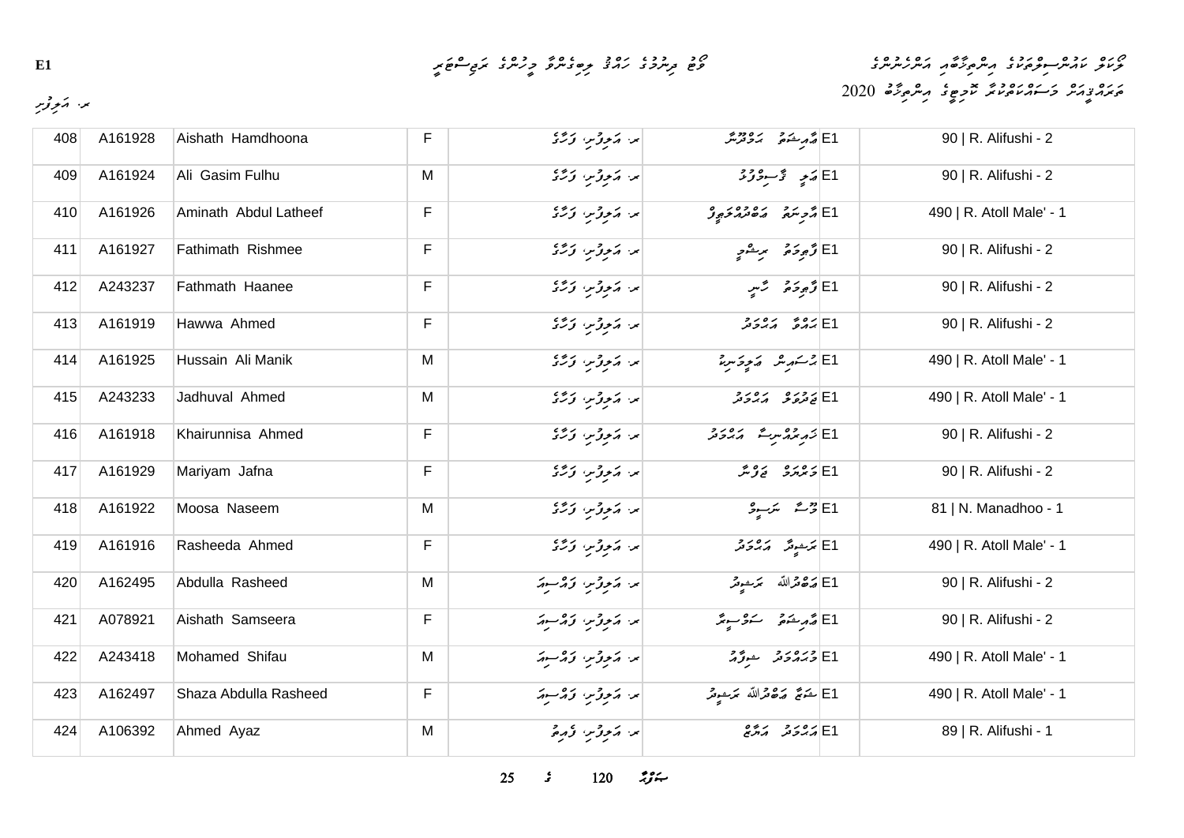| 408 | A161928 | Aishath Hamdhoona | F | ރ. އަލިފުށި، ފަހާގެ | E1 ޢާއިޝަތު ހަމްދޫނާ | 90 \| R. Alifushi - 2 |
|---|---|---|---|---|---|---|
| 409 | A161924 | Ali Gasim Fulhu | M | ރ. އަލިފުށި، ފަހާގެ | E1 އަލި ޤާސިމްފުޅު | 90 \| R. Alifushi - 2 |
| 410 | A161926 | Aminath Abdul Latheef | F | ރ. އަލިފުށި، ފަހާގެ | E1 އާމިނަތު އަބްދުއްލަޠީފް | 490 \| R. Atoll Male' - 1 |
| 411 | A161927 | Fathimath Rishmee | F | ރ. އަލިފުށި، ފަހާގެ | E1 ފާތިމަތު ރިޝްމީ | 90 \| R. Alifushi - 2 |
| 412 | A243237 | Fathmath Haanee | F | ރ. އަލިފުށި، ފަހާގެ | E1 ފާތިމަތު ހާނީ | 90 \| R. Alifushi - 2 |
| 413 | A161919 | Hawwa Ahmed | F | ރ. އަލިފުށި، ފަހާގެ | E1 ހައްވާ އަހުމަދު | 90 \| R. Alifushi - 2 |
| 414 | A161925 | Hussain Ali Manik | M | ރ. އަލިފުށި، ފަހާގެ | E1 ހުސައިން އަލިމާނިކު | 490 \| R. Atoll Male' - 1 |
| 415 | A243233 | Jadhuval Ahmed | M | ރ. އަލިފުށި، ފަހާގެ | E1 ޖަދުވަލް އަހުމަދު | 490 \| R. Atoll Male' - 1 |
| 416 | A161918 | Khairunnisa Ahmed | F | ރ. އަލިފުށި، ފަހާގެ | E1 ޚައިރުއްނިސާ އަހުމަދު | 90 \| R. Alifushi - 2 |
| 417 | A161929 | Mariyam Jafna | F | ރ. އަލިފުށި، ފަހާގެ | E1 މަރިޔަމް ޖަފްނާ | 90 \| R. Alifushi - 2 |
| 418 | A161922 | Moosa Naseem | M | ރ. އަލިފުށި، ފަހާގެ | E1 މޫސާ ނަސީމް | 81 \| N. Manadhoo - 1 |
| 419 | A161916 | Rasheeda Ahmed | F | ރ. އަލިފުށި، ފަހާގެ | E1 ރަޝީދާ އަހުމަދު | 490 \| R. Atoll Male' - 1 |
| 420 | A162495 | Abdulla Rasheed | M | ރ. އަލިފުށި، ފެހިސައަ | E1 އަބްދުﷲ ރަޝީދު | 90 \| R. Alifushi - 2 |
| 421 | A078921 | Aishath Samseera | F | ރ. އަލިފުށި، ފެހިސައަ | E1 ޢާއިޝަތު ސަމްސީރާ | 90 \| R. Alifushi - 2 |
| 422 | A243418 | Mohamed Shifau | M | ރ. އަލިފުށި، ފެހިސައަ | E1 މުހައްމަދު ޝިފާއު | 490 \| R. Atoll Male' - 1 |
| 423 | A162497 | Shaza Abdulla Rasheed | F | ރ. އަލިފުށި، ފެހިސައަ | E1 ޝަޒާ އަބްދުﷲ ރަޝީދު | 490 \| R. Atoll Male' - 1 |
| 424 | A106392 | Ahmed Ayaz | M | ރ. އަލިފުށި، ފެއިދު | E1 އަހުމަދު އަޔާޒު | 89 \| R. Alifushi - 1 |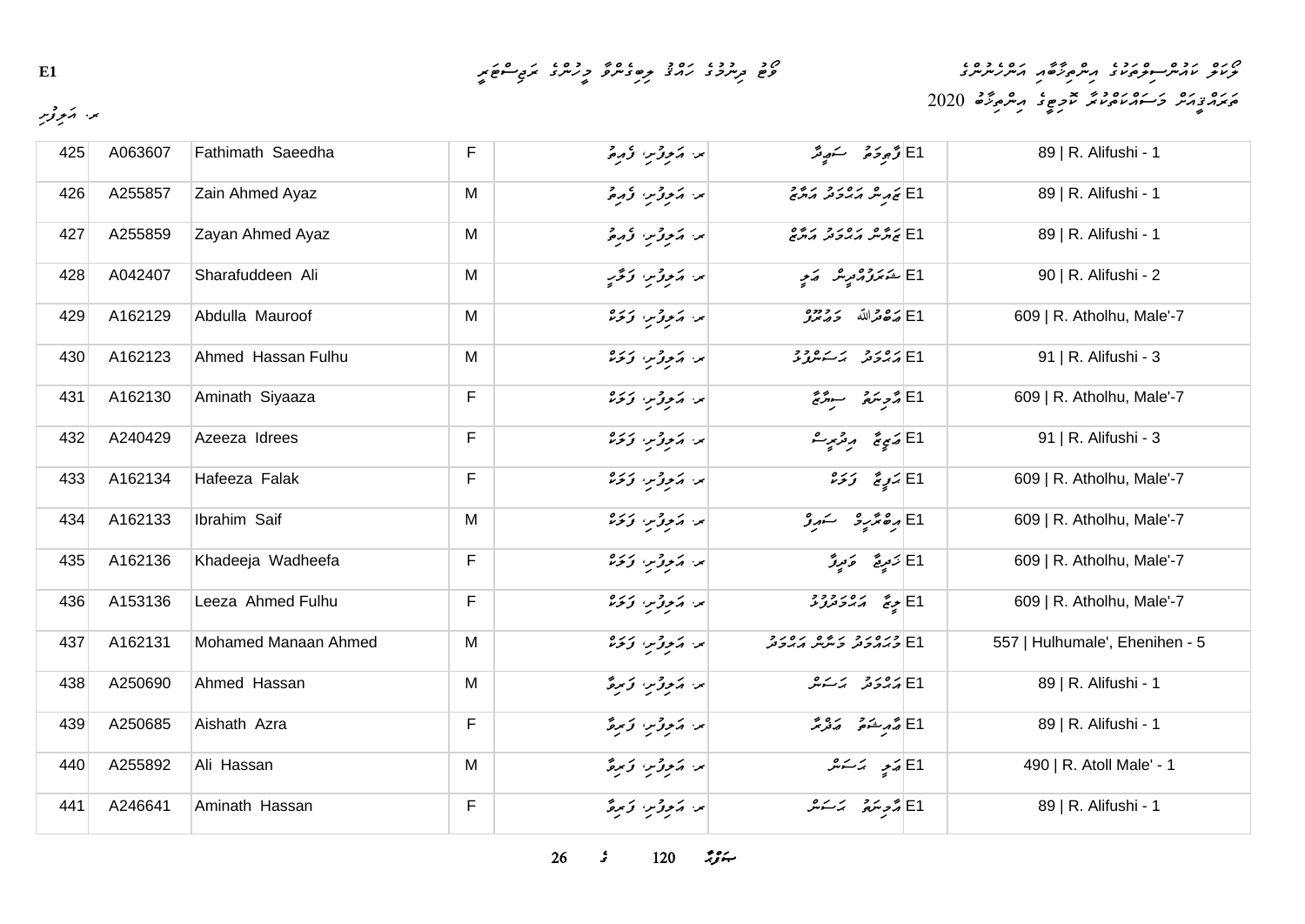| 425 | A063607 | Fathimath Saeedha | F | ރ. އަލިފުށި، ފެއިލް | E1 ފާތިމަތު ސަޢީދާ | 89 \| R. Alifushi - 1 |
|---|---|---|---|---|---|---|
| 426 | A255857 | Zain Ahmed Ayaz | M | ރ. އަލިފުށި، ފެއިލް | E1 ޒައިން އަހުމަދު އަޔާޒް | 89 \| R. Alifushi - 1 |
| 427 | A255859 | Zayan Ahmed Ayaz | M | ރ. އަލިފުށި، ފެއިލް | E1 ޒަޔާން އަހުމަދު އަޔާޒް | 89 \| R. Alifushi - 1 |
| 428 | A042407 | Sharafuddeen Ali | M | ރ. އަލިފުށި، ފަލާރި | E1 ޝަރަފުއްދީން އަލި | 90 \| R. Alifushi - 2 |
| 429 | A162129 | Abdulla Mauroof | M | ރ. އަލިފުށި، ފަލަކް | E1 އަބްދުﷲ މައުރޫފް | 609 \| R. Atholhu, Male'-7 |
| 430 | A162123 | Ahmed Hassan Fulhu | M | ރ. އަލިފުށި، ފަލަކް | E1 އަހުމަދު ހަސަންފުޅު | 91 \| R. Alifushi - 3 |
| 431 | A162130 | Aminath Siyaaza | F | ރ. އަލިފުށި، ފަލަކް | E1 އާމިނަތު ސިޔާޒާ | 609 \| R. Atholhu, Male'-7 |
| 432 | A240429 | Azeeza Idrees | F | ރ. އަލިފުށި، ފަލަކް | E1 އަޒީޒާ އިދުރީސް | 91 \| R. Alifushi - 3 |
| 433 | A162134 | Hafeeza Falak | F | ރ. އަލިފުށި، ފަލަކް | E1 ހަފީޒާ ފަލަކް | 609 \| R. Atholhu, Male'-7 |
| 434 | A162133 | Ibrahim Saif | M | ރ. އަލިފުށި، ފަލަކް | E1 އިބްރާހީމް ސައިފް | 609 \| R. Atholhu, Male'-7 |
| 435 | A162136 | Khadeeja Wadheefa | F | ރ. އަލިފުށި، ފަލަކް | E1 ޚަދީޖާ ވަދީފާ | 609 \| R. Atholhu, Male'-7 |
| 436 | A153136 | Leeza Ahmed Fulhu | F | ރ. އަލިފުށި، ފަލަކް | E1 ލީޒާ އަހުމަދުފުޅު | 609 \| R. Atholhu, Male'-7 |
| 437 | A162131 | Mohamed Manaan Ahmed | M | ރ. އަލިފުށި، ފަލަކް | E1 މުޙައްމަދު މަނާން އަހުމަދު | 557 \| Hulhumale', Ehenihen - 5 |
| 438 | A250690 | Ahmed Hassan | M | ރ. އަލިފުށި، ފަރިވާ | E1 އަހުމަދު ހަސަން | 89 \| R. Alifushi - 1 |
| 439 | A250685 | Aishath Azra | F | ރ. އަލިފުށި، ފަރިވާ | E1 އާއިޝަތު އަޒްރާ | 89 \| R. Alifushi - 1 |
| 440 | A255892 | Ali Hassan | M | ރ. އަލިފުށި، ފަރިވާ | E1 އަލި ހަސަން | 490 \| R. Atoll Male' - 1 |
| 441 | A246641 | Aminath Hassan | F | ރ. އަލިފުށި، ފަރިވާ | E1 އާމިނަތު ހަސަން | 89 \| R. Alifushi - 1 |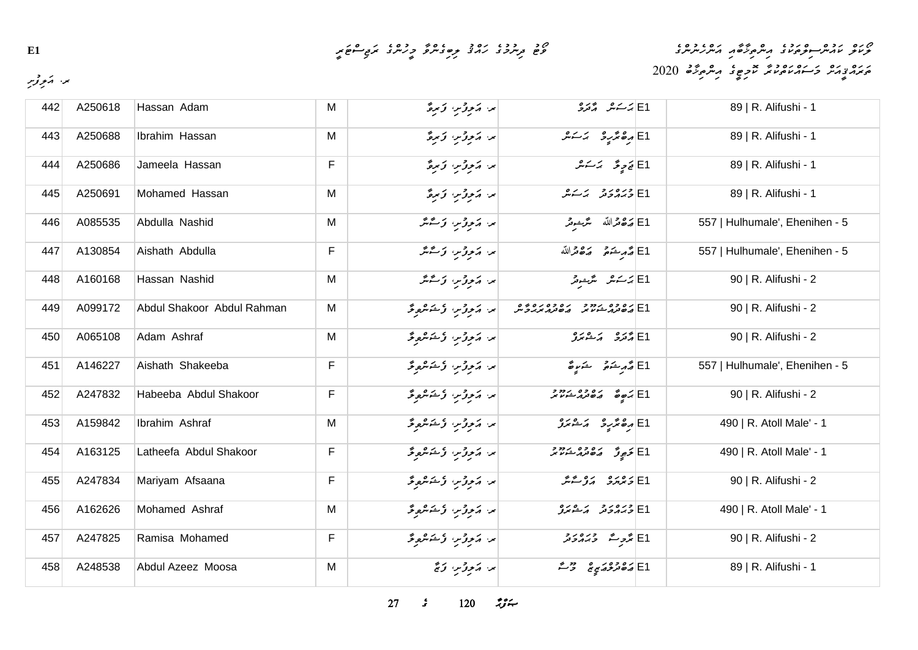| 442 | A250618 | Hassan Adam | M | ر. އަލިފުށި، ފަރިމާ | E1 ޙަސަން އާދަމް | 89 \| R. Alifushi - 1 |
|---|---|---|---|---|---|---|
| 443 | A250688 | Ibrahim Hassan | M | ر. އަލިފުށި، ފަރިމާ | E1 އިބްރާހީމް ޙަސަން | 89 \| R. Alifushi - 1 |
| 444 | A250686 | Jameela Hassan | F | ر. އަލިފުށި، ފަރިމާ | E1 ޖަމީލާ ޙަސަން | 89 \| R. Alifushi - 1 |
| 445 | A250691 | Mohamed Hassan | M | ر. އަލިފުށި، ފަރިމާ | E1 މުޙައްމަދު ޙަސަން | 89 \| R. Alifushi - 1 |
| 446 | A085535 | Abdulla Nashid | M | ر. އަލިފުށި، ފަސާނާ | E1 އަބްދުﷲ ނާޝިދު | 557 \| Hulhumale', Ehenihen - 5 |
| 447 | A130854 | Aishath Abdulla | F | ر. އަލިފުށި، ފަސާނާ | E1 އާއިޝަތު އަބްދުﷲ | 557 \| Hulhumale', Ehenihen - 5 |
| 448 | A160168 | Hassan Nashid | M | ر. އަލިފުށި، ފަސާނާ | E1 ޙަސަން ނާޝިދު | 90 \| R. Alifushi - 2 |
| 449 | A099172 | Abdul Shakoor Abdul Rahman | M | ر. އަލިފުށި، ފެޝަންވިލާ | E1 އަބްދުލްޝަކޫރު އަބްދުއްރަޙްމާން | 90 \| R. Alifushi - 2 |
| 450 | A065108 | Adam Ashraf | M | ر. އަލިފުށި، ފެޝަންވިލާ | E1 އާދަމް އަޝްރަފް | 90 \| R. Alifushi - 2 |
| 451 | A146227 | Aishath Shakeeba | F | ر. އަލިފުށި، ފެޝަންވިލާ | E1 އާއިޝަތު ޝަކީބާ | 557 \| Hulhumale', Ehenihen - 5 |
| 452 | A247832 | Habeeba Abdul Shakoor | F | ر. އަލިފުށި، ފެޝަންވިލާ | E1 ޙަބީބާ އަބްދުލްޝަކޫރު | 90 \| R. Alifushi - 2 |
| 453 | A159842 | Ibrahim Ashraf | M | ر. އަލިފުށި، ފެޝަންވިލާ | E1 އިބްރާހީމް އަޝްރަފް | 490 \| R. Atoll Male' - 1 |
| 454 | A163125 | Latheefa Abdul Shakoor | F | ر. އަލިފުށި، ފެޝަންވިލާ | E1 ލަޠީފާ އަބްދުލްޝަކޫރު | 490 \| R. Atoll Male' - 1 |
| 455 | A247834 | Mariyam Afsaana | F | ر. އަލިފުށި، ފެޝަންވިލާ | E1 މަރިޔަމް އަފްސާނާ | 90 \| R. Alifushi - 2 |
| 456 | A162626 | Mohamed Ashraf | M | ر. އަލިފުށި، ފެޝަންވިލާ | E1 މުޙައްމަދު އަޝްރަފް | 490 \| R. Atoll Male' - 1 |
| 457 | A247825 | Ramisa Mohamed | F | ر. އަލިފުށި، ފެޝަންވިލާ | E1 ރާމިސާ މުޙައްމަދު | 90 \| R. Alifushi - 2 |
| 458 | A248538 | Abdul Azeez Moosa | M | ر. އަލިފުށި، ފަޖު | E1 އަބްދުލްޢަޒީޒު މޫސާ | 89 \| R. Alifushi - 1 |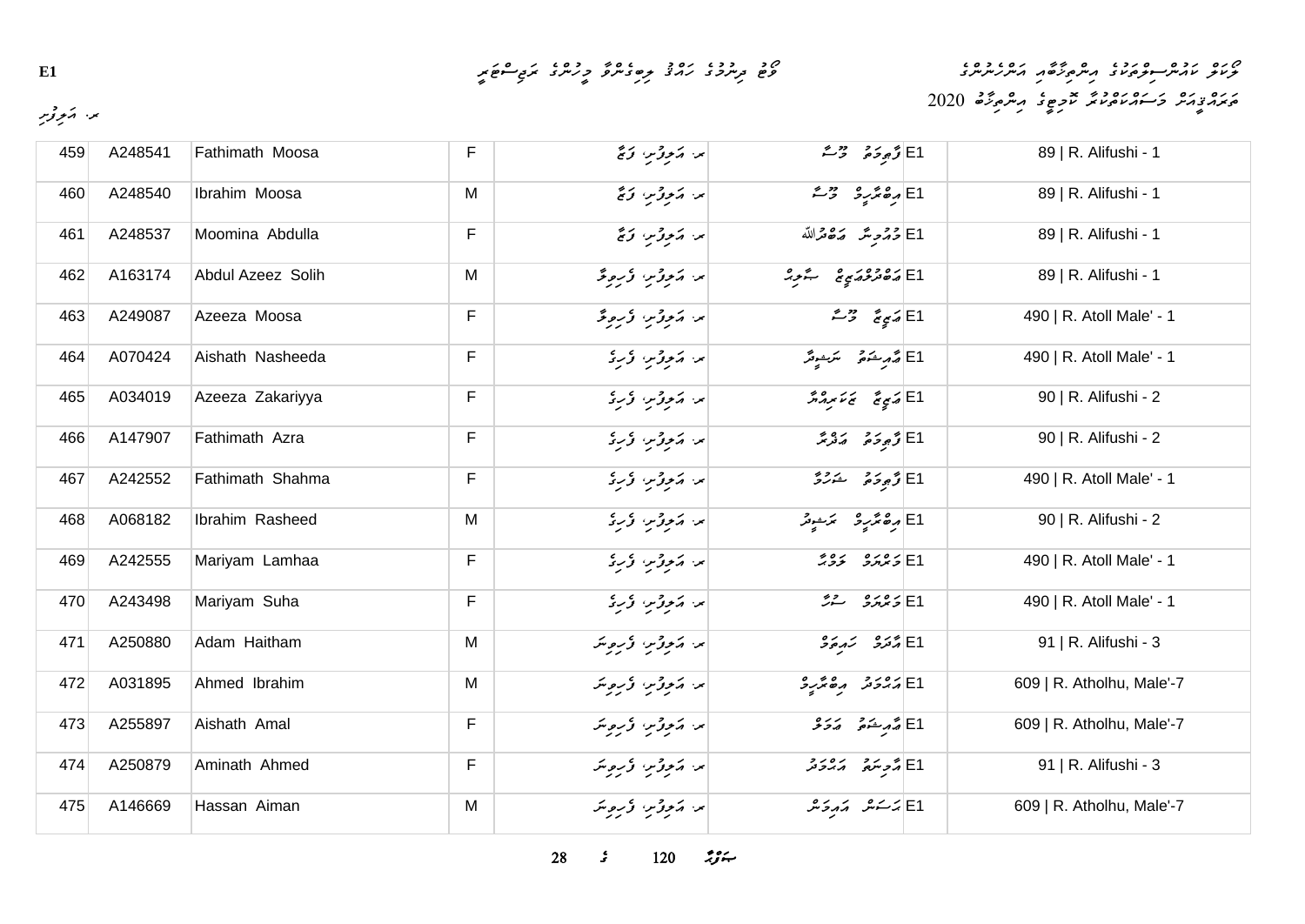ނ. އަލިފުށި

| 459 | A248541 | Fathimath Moosa | F | ރ. އަލިފުށި، ފަޖް | ފާތިމަތު މޫސާ | E1 | 89 \| R. Alifushi - 1 |
|---|---|---|---|---|---|---|---|
| 460 | A248540 | Ibrahim Moosa | M | ރ. އަލިފުށި، ފަޖް | އިބްރާހީމް މޫސާ | E1 | 89 \| R. Alifushi - 1 |
| 461 | A248537 | Moomina Abdulla | F | ރ. އަލިފުށި، ފަޖް | މޫމިނާ އަބްދުﷲ | E1 | 89 \| R. Alifushi - 1 |
| 462 | A163174 | Abdul Azeez Solih | M | ރ. އަލިފުށި، ފެހިވިލާ | އަބްދުލްއަޒީޒް ޞާލިޙް | E1 | 89 \| R. Alifushi - 1 |
| 463 | A249087 | Azeeza Moosa | F | ރ. އަލިފުށި، ފެހިވިލާ | އަޒީޒާ މޫސާ | E1 | 490 \| R. Atoll Male' - 1 |
| 464 | A070424 | Aishath Nasheeda | F | ރ. އަލިފުށި، ފެހިގެ | އާއިޝަތު ނަޝީދާ | E1 | 490 \| R. Atoll Male' - 1 |
| 465 | A034019 | Azeeza Zakariyya | F | ރ. އަލިފުށި، ފެހިގެ | އަޒީޒާ ޒަކަރިއްޔާ | E1 | 90 \| R. Alifushi - 2 |
| 466 | A147907 | Fathimath Azra | F | ރ. އަލިފުށި، ފެހިގެ | ފާތިމަތު އަޒްރާ | E1 | 90 \| R. Alifushi - 2 |
| 467 | A242552 | Fathimath Shahma | F | ރ. އަލިފުށި، ފެހިގެ | ފާތިމަތު ޝަހުމާ | E1 | 490 \| R. Atoll Male' - 1 |
| 468 | A068182 | Ibrahim Rasheed | M | ރ. އަލިފުށި، ފެހިގެ | އިބްރާހީމް ރަޝީދު | E1 | 90 \| R. Alifushi - 2 |
| 469 | A242555 | Mariyam Lamhaa | F | ރ. އަލިފުށި، ފެހިގެ | މަރިޔަމް ލަމްހާ | E1 | 490 \| R. Atoll Male' - 1 |
| 470 | A243498 | Mariyam Suha | F | ރ. އަލިފުށި، ފެހިގެ | މަރިޔަމް ސުހާ | E1 | 490 \| R. Atoll Male' - 1 |
| 471 | A250880 | Adam Haitham | M | ރ. އަލިފުށި، ފެހިވިނަ | އާދަމް ހައިތަމް | E1 | 91 \| R. Alifushi - 3 |
| 472 | A031895 | Ahmed Ibrahim | M | ރ. އަލިފުށި، ފެހިވިނަ | އަހުމަދު އިބްރާހީމް | E1 | 609 \| R. Atholhu, Male'-7 |
| 473 | A255897 | Aishath Amal | F | ރ. އަލިފުށި، ފެހިވިނަ | އާއިޝަތު އަމަލް | E1 | 609 \| R. Atholhu, Male'-7 |
| 474 | A250879 | Aminath Ahmed | F | ރ. އަލިފުށި، ފެހިވިނަ | އާމިނަތު އަހުމަދު | E1 | 91 \| R. Alifushi - 3 |
| 475 | A146669 | Hassan Aiman | M | ރ. އަލިފުށި، ފެހިވިނަ | ހަސަން އައިމަން | E1 | 609 \| R. Atholhu, Male'-7 |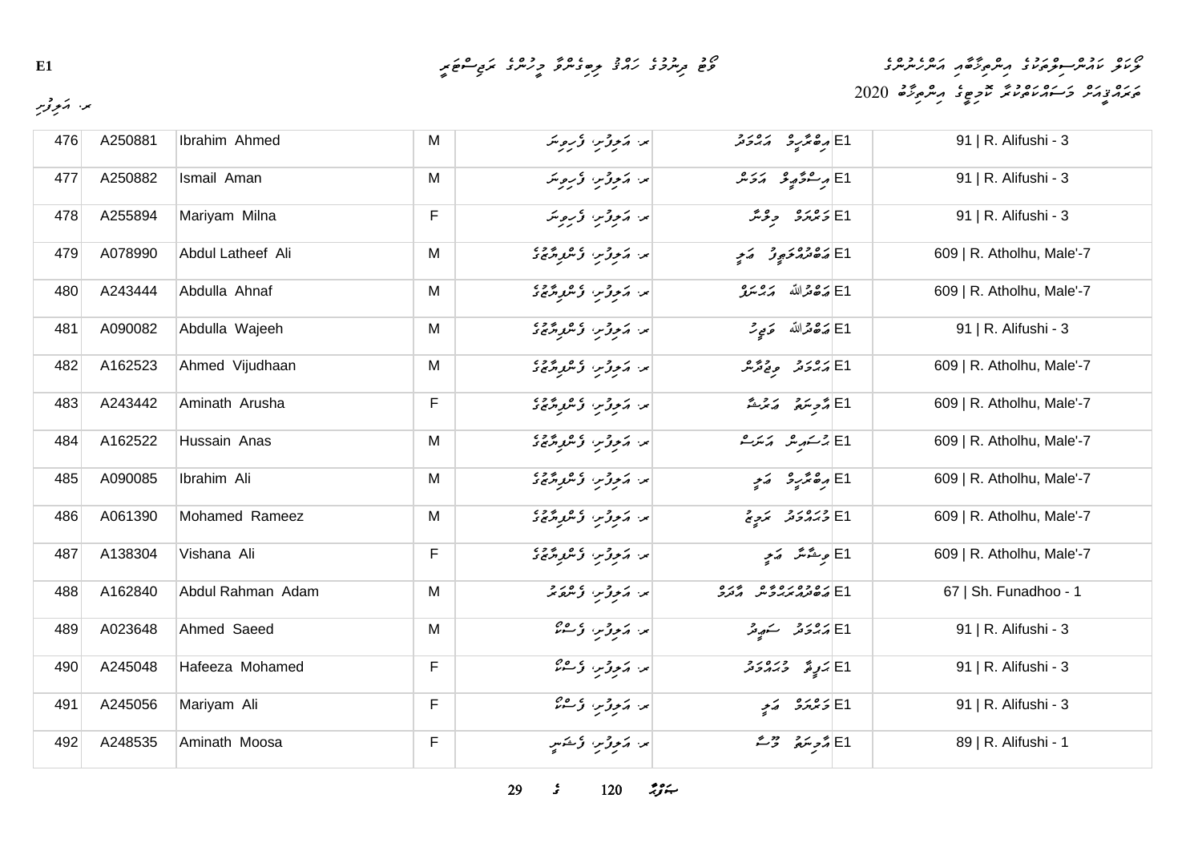| 476 | A250881 | Ibrahim Ahmed | M | ރ. އަލިފުށި، ފެހިވިނަ | E1 ޢިބްރާހީމް އަޙްމަދު | 91 \| R. Alifushi - 3 |
|---|---|---|---|---|---|---|
| 477 | A250882 | Ismail Aman | M | ރ. އަލިފުށި، ފެހިވިނަ | E1 އިސްމާޢީލް އަމަން | 91 \| R. Alifushi - 3 |
| 478 | A255894 | Mariyam Milna | F | ރ. އަލިފުށި، ފެހިވިނަ | E1 މަރިޔަމް މިލްނާ | 91 \| R. Alifushi - 3 |
| 479 | A078990 | Abdul Latheef Ali | M | ރ. އަލިފުށި، ފެންސިލްވޭނިއާ | E1 ޢަބްދުއްލަޠީފް ޢަލީ | 609 \| R. Atholhu, Male'-7 |
| 480 | A243444 | Abdulla Ahnaf | M | ރ. އަލިފުށި، ފެންސިލްވޭނިއާ | E1 ޢަބްދުﷲ އަޙްނަފް | 609 \| R. Atholhu, Male'-7 |
| 481 | A090082 | Abdulla Wajeeh | M | ރ. އަލިފުށި، ފެންސިލްވޭނިއާ | E1 ޢަބްދުﷲ ވަޖީހް | 91 \| R. Alifushi - 3 |
| 482 | A162523 | Ahmed Vijudhaan | M | ރ. އަލިފުށި، ފެންސިލްވޭނިއާ | E1 އަޙްމަދު ވިޖުދާން | 609 \| R. Atholhu, Male'-7 |
| 483 | A243442 | Aminath Arusha | F | ރ. އަލިފުށި، ފެންސިލްވޭނިއާ | E1 އާމިނަތު އަރުޝާ | 609 \| R. Atholhu, Male'-7 |
| 484 | A162522 | Hussain Anas | M | ރ. އަލިފުށި، ފެންސިލްވޭނިއާ | E1 ހުސައިން އަނަސް | 609 \| R. Atholhu, Male'-7 |
| 485 | A090085 | Ibrahim Ali | M | ރ. އަލިފުށި، ފެންސިލްވޭނިއާ | E1 ޢިބްރާހީމް ޢަލީ | 609 \| R. Atholhu, Male'-7 |
| 486 | A061390 | Mohamed Rameez | M | ރ. އަލިފުށި، ފެންސިލްވޭނިއާ | E1 މުޙައްމަދު ރަމީޒް | 609 \| R. Atholhu, Male'-7 |
| 487 | A138304 | Vishana Ali | F | ރ. އަލިފުށި، ފެންސިލްވޭނިއާ | E1 ވިޝާނާ ޢަލީ | 609 \| R. Atholhu, Male'-7 |
| 488 | A162840 | Abdul Rahman Adam | M | ރ. އަލިފުށި، ފެންވަރު | E1 ޢަބްދުއްރަޙްމާން އާދަމް | 67 \| Sh. Funadhoo - 1 |
| 489 | A023648 | Ahmed Saeed | M | ރ. އަލިފުށި، ފެސްޓް | E1 އަޙްމަދު ސަޢީދު | 91 \| R. Alifushi - 3 |
| 490 | A245048 | Hafeeza Mohamed | F | ރ. އަލިފުށި، ފެސްޓް | E1 ހަފީޒާ މުޙައްމަދު | 91 \| R. Alifushi - 3 |
| 491 | A245056 | Mariyam Ali | F | ރ. އަލިފުށި، ފެސްޓް | E1 މަރިޔަމް ޢަލީ | 91 \| R. Alifushi - 3 |
| 492 | A248535 | Aminath Moosa | F | ރ. އަލިފުށި، ފެޝަނި | E1 އާމިނަތު މޫސާ | 89 \| R. Alifushi - 1 |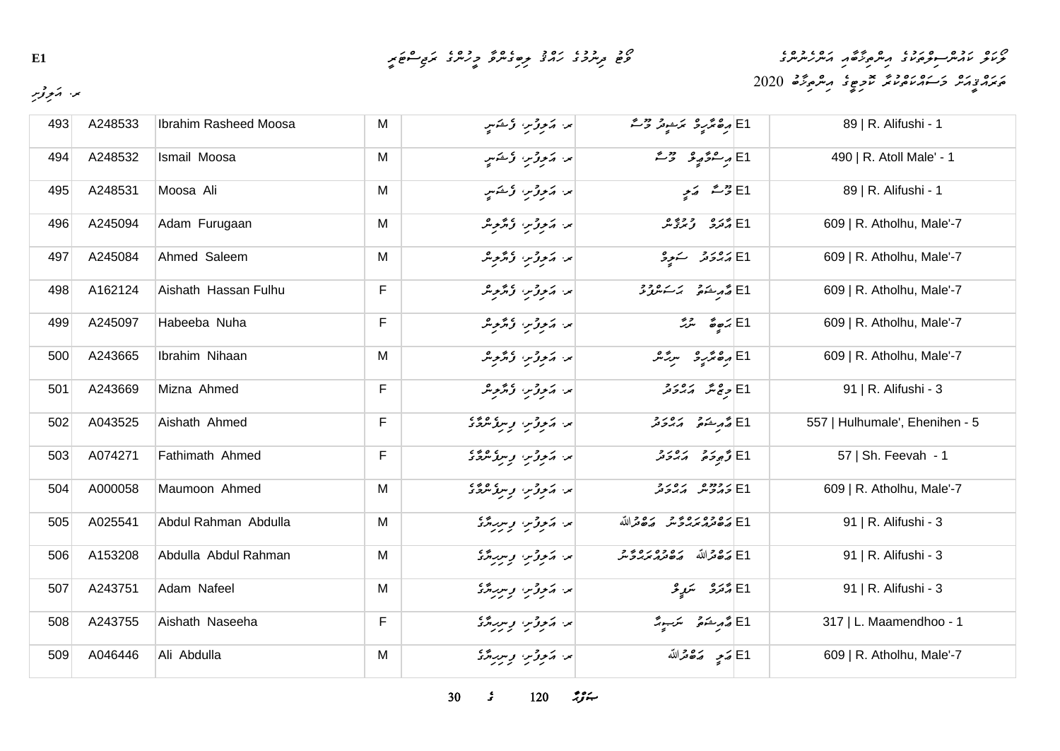ރ. އަލިފުށި

| 493 | A248533 | Ibrahim Rasheed Moosa | M | ރ. އަލިފުށި، ފްލަވަރ | E1 ޢިބްރާހީމް ރަޝީދު މޫސާ | 89 \| R. Alifushi - 1 |
|---|---|---|---|---|---|---|
| 494 | A248532 | Ismail Moosa | M | ރ. އަލިފުށި، ފްލަވަރ | E1 އިސްމާޢީލް މޫސާ | 490 \| R. Atoll Male' - 1 |
| 495 | A248531 | Moosa Ali | M | ރ. އަލިފުށި، ފްލަވަރ | E1 މޫސާ ޢަލީ | 89 \| R. Alifushi - 1 |
| 496 | A245094 | Adam Furugaan | M | ރ. އަލިފުށި، ފެހިވިލާ | E1 އާދަމް ފުރުގާން | 609 \| R. Atholhu, Male'-7 |
| 497 | A245084 | Ahmed Saleem | M | ރ. އަލިފުށި، ފެހިވިލާ | E1 އަޙްމަދު ސަލީމް | 609 \| R. Atholhu, Male'-7 |
| 498 | A162124 | Aishath Hassan Fulhu | F | ރ. އަލިފުށި، ފެހިވިލާ | E1 ޢާއިޝަތު ހަސަންފުޅު | 609 \| R. Atholhu, Male'-7 |
| 499 | A245097 | Habeeba Nuha | F | ރ. އަލިފުށި، ފެހިވިލާ | E1 ހަބީބާ ނުހާ | 609 \| R. Atholhu, Male'-7 |
| 500 | A243665 | Ibrahim Nihaan | M | ރ. އަލިފުށި، ފެހިވިލާ | E1 ޢިބްރާހީމް ނިހާން | 609 \| R. Atholhu, Male'-7 |
| 501 | A243669 | Mizna Ahmed | F | ރ. އަލިފުށި، ފެހިވިލާ | E1 މިޒްނާ އަޙްމަދު | 91 \| R. Alifushi - 3 |
| 502 | A043525 | Aishath Ahmed | F | ރ. އަލިފުށި، ވިނަފުށިގެ | E1 ޢާއިޝަތު އަޙްމަދު | 557 \| Hulhumale', Ehenihen - 5 |
| 503 | A074271 | Fathimath Ahmed | F | ރ. އަލިފުށި، ވިނަފުށިގެ | E1 ފާތިމަތު އަޙްމަދު | 57 \| Sh. Feevah - 1 |
| 504 | A000058 | Maumoon Ahmed | M | ރ. އަލިފުށި، ވިނަފުށިގެ | E1 މައުމޫން އަޙްމަދު | 609 \| R. Atholhu, Male'-7 |
| 505 | A025541 | Abdul Rahman Abdulla | M | ރ. އަލިފުށި، ވިނިވާރގެ | E1 ޢަބްދުއްރަޙްމާން ޢަބްދުﷲ | 91 \| R. Alifushi - 3 |
| 506 | A153208 | Abdulla Abdul Rahman | M | ރ. އަލިފުށި، ވިނިވާރގެ | E1 ޢަބްދުﷲ ޢަބްދުއްރަޙްމާން | 91 \| R. Alifushi - 3 |
| 507 | A243751 | Adam Nafeel | M | ރ. އަލިފުށި، ވިނިވާރގެ | E1 އާދަމް ނަފީލް | 91 \| R. Alifushi - 3 |
| 508 | A243755 | Aishath Naseeha | F | ރ. އަލިފުށި، ވިނިވާރގެ | E1 ޢާއިޝަތު ނަސީހާ | 317 \| L. Maamendhoo - 1 |
| 509 | A046446 | Ali Abdulla | M | ރ. އަލިފުށި، ވިނިވާރގެ | E1 ޢަލީ ޢަބްދުﷲ | 609 \| R. Atholhu, Male'-7 |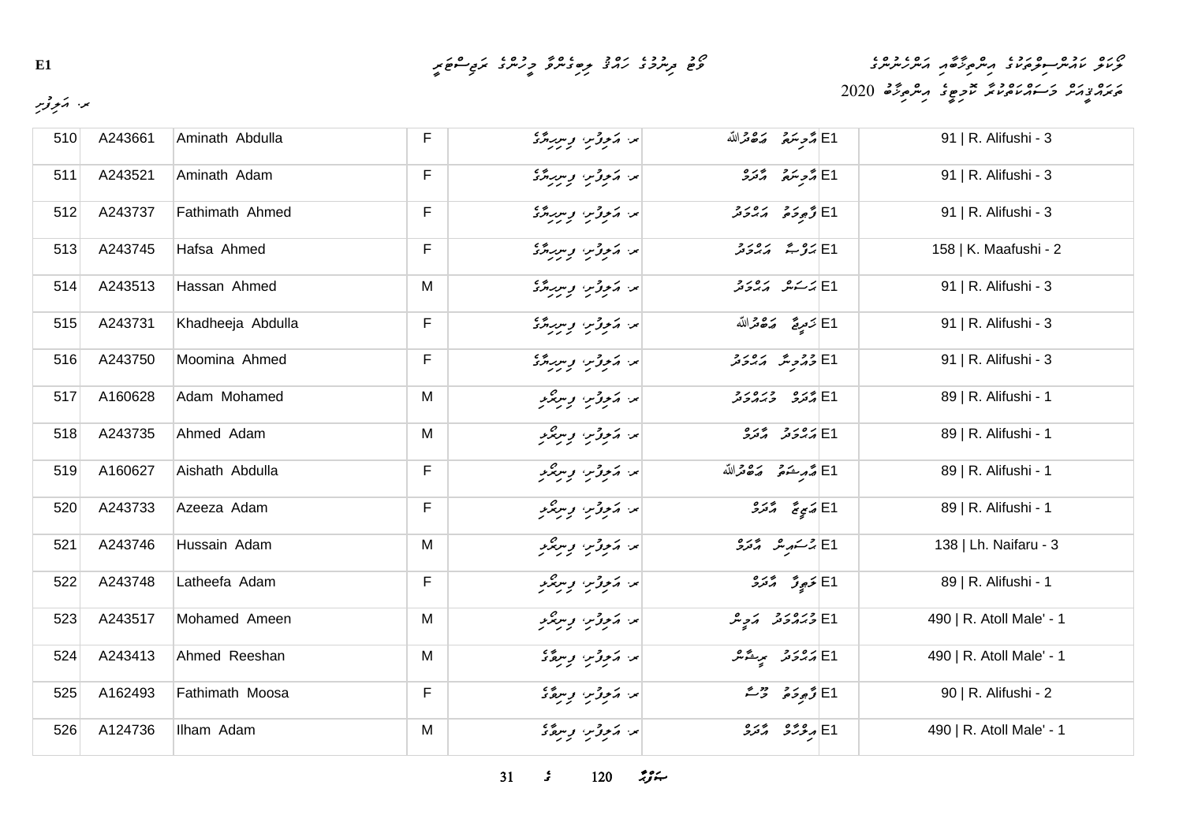| 510 | A243661 | Aminath Abdulla | F | ރ. އަލިފުށި، ޖިންނިއާގެ | E1 އާމިނަތު ޢަބްދުﷲ | 91 \| R. Alifushi - 3 |
|---|---|---|---|---|---|---|
| 511 | A243521 | Aminath Adam | F | ރ. އަލިފުށި، ޖިންނިއާގެ | E1 އާމިނަތު އާދަމް | 91 \| R. Alifushi - 3 |
| 512 | A243737 | Fathimath Ahmed | F | ރ. އަލިފުށި، ޖިންނިއާގެ | E1 ފާތިމަތު އަޙްމަދު | 91 \| R. Alifushi - 3 |
| 513 | A243745 | Hafsa Ahmed | F | ރ. އަލިފުށި، ޖިންނިއާގެ | E1 ހަފްސާ އަޙްމަދު | 158 \| K. Maafushi - 2 |
| 514 | A243513 | Hassan Ahmed | M | ރ. އަލިފުށި، ޖިންނިއާގެ | E1 ހަސަން އަޙްމަދު | 91 \| R. Alifushi - 3 |
| 515 | A243731 | Khadheeja Abdulla | F | ރ. އަލިފުށި، ޖިންނިއާގެ | E1 ޚަދީޖާ ޢަބްދުﷲ | 91 \| R. Alifushi - 3 |
| 516 | A243750 | Moomina Ahmed | F | ރ. އަލިފުށި، ޖިންނިއާގެ | E1 މޫމިނާ އަޙްމަދު | 91 \| R. Alifushi - 3 |
| 517 | A160628 | Adam Mohamed | M | ރ. އަލިފުށި، ޖިންނިވާ | E1 އާދަމް މުޙައްމަދު | 89 \| R. Alifushi - 1 |
| 518 | A243735 | Ahmed Adam | M | ރ. އަލިފުށި، ޖިންނިވާ | E1 އަޙްމަދު އާދަމް | 89 \| R. Alifushi - 1 |
| 519 | A160627 | Aishath Abdulla | F | ރ. އަލިފުށި، ޖިންނިވާ | E1 އާއިޝަތު ޢަބްދުﷲ | 89 \| R. Alifushi - 1 |
| 520 | A243733 | Azeeza Adam | F | ރ. އަލިފުށި، ޖިންނިވާ | E1 އަޒީޒާ އާދަމް | 89 \| R. Alifushi - 1 |
| 521 | A243746 | Hussain Adam | M | ރ. އަލިފުށި، ޖިންނިވާ | E1 ހުސައިން އާދަމް | 138 \| Lh. Naifaru - 3 |
| 522 | A243748 | Latheefa Adam | F | ރ. އަލިފުށި، ޖިންނިވާ | E1 ލަތީފާ އާދަމް | 89 \| R. Alifushi - 1 |
| 523 | A243517 | Mohamed Ameen | M | ރ. އަލިފުށި، ޖިންނިވާ | E1 މުޙައްމަދު އަމީން | 490 \| R. Atoll Male' - 1 |
| 524 | A243413 | Ahmed Reeshan | M | ރ. އަލިފުށި، ޖިންނިވާގެ | E1 އަޙްމަދު ރީޝާން | 490 \| R. Atoll Male' - 1 |
| 525 | A162493 | Fathimath Moosa | F | ރ. އަލިފުށި، ޖިންނިވާގެ | E1 ފާތިމަތު މޫސާ | 90 \| R. Alifushi - 2 |
| 526 | A124736 | Ilham Adam | M | ރ. އަލިފުށި، ޖިންނިވާގެ | E1 އިލްހާމް އާދަމް | 490 \| R. Atoll Male' - 1 |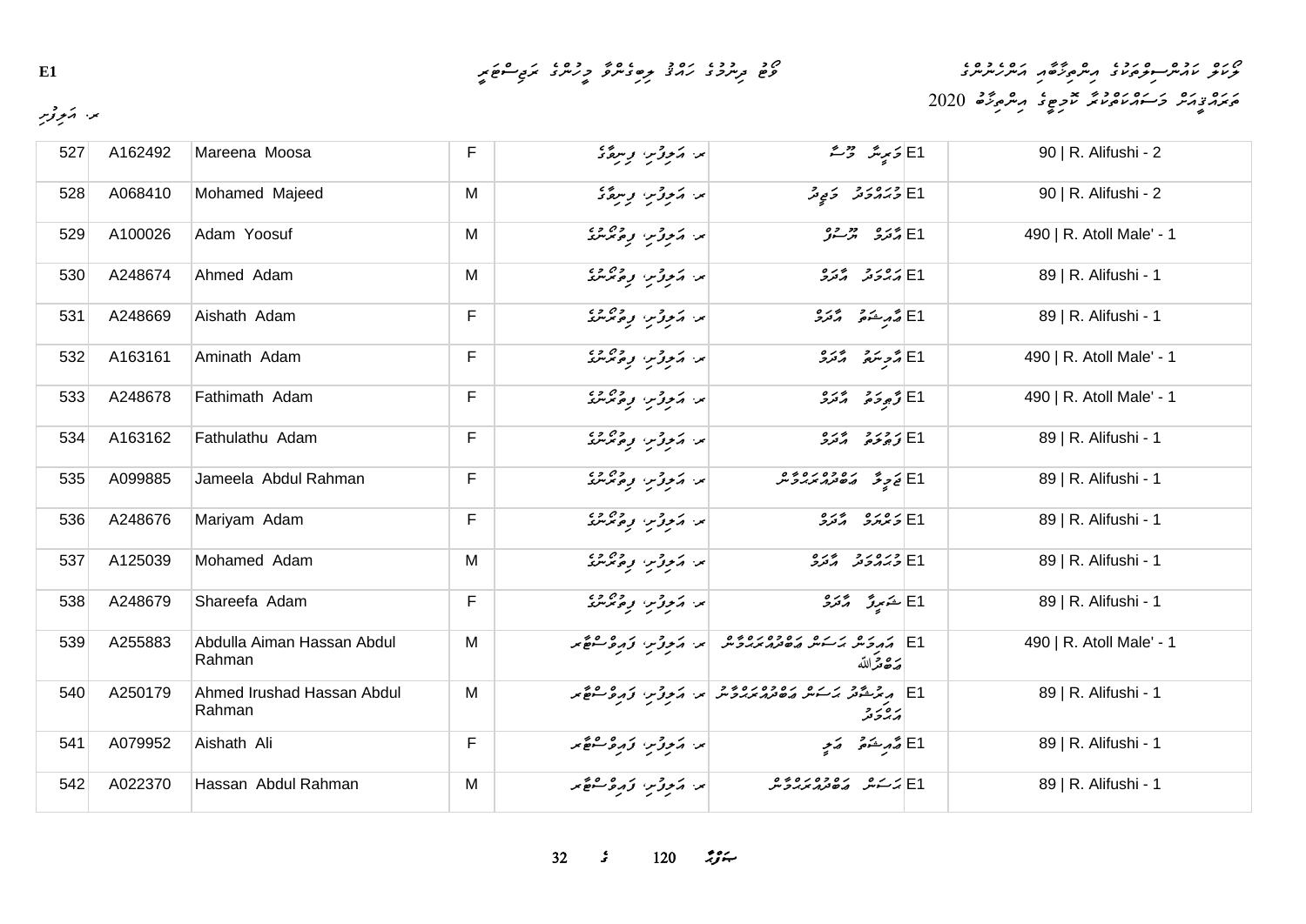ރ. އަލިފުށި

| 527 | A162492 | Mareena Moosa | F | ރ. އަލިފުށި، ވިނަރީގެ | މަރީނާ މޫސާ | E1 | 90 \| R. Alifushi - 2 |
|---|---|---|---|---|---|---|---|
| 528 | A068410 | Mohamed Majeed | M | ރ. އަލިފުށި، ވިނަރީގެ | މުހައްމަދު މަޖީދު | E1 | 90 \| R. Alifushi - 2 |
| 529 | A100026 | Adam Yoosuf | M | ރ. އަލިފުށި، ވިލުމާރަގެ | އާދަމް ޔޫސުފް | E1 | 490 \| R. Atoll Male' - 1 |
| 530 | A248674 | Ahmed Adam | M | ރ. އަލިފުށި، ވިލުމާރަގެ | އަހުމަދު އާދަމް | E1 | 89 \| R. Alifushi - 1 |
| 531 | A248669 | Aishath Adam | F | ރ. އަލިފުށި، ވިލުމާރަގެ | އާއިށަތު އާދަމް | E1 | 89 \| R. Alifushi - 1 |
| 532 | A163161 | Aminath Adam | F | ރ. އަލިފުށި، ވިލުމާރަގެ | އާމިނަތު އާދަމް | E1 | 490 \| R. Atoll Male' - 1 |
| 533 | A248678 | Fathimath Adam | F | ރ. އަލިފުށި، ވިލުމާރަގެ | ފާތިމަތު އާދަމް | E1 | 490 \| R. Atoll Male' - 1 |
| 534 | A163162 | Fathulathu Adam | F | ރ. އަލިފުށި، ވިލުމާރަގެ | ފަތުލަތު އާދަމް | E1 | 89 \| R. Alifushi - 1 |
| 535 | A099885 | Jameela Abdul Rahman | F | ރ. އަލިފުށި، ވިލުމާރަގެ | ޖަމީލާ އަބްދުއްރަހުމާން | E1 | 89 \| R. Alifushi - 1 |
| 536 | A248676 | Mariyam Adam | F | ރ. އަލިފުށި، ވިލުމާރަގެ | މަރިޔަމް އާދަމް | E1 | 89 \| R. Alifushi - 1 |
| 537 | A125039 | Mohamed Adam | M | ރ. އަލިފުށި، ވިލުމާރަގެ | މުހައްމަދު އާދަމް | E1 | 89 \| R. Alifushi - 1 |
| 538 | A248679 | Shareefa Adam | F | ރ. އަލިފުށި، ވިލުމާރަގެ | ޝަރީފާ އާދަމް | E1 | 89 \| R. Alifushi - 1 |
| 539 | A255883 | Abdulla Aiman Hassan Abdul Rahman | M | ރ. އަލިފުށި، ފައިވްސްޓާރ | އައިމަން ހަސަން އަބްދުއްރަހުމާން އަބްދުﷲ | E1 | 490 \| R. Atoll Male' - 1 |
| 540 | A250179 | Ahmed Irushad Hassan Abdul Rahman | M | ރ. އަލިފުށި، ފައިވްސްޓާރ | އިރުޝާދު ހަސަން އަބްދުއްރަހުމާން އަހުމަދު | E1 | 89 \| R. Alifushi - 1 |
| 541 | A079952 | Aishath Ali | F | ރ. އަލިފުށި، ފައިވްސްޓާރ | އާއިށަތު އަލި | E1 | 89 \| R. Alifushi - 1 |
| 542 | A022370 | Hassan Abdul Rahman | M | ރ. އަލިފުށި، ފައިވްސްޓާރ | ހަސަން އަބްދުއްރަހުމާން | E1 | 89 \| R. Alifushi - 1 |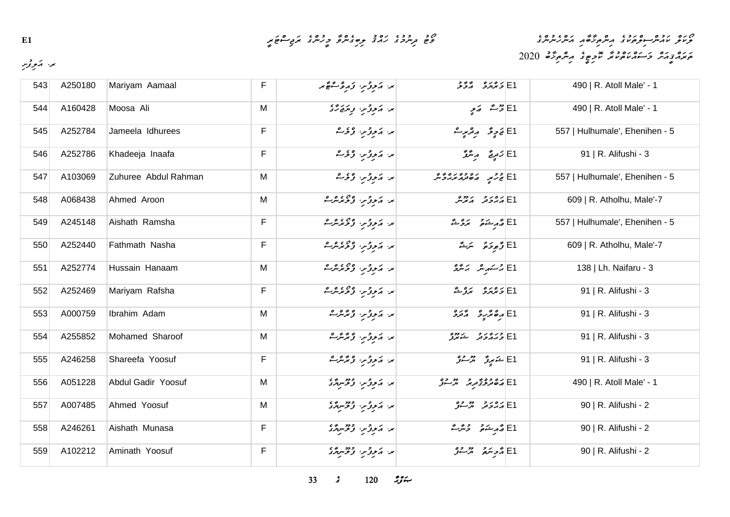| 543 | A250180 | Mariyam Aamaal | F | ރ. އަލިފުށި، ފަރިވެސްޓްރ | E1 ފަރިހަމަ އާމާލް | 490 \| R. Atoll Male' - 1 |
|---|---|---|---|---|---|---|
| 544 | A160428 | Moosa Ali | M | ރ. އަލިފުށި، ވިއްޔަހާގެ | E1 މޫސާ އަލީ | 490 \| R. Atoll Male' - 1 |
| 545 | A252784 | Jameela Idhurees | F | ރ. އަލިފުށި، ވެލީސް | E1 ޖަމީލާ އިދުރީސް | 557 \| Hulhumale', Ehenihen - 5 |
| 546 | A252786 | Khadeeja Inaafa | F | ރ. އަލިފުށި، ވެލީސް | E1 ޚަދީޖާ އިނާފާ | 91 \| R. Alifushi - 3 |
| 547 | A103069 | Zuhuree Abdul Rahman | M | ރ. އަލިފުށި، ވެލީސް | E1 ޒުހުރީ އަބްދުއްރަޙްމާން | 557 \| Hulhumale', Ehenihen - 5 |
| 548 | A068438 | Ahmed Aroon | M | ރ. އަލިފުށި، ވޮލްކޭނޯސް | E1 އަހްމަދު އަރޫން | 609 \| R. Atholhu, Male'-7 |
| 549 | A245148 | Aishath Ramsha | F | ރ. އަލިފުށި، ވޮލްކޭނޯސް | E1 އާއިޝަތު ރަމްޝާ | 557 \| Hulhumale', Ehenihen - 5 |
| 550 | A252440 | Fathmath Nasha | F | ރ. އަލިފުށި، ވޮލްކޭނޯސް | E1 ފާތިމަތު ނަޝާ | 609 \| R. Atholhu, Male'-7 |
| 551 | A252774 | Hussain Hanaam | M | ރ. އަލިފުށި، ވޮލްކޭނޯސް | E1 ހުސައިން ހަނާމް | 138 \| Lh. Naifaru - 3 |
| 552 | A252469 | Mariyam Rafsha | F | ރ. އަލިފުށި، ވޮލްކޭނޯސް | E1 މަރިޔަމް ރަފްޝާ | 91 \| R. Alifushi - 3 |
| 553 | A000759 | Ibrahim Adam | M | ރ. އަލިފުށި، ވެނަސް | E1 އިބްރާހީމް އާދަމް | 91 \| R. Alifushi - 3 |
| 554 | A255852 | Mohamed Sharoof | M | ރ. އަލިފުށި، ވެނަސް | E1 މުޙައްމަދު ޝަރޫފް | 91 \| R. Alifushi - 3 |
| 555 | A246258 | Shareefa Yoosuf | F | ރ. އަލިފުށި، ވެނަސް | E1 ޝަރީފާ ޔޫސުފް | 91 \| R. Alifushi - 3 |
| 556 | A051228 | Abdul Gadir Yoosuf | M | ރ. އަލިފުށި، ވޯޓަރފްރޮންޓް | E1 އަބްދުލްގާދިރު ޔޫސުފް | 490 \| R. Atoll Male' - 1 |
| 557 | A007485 | Ahmed Yoosuf | M | ރ. އަލިފުށި، ވޯޓަރފްރޮންޓް | E1 އަހްމަދު ޔޫސުފް | 90 \| R. Alifushi - 2 |
| 558 | A246261 | Aishath Munasa | F | ރ. އަލިފުށި، ވޯޓަރފްރޮންޓް | E1 އާއިޝަތު މުނާސާ | 90 \| R. Alifushi - 2 |
| 559 | A102212 | Aminath Yoosuf | F | ރ. އަލިފުށި، ވޯޓަރފްރޮންޓް | E1 އާމިނަތު ޔޫސުފް | 90 \| R. Alifushi - 2 |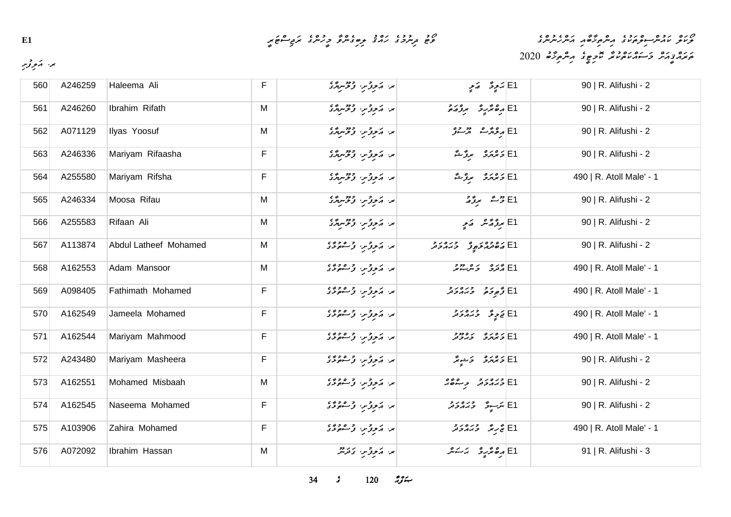ޖުމްހޫރިއްޔާގެ ރައީސް އިންތިޚާބު 2020 - ރ. އަލިފުށި

ރ. އަލިފުށި

| 560 | A246259 | Haleema Ali | F | ރ. އަލިފުށި، ފުލާނިއްޔާގެ | ހަލީމާ އަލި | E1 | 90 \| R. Alifushi - 2 |
|---|---|---|---|---|---|---|---|
| 561 | A246260 | Ibrahim Rifath | M | ރ. އަލިފުށި، ފުލާނިއްޔާގެ | އިބްރާހީމް ރިފާތު | E1 | 90 \| R. Alifushi - 2 |
| 562 | A071129 | Ilyas Yoosuf | M | ރ. އަލިފުށި، ފުލާނިއްޔާގެ | އިލްޔާސް ޔޫސުފް | E1 | 90 \| R. Alifushi - 2 |
| 563 | A246336 | Mariyam Rifaasha | F | ރ. އަލިފުށި، ފުލާނިއްޔާގެ | މަރިޔަމް ރިފާޝާ | E1 | 90 \| R. Alifushi - 2 |
| 564 | A255580 | Mariyam Rifsha | F | ރ. އަލިފުށި، ފުލާނިއްޔާގެ | މަރިޔަމް ރިފްޝާ | E1 | 490 \| R. Atoll Male' - 1 |
| 565 | A246334 | Moosa Rifau | M | ރ. އަލިފުށި، ފުލާނިއްޔާގެ | މޫސާ ރިފާއު | E1 | 90 \| R. Alifushi - 2 |
| 566 | A255583 | Rifaan Ali | M | ރ. އަލިފުށި، ފުލާނިއްޔާގެ | ރިފާއަން އަލި | E1 | 90 \| R. Alifushi - 2 |
| 567 | A113874 | Abdul Latheef Mohamed | M | ރ. އަލިފުށި، ފުސްތަވާގެ | އަބްދުލްލަތީފް މުޙައްމަދު | E1 | 90 \| R. Alifushi - 2 |
| 568 | A162553 | Adam Mansoor | M | ރ. އަލިފުށި، ފުސްތަވާގެ | އާދަމް މަންސޫރު | E1 | 490 \| R. Atoll Male' - 1 |
| 569 | A098405 | Fathimath Mohamed | F | ރ. އަލިފުށި، ފުސްތަވާގެ | ފާތިމަތު މުޙައްމަދު | E1 | 490 \| R. Atoll Male' - 1 |
| 570 | A162549 | Jameela Mohamed | F | ރ. އަލިފުށި، ފުސްތަވާގެ | ޖަމީލާ މުޙައްމަދު | E1 | 490 \| R. Atoll Male' - 1 |
| 571 | A162544 | Mariyam Mahmood | F | ރ. އަލިފުށި، ފުސްތަވާގެ | މަރިޔަމް މަޙްމޫދު | E1 | 490 \| R. Atoll Male' - 1 |
| 572 | A243480 | Mariyam Masheera | F | ރ. އަލިފުށި، ފުސްތަވާގެ | މަރިޔަމް މަޝީރާ | E1 | 90 \| R. Alifushi - 2 |
| 573 | A162551 | Mohamed Misbaah | M | ރ. އަލިފުށި، ފުސްތަވާގެ | މުޙައްމަދު މިސްބާހު | E1 | 90 \| R. Alifushi - 2 |
| 574 | A162545 | Naseema Mohamed | F | ރ. އަލިފުށި، ފުސްތަވާގެ | ނަސީމާ މުޙައްމަދު | E1 | 90 \| R. Alifushi - 2 |
| 575 | A103906 | Zahira Mohamed | F | ރ. އަލިފުށި، ފުސްތަވާގެ | ޒާހިރާ މުޙައްމަދު | E1 | 490 \| R. Atoll Male' - 1 |
| 576 | A072092 | Ibrahim Hassan | M | ރ. އަލިފުށި، ގަދަން | އިބްރާހީމް ހަސަން | E1 | 91 \| R. Alifushi - 3 |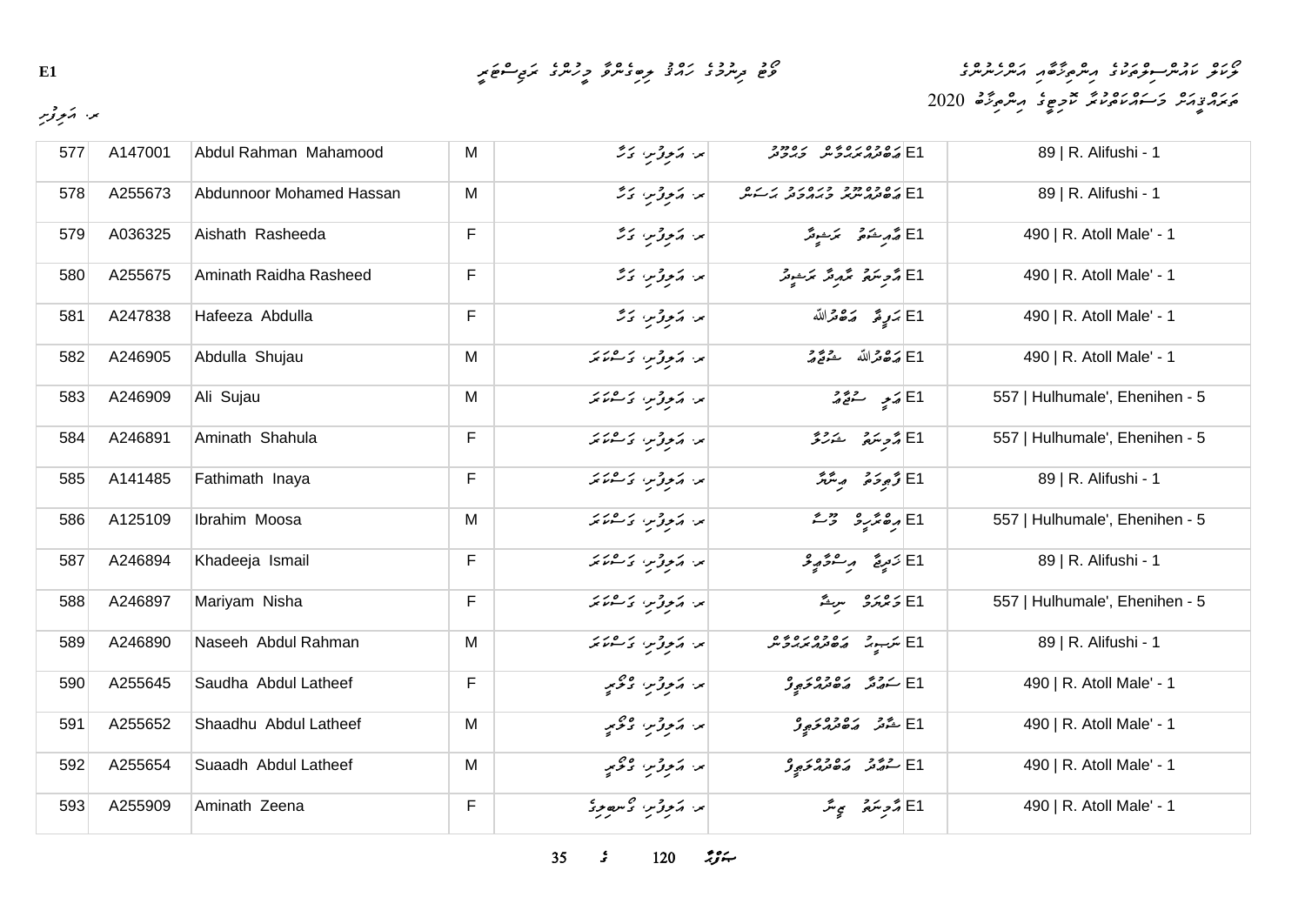| 577 | A147001 | Abdul Rahman Mahamood | M | ރ. އަލިފުށި، ގަމާ | E1 އަބްދުއްރަޙްމާން މަޙްމޫދު | 89 \| R. Alifushi - 1 |
|---|---|---|---|---|---|---|
| 578 | A255673 | Abdunnoor Mohamed Hassan | M | ރ. އަލިފުށި، ގަމާ | E1 އަބްދުއްނޫރު މުޙައްމަދު ޙަސަން | 89 \| R. Alifushi - 1 |
| 579 | A036325 | Aishath Rasheeda | F | ރ. އަލިފުށި، ގަމާ | E1 އައިޝަތު ރަޝީދާ | 490 \| R. Atoll Male' - 1 |
| 580 | A255675 | Aminath Raidha Rasheed | F | ރ. އަލިފުށި، ގަމާ | E1 އާމިނަތު ރާއިދާ ރަޝީދު | 490 \| R. Atoll Male' - 1 |
| 581 | A247838 | Hafeeza Abdulla | F | ރ. އަލިފުށި، ގަމާ | E1 ހަފީޒާ އަބްދުﷲ | 490 \| R. Atoll Male' - 1 |
| 582 | A246905 | Abdulla Shujau | M | ރ. އަލިފުށި، ގަސްކަނަ | E1 އަބްދުﷲ ޝުޖާޢު | 490 \| R. Atoll Male' - 1 |
| 583 | A246909 | Ali Sujau | M | ރ. އަލިފުށި، ގަސްކަނަ | E1 އަލި ސުޖާޢު | 557 \| Hulhumale', Ehenihen - 5 |
| 584 | A246891 | Aminath Shahula | F | ރ. އަލިފުށި، ގަސްކަނަ | E1 އާމިނަތު ޝަހުލާ | 557 \| Hulhumale', Ehenihen - 5 |
| 585 | A141485 | Fathimath Inaya | F | ރ. އަލިފުށި، ގަސްކަނަ | E1 ފާތިމަތު އިނާޔާ | 89 \| R. Alifushi - 1 |
| 586 | A125109 | Ibrahim Moosa | M | ރ. އަލިފުށި، ގަސްކަނަ | E1 އިބްރާހީމް މޫސާ | 557 \| Hulhumale', Ehenihen - 5 |
| 587 | A246894 | Khadeeja Ismail | F | ރ. އަލިފުށި، ގަސްކަނަ | E1 ޚަދީޖާ އިސްމާޢީލް | 89 \| R. Alifushi - 1 |
| 588 | A246897 | Mariyam Nisha | F | ރ. އަލިފުށި، ގަސްކަނަ | E1 މަރިޔަމް ނިޝާ | 557 \| Hulhumale', Ehenihen - 5 |
| 589 | A246890 | Naseeh Abdul Rahman | M | ރ. އަލިފުށި، ގަސްކަނަ | E1 ނަސީޙު އަބްދުއްރަޙްމާން | 89 \| R. Alifushi - 1 |
| 590 | A255645 | Saudha Abdul Latheef | F | ރ. އަލިފުށި، ވެލި | E1 ސައުދާ އަބްދުއްލަޠީފު | 490 \| R. Atoll Male' - 1 |
| 591 | A255652 | Shaadhu Abdul Latheef | M | ރ. އަލިފުށި، ވެލި | E1 ޝާދު އަބްދުއްލަޠީފު | 490 \| R. Atoll Male' - 1 |
| 592 | A255654 | Suaadh Abdul Latheef | M | ރ. އަލިފުށި، ވެލި | E1 ސުޢާދު އަބްދުއްލަޠީފު | 490 \| R. Atoll Male' - 1 |
| 593 | A255909 | Aminath Zeena | F | ރ. އަލިފުށި، ގުލްބަހާރު | E1 އާމިނަތު ޒީނާ | 490 \| R. Atoll Male' - 1 |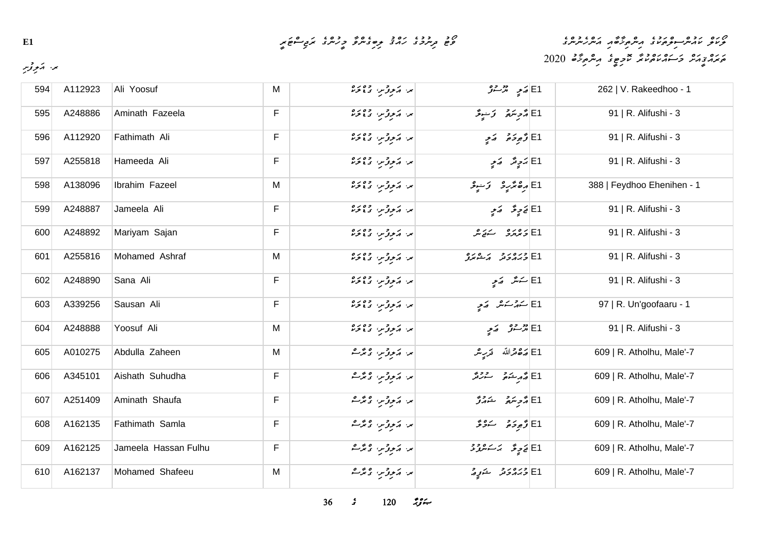ބ. އަލިފުށި

| 594 | A112923 | Ali Yoosuf | M | ރ. އަލިފުށި، ފުޅޯގެ | އަލި ޔޫސުފު | E1 | 262 \| V. Rakeedhoo - 1 |
|---|---|---|---|---|---|---|---|
| 595 | A248886 | Aminath Fazeela | F | ރ. އަލިފުށި، ފުޅޯގެ | އާމިނަތު ފަޒީލާ | E1 | 91 \| R. Alifushi - 3 |
| 596 | A112920 | Fathimath Ali | F | ރ. އަލިފުށި، ފުޅޯގެ | ފާތިމަތު އަލި | E1 | 91 \| R. Alifushi - 3 |
| 597 | A255818 | Hameeda Ali | F | ރ. އަލިފުށި، ފުޅޯގެ | ހަމީދާ އަލި | E1 | 91 \| R. Alifushi - 3 |
| 598 | A138096 | Ibrahim Fazeel | M | ރ. އަލިފުށި، ފުޅޯގެ | އިބްރާހީމް ފަޒީލް | E1 | 388 \| Feydhoo Ehenihen - 1 |
| 599 | A248887 | Jameela Ali | F | ރ. އަލިފުށި، ފުޅޯގެ | ޖަމީލާ އަލި | E1 | 91 \| R. Alifushi - 3 |
| 600 | A248892 | Mariyam Sajan | F | ރ. އަލިފުށި، ފުޅޯގެ | މަރިޔަމް ސަޖަން | E1 | 91 \| R. Alifushi - 3 |
| 601 | A255816 | Mohamed Ashraf | M | ރ. އަލިފުށި، ފުޅޯގެ | މުހައްމަދު އަޝްރަފް | E1 | 91 \| R. Alifushi - 3 |
| 602 | A248890 | Sana Ali | F | ރ. އަލިފުށި، ފުޅޯގެ | ސަނާ އަލި | E1 | 91 \| R. Alifushi - 3 |
| 603 | A339256 | Sausan Ali | F | ރ. އަލިފުށި، ފުޅޯގެ | ސައުސަން އަލި | E1 | 97 \| R. Un'goofaaru - 1 |
| 604 | A248888 | Yoosuf Ali | M | ރ. އަލިފުށި، ފުޅޯގެ | ޔޫސުފު އަލި | E1 | 91 \| R. Alifushi - 3 |
| 605 | A010275 | Abdulla Zaheen | M | ރ. އަލިފުށި، ގުލާބު | އަބްދުﷲ ޒަހީން | E1 | 609 \| R. Atholhu, Male'-7 |
| 606 | A345101 | Aishath Suhudha | F | ރ. އަލިފުށި، ގުލާބު | އާއިޝަތު ސުހުދާ | E1 | 609 \| R. Atholhu, Male'-7 |
| 607 | A251409 | Aminath Shaufa | F | ރ. އަލިފުށި، ގުލާބު | އާމިނަތު ޝައުފާ | E1 | 609 \| R. Atholhu, Male'-7 |
| 608 | A162135 | Fathimath Samla | F | ރ. އަލިފުށި، ގުލާބު | ފާތިމަތު ސަމްލާ | E1 | 609 \| R. Atholhu, Male'-7 |
| 609 | A162125 | Jameela Hassan Fulhu | F | ރ. އަލިފުށި، ގުލާބު | ޖަމީލާ ހަސަންފުޅު | E1 | 609 \| R. Atholhu, Male'-7 |
| 610 | A162137 | Mohamed Shafeeu | M | ރ. އަލިފުށި، ގުލާބު | މުހައްމަދު ޝަފީއު | E1 | 609 \| R. Atholhu, Male'-7 |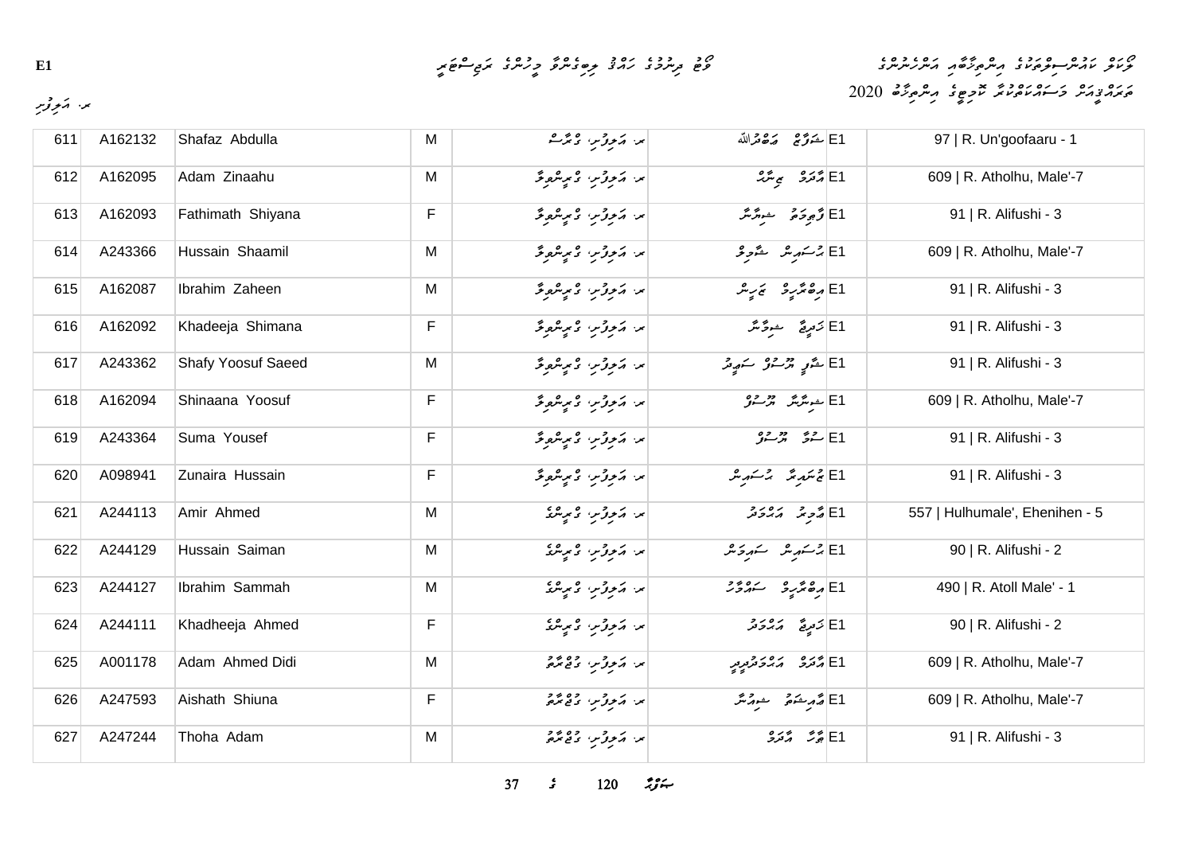| 611 | A162132 | Shafaz Abdulla | M | ރ. އަލިފުށި، ވެރޮސް | ޝަފާޒު އަބްދުﷲ E1 | 97 \| R. Un'goofaaru - 1 |
|---|---|---|---|---|---|---|
| 612 | A162095 | Adam Zinaahu | M | ރ. އަލިފުށި، ވެލިސްޓިލާ | އާދަމް ޒިނާހު E1 | 609 \| R. Atholhu, Male'-7 |
| 613 | A162093 | Fathimath Shiyana | F | ރ. އަލިފުށި، ވެލިސްޓިލާ | ފާތިމަތު ޝިޔާނާ E1 | 91 \| R. Alifushi - 3 |
| 614 | A243366 | Hussain Shaamil | M | ރ. އަލިފުށި، ވެލިސްޓިލާ | ޙުސައިން ޝާމިލް E1 | 609 \| R. Atholhu, Male'-7 |
| 615 | A162087 | Ibrahim Zaheen | M | ރ. އަލިފުށި، ވެލިސްޓިލާ | އިބްރާހީމް ޒަހީން E1 | 91 \| R. Alifushi - 3 |
| 616 | A162092 | Khadeeja Shimana | F | ރ. އަލިފުށި، ވެލިސްޓިލާ | ޚަދީޖާ ޝިމާނާ E1 | 91 \| R. Alifushi - 3 |
| 617 | A243362 | Shafy Yoosuf Saeed | M | ރ. އަލިފުށި، ވެލިސްޓިލާ | ޝާފީ ޔޫސުފް ސަޢީދު E1 | 91 \| R. Alifushi - 3 |
| 618 | A162094 | Shinaana Yoosuf | F | ރ. އަލިފުށި، ވެލިސްޓިލާ | ޝިނާނާ ޔޫސުފް E1 | 609 \| R. Atholhu, Male'-7 |
| 619 | A243364 | Suma Yousef | F | ރ. އަލިފުށި، ވެލިސްޓިލާ | ސުމާ ޔޫސުފް E1 | 91 \| R. Alifushi - 3 |
| 620 | A098941 | Zunaira Hussain | F | ރ. އަލިފުށި، ވެލިސްޓިލާ | ޒުނައިރާ ހުސައިން E1 | 91 \| R. Alifushi - 3 |
| 621 | A244113 | Amir Ahmed | M | ރ. އަލިފުށި، ވެލިސްޓް | އާމިރު އަޙްމަދު E1 | 557 \| Hulhumale', Ehenihen - 5 |
| 622 | A244129 | Hussain Saiman | M | ރ. އަލިފުށި، ވެލިސްޓް | ޙުސައިން ސައިމަން E1 | 90 \| R. Alifushi - 2 |
| 623 | A244127 | Ibrahim Sammah | M | ރ. އަލިފުށި، ވެލިސްޓް | އިބްރާހީމް ސައްމާޙް E1 | 490 \| R. Atoll Male' - 1 |
| 624 | A244111 | Khadheeja Ahmed | F | ރ. އަލިފުށި، ވެލިސްޓް | ޚަދީޖާ އަޙްމަދު E1 | 90 \| R. Alifushi - 2 |
| 625 | A001178 | Adam Ahmed Didi | M | ރ. އަލިފުށި، ވެޖެހޭ | އާދަމް އަޙްމަދުދީދީ E1 | 609 \| R. Atholhu, Male'-7 |
| 626 | A247593 | Aishath Shiuna | F | ރ. އަލިފުށި، ވެޖެހޭ | އާއިޝަތު ޝިޢުނާ E1 | 609 \| R. Atholhu, Male'-7 |
| 627 | A247244 | Thoha Adam | M | ރ. އަލިފުށި، ވެޖެހޭ | ޠާހާ އާދަމް E1 | 91 \| R. Alifushi - 3 |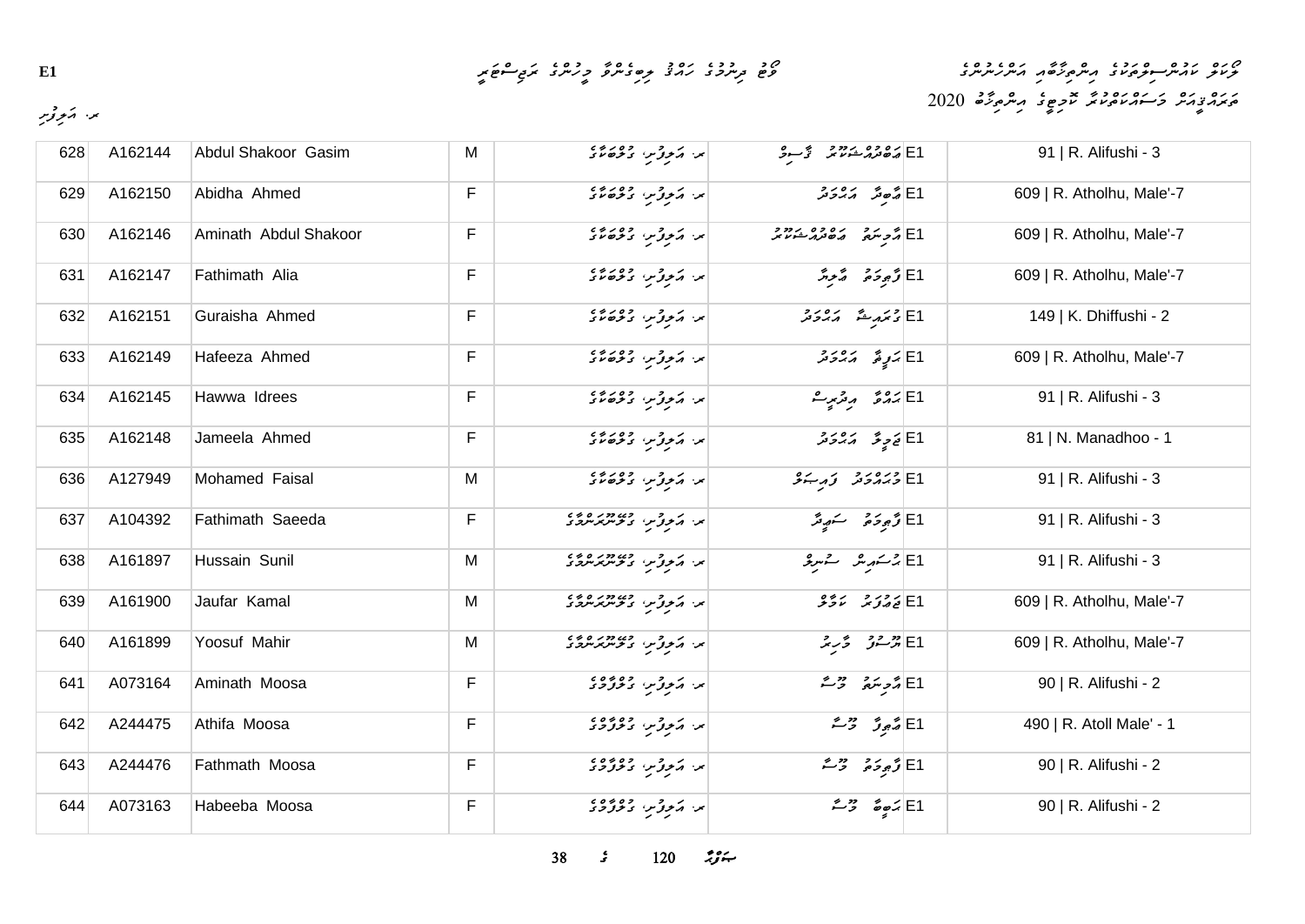| 628 | A162144 | Abdul Shakoor Gasim | M | ބ. އަލިފުށި، ގުލްޝަނުގެ | E1 އަބްދުލްޝަކޫރު ޤާސިމް | 91 \| R. Alifushi - 3 |
|---|---|---|---|---|---|---|
| 629 | A162150 | Abidha Ahmed | F | ބ. އަލިފުށި، ގުލްޝަނުގެ | E1 އާބިދާ އަޙްމަދު | 609 \| R. Atholhu, Male'-7 |
| 630 | A162146 | Aminath Abdul Shakoor | F | ބ. އަލިފުށި، ގުލްޝަނުގެ | E1 އާމިނަތު އަބްދުލްޝަކޫރު | 609 \| R. Atholhu, Male'-7 |
| 631 | A162147 | Fathimath Alia | F | ބ. އަލިފުށި، ގުލްޝަނުގެ | E1 ފާތިމަތު އާލިޔާ | 609 \| R. Atholhu, Male'-7 |
| 632 | A162151 | Guraisha Ahmed | F | ބ. އަލިފުށި، ގުލްޝަނުގެ | E1 ގުރައިޝާ އަޙްމަދު | 149 \| K. Dhiffushi - 2 |
| 633 | A162149 | Hafeeza Ahmed | F | ބ. އަލިފުށި، ގުލްޝަނުގެ | E1 ހަފީޒާ އަޙްމަދު | 609 \| R. Atholhu, Male'-7 |
| 634 | A162145 | Hawwa Idrees | F | ބ. އަލިފުށި، ގުލްޝަނުގެ | E1 ހައްވާ އިދްރީސް | 91 \| R. Alifushi - 3 |
| 635 | A162148 | Jameela Ahmed | F | ބ. އަލިފުށި، ގުލްޝަނުގެ | E1 ޖަމީލާ އަޙްމަދު | 81 \| N. Manadhoo - 1 |
| 636 | A127949 | Mohamed Faisal | M | ބ. އަލިފުށި، ގުލްޝަނުގެ | E1 މުޙައްމަދު ފައިސަލް | 91 \| R. Alifushi - 3 |
| 637 | A104392 | Fathimath Saeeda | F | ބ. އަލިފުށި، ގުލްފާމްހައުސް | E1 ފާތިމަތު ސަޢީދާ | 91 \| R. Alifushi - 3 |
| 638 | A161897 | Hussain Sunil | M | ބ. އަލިފުށި، ގުލްފާމްހައުސް | E1 ހުސައިން ސުނީލް | 91 \| R. Alifushi - 3 |
| 639 | A161900 | Jaufar Kamal | M | ބ. އަލިފުށި، ގުލްފާމްހައުސް | E1 ޖައުފަރު ކަމާލް | 609 \| R. Atholhu, Male'-7 |
| 640 | A161899 | Yoosuf Mahir | M | ބ. އަލިފުށި، ގުލްފާމްހައުސް | E1 ޔޫސުފް މާހިރު | 609 \| R. Atholhu, Male'-7 |
| 641 | A073164 | Aminath Moosa | F | ބ. އަލިފުށި، ގުލްފާގެ | E1 އާމިނަތު މޫސާ | 90 \| R. Alifushi - 2 |
| 642 | A244475 | Athifa Moosa | F | ބ. އަލިފުށި، ގުލްފާގެ | E1 އާތިފާ މޫސާ | 490 \| R. Atoll Male' - 1 |
| 643 | A244476 | Fathmath Moosa | F | ބ. އަލިފުށި، ގުލްފާގެ | E1 ފާތިމަތު މޫސާ | 90 \| R. Alifushi - 2 |
| 644 | A073163 | Habeeba Moosa | F | ބ. އަލިފުށި، ގުލްފާގެ | E1 ހަބީބާ މޫސާ | 90 \| R. Alifushi - 2 |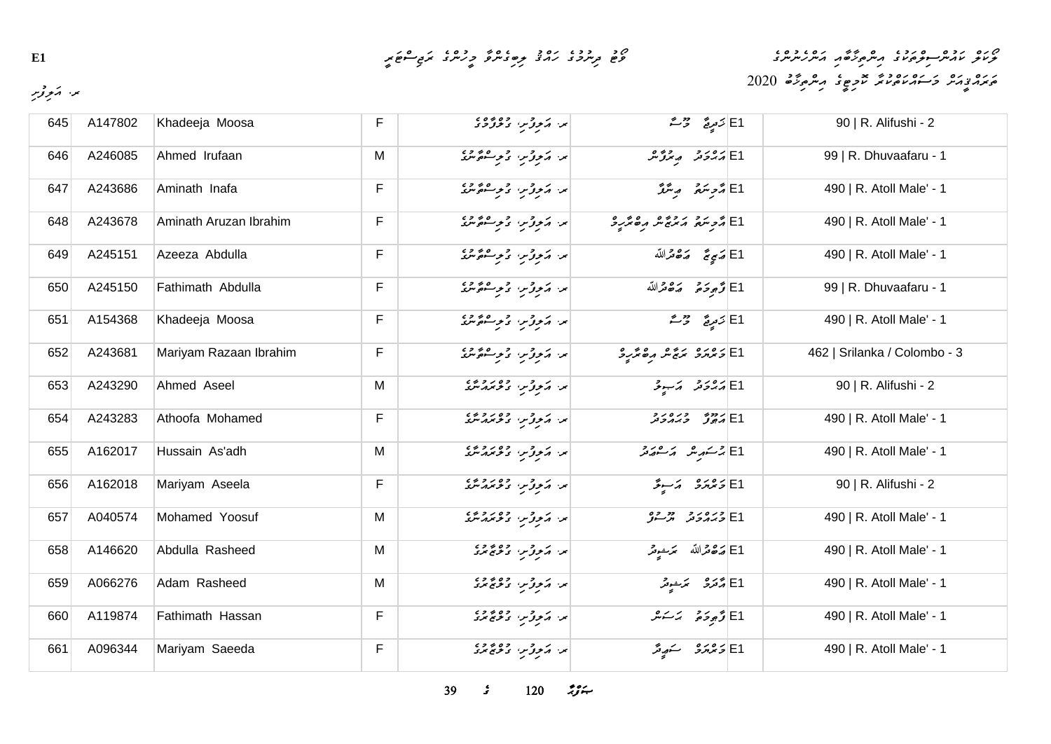| 645 | A147802 | Khadeeja Moosa | F | ރ. އަލިފުށި، މެރިގޯލްޑު | ޚަދީޖާ މޫސާ E1 | 90 \| R. Alifushi - 2 |
|---|---|---|---|---|---|---|
| 646 | A246085 | Ahmed Irufaan | M | ރ. އަލިފުށި، ފެހިސްޓާރގެ | އަޙްމަދު އިރުފާން E1 | 99 \| R. Dhuvaafaru - 1 |
| 647 | A243686 | Aminath Inafa | F | ރ. އަލިފުށި، ފެހިސްޓާރގެ | އާމިނަތު އިނާފާ E1 | 490 \| R. Atoll Male' - 1 |
| 648 | A243678 | Aminath Aruzan Ibrahim | F | ރ. އަލިފުށި، ފެހިސްޓާރގެ | އާމިނަތު އަރުޒާން އިބްރާހީމް E1 | 490 \| R. Atoll Male' - 1 |
| 649 | A245151 | Azeeza Abdulla | F | ރ. އަލިފުށި، ފެހިސްޓާރގެ | އަޒީޒާ އަބްދުﷲ E1 | 490 \| R. Atoll Male' - 1 |
| 650 | A245150 | Fathimath Abdulla | F | ރ. އަލިފުށި، ފެހިސްޓާރގެ | ފާތިމަތު އަބްދުﷲ E1 | 99 \| R. Dhuvaafaru - 1 |
| 651 | A154368 | Khadeeja Moosa | F | ރ. އަލިފުށި، ފެހިސްޓާރގެ | ޚަދީޖާ މޫސާ E1 | 490 \| R. Atoll Male' - 1 |
| 652 | A243681 | Mariyam Razaan Ibrahim | F | ރ. އަލިފުށި، ފެހިސްޓާރގެ | މަރިޔަމް ރަޒާން އިބްރާހީމް E1 | 462 \| Srilanka / Colombo - 3 |
| 653 | A243290 | Ahmed Aseel | M | ރ. އަލިފުށި، މޫނަރަށްގެ | އަޙްމަދު އަސީލް E1 | 90 \| R. Alifushi - 2 |
| 654 | A243283 | Athoofa Mohamed | F | ރ. އަލިފުށި، މޫނަރަށްގެ | އަތޫފާ މުޙައްމަދު E1 | 490 \| R. Atoll Male' - 1 |
| 655 | A162017 | Hussain As'adh | M | ރ. އަލިފުށި، މޫނަރަށްގެ | ހުސައިން އަސްޢަދު E1 | 490 \| R. Atoll Male' - 1 |
| 656 | A162018 | Mariyam Aseela | F | ރ. އަލިފުށި، މޫނަރަށްގެ | މަރިޔަމް އަސީލާ E1 | 90 \| R. Alifushi - 2 |
| 657 | A040574 | Mohamed Yoosuf | M | ރ. އަލިފުށި، މޫނަރަށްގެ | މުޙައްމަދު ޔޫސުފް E1 | 490 \| R. Atoll Male' - 1 |
| 658 | A146620 | Abdulla Rasheed | M | ރ. އަލިފުށި، މޫންޗަރީ | އަބްދުﷲ ރަޝީދު E1 | 490 \| R. Atoll Male' - 1 |
| 659 | A066276 | Adam Rasheed | M | ރ. އަލިފުށި، މޫންޗަރީ | އާދަމް ރަޝީދު E1 | 490 \| R. Atoll Male' - 1 |
| 660 | A119874 | Fathimath Hassan | F | ރ. އަލިފުށި، މޫންޗަރީ | ފާތިމަތު ހަސަން E1 | 490 \| R. Atoll Male' - 1 |
| 661 | A096344 | Mariyam Saeeda | F | ރ. އަލިފުށި، މޫންޗަރީ | މަރިޔަމް ސަޢީދާ E1 | 490 \| R. Atoll Male' - 1 |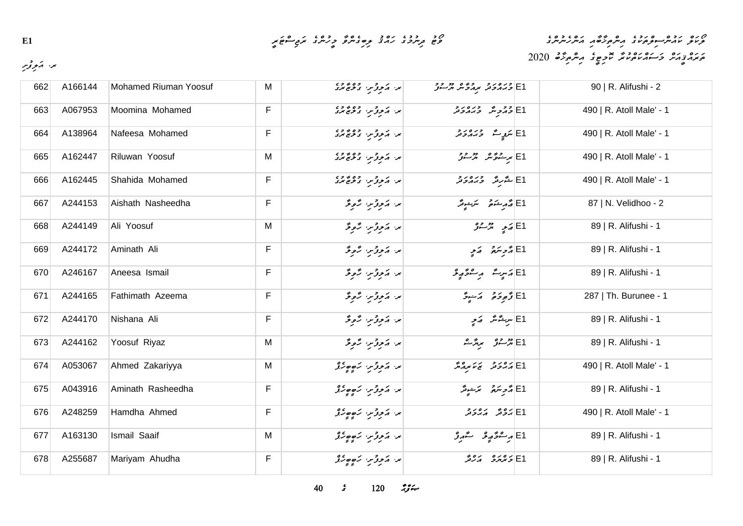ރ. އަލިފުށި

| 662 | A166144 | Mohamed Riuman Yoosuf | M | ރ. އަލިފުށި، ގުލްޒާރުގެ | E1 މުހައްމަދު ރިއުމާން ޔޫސުފް | 90 \| R. Alifushi - 2 |
|---|---|---|---|---|---|---|
| 663 | A067953 | Moomina Mohamed | F | ރ. އަލިފުށި، ގުލްޒާރުގެ | E1 މޫމިނާ މުހައްމަދު | 490 \| R. Atoll Male' - 1 |
| 664 | A138964 | Nafeesa Mohamed | F | ރ. އަލިފުށި، ގުލްޒާރުގެ | E1 ނަފީސާ މުހައްމަދު | 490 \| R. Atoll Male' - 1 |
| 665 | A162447 | Riluwan Yoosuf | M | ރ. އަލިފުށި، ގުލްޒާރުގެ | E1 ރިލުވާން ޔޫސުފް | 490 \| R. Atoll Male' - 1 |
| 666 | A162445 | Shahida Mohamed | F | ރ. އަލިފުށި، ގުލްޒާރުގެ | E1 ޝާހިދާ މުހައްމަދު | 490 \| R. Atoll Male' - 1 |
| 667 | A244153 | Aishath Nasheedha | F | ރ. އަލިފުށި، ގާލީ | E1 އާއިޝަތު ނަޝީދާ | 87 \| N. Velidhoo - 2 |
| 668 | A244149 | Ali Yoosuf | M | ރ. އަލިފުށި، ގާލީ | E1 އަލި ޔޫސުފް | 89 \| R. Alifushi - 1 |
| 669 | A244172 | Aminath Ali | F | ރ. އަލިފުށި، ގާލީ | E1 އާމިނަތު އަލި | 89 \| R. Alifushi - 1 |
| 670 | A246167 | Aneesa Ismail | F | ރ. އަލިފުށި، ގާލީ | E1 އަނީސާ އިސްމާއީލް | 89 \| R. Alifushi - 1 |
| 671 | A244165 | Fathimath Azeema | F | ރ. އަލިފުށި، ގާލީ | E1 ފާތިމަތު އަޒީމާ | 287 \| Th. Burunee - 1 |
| 672 | A244170 | Nishana Ali | F | ރ. އަލިފުށި، ގާލީ | E1 ނިޝާނާ އަލި | 89 \| R. Alifushi - 1 |
| 673 | A244162 | Yoosuf Riyaz | M | ރ. އަލިފުށި، ގާލީ | E1 ޔޫސުފް ރިޔާޒް | 89 \| R. Alifushi - 1 |
| 674 | A053067 | Ahmed Zakariyya | M | ރ. އަލިފުށި، ގްރީންލޭންޑް | E1 އަޙްމަދު ޒަކަރިއްޔާ | 490 \| R. Atoll Male' - 1 |
| 675 | A043916 | Aminath Rasheedha | F | ރ. އަލިފުށި، ގްރީންލޭންޑް | E1 އާމިނަތު ރަޝީދާ | 89 \| R. Alifushi - 1 |
| 676 | A248259 | Hamdha Ahmed | F | ރ. އަލިފުށި، ގްރީންލޭންޑް | E1 ހަމްދާ އަޙްމަދު | 490 \| R. Atoll Male' - 1 |
| 677 | A163130 | Ismail Saaif | M | ރ. އަލިފުށި، ގްރީންލޭންޑް | E1 އިސްމާއީލް ސާއިފް | 89 \| R. Alifushi - 1 |
| 678 | A255687 | Mariyam Ahudha | F | ރ. އަލިފުށި، ގްރީންލޭންޑް | E1 މަރިޔަމް އަހުދާ | 89 \| R. Alifushi - 1 |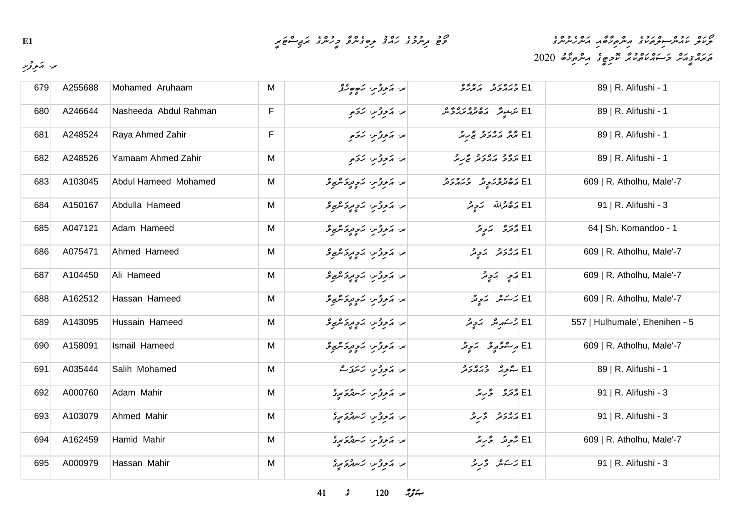| 679 | A255688 | Mohamed Aruhaam | M | ރ. އަލިފުށި، ހަޒާރުމާގު | E1 މުހައްމަދު އަރުހާމް | 89 \| R. Alifushi - 1 |
|---|---|---|---|---|---|---|
| 680 | A246644 | Nasheeda Abdul Rahman | F | ރ. އަލިފުށި، ހަމަވި | E1 ނަޝީދާ އަބްދުއްރަޙްމާން | 89 \| R. Alifushi - 1 |
| 681 | A248524 | Raya Ahmed Zahir | F | ރ. އަލިފުށި، ހަމަވި | E1 ރާޔާ އަޙްމަދު ޒާހިރު | 89 \| R. Alifushi - 1 |
| 682 | A248526 | Yamaam Ahmed Zahir | M | ރ. އަލިފުށި، ހަމަވި | E1 ޔަމާމް އަޙްމަދު ޒާހިރު | 89 \| R. Alifushi - 1 |
| 683 | A103045 | Abdul Hameed Mohamed | M | ރ. އަލިފުށި، ހަމީދިޔާރާސްޓޯރ | E1 އަބްދުލްހަމީދު މުހައްމަދު | 609 \| R. Atholhu, Male'-7 |
| 684 | A150167 | Abdulla Hameed | M | ރ. އަލިފުށި، ހަމީދިޔާރާސްޓޯރ | E1 އަބްދުﷲ ހަމީދު | 91 \| R. Alifushi - 3 |
| 685 | A047121 | Adam Hameed | M | ރ. އަލިފުށި، ހަމީދިޔާރާސްޓޯރ | E1 އާދަމް ހަމީދު | 64 \| Sh. Komandoo - 1 |
| 686 | A075471 | Ahmed Hameed | M | ރ. އަލިފުށި، ހަމީދިޔާރާސްޓޯރ | E1 އަޙްމަދު ހަމީދު | 609 \| R. Atholhu, Male'-7 |
| 687 | A104450 | Ali Hameed | M | ރ. އަލިފުށި، ހަމީދިޔާރާސްޓޯރ | E1 އަލި ހަމީދު | 609 \| R. Atholhu, Male'-7 |
| 688 | A162512 | Hassan Hameed | M | ރ. އަލިފުށި، ހަމީދިޔާރާސްޓޯރ | E1 ހަސަން ހަމީދު | 609 \| R. Atholhu, Male'-7 |
| 689 | A143095 | Hussain Hameed | M | ރ. އަލިފުށި، ހަމީދިޔާރާސްޓޯރ | E1 ހުސައިން ހަމީދު | 557 \| Hulhumale', Ehenihen - 5 |
| 690 | A158091 | Ismail Hameed | M | ރ. އަލިފުށި، ހަމީދިޔާރާސްޓޯރ | E1 އިސްމާޢީލް ހަމީދު | 609 \| R. Atholhu, Male'-7 |
| 691 | A035444 | Salih Mohamed | M | ރ. އަލިފުށި، ހަނދަސް | E1 ޞާލިޙް މުހައްމަދު | 89 \| R. Alifushi - 1 |
| 692 | A000760 | Adam Mahir | M | ރ. އަލިފުށި، ހަސްދުވަރީގެ | E1 އާދަމް މާހިރު | 91 \| R. Alifushi - 3 |
| 693 | A103079 | Ahmed Mahir | M | ރ. އަލިފުށި، ހަސްދުވަރީގެ | E1 އަޙްމަދު މާހިރު | 91 \| R. Alifushi - 3 |
| 694 | A162459 | Hamid Mahir | M | ރ. އަލިފުށި، ހަސްދުވަރީގެ | E1 ހާމިދު މާހިރު | 609 \| R. Atholhu, Male'-7 |
| 695 | A000979 | Hassan Mahir | M | ރ. އަލިފުށި، ހަސްދުވަރީގެ | E1 ހަސަން މާހިރު | 91 \| R. Alifushi - 3 |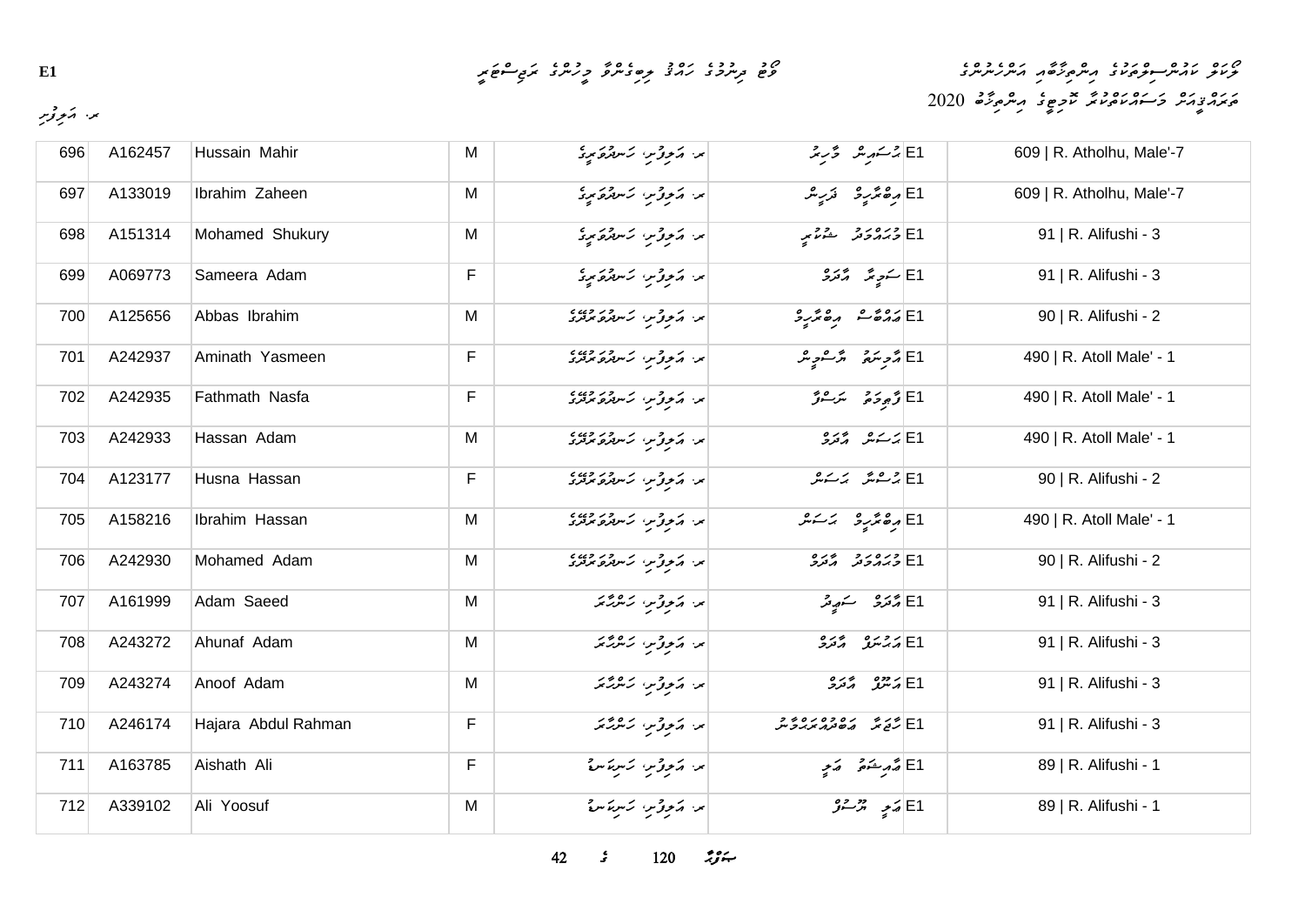| 696 | A162457 | Hussain Mahir | M | ރ. އަތިވެހި، ހަސަރުގަދަރި | ހުސައިން މާހިރު | E1 | 609 \| R. Atholhu, Male'-7 |
|---|---|---|---|---|---|---|---|
| 697 | A133019 | Ibrahim Zaheen | M | ރ. އަތިވެހި، ހަސަރުގަދަރި | އިބްރާހީމް ޒަހީން | E1 | 609 \| R. Atholhu, Male'-7 |
| 698 | A151314 | Mohamed Shukury | M | ރ. އަތިވެހި، ހަސަރުގަދަރި | މުހައްމަދު ޝުކުރީ | E1 | 91 \| R. Alifushi - 3 |
| 699 | A069773 | Sameera Adam | F | ރ. އަތިވެހި، ހަސަރުގަދަރި | ސަމީރާ އާދަމް | E1 | 91 \| R. Alifushi - 3 |
| 700 | A125656 | Abbas Ibrahim | M | ރ. އަތިވެހި، ހަސަރުގަދަރުގެ | އައްބާސް އިބްރާހީމް | E1 | 90 \| R. Alifushi - 2 |
| 701 | A242937 | Aminath Yasmeen | F | ރ. އަތިވެހި، ހަސަރުގަދަރުގެ | އާމިނަތު ޔާސްމީން | E1 | 490 \| R. Atoll Male' - 1 |
| 702 | A242935 | Fathmath Nasfa | F | ރ. އަތިވެހި، ހަސަރުގަދަރުގެ | ފާތިމަތު ނަސްފާ | E1 | 490 \| R. Atoll Male' - 1 |
| 703 | A242933 | Hassan Adam | M | ރ. އަތިވެހި، ހަސަރުގަދަރުގެ | ހަސަން އާދަމް | E1 | 490 \| R. Atoll Male' - 1 |
| 704 | A123177 | Husna Hassan | F | ރ. އަތިވެހި، ހަސަރުގަދަރުގެ | ހުސްނާ ހަސަން | E1 | 90 \| R. Alifushi - 2 |
| 705 | A158216 | Ibrahim Hassan | M | ރ. އަތިވެހި، ހަސަރުގަދަރުގެ | އިބްރާހީމް ހަސަން | E1 | 490 \| R. Atoll Male' - 1 |
| 706 | A242930 | Mohamed Adam | M | ރ. އަތިވެހި، ހަސަރުގަދަރުގެ | މުހައްމަދު އާދަމް | E1 | 90 \| R. Alifushi - 2 |
| 707 | A161999 | Adam Saeed | M | ރ. އަތިވެހި، ހެންވަރަ | އާދަމް ސައީދު | E1 | 91 \| R. Alifushi - 3 |
| 708 | A243272 | Ahunaf Adam | M | ރ. އަތިވެހި، ހެންވަރަ | އަހުނަފް އާދަމް | E1 | 91 \| R. Alifushi - 3 |
| 709 | A243274 | Anoof Adam | M | ރ. އަތިވެހި، ހެންވަރަ | އަނޫފް އާދަމް | E1 | 91 \| R. Alifushi - 3 |
| 710 | A246174 | Hajara Abdul Rahman | F | ރ. އަތިވެހި، ހެންވަރަ | ހާޖަރާ އަބްދުއްރަޙްމާން | E1 | 91 \| R. Alifushi - 3 |
| 711 | A163785 | Aishath Ali | F | ރ. އަތިވެހި، ހަނިމަނޭ | އާއިޝަތު ޢަލީ | E1 | 89 \| R. Alifushi - 1 |
| 712 | A339102 | Ali Yoosuf | M | ރ. އަތިވެހި، ހަނިމަނޭ | ޢަލީ ޔޫސުފް | E1 | 89 \| R. Alifushi - 1 |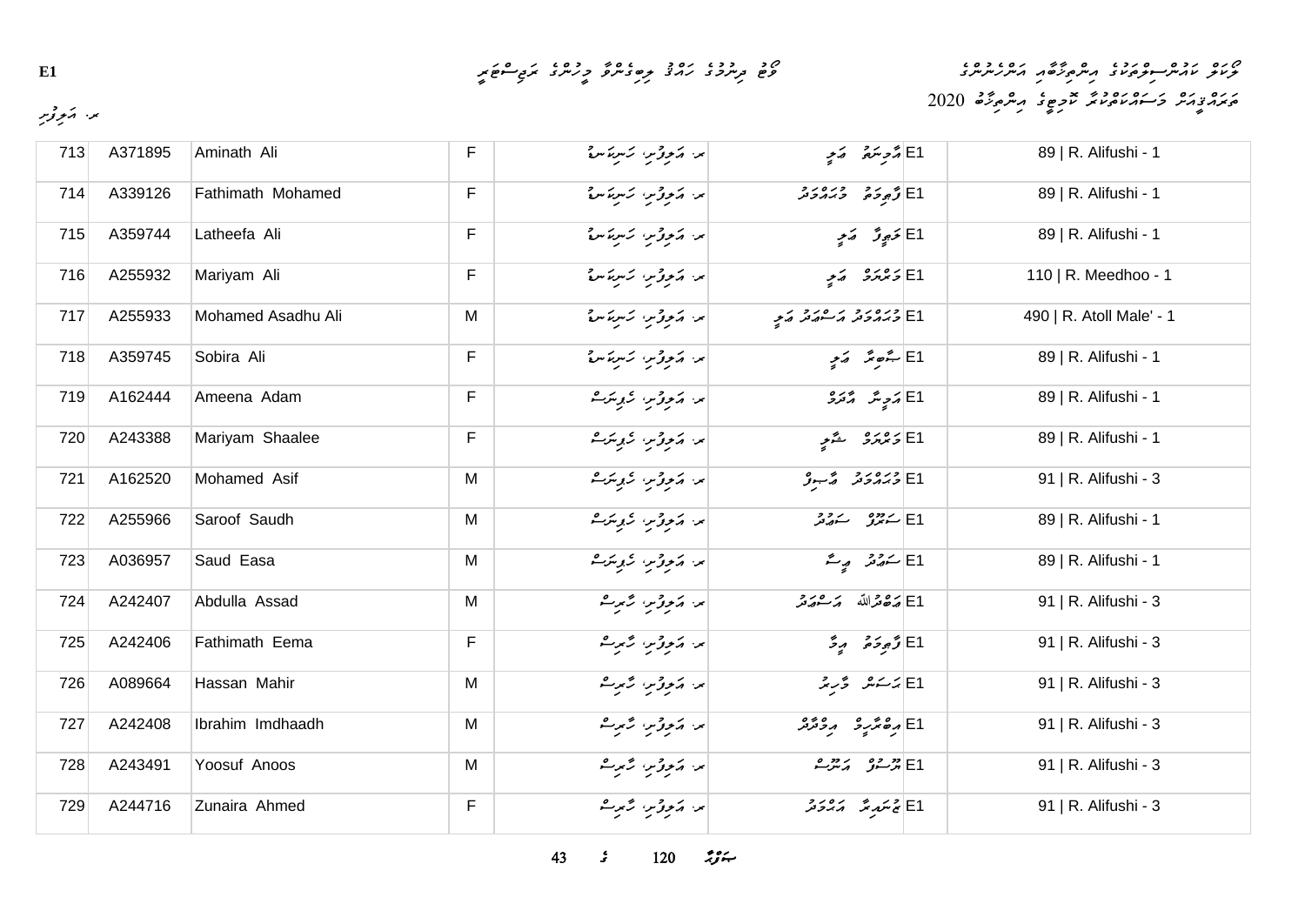| 713 | A371895 | Aminath Ali | F | بر. رَمِوِرْسِ، رَسِرَكِسِهُ | E1 مَرْحِسَمَ رَحِي | 89 \| R. Alifushi - 1 |
|---|---|---|---|---|---|---|
| 714 | A339126 | Fathimath Mohamed | F | بر. رَمِوِرْسِ، رَسِرَكِسِهُ | E1 وَّجِعَةَ وَبَرُوَرَ | 89 \| R. Alifushi - 1 |
| 715 | A359744 | Latheefa Ali | F | بر. رَمِوِرْسِ، رَسِرَكِسِهُ | E1 تَحِوَّ رَحِي | 89 \| R. Alifushi - 1 |
| 716 | A255932 | Mariyam Ali | F | بر. رَمِوِرْسِ، رَسِرَكِسِهُ | E1 وَبْرُوْ رَحِي | 110 \| R. Meedhoo - 1 |
| 717 | A255933 | Mohamed Asadhu Ali | M | بر. رَمِوِرْسِ، رَسِرَكِسِهُ | E1 وَبَرُوَرَ رَسَتَرْ رَحِي | 490 \| R. Atoll Male' - 1 |
| 718 | A359745 | Sobira Ali | F | بر. رَمِوِرْسِ، رَسِرَكِسِهُ | E1 سُوْمِرَ رَحِي | 89 \| R. Alifushi - 1 |
| 719 | A162444 | Ameena Adam | F | بر. رَمِوِرْسِ، رُوِسَرَتْ | E1 رَحِيِسَ رَمَرَوْ | 89 \| R. Alifushi - 1 |
| 720 | A243388 | Mariyam Shaalee | F | بر. رَمِوِرْسِ، رُوِسَرَتْ | E1 وَبْرُوْ شَمِوِ | 89 \| R. Alifushi - 1 |
| 721 | A162520 | Mohamed Asif | M | بر. رَمِوِرْسِ، رُوِسَرَتْ | E1 وَبَرُوَرَ رَسِوْ | 91 \| R. Alifushi - 3 |
| 722 | A255966 | Saroof Saudh | M | بر. رَمِوِرْسِ، رُوِسَرَتْ | E1 سَمْرُوْ سَمَرْ | 89 \| R. Alifushi - 1 |
| 723 | A036957 | Saud Easa | M | بر. رَمِوِرْسِ، رُوِسَرَتْ | E1 سَمَرْ مِتْ | 89 \| R. Alifushi - 1 |
| 724 | A242407 | Abdulla Assad | M | بر. رَمِوِرْسِ، رُمِرِتْ | E1 رَصْدَاللّهِ رَسْمَرْ | 91 \| R. Alifushi - 3 |
| 725 | A242406 | Fathimath Eema | F | بر. رَمِوِرْسِ، رُمِرِتْ | E1 وَّجِعَةَ مِرَّ | 91 \| R. Alifushi - 3 |
| 726 | A089664 | Hassan Mahir | M | بر. رَمِوِرْسِ، رُمِرِتْ | E1 بَرَسَرْ وَرِبْرُ | 91 \| R. Alifushi - 3 |
| 727 | A242408 | Ibrahim Imdhaadh | M | بر. رَمِوِرْسِ، رُمِرِتْ | E1 رِصْعَرِوْ رِوْمَرْمَرْ | 91 \| R. Alifushi - 3 |
| 728 | A243491 | Yoosuf Anoos | M | بر. رَمِوِرْسِ، رُمِرِتْ | E1 مَرْسُوْ رَسْرُتْ | 91 \| R. Alifushi - 3 |
| 729 | A244716 | Zunaira Ahmed | F | بر. رَمِوِرْسِ، رُمِرِتْ | E1 مَسَمِرِ رَبُوَرَ | 91 \| R. Alifushi - 3 |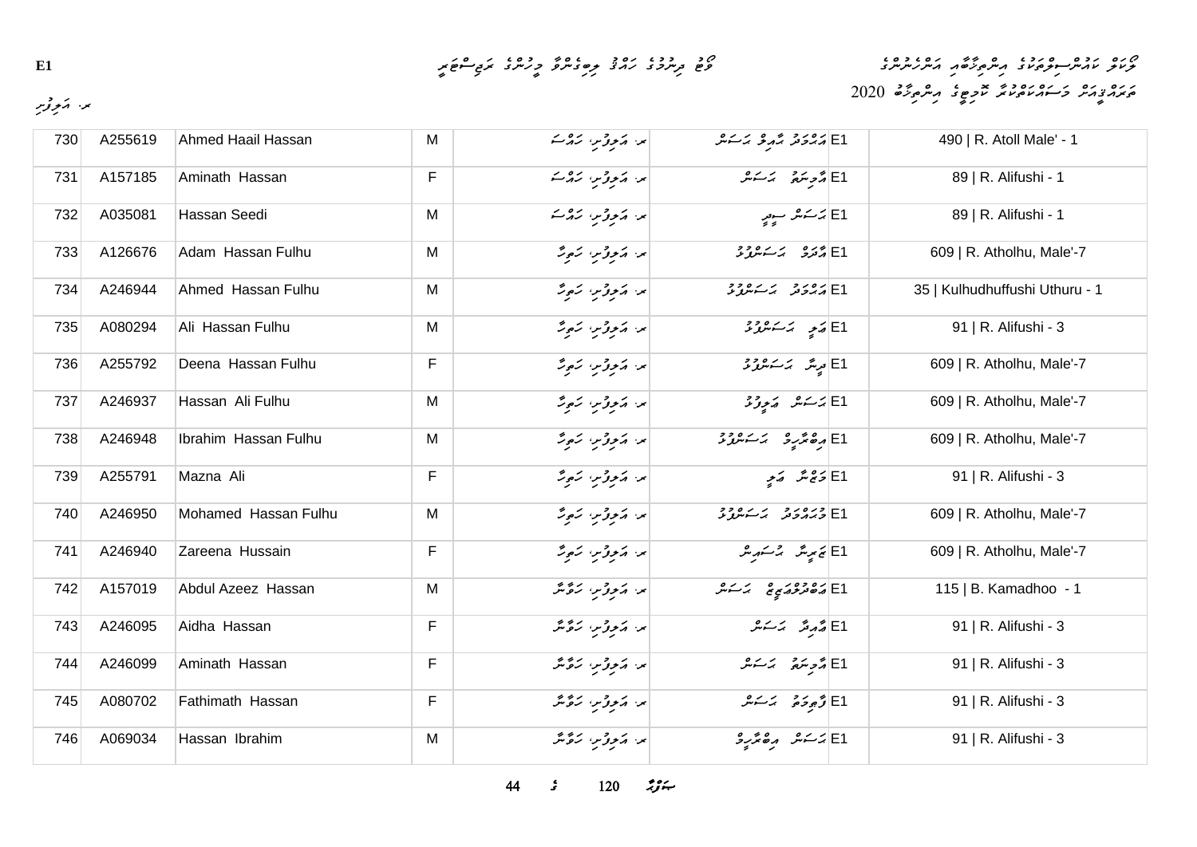| 730 | A255619 | Ahmed Haail Hassan | M | ރ. އަލިފުށި، ހަޢުސަ | E1 އަޙްމަދު ހާއިލް ހަސަން | 490 \| R. Atoll Male' - 1 |
|---|---|---|---|---|---|---|
| 731 | A157185 | Aminath Hassan | F | ރ. އަލިފުށި، ހަޢުސަ | E1 އާމިނަތު ހަސަން | 89 \| R. Alifushi - 1 |
| 732 | A035081 | Hassan Seedi | M | ރ. އަލިފުށި، ހަޢުސަ | E1 ހަސަން ސީދީ | 89 \| R. Alifushi - 1 |
| 733 | A126676 | Adam Hassan Fulhu | M | ރ. އަލިފުށި، ހަތިފާ | E1 އާދަމް ހަސަންފުޅު | 609 \| R. Atholhu, Male'-7 |
| 734 | A246944 | Ahmed Hassan Fulhu | M | ރ. އަލިފުށި، ހަތިފާ | E1 އަޙްމަދު ހަސަންފުޅު | 35 \| Kulhudhuffushi Uthuru - 1 |
| 735 | A080294 | Ali Hassan Fulhu | M | ރ. އަލިފުށި، ހަތިފާ | E1 އަލި ހަސަންފުޅު | 91 \| R. Alifushi - 3 |
| 736 | A255792 | Deena Hassan Fulhu | F | ރ. އަލިފުށި، ހަތިފާ | E1 ދީނާ ހަސަންފުޅު | 609 \| R. Atholhu, Male'-7 |
| 737 | A246937 | Hassan Ali Fulhu | M | ރ. އަލިފުށި، ހަތިފާ | E1 ހަސަން އަލިފުޅު | 609 \| R. Atholhu, Male'-7 |
| 738 | A246948 | Ibrahim Hassan Fulhu | M | ރ. އަލިފުށި، ހަތިފާ | E1 އިބްރާހީމް ހަސަންފުޅު | 609 \| R. Atholhu, Male'-7 |
| 739 | A255791 | Mazna Ali | F | ރ. އަލިފުށި، ހަތިފާ | E1 މަޒްނާ އަލި | 91 \| R. Alifushi - 3 |
| 740 | A246950 | Mohamed Hassan Fulhu | M | ރ. އަލިފުށި، ހަތިފާ | E1 މުޙައްމަދު ހަސަންފުޅު | 609 \| R. Atholhu, Male'-7 |
| 741 | A246940 | Zareena Hussain | F | ރ. އަލިފުށި، ހަތިފާ | E1 ޒަރީނާ ހުސައިން | 609 \| R. Atholhu, Male'-7 |
| 742 | A157019 | Abdul Azeez Hassan | M | ރ. އަލިފުށި، ހަވާނާ | E1 އަބްދުލްޢަޒީޒު ހަސަން | 115 \| B. Kamadhoo - 1 |
| 743 | A246095 | Aidha Hassan | F | ރ. އަލިފުށި، ހަވާނާ | E1 އާއިދާ ހަސަން | 91 \| R. Alifushi - 3 |
| 744 | A246099 | Aminath Hassan | F | ރ. އަލިފުށި، ހަވާނާ | E1 އާމިނަތު ހަސަން | 91 \| R. Alifushi - 3 |
| 745 | A080702 | Fathimath Hassan | F | ރ. އަލިފުށި، ހަވާނާ | E1 ފާތިމަތު ހަސަން | 91 \| R. Alifushi - 3 |
| 746 | A069034 | Hassan Ibrahim | M | ރ. އަލިފުށި، ހަވާނާ | E1 ހަސަން އިބްރާހީމް | 91 \| R. Alifushi - 3 |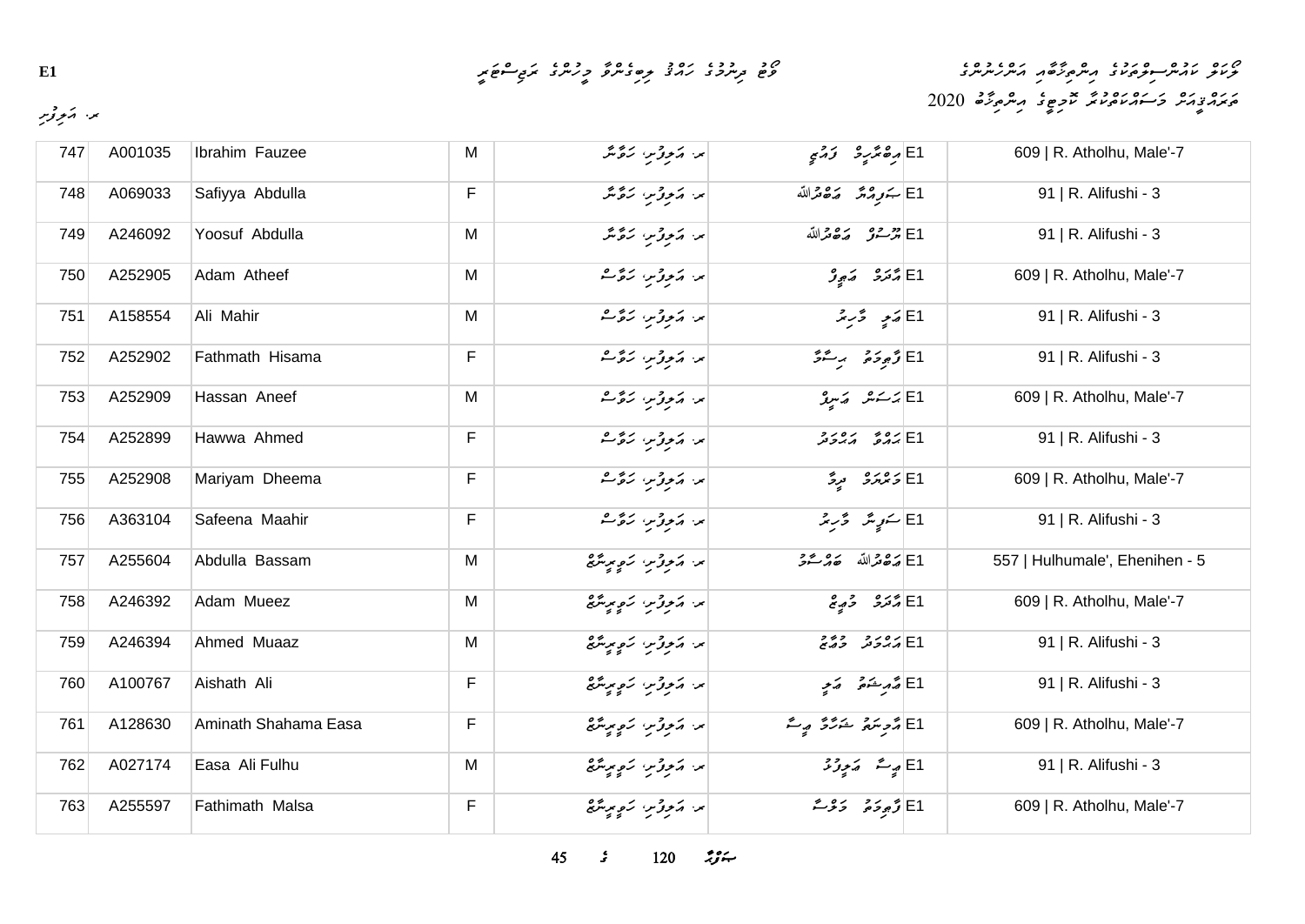| 747 | A001035 | Ibrahim Fauzee | M | ރ. އަލިފުށި، ހަވާނާ | E1 އިބްރާހީމް ފައުޒީ | 609 \| R. Atholhu, Male'-7 |
|---|---|---|---|---|---|---|
| 748 | A069033 | Safiyya Abdulla | F | ރ. އަލިފުށި، ހަވާނާ | E1 ޞަފިއްޔާ އަބްދުﷲ | 91 \| R. Alifushi - 3 |
| 749 | A246092 | Yoosuf Abdulla | M | ރ. އަލިފުށި، ހަވާނާ | E1 ޔޫސުފް އަބްދުﷲ | 91 \| R. Alifushi - 3 |
| 750 | A252905 | Adam Atheef | M | ރ. އަލިފުށި، ހަވާސް | E1 އާދަމް އަތީފް | 609 \| R. Atholhu, Male'-7 |
| 751 | A158554 | Ali Mahir | M | ރ. އަލިފުށި، ހަވާސް | E1 އަލީ މާހިރު | 91 \| R. Alifushi - 3 |
| 752 | A252902 | Fathmath Hisama | F | ރ. އަލިފުށި، ހަވާސް | E1 ފާތިމަތު ހިސާމާ | 91 \| R. Alifushi - 3 |
| 753 | A252909 | Hassan Aneef | M | ރ. އަލިފުށި، ހަވާސް | E1 ހަސަން އަނީފް | 609 \| R. Atholhu, Male'-7 |
| 754 | A252899 | Hawwa Ahmed | F | ރ. އަލިފުށި، ހަވާސް | E1 ހައްވާ އަހްމަދު | 91 \| R. Alifushi - 3 |
| 755 | A252908 | Mariyam Dheema | F | ރ. އަލިފުށި، ހަވާސް | E1 މަރިޔަމް ދީމާ | 609 \| R. Atholhu, Male'-7 |
| 756 | A363104 | Safeena Maahir | F | ރ. އަލިފުށި، ހަވާސް | E1 ސަފީނާ މާހިރު | 91 \| R. Alifushi - 3 |
| 757 | A255604 | Abdulla Bassam | M | ރ. އަލިފުށި، ހަވީރީނާގެ | E1 އަބްދުﷲ ބައްސާމް | 557 \| Hulhumale', Ehenihen - 5 |
| 758 | A246392 | Adam Mueez | M | ރ. އަލިފުށި، ހަވީރީނާގެ | E1 އާދަމް މުޢީޒު | 609 \| R. Atholhu, Male'-7 |
| 759 | A246394 | Ahmed Muaaz | M | ރ. އަލިފުށި، ހަވީރީނާގެ | E1 އަހްމަދު މުޢާޛު | 91 \| R. Alifushi - 3 |
| 760 | A100767 | Aishath Ali | F | ރ. އަލިފުށި، ހަވީރީނާގެ | E1 އާއިޝަތު އަލީ | 91 \| R. Alifushi - 3 |
| 761 | A128630 | Aminath Shahama Easa | F | ރ. އަލިފުށި، ހަވީރީނާގެ | E1 އާމިނަތު ޝަހާމާ ޢީސާ | 609 \| R. Atholhu, Male'-7 |
| 762 | A027174 | Easa Ali Fulhu | M | ރ. އަލިފުށި، ހަވީރީނާގެ | E1 ޢީސާ އަލިފުޅު | 91 \| R. Alifushi - 3 |
| 763 | A255597 | Fathimath Malsa | F | ރ. އަލިފުށި، ހަވީރީނާގެ | E1 ފާތިމަތު މަލްސާ | 609 \| R. Atholhu, Male'-7 |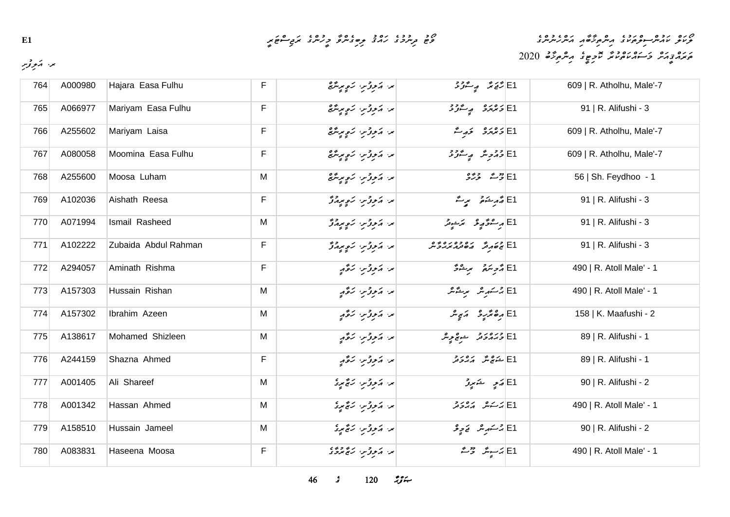| 764 | A000980 | Hajara Easa Fulhu | F | ރ. އަތިފުށި، ހަވީރީނގެ | ހާޖަރާ އީސާފުޅު E1 | 609 \| R. Atholhu, Male'-7 |
|---|---|---|---|---|---|---|
| 765 | A066977 | Mariyam Easa Fulhu | F | ރ. އަތިފުށި، ހަވީރީނގެ | މަރިޔަމް އީސާފުޅު E1 | 91 \| R. Alifushi - 3 |
| 766 | A255602 | Mariyam Laisa | F | ރ. އަތިފުށި، ހަވީރީނގެ | މަރިޔަމް ލައިސާ E1 | 609 \| R. Atholhu, Male'-7 |
| 767 | A080058 | Moomina Easa Fulhu | F | ރ. އަތިފުށި، ހަވީރީނގެ | މޫމިނާ އީސާފުޅު E1 | 609 \| R. Atholhu, Male'-7 |
| 768 | A255600 | Moosa Luham | M | ރ. އަތިފުށި، ހަވީރީނގެ | މޫސާ ލުހާމް E1 | 56 \| Sh. Feydhoo - 1 |
| 769 | A102036 | Aishath Reesa | F | ރ. އަތިފުށި، ހަވީރީއްޔާ | އާއިޝަތު ރީސާ E1 | 91 \| R. Alifushi - 3 |
| 770 | A071994 | Ismail Rasheed | M | ރ. އަތިފުށި، ހަވީރީއްޔާ | އިސްމާއިލް ރަޝީދު E1 | 91 \| R. Alifushi - 3 |
| 771 | A102222 | Zubaida Abdul Rahman | F | ރ. އަތިފުށި، ހަވީރީއްޔާ | ޒުބައިދާ އަބްދުއްރަޙްމާން E1 | 91 \| R. Alifushi - 3 |
| 772 | A294057 | Aminath Rishma | F | ރ. އަތިފުށި، ހަވާއީ | އާމިނަތު ރިޝްމާ E1 | 490 \| R. Atoll Male' - 1 |
| 773 | A157303 | Hussain Rishan | M | ރ. އަތިފުށި، ހަވާއީ | ހުސައިން ރިޝާން E1 | 490 \| R. Atoll Male' - 1 |
| 774 | A157302 | Ibrahim Azeen | M | ރ. އަތިފުށި، ހަވާއީ | އިބްރާހީމް އަޒީން E1 | 158 \| K. Maafushi - 2 |
| 775 | A138617 | Mohamed Shizleen | M | ރ. އަތިފުށި، ހަވާއީ | މުޙައްމަދު ޝިޒްލީން E1 | 89 \| R. Alifushi - 1 |
| 776 | A244159 | Shazna Ahmed | F | ރ. އަތިފުށި، ހަވާއީ | ޝަޒްނާ އަޙްމަދު E1 | 89 \| R. Alifushi - 1 |
| 777 | A001405 | Ali Shareef | M | ރ. އަތިފުށި، ހަޖީރީގެ | އަލީ ޝަރީފު E1 | 90 \| R. Alifushi - 2 |
| 778 | A001342 | Hassan Ahmed | M | ރ. އަތިފުށި، ހަޖީރީގެ | ހަސަން އަޙްމަދު E1 | 490 \| R. Atoll Male' - 1 |
| 779 | A158510 | Hussain Jameel | M | ރ. އަތިފުށި، ހަޖީރީގެ | ހުސައިން ޖަމީލް E1 | 90 \| R. Alifushi - 2 |
| 780 | A083831 | Haseena Moosa | F | ރ. އަތިފުށި، ހަޖުރުމާގެ | ހަސީނާ މޫސާ E1 | 490 \| R. Atoll Male' - 1 |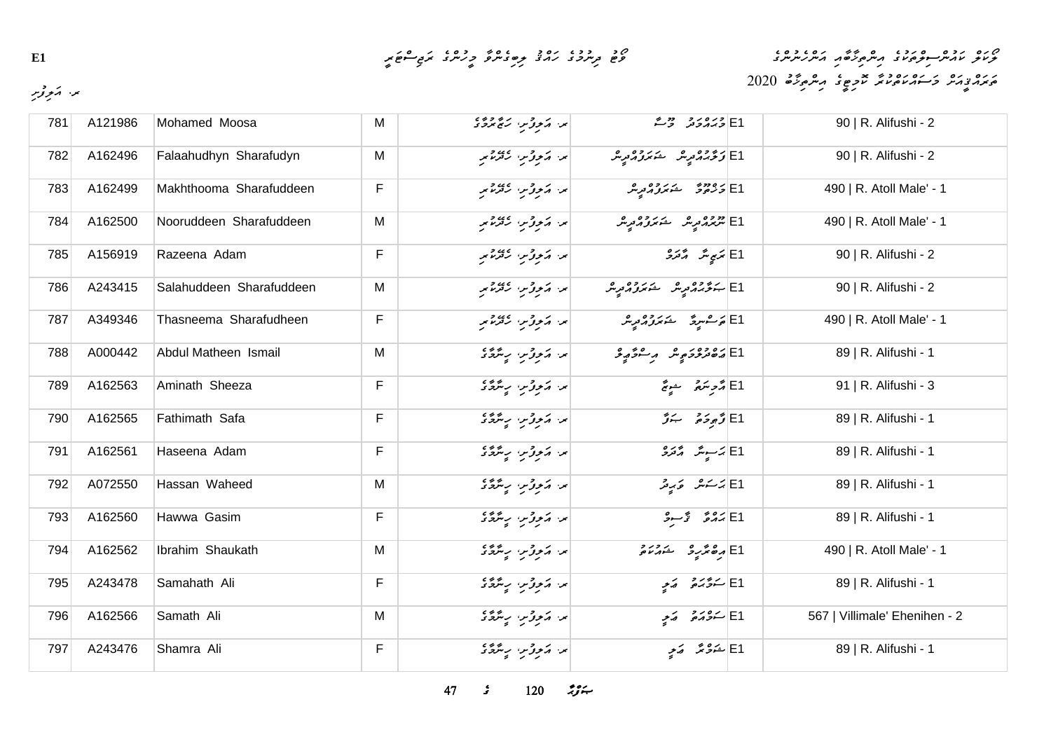| 781 | A121986 | Mohamed Moosa | M | ރ. އަލިފުށި، ހަޖަރާގެ | މުޙައްމަދު މޫސާ | E1 | 90 \| R. Alifushi - 2 |
|---|---|---|---|---|---|---|---|
| 782 | A162496 | Falaahudhyn Sharafudyn | M | ރ. އަލިފުށި، ހޯދަރި | ފަލާހުއްދީން ޝަރަފުއްދީން | E1 | 90 \| R. Alifushi - 2 |
| 783 | A162499 | Makhthooma Sharafuddeen | F | ރ. އަލިފުށި، ހޯދަރި | މަޚްތޫމާ ޝަރަފުއްދީން | E1 | 490 \| R. Atoll Male' - 1 |
| 784 | A162500 | Nooruddeen Sharafuddeen | M | ރ. އަލިފުށި، ހޯދަރި | ނޫރުއްދީން ޝަރަފުއްދީން | E1 | 490 \| R. Atoll Male' - 1 |
| 785 | A156919 | Razeena Adam | F | ރ. އަލިފުށި، ހޯދަރި | ރަޒީނާ އާދަމް | E1 | 90 \| R. Alifushi - 2 |
| 786 | A243415 | Salahuddeen Sharafuddeen | M | ރ. އަލިފުށި، ހޯދަރި | ޞަލާޙުއްދީން ޝަރަފުއްދީން | E1 | 90 \| R. Alifushi - 2 |
| 787 | A349346 | Thasneema Sharafudheen | F | ރ. އަލިފުށި، ހޯދަރި | ތަސްނީމާ ޝަރަފުއްދީން | E1 | 490 \| R. Atoll Male' - 1 |
| 788 | A000442 | Abdul Matheen Ismail | M | ރ. އަލިފުށި، ހިނގާގެ | އަބްދުލްމަތީން އިސްމާޢީލް | E1 | 89 \| R. Alifushi - 1 |
| 789 | A162563 | Aminath Sheeza | F | ރ. އަލިފުށި، ހިނގާގެ | އާމިނަތު ޝީޒާ | E1 | 91 \| R. Alifushi - 3 |
| 790 | A162565 | Fathimath Safa | F | ރ. އަލިފުށި، ހިނގާގެ | ފާތިމަތު ސަފާ | E1 | 89 \| R. Alifushi - 1 |
| 791 | A162561 | Haseena Adam | F | ރ. އަލިފުށި، ހިނގާގެ | ހަސީނާ އާދަމް | E1 | 89 \| R. Alifushi - 1 |
| 792 | A072550 | Hassan Waheed | M | ރ. އަލިފުށި، ހިނގާގެ | ހަސަން ވަޙީދު | E1 | 89 \| R. Alifushi - 1 |
| 793 | A162560 | Hawwa Gasim | F | ރ. އަލިފުށި، ހިނގާގެ | ހައްވާ ޤާސިމް | E1 | 89 \| R. Alifushi - 1 |
| 794 | A162562 | Ibrahim Shaukath | M | ރ. އަލިފުށި، ހިނގާގެ | އިބްރާހީމް ޝައުކަތު | E1 | 490 \| R. Atoll Male' - 1 |
| 795 | A243478 | Samahath Ali | F | ރ. އަލިފުށި، ހިނގާގެ | ސަމާހަތު ޢަލީ | E1 | 89 \| R. Alifushi - 1 |
| 796 | A162566 | Samath Ali | M | ރ. އަލިފުށި، ހިނގާގެ | ސަމްޢަތު ޢަލީ | E1 | 567 \| Villimale' Ehenihen - 2 |
| 797 | A243476 | Shamra Ali | F | ރ. އަލިފުށި، ހިނގާގެ | ޝަމްރާ ޢަލީ | E1 | 89 \| R. Alifushi - 1 |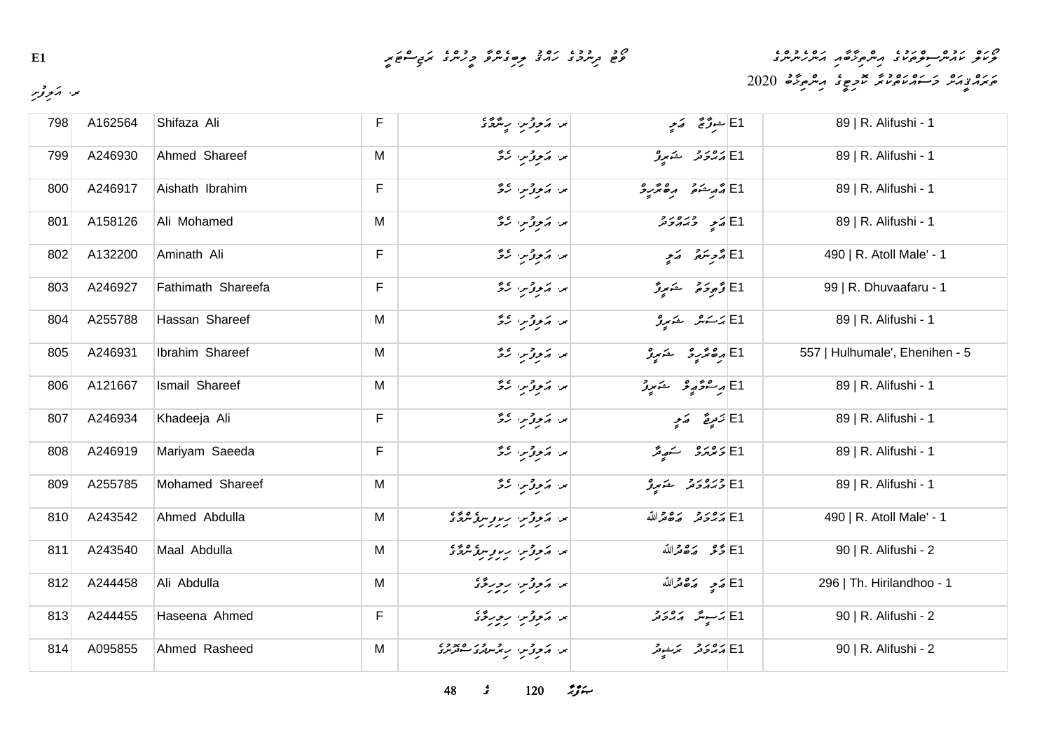| 798 | A162564 | Shifaza Ali | F | ބ. އަލިފުށި، ފިޔާޒާގެ | ޝިފާޒާ ޢަލީ E1 | 89 \| R. Alifushi - 1 |
|---|---|---|---|---|---|---|
| 799 | A246930 | Ahmed Shareef | M | ބ. އަލިފުށި، ގުލާ | އަޙްމަދު ޝަރީފް E1 | 89 \| R. Alifushi - 1 |
| 800 | A246917 | Aishath Ibrahim | F | ބ. އަލިފުށި، ގުލާ | އައިޝަތު އިބްރާހީމް E1 | 89 \| R. Alifushi - 1 |
| 801 | A158126 | Ali Mohamed | M | ބ. އަލިފުށި، ގުލާ | ޢަލީ މުޙައްމަދު E1 | 89 \| R. Alifushi - 1 |
| 802 | A132200 | Aminath Ali | F | ބ. އަލިފުށި، ގުލާ | އާމިނަތު ޢަލީ E1 | 490 \| R. Atoll Male' - 1 |
| 803 | A246927 | Fathimath Shareefa | F | ބ. އަލިފުށި، ގުލާ | ފާތިމަތު ޝަރީފާ E1 | 99 \| R. Dhuvaafaru - 1 |
| 804 | A255788 | Hassan Shareef | M | ބ. އަލިފުށި، ގުލާ | ޙަސަން ޝަރީފް E1 | 89 \| R. Alifushi - 1 |
| 805 | A246931 | Ibrahim Shareef | M | ބ. އަލިފުށި، ގުލާ | އިބްރާހީމް ޝަރީފް E1 | 557 \| Hulhumale', Ehenihen - 5 |
| 806 | A121667 | Ismail Shareef | M | ބ. އަލިފުށި، ގުލާ | އިސްމާޢީލް ޝަރީފް E1 | 89 \| R. Alifushi - 1 |
| 807 | A246934 | Khadeeja Ali | F | ބ. އަލިފުށި، ގުލާ | ޚަދީޖާ ޢަލީ E1 | 89 \| R. Alifushi - 1 |
| 808 | A246919 | Mariyam Saeeda | F | ބ. އަލިފުށި، ގުލާ | މަރްޔަމް ސަޢީދާ E1 | 89 \| R. Alifushi - 1 |
| 809 | A255785 | Mohamed Shareef | M | ބ. އަލިފުށި، ގުލާ | މުޙައްމަދު ޝަރީފް E1 | 89 \| R. Alifushi - 1 |
| 810 | A243542 | Ahmed Abdulla | M | ބ. އަލިފުށި، ހިލިވިލަފެންމާގެ | އަޙްމަދު ޢަބްދުﷲ E1 | 490 \| R. Atoll Male' - 1 |
| 811 | A243540 | Maal Abdulla | M | ބ. އަލިފުށި، ހިލިވިލަފެންމާގެ | މާލް ޢަބްދުﷲ E1 | 90 \| R. Alifushi - 2 |
| 812 | A244458 | Ali Abdulla | M | ބ. އަލިފުށި، ހިލިހިލާގެ | ޢަލީ ޢަބްދުﷲ E1 | 296 \| Th. Hirilandhoo - 1 |
| 813 | A244455 | Haseena Ahmed | F | ބ. އަލިފުށި، ހިލިހިލާގެ | ހަސީނާ އަޙްމަދު E1 | 90 \| R. Alifushi - 2 |
| 814 | A095855 | Ahmed Rasheed | M | ބ. އަލިފުށި، ހިރިސްދުރުސޮއިރުރު | އަޙްމަދު ރަޝީދު E1 | 90 \| R. Alifushi - 2 |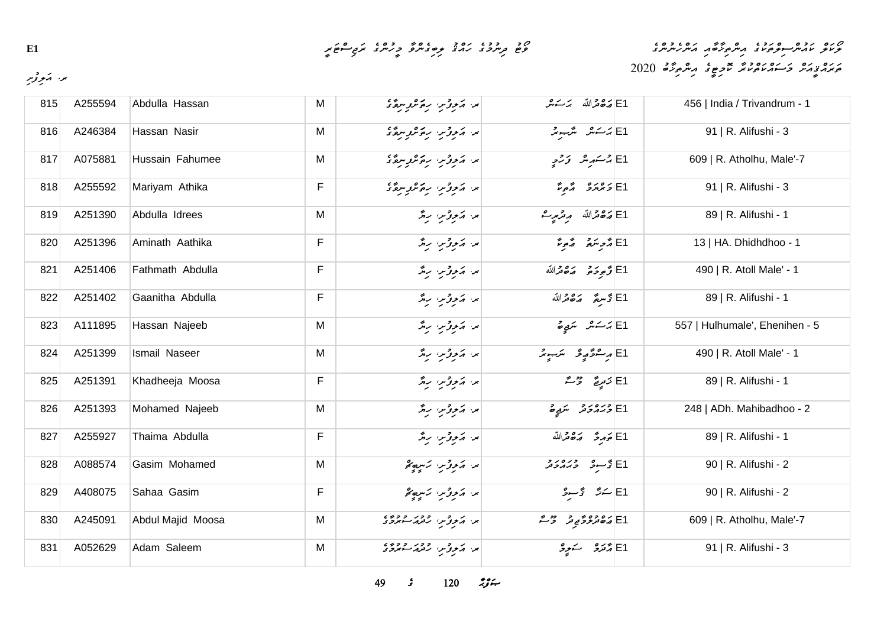| 815 | A255594 | Abdulla Hassan | M | ރ. އަލިފުށި، ހިތަށްފިނިވާގެ | އަބްދުﷲ ހަސަން | E1 | 456 \| India / Trivandrum - 1 |
|---|---|---|---|---|---|---|---|
| 816 | A246384 | Hassan Nasir | M | ރ. އަލިފުށި، ހިތަށްފިނިވާގެ | ހަސަން ނާސިރު | E1 | 91 \| R. Alifushi - 3 |
| 817 | A075881 | Hussain Fahumee | M | ރ. އަލިފުށި، ހިތަށްފިނިވާގެ | ހުސައިން ފަހުމީ | E1 | 609 \| R. Atholhu, Male'-7 |
| 818 | A255592 | Mariyam Athika | F | ރ. އަލިފުށި، ހިތަށްފިނިވާގެ | މަރިޔަމް އާތިކާ | E1 | 91 \| R. Alifushi - 3 |
| 819 | A251390 | Abdulla Idrees | M | ރ. އަލިފުށި، ހިޔާ | އަބްދުﷲ އިދުރީސް | E1 | 89 \| R. Alifushi - 1 |
| 820 | A251396 | Aminath Aathika | F | ރ. އަލިފުށި، ހިޔާ | އާމިނަތު އާތިކާ | E1 | 13 \| HA. Dhidhdhoo - 1 |
| 821 | A251406 | Fathmath Abdulla | F | ރ. އަލިފުށި، ހިޔާ | ފާތިމަތު އަބްދުﷲ | E1 | 490 \| R. Atoll Male' - 1 |
| 822 | A251402 | Gaanitha Abdulla | F | ރ. އަލިފުށި، ހިޔާ | ގާނިތާ އަބްދުﷲ | E1 | 89 \| R. Alifushi - 1 |
| 823 | A111895 | Hassan Najeeb | M | ރ. އަލިފުށި، ހިޔާ | ހަސަން ނަޖީބު | E1 | 557 \| Hulhumale', Ehenihen - 5 |
| 824 | A251399 | Ismail Naseer | M | ރ. އަލިފުށި، ހިޔާ | އިސްމާއީލް ނަސީރު | E1 | 490 \| R. Atoll Male' - 1 |
| 825 | A251391 | Khadheeja Moosa | F | ރ. އަލިފުށި، ހިޔާ | ޚަދީޖާ މޫސާ | E1 | 89 \| R. Alifushi - 1 |
| 826 | A251393 | Mohamed Najeeb | M | ރ. އަލިފުށި، ހިޔާ | މުހައްމަދު ނަޖީބު | E1 | 248 \| ADh. Mahibadhoo - 2 |
| 827 | A255927 | Thaima Abdulla | F | ރ. އަލިފުށި، ހިޔާ | ތައިމާ އަބްދުﷲ | E1 | 89 \| R. Alifushi - 1 |
| 828 | A088574 | Gasim Mohamed | M | ރ. އަލިފުށި، ހިރިޖެހި | ޤާސިމް މުހައްމަދު | E1 | 90 \| R. Alifushi - 2 |
| 829 | A408075 | Sahaa Gasim | F | ރ. އަލިފުށި، ހިރިޖެހި | ސަހާ ޤާސިމް | E1 | 90 \| R. Alifushi - 2 |
| 830 | A245091 | Abdul Majid Moosa | M | ރ. އަލިފުށި، ހުދުހަނދުވަރުގެ | އަބްދުލްމާޖިދު މޫސާ | E1 | 609 \| R. Atholhu, Male'-7 |
| 831 | A052629 | Adam Saleem | M | ރ. އަލިފުށި، ހުދުހަނދުވަރުގެ | އާދަމް ސަލީމް | E1 | 91 \| R. Alifushi - 3 |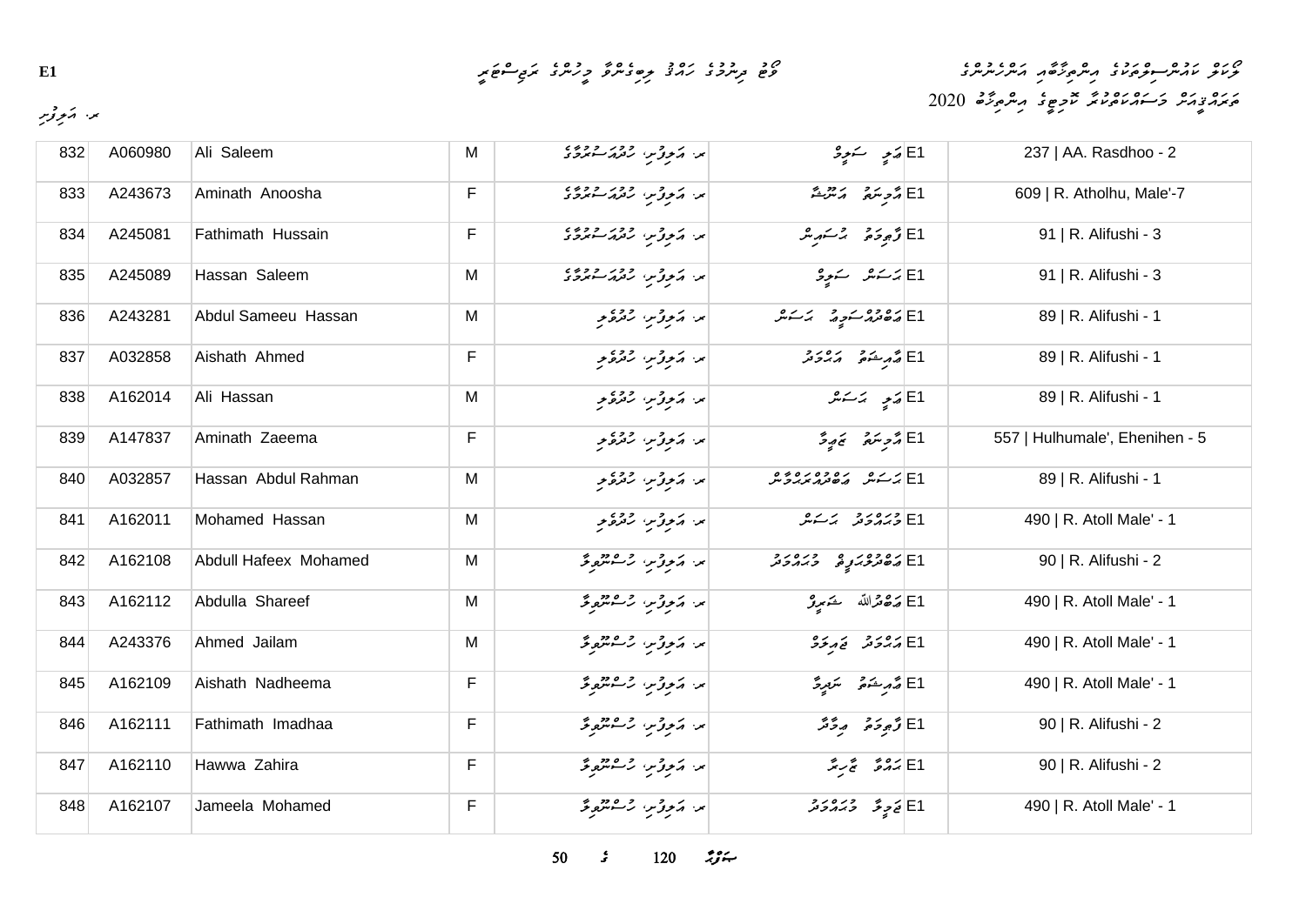ރ. އަލިފުށި

| 832 | A060980 | Ali Saleem | M | ރ. އަލިފުށި، ހުޅުދަސްޖެހިގޭ | E1 އަލި ސަލީމް | 237 \| AA. Rasdhoo - 2 |
|---|---|---|---|---|---|---|
| 833 | A243673 | Aminath Anoosha | F | ރ. އަލިފުށި، ހުޅުދަސްޖެހިގޭ | E1 އާމިނަތު އަނޫޝާ | 609 \| R. Atholhu, Male'-7 |
| 834 | A245081 | Fathimath Hussain | F | ރ. އަލިފުށި، ހުޅުދަސްޖެހިގޭ | E1 ފާތިމަތު ހުސައިން | 91 \| R. Alifushi - 3 |
| 835 | A245089 | Hassan Saleem | M | ރ. އަލިފުށި، ހުޅުދަސްޖެހިގޭ | E1 ހަސަން ސަލީމް | 91 \| R. Alifushi - 3 |
| 836 | A243281 | Abdul Sameeu Hassan | M | ރ. އަލިފުށި، ހުދުގެ | E1 އަބްދުލްސަމީޢު ހަސަން | 89 \| R. Alifushi - 1 |
| 837 | A032858 | Aishath Ahmed | F | ރ. އަލިފުށި، ހުދުގެ | E1 އާއިޝަތު އަޙްމަދު | 89 \| R. Alifushi - 1 |
| 838 | A162014 | Ali Hassan | M | ރ. އަލިފުށި، ހުދުގެ | E1 އަލި ހަސަން | 89 \| R. Alifushi - 1 |
| 839 | A147837 | Aminath Zaeema | F | ރ. އަލިފުށި، ހުދުގެ | E1 އާމިނަތު ޒަޢީމާ | 557 \| Hulhumale', Ehenihen - 5 |
| 840 | A032857 | Hassan Abdul Rahman | M | ރ. އަލިފުށި، ހުދުގެ | E1 ހަސަން އަބްދުއްރަޙްމާން | 89 \| R. Alifushi - 1 |
| 841 | A162011 | Mohamed Hassan | M | ރ. އަލިފުށި، ހުދުގެ | E1 މުޙައްމަދު ހަސަން | 490 \| R. Atoll Male' - 1 |
| 842 | A162108 | Abdull Hafeex Mohamed | M | ރ. އަލިފުށި، ހުސްނޫވާ | E1 އަބްދުލްޙަފީޡް މުޙައްމަދު | 90 \| R. Alifushi - 2 |
| 843 | A162112 | Abdulla Shareef | M | ރ. އަލިފުށި، ހުސްނޫވާ | E1 އަބްދުﷲ ޝަރީފް | 490 \| R. Atoll Male' - 1 |
| 844 | A243376 | Ahmed Jailam | M | ރ. އަލިފުށި، ހުސްނޫވާ | E1 އަޙްމަދު ޖައިލަމް | 490 \| R. Atoll Male' - 1 |
| 845 | A162109 | Aishath Nadheema | F | ރ. އަލިފުށި، ހުސްނޫވާ | E1 އާއިޝަތު ނަދީމާ | 490 \| R. Atoll Male' - 1 |
| 846 | A162111 | Fathimath Imadhaa | F | ރ. އަލިފުށި، ހުސްނޫވާ | E1 ފާތިމަތު އިމާދާ | 90 \| R. Alifushi - 2 |
| 847 | A162110 | Hawwa Zahira | F | ރ. އަލިފުށި، ހުސްނޫވާ | E1 ހައްވާ ޒާހިރާ | 90 \| R. Alifushi - 2 |
| 848 | A162107 | Jameela Mohamed | F | ރ. އަލިފުށި، ހުސްނޫވާ | E1 ޖަމީލާ މުޙައްމަދު | 490 \| R. Atoll Male' - 1 |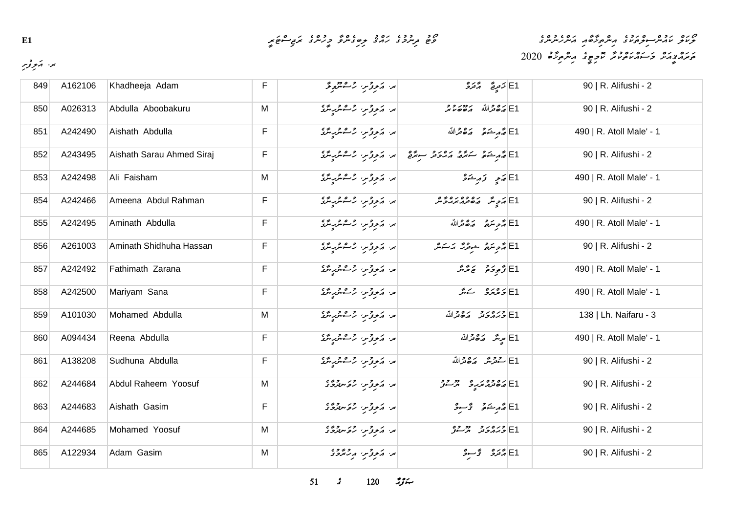| 849 | A162106 | Khadheeja Adam | F | ރ. އަލިފުށި، ހުސްނޫވާ | E1 ޚަދީޖާ އާދަމް | 90 \| R. Alifushi - 2 |
|---|---|---|---|---|---|---|
| 850 | A026313 | Abdulla Aboobakuru | M | ރ. އަލިފުށި، ހުސްނުހިޔާ | E1 އަބްދުﷲ އަބޫބަކުރު | 90 \| R. Alifushi - 2 |
| 851 | A242490 | Aishath Abdulla | F | ރ. އަލިފުށި، ހުސްނުހިޔާ | E1 އާއިޝަތު އަބްދުﷲ | 490 \| R. Atoll Male' - 1 |
| 852 | A243495 | Aishath Sarau Ahmed Siraj | F | ރ. އަލިފުށި، ހުސްނުހިޔާ | E1 އާއިޝަތު ސަރައު އަޙްމަދު ސިރާޖު | 90 \| R. Alifushi - 2 |
| 853 | A242498 | Ali Faisham | M | ރ. އަލިފުށި، ހުސްނުހިޔާ | E1 އަލީ ފައިޝަމް | 490 \| R. Atoll Male' - 1 |
| 854 | A242466 | Ameena Abdul Rahman | F | ރ. އަލިފުށި، ހުސްނުހިޔާ | E1 އަމީނާ އަބްދުއްރަޙްމާން | 90 \| R. Alifushi - 2 |
| 855 | A242495 | Aminath Abdulla | F | ރ. އަލިފުށި، ހުސްނުހިޔާ | E1 އާމިނަތު އަބްދުﷲ | 490 \| R. Atoll Male' - 1 |
| 856 | A261003 | Aminath Shidhuha Hassan | F | ރ. އަލިފުށި، ހުސްނުހިޔާ | E1 އާމިނަތު ޝިދުހާ ޙަސަން | 90 \| R. Alifushi - 2 |
| 857 | A242492 | Fathimath Zarana | F | ރ. އަލިފުށި، ހުސްނުހިޔާ | E1 ފާތިމަތު ޒަރާނާ | 490 \| R. Atoll Male' - 1 |
| 858 | A242500 | Mariyam Sana | F | ރ. އަލިފުށި، ހުސްނުހިޔާ | E1 މަރިޔަމް ސަނާ | 490 \| R. Atoll Male' - 1 |
| 859 | A101030 | Mohamed Abdulla | M | ރ. އަލިފުށި، ހުސްނުހިޔާ | E1 މުޙައްމަދު އަބްދުﷲ | 138 \| Lh. Naifaru - 3 |
| 860 | A094434 | Reena Abdulla | F | ރ. އަލިފުށި، ހުސްނުހިޔާ | E1 ރީނާ އަބްދުﷲ | 490 \| R. Atoll Male' - 1 |
| 861 | A138208 | Sudhuna Abdulla | F | ރ. އަލިފުށި، ހުސްނުހިޔާ | E1 ސުދުނާ އަބްދުﷲ | 90 \| R. Alifushi - 2 |
| 862 | A244684 | Abdul Raheem Yoosuf | M | ރ. އަލިފުށި، ހުވަނދުމާގެ | E1 އަބްދުއްރަޙީމް ޔޫސުފް | 90 \| R. Alifushi - 2 |
| 863 | A244683 | Aishath Gasim | F | ރ. އަލިފުށި، ހުވަނދުމާގެ | E1 އާއިޝަތު ޤާސިމް | 90 \| R. Alifushi - 2 |
| 864 | A244685 | Mohamed Yoosuf | M | ރ. އަލިފުށި، ހުވަނދުމާގެ | E1 މުޙައްމަދު ޔޫސުފް | 90 \| R. Alifushi - 2 |
| 865 | A122934 | Adam Gasim | M | ރ. އަލިފުށި، އިހުނާމާގެ | E1 އާދަމް ޤާސިމް | 90 \| R. Alifushi - 2 |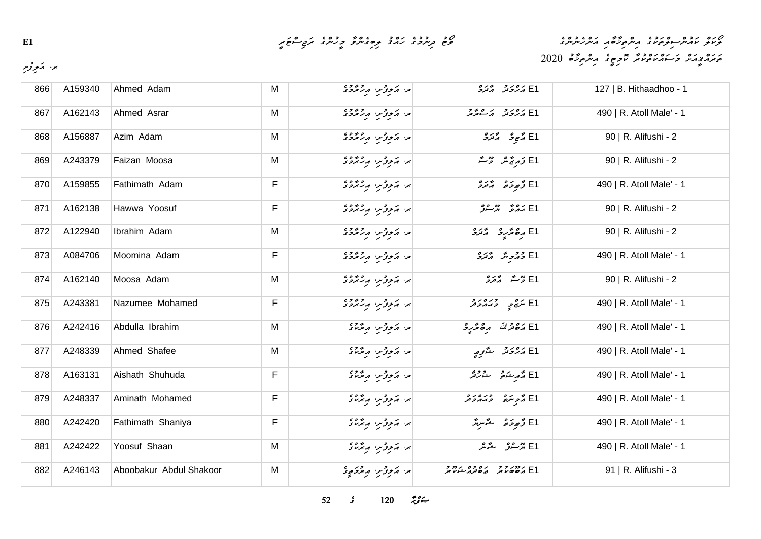| 866 | A159340 | Ahmed Adam | M | ރ. އަލިފުށި، އިހުނާމާގެ | E1 އަހުމަދު އާދަމް | 127 \| B. Hithaadhoo - 1 |
|---|---|---|---|---|---|---|
| 867 | A162143 | Ahmed Asrar | M | ރ. އަލިފުށި، އިހުނާމާގެ | E1 އަހުމަދު އަސްރާރު | 490 \| R. Atoll Male' - 1 |
| 868 | A156887 | Azim Adam | M | ރ. އަލިފުށި، އިހުނާމާގެ | E1 އާޒިމް އާދަމް | 90 \| R. Alifushi - 2 |
| 869 | A243379 | Faizan Moosa | M | ރ. އަލިފުށި، އިހުނާމާގެ | E1 ފައިޒާން މޫސާ | 90 \| R. Alifushi - 2 |
| 870 | A159855 | Fathimath Adam | F | ރ. އަލިފުށި، އިހުނާމާގެ | E1 ފާތިމަތު އާދަމް | 490 \| R. Atoll Male' - 1 |
| 871 | A162138 | Hawwa Yoosuf | F | ރ. އަލިފުށި، އިހުނާމާގެ | E1 ހައްވާ ޔޫސުފް | 90 \| R. Alifushi - 2 |
| 872 | A122940 | Ibrahim Adam | M | ރ. އަލިފުށި، އިހުނާމާގެ | E1 އިބްރާހީމް އާދަމް | 90 \| R. Alifushi - 2 |
| 873 | A084706 | Moomina Adam | F | ރ. އަލިފުށި، އިހުނާމާގެ | E1 މޫމިނާ އާދަމް | 490 \| R. Atoll Male' - 1 |
| 874 | A162140 | Moosa Adam | M | ރ. އަލިފުށި، އިހުނާމާގެ | E1 މޫސާ އާދަމް | 90 \| R. Alifushi - 2 |
| 875 | A243381 | Nazumee Mohamed | F | ރ. އަލިފުށި، އިހުނާމާގެ | E1 ނަޒުމީ މުޙައްމަދު | 490 \| R. Atoll Male' - 1 |
| 876 | A242416 | Abdulla Ibrahim | M | ރ. އަލިފުށި، އިރުމާގެ | E1 އަބްދުﷲ އިބްރާހީމް | 490 \| R. Atoll Male' - 1 |
| 877 | A248339 | Ahmed Shafee | M | ރ. އަލިފުށި، އިރުމާގެ | E1 އަހުމަދު ޝާފީ | 490 \| R. Atoll Male' - 1 |
| 878 | A163131 | Aishath Shuhuda | F | ރ. އަލިފުށި، އިރުމާގެ | E1 އާއިޝަތު ޝުހުދާ | 490 \| R. Atoll Male' - 1 |
| 879 | A248337 | Aminath Mohamed | F | ރ. އަލިފުށި، އިރުމާގެ | E1 އާމިނަތު މުޙައްމަދު | 490 \| R. Atoll Male' - 1 |
| 880 | A242420 | Fathimath Shaniya | F | ރ. އަލިފުށި، އިރުމާގެ | E1 ފާތިމަތު ޝާނިޔާ | 490 \| R. Atoll Male' - 1 |
| 881 | A242422 | Yoosuf Shaan | M | ރ. އަލިފުށި، އިރުމާގެ | E1 ޔޫސުފް ޝާން | 490 \| R. Atoll Male' - 1 |
| 882 | A246143 | Aboobakur Abdul Shakoor | M | ރ. އަލިފުށި، އިރުމަތީގެ | E1 އަބޫބަކުރު އަބްދުއްޝަކޫރު | 91 \| R. Alifushi - 3 |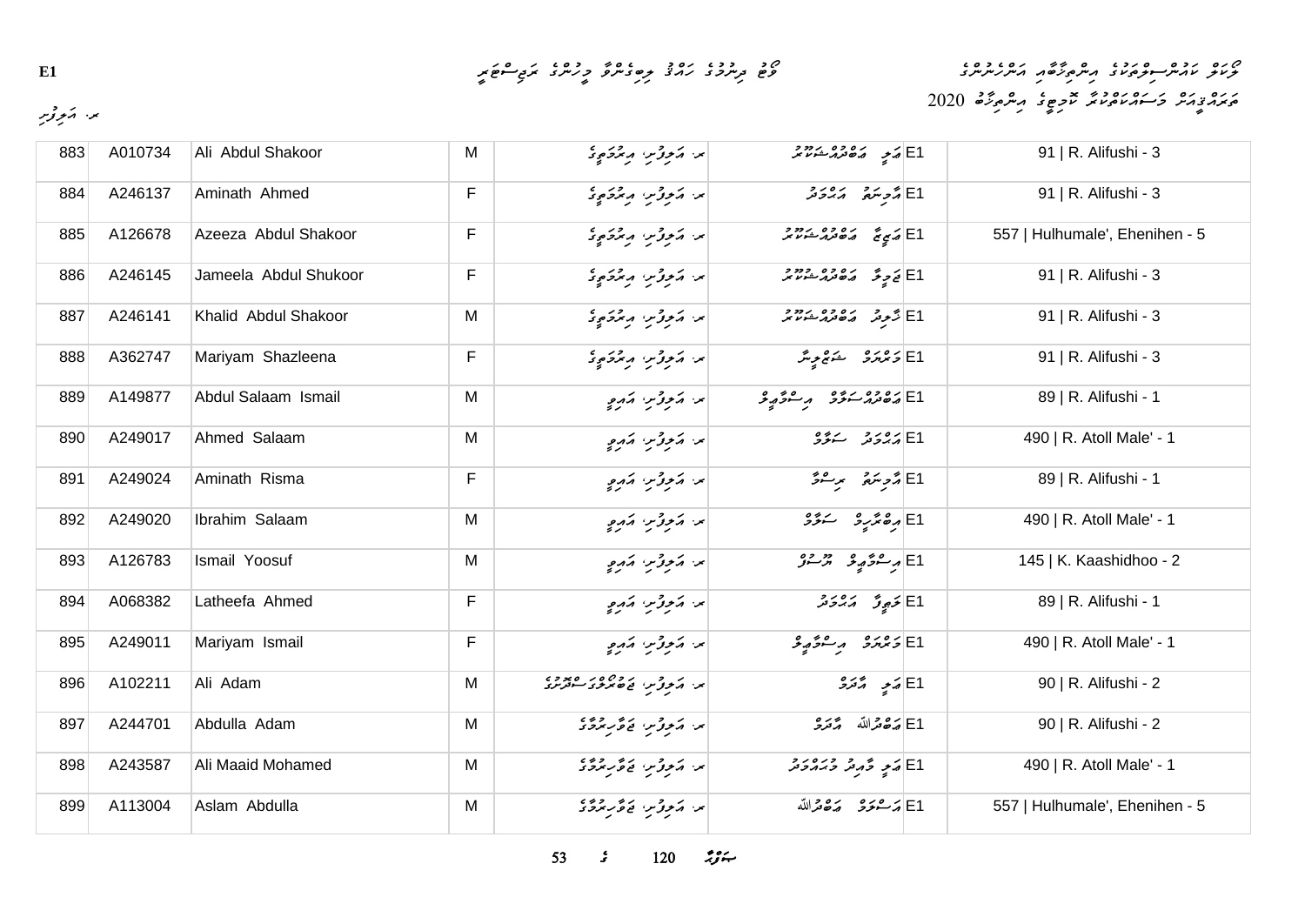| 883 | A010734 | Ali Abdul Shakoor | M | ރ. އަލިފުށި، އިރުމަތީގެ | E1 އަލި އަބްދުއްޝަކޫރު | 91 \| R. Alifushi - 3 |
|---|---|---|---|---|---|---|
| 884 | A246137 | Aminath Ahmed | F | ރ. އަލިފުށި، އިރުމަތީގެ | E1 އާމިނަތު އަހުމަދު | 91 \| R. Alifushi - 3 |
| 885 | A126678 | Azeeza Abdul Shakoor | F | ރ. އަލިފުށި، އިރުމަތީގެ | E1 އަޒީޒާ އަބްދުއްޝަކޫރު | 557 \| Hulhumale', Ehenihen - 5 |
| 886 | A246145 | Jameela Abdul Shukoor | F | ރ. އަލިފުށި، އިރުމަތީގެ | E1 ޖަމީލާ އަބްދުއްޝުކޫރު | 91 \| R. Alifushi - 3 |
| 887 | A246141 | Khalid Abdul Shakoor | M | ރ. އަލިފުށި، އިރުމަތީގެ | E1 ޚާލިދު އަބްދުއްޝަކޫރު | 91 \| R. Alifushi - 3 |
| 888 | A362747 | Mariyam Shazleena | F | ރ. އަލިފުށި، އިރުމަތީގެ | E1 މަރިޔަމް ޝަޒްލީނާ | 91 \| R. Alifushi - 3 |
| 889 | A149877 | Abdul Salaam Ismail | M | ރ. އަލިފުށި، އައިވީ | E1 އަބްދުއްސަލާމް އިސްމާއީލް | 89 \| R. Alifushi - 1 |
| 890 | A249017 | Ahmed Salaam | M | ރ. އަލިފުށި، އައިވީ | E1 އަހުމަދު ސަލާމް | 490 \| R. Atoll Male' - 1 |
| 891 | A249024 | Aminath Risma | F | ރ. އަލިފުށި، އައިވީ | E1 އާމިނަތު ރިސްމާ | 89 \| R. Alifushi - 1 |
| 892 | A249020 | Ibrahim Salaam | M | ރ. އަލިފުށި، އައިވީ | E1 އިބްރާހީމް ސަލާމް | 490 \| R. Atoll Male' - 1 |
| 893 | A126783 | Ismail Yoosuf | M | ރ. އަލިފުށި، އައިވީ | E1 އިސްމާއީލް ޔޫސުފު | 145 \| K. Kaashidhoo - 2 |
| 894 | A068382 | Latheefa Ahmed | F | ރ. އަލިފުށި، އައިވީ | E1 ލަތީފާ އަހުމަދު | 89 \| R. Alifushi - 1 |
| 895 | A249011 | Mariyam Ismail | F | ރ. އަލިފުށި، އައިވީ | E1 މަރިޔަމް އިސްމާއީލް | 490 \| R. Atoll Male' - 1 |
| 896 | A102211 | Ali Adam | M | ރ. އަލިފުށި، ޖަބަލްވެހިސްދާރުގެ | E1 އަލި އާދަމް | 90 \| R. Alifushi - 2 |
| 897 | A244701 | Abdulla Adam | M | ރ. އަލިފުށި، ޖަވާހިރުގެ | E1 އަބްދުﷲ އާދަމް | 90 \| R. Alifushi - 2 |
| 898 | A243587 | Ali Maaid Mohamed | M | ރ. އަލިފުށި، ޖަވާހިރުގެ | E1 އަލި މާއިދު މުހައްމަދު | 490 \| R. Atoll Male' - 1 |
| 899 | A113004 | Aslam Abdulla | M | ރ. އަލިފުށި، ޖަވާހިރުގެ | E1 އަސްލަމް އަބްދުﷲ | 557 \| Hulhumale', Ehenihen - 5 |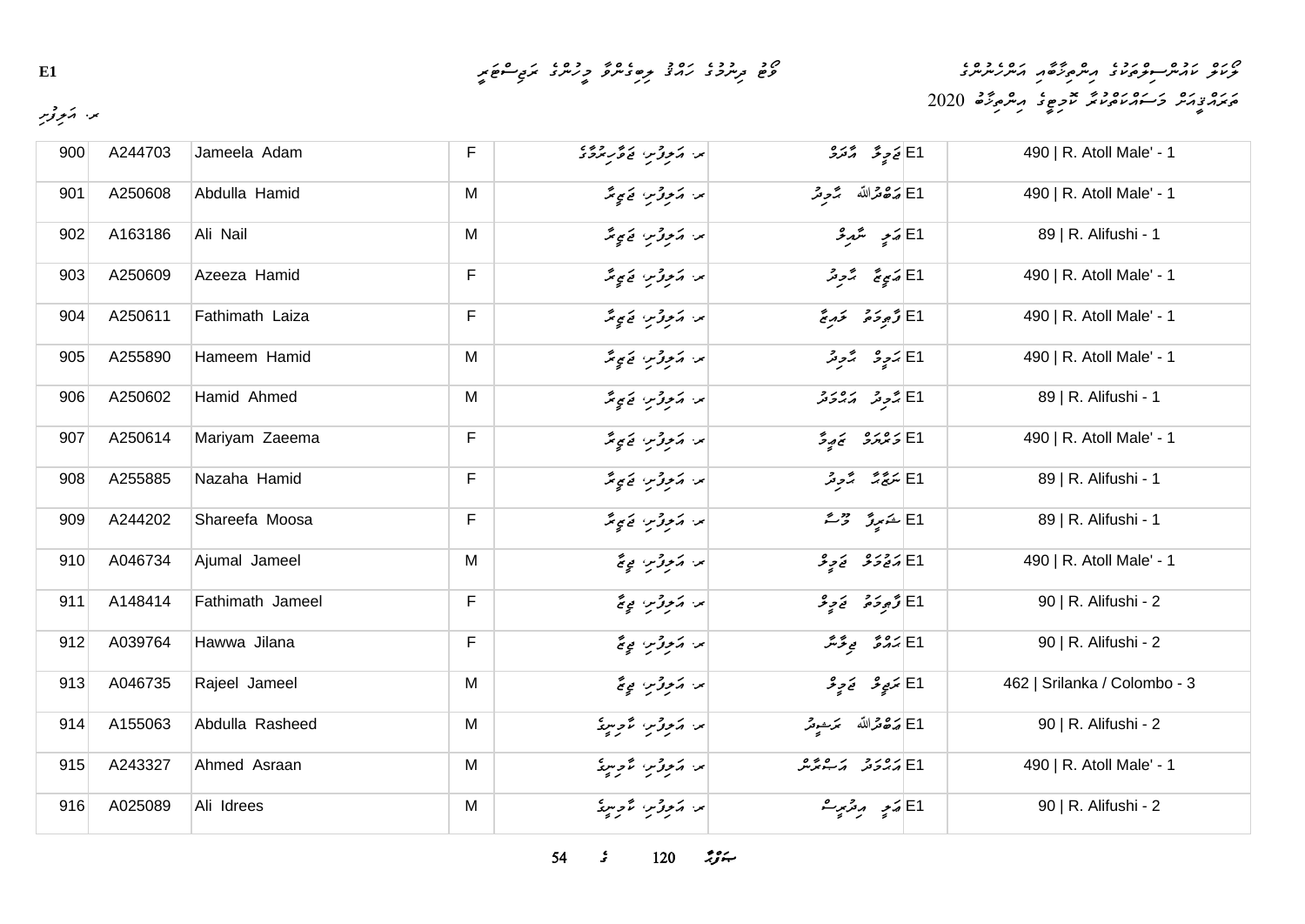| 900 | A244703 | Jameela Adam | F | ރ. އަލިފުށި، ޖަވާހިރުމާގެ | ޖަމީލާ އާދަމް | E1 | 490 \| R. Atoll Male' - 1 |
|---|---|---|---|---|---|---|---|
| 901 | A250608 | Abdulla Hamid | M | ރ. އަލިފުށި، ޖަޒީރާ | އަބްދުﷲ ހާމިދު | E1 | 490 \| R. Atoll Male' - 1 |
| 902 | A163186 | Ali Nail | M | ރ. އަލިފުށި، ޖަޒީރާ | އަލި ނާއިލް | E1 | 89 \| R. Alifushi - 1 |
| 903 | A250609 | Azeeza Hamid | F | ރ. އަލިފުށި، ޖަޒީރާ | އަޒީޒާ ހާމިދު | E1 | 490 \| R. Atoll Male' - 1 |
| 904 | A250611 | Fathimath Laiza | F | ރ. އަލިފުށި، ޖަޒީރާ | ފާތިމަތު ލައިޒާ | E1 | 490 \| R. Atoll Male' - 1 |
| 905 | A255890 | Hameem Hamid | M | ރ. އަލިފުށި، ޖަޒީރާ | ހަމީމް ހާމިދު | E1 | 490 \| R. Atoll Male' - 1 |
| 906 | A250602 | Hamid Ahmed | M | ރ. އަލިފުށި، ޖަޒީރާ | ހާމިދު އަހްމަދު | E1 | 89 \| R. Alifushi - 1 |
| 907 | A250614 | Mariyam Zaeema | F | ރ. އަލިފުށި، ޖަޒީރާ | މަރިޔަމް ޒަޢީމާ | E1 | 490 \| R. Atoll Male' - 1 |
| 908 | A255885 | Nazaha Hamid | F | ރ. އަލިފުށި، ޖަޒީރާ | ނަޒާހާ ހާމިދު | E1 | 89 \| R. Alifushi - 1 |
| 909 | A244202 | Shareefa Moosa | F | ރ. އަލިފުށި، ޖަޒީރާ | ޝަރީފާ މޫސާ | E1 | 89 \| R. Alifushi - 1 |
| 910 | A046734 | Ajumal Jameel | M | ރ. އަލިފުށި، ޖީޖާ | އަޖުމަލް ޖަމީލް | E1 | 490 \| R. Atoll Male' - 1 |
| 911 | A148414 | Fathimath Jameel | F | ރ. އަލިފުށި، ޖީޖާ | ފާތިމަތު ޖަމީލް | E1 | 90 \| R. Alifushi - 2 |
| 912 | A039764 | Hawwa Jilana | F | ރ. އަލިފުށި، ޖީޖާ | ހައްވާ ޖިލާނާ | E1 | 90 \| R. Alifushi - 2 |
| 913 | A046735 | Rajeel Jameel | M | ރ. އަލިފުށި، ޖީޖާ | ރަޖީލް ޖަމީލް | E1 | 462 \| Srilanka / Colombo - 3 |
| 914 | A155063 | Abdulla Rasheed | M | ރ. އަލިފުށި، ޗާލިންގް | އަބްދުﷲ ރަޝީދު | E1 | 90 \| R. Alifushi - 2 |
| 915 | A243327 | Ahmed Asraan | M | ރ. އަލިފުށި، ޗާލިންގް | އަހްމަދު އަސްރާން | E1 | 490 \| R. Atoll Male' - 1 |
| 916 | A025089 | Ali Idrees | M | ރ. އަލިފުށި، ޗާލިންގް | އަލި އިދުރީސް | E1 | 90 \| R. Alifushi - 2 |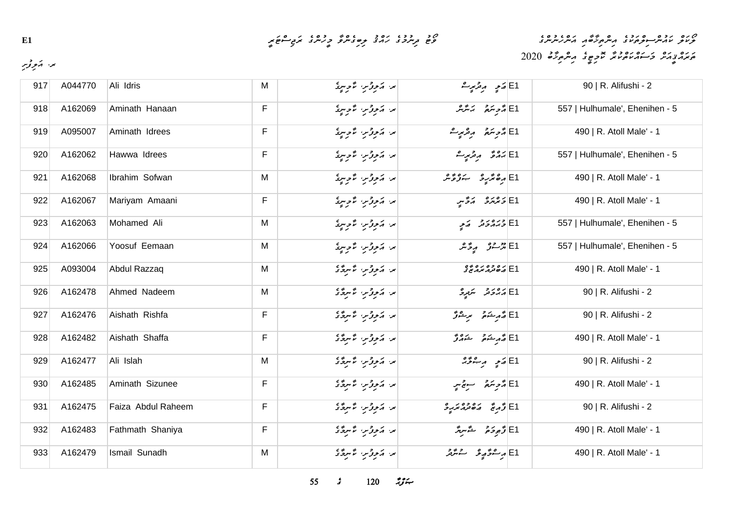| 917 | A044770 | Ali Idris | M | ރ. އަލިފުށި، ޑާލިއާގެ | E1 އަލި އިދްރީސް | 90 \| R. Alifushi - 2 |
|---|---|---|---|---|---|---|
| 918 | A162069 | Aminath Hanaan | F | ރ. އަލިފުށި، ޑާލިއާގެ | E1 އާމިނަތު ހަނާން | 557 \| Hulhumale', Ehenihen - 5 |
| 919 | A095007 | Aminath Idrees | F | ރ. އަލިފުށި، ޑާލިއާގެ | E1 އާމިނަތު އިދްރީސް | 490 \| R. Atoll Male' - 1 |
| 920 | A162062 | Hawwa Idrees | F | ރ. އަލިފުށި، ޑާލިއާގެ | E1 ހައްވާ އިދްރީސް | 557 \| Hulhumale', Ehenihen - 5 |
| 921 | A162068 | Ibrahim Sofwan | M | ރ. އަލިފުށި، ޑާލިއާގެ | E1 އިބްރާހީމް ސަފްވާން | 490 \| R. Atoll Male' - 1 |
| 922 | A162067 | Mariyam Amaani | F | ރ. އަލިފުށި، ޑާލިއާގެ | E1 މަރިޔަމް އަމާނީ | 490 \| R. Atoll Male' - 1 |
| 923 | A162063 | Mohamed Ali | M | ރ. އަލިފުށި، ޑާލިއާގެ | E1 މުޙައްމަދު އަލި | 557 \| Hulhumale', Ehenihen - 5 |
| 924 | A162066 | Yoosuf Eemaan | M | ރ. އަލިފުށި، ޑާލިއާގެ | E1 ޔޫސުފް އީމާން | 557 \| Hulhumale', Ehenihen - 5 |
| 925 | A093004 | Abdul Razzaq | M | ރ. އަލިފުށި، ޑާނިމާގެ | E1 އަބްދުއްރައްޒާގު | 490 \| R. Atoll Male' - 1 |
| 926 | A162478 | Ahmed Nadeem | M | ރ. އަލިފުށި، ޑާނިމާގެ | E1 އަޙްމަދު ނަދީމް | 90 \| R. Alifushi - 2 |
| 927 | A162476 | Aishath Rishfa | F | ރ. އަލިފުށި، ޑާނިމާގެ | E1 އާއިޝަތު ރިޝްފާ | 90 \| R. Alifushi - 2 |
| 928 | A162482 | Aishath Shaffa | F | ރ. އަލިފުށި، ޑާނިމާގެ | E1 އާއިޝަތު ޝައްފާ | 490 \| R. Atoll Male' - 1 |
| 929 | A162477 | Ali Islah | M | ރ. އަލިފުށި، ޑާނިމާގެ | E1 އަލި އިސްލާހް | 90 \| R. Alifushi - 2 |
| 930 | A162485 | Aminath Sizunee | F | ރ. އަލިފުށި، ޑާނިމާގެ | E1 އާމިނަތު ސިޒުނީ | 490 \| R. Atoll Male' - 1 |
| 931 | A162475 | Faiza Abdul Raheem | F | ރ. އަލިފުށި، ޑާނިމާގެ | E1 ފާއިޒާ އަބްދުއްރަހީމް | 90 \| R. Alifushi - 2 |
| 932 | A162483 | Fathmath Shaniya | F | ރ. އަލިފުށި، ޑާނިމާގެ | E1 ފާތިމަތު ޝާނިޔާ | 490 \| R. Atoll Male' - 1 |
| 933 | A162479 | Ismail Sunadh | M | ރ. އަލިފުށި، ޑާނިމާގެ | E1 އިސްމާއިލް ސުނާދު | 490 \| R. Atoll Male' - 1 |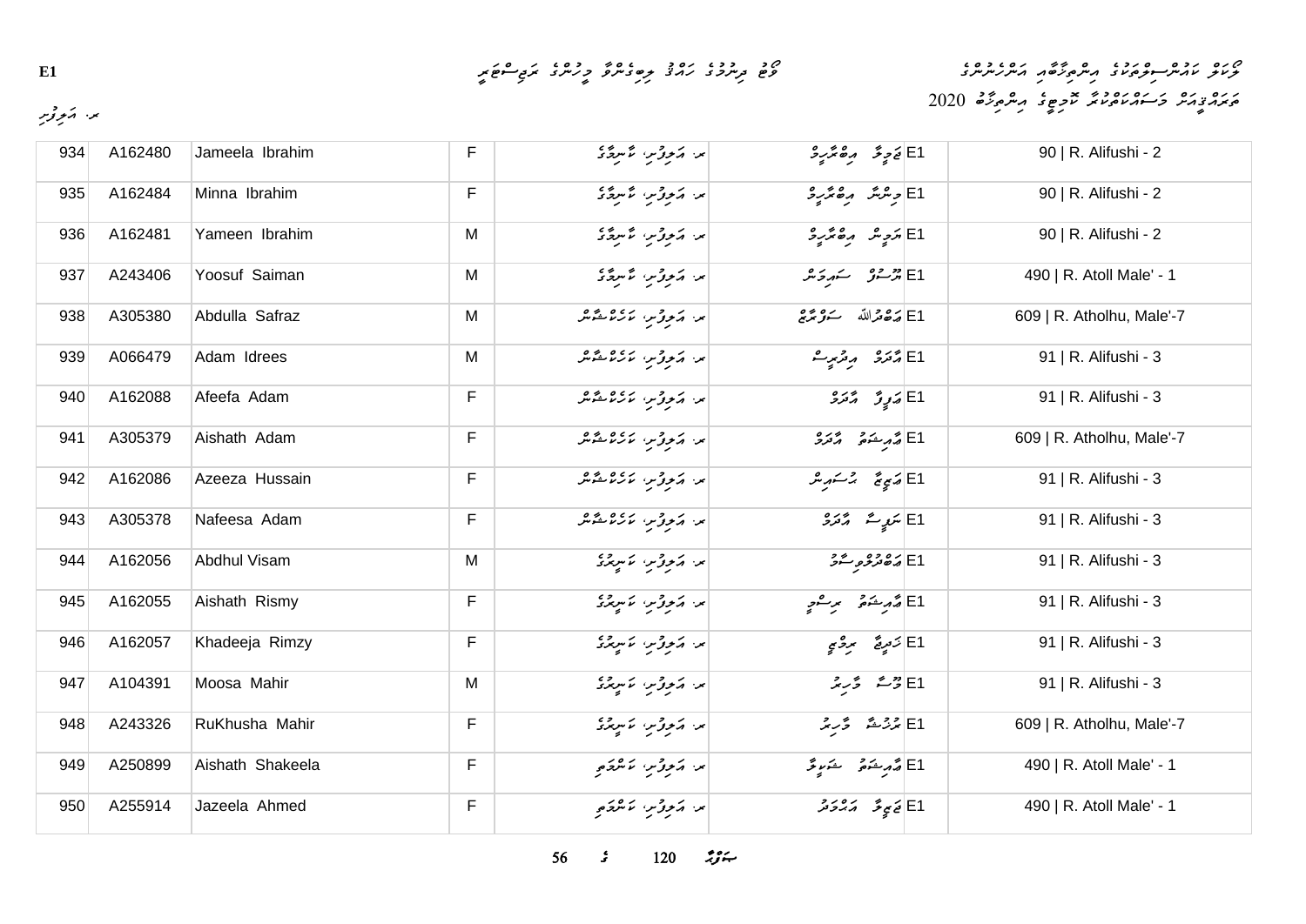| 934 | A162480 | Jameela Ibrahim | F | ރ. އަލިފުށި، ގާނިމާގެ | ޖަމީލާ އިބްރާހީމް E1 | 90 \| R. Alifushi - 2 |
|---|---|---|---|---|---|---|
| 935 | A162484 | Minna Ibrahim | F | ރ. އަލިފުށި، ގާނިމާގެ | މިންނާ އިބްރާހީމް E1 | 90 \| R. Alifushi - 2 |
| 936 | A162481 | Yameen Ibrahim | M | ރ. އަލިފުށި، ގާނިމާގެ | ޔަމީން އިބްރާހީމް E1 | 90 \| R. Alifushi - 2 |
| 937 | A243406 | Yoosuf Saiman | M | ރ. އަލިފުށި، ގާނިމާގެ | ޔޫސުފް ސައިމަން E1 | 490 \| R. Atoll Male' - 1 |
| 938 | A305380 | Abdulla Safraz | M | ރ. އަލިފުށި، ކަޒަކިސްޓަން | އަބްދުﷲ ސަފްރާޒް E1 | 609 \| R. Atholhu, Male'-7 |
| 939 | A066479 | Adam Idrees | M | ރ. އަލިފުށި، ކަޒަކިސްޓަން | އާދަމް އިދުރީސް E1 | 91 \| R. Alifushi - 3 |
| 940 | A162088 | Afeefa Adam | F | ރ. އަލިފުށި، ކަޒަކިސްޓަން | އަފީފާ އާދަމް E1 | 91 \| R. Alifushi - 3 |
| 941 | A305379 | Aishath Adam | F | ރ. އަލިފުށި، ކަޒަކިސްޓަން | އާއިޝަތު އާދަމް E1 | 609 \| R. Atholhu, Male'-7 |
| 942 | A162086 | Azeeza Hussain | F | ރ. އަލިފުށި، ކަޒަކިސްޓަން | އަޒީޒާ ހުސައިން E1 | 91 \| R. Alifushi - 3 |
| 943 | A305378 | Nafeesa Adam | F | ރ. އަލިފުށި، ކަޒަކިސްޓަން | ނަފީސާ އާދަމް E1 | 91 \| R. Alifushi - 3 |
| 944 | A162056 | Abdhul Visam | M | ރ. އަލިފުށި، ކަނިރީގެ | އަބްދުލްވިސާމް E1 | 91 \| R. Alifushi - 3 |
| 945 | A162055 | Aishath Rismy | F | ރ. އަލިފުށި، ކަނިރީގެ | އާއިޝަތު ރިސްމީ E1 | 91 \| R. Alifushi - 3 |
| 946 | A162057 | Khadeeja Rimzy | F | ރ. އަލިފުށި، ކަނިރީގެ | ޚަދީޖާ ރިމްޒީ E1 | 91 \| R. Alifushi - 3 |
| 947 | A104391 | Moosa Mahir | M | ރ. އަލިފުށި، ކަނިރީގެ | މޫސާ މާހިރު E1 | 91 \| R. Alifushi - 3 |
| 948 | A243326 | RuKhusha Mahir | F | ރ. އަލިފުށި، ކަނިރީގެ | ރުހުޝާ މާހިރު E1 | 609 \| R. Atholhu, Male'-7 |
| 949 | A250899 | Aishath Shakeela | F | ރ. އަލިފުށި، ކަންދަލި | އާއިޝަތު ޝަކީލާ E1 | 490 \| R. Atoll Male' - 1 |
| 950 | A255914 | Jazeela Ahmed | F | ރ. އަލިފުށި، ކަންދަލި | ޖަޒީލާ އަހްމަދު E1 | 490 \| R. Atoll Male' - 1 |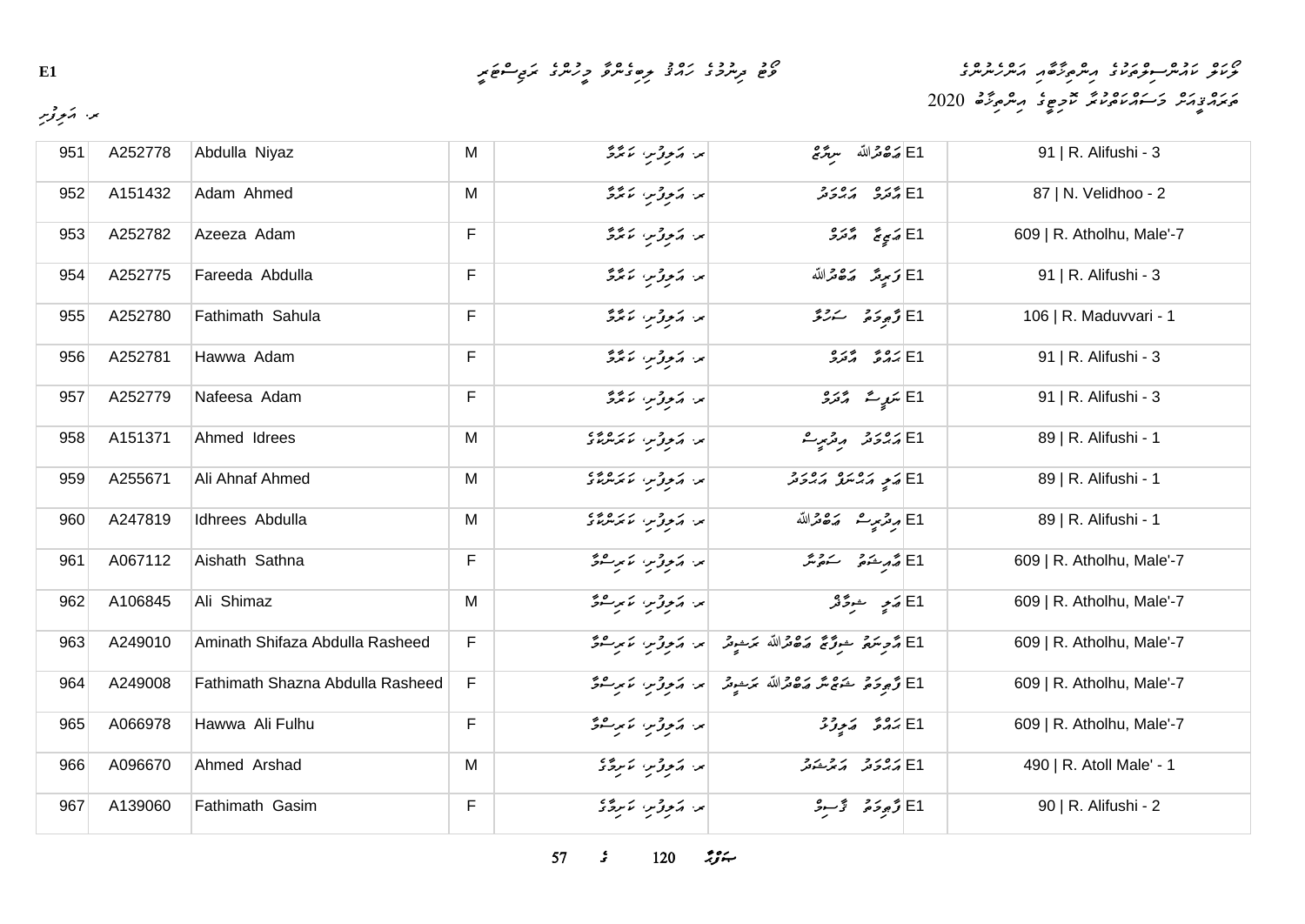| 951 | A252778 | Abdulla Niyaz | M | ރ. އަލިފުށި، ކަރަމާ | E1 އަބްދުﷲ ނިޔާޒް | 91 \| R. Alifushi - 3 |
|---|---|---|---|---|---|---|
| 952 | A151432 | Adam Ahmed | M | ރ. އަލިފުށި، ކަރަމާ | E1 އާދަމް އަޙްމަދު | 87 \| N. Velidhoo - 2 |
| 953 | A252782 | Azeeza Adam | F | ރ. އަލިފުށި، ކަރަމާ | E1 އަޒީޒާ އާދަމް | 609 \| R. Atholhu, Male'-7 |
| 954 | A252775 | Fareeda Abdulla | F | ރ. އަލިފުށި، ކަރަމާ | E1 ފަރީދާ އަބްދުﷲ | 91 \| R. Alifushi - 3 |
| 955 | A252780 | Fathimath Sahula | F | ރ. އަލިފުށި، ކަރަމާ | E1 ފާތިމަތު ސަހުލާ | 106 \| R. Maduvvari - 1 |
| 956 | A252781 | Hawwa Adam | F | ރ. އަލިފުށި، ކަރަމާ | E1 ހައްވާ އާދަމް | 91 \| R. Alifushi - 3 |
| 957 | A252779 | Nafeesa Adam | F | ރ. އަލިފުށި، ކަރަމާ | E1 ނަފީސާ އާދަމް | 91 \| R. Alifushi - 3 |
| 958 | A151371 | Ahmed Idrees | M | ރ. އަލިފުށި، ކަރަންކާގެ | E1 އަޙްމަދު އިދުރީސް | 89 \| R. Alifushi - 1 |
| 959 | A255671 | Ali Ahnaf Ahmed | M | ރ. އަލިފުށި، ކަރަންކާގެ | E1 އަލި އަޙްނަފް އަޙްމަދު | 89 \| R. Alifushi - 1 |
| 960 | A247819 | Idhrees Abdulla | M | ރ. އަލިފުށި، ކަރަންކާގެ | E1 އިދުރީސް އަބްދުﷲ | 89 \| R. Alifushi - 1 |
| 961 | A067112 | Aishath Sathna | F | ރ. އަލިފުށި، ކަރިސްމާ | E1 އާއިޝަތު ސަތުނާ | 609 \| R. Atholhu, Male'-7 |
| 962 | A106845 | Ali Shimaz | M | ރ. އަލިފުށި، ކަރިސްމާ | E1 އަލި ޝިމާޒް | 609 \| R. Atholhu, Male'-7 |
| 963 | A249010 | Aminath Shifaza Abdulla Rasheed | F | ރ. އަލިފުށި، ކަރިސްމާ | E1 އާމިނަތު ޝިފާޒާ އަބްދުﷲ ރަޝީދު | 609 \| R. Atholhu, Male'-7 |
| 964 | A249008 | Fathimath Shazna Abdulla Rasheed | F | ރ. އަލިފުށި، ކަރިސްމާ | E1 ފާތިމަތު ޝަޒްނާ އަބްދުﷲ ރަޝީދު | 609 \| R. Atholhu, Male'-7 |
| 965 | A066978 | Hawwa Ali Fulhu | F | ރ. އަލިފުށި، ކަރިސްމާ | E1 ހައްވާ އަލިފުޅު | 609 \| R. Atholhu, Male'-7 |
| 966 | A096670 | Ahmed Arshad | M | ރ. އަލިފުށި، ކަރިމާގެ | E1 އަޙްމަދު އަރުޝަދު | 490 \| R. Atoll Male' - 1 |
| 967 | A139060 | Fathimath Gasim | F | ރ. އަލިފުށި، ކަރިމާގެ | E1 ފާތިމަތު ޤާސިމް | 90 \| R. Alifushi - 2 |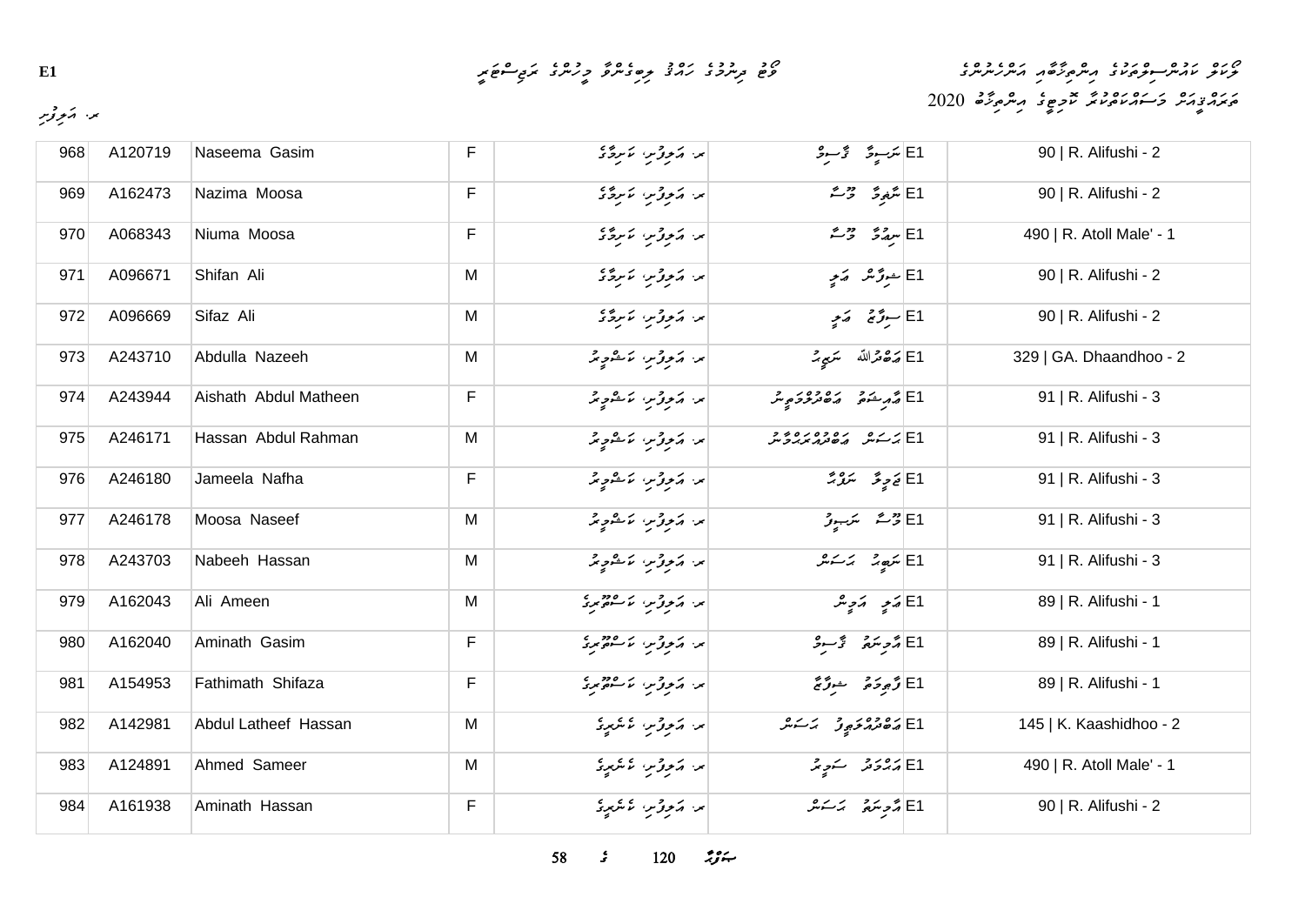ބ. އަލިފުށި

| 968 | A120719 | Naseema Gasim | F | ރ. އަލިފުށި، ކަނިމާގެ | ނަސީމާ ޤާސިމް | E1 | 90 \| R. Alifushi - 2 |
|---|---|---|---|---|---|---|---|
| 969 | A162473 | Nazima Moosa | F | ރ. އަލިފުށި، ކަނިމާގެ | ނާޒިމާ މޫސާ | E1 | 90 \| R. Alifushi - 2 |
| 970 | A068343 | Niuma Moosa | F | ރ. އަލިފުށި، ކަނިމާގެ | ނިޢުމާ މޫސާ | E1 | 490 \| R. Atoll Male' - 1 |
| 971 | A096671 | Shifan Ali | M | ރ. އަލިފުށި، ކަނިމާގެ | ޝިފާން އަލި | E1 | 90 \| R. Alifushi - 2 |
| 972 | A096669 | Sifaz Ali | M | ރ. އަލިފުށި، ކަނިމާގެ | ސިފާޒް އަލި | E1 | 90 \| R. Alifushi - 2 |
| 973 | A243710 | Abdulla Nazeeh | M | ރ. އަލިފުށި، ކަށޮޅިދާ | އަބްދުﷲ ނަޒީހު | E1 | 329 \| GA. Dhaandhoo - 2 |
| 974 | A243944 | Aishath Abdul Matheen | F | ރ. އަލިފުށި، ކަށޮޅިދާ | އާއިޝަތު އަބްދުލްމަތީން | E1 | 91 \| R. Alifushi - 3 |
| 975 | A246171 | Hassan Abdul Rahman | M | ރ. އަލިފުށި، ކަށޮޅިދާ | ހަސަން އަބްދުއްރަޙްމާން | E1 | 91 \| R. Alifushi - 3 |
| 976 | A246180 | Jameela Nafha | F | ރ. އަލިފުށި، ކަށޮޅިދާ | ޖަމީލާ ނަފްހާ | E1 | 91 \| R. Alifushi - 3 |
| 977 | A246178 | Moosa Naseef | M | ރ. އަލިފުށި، ކަށޮޅިދާ | މޫސާ ނަސީފު | E1 | 91 \| R. Alifushi - 3 |
| 978 | A243703 | Nabeeh Hassan | M | ރ. އަލިފުށި، ކަށޮޅިދާ | ނަބީހު ހަސަން | E1 | 91 \| R. Alifushi - 3 |
| 979 | A162043 | Ali Ameen | M | ރ. އަލިފުށި، ކަސްތޫރީގެ | އަލި އަމީން | E1 | 89 \| R. Alifushi - 1 |
| 980 | A162040 | Aminath Gasim | F | ރ. އަލިފުށި، ކަސްތޫރީގެ | އާމިނަތު ޤާސިމް | E1 | 89 \| R. Alifushi - 1 |
| 981 | A154953 | Fathimath Shifaza | F | ރ. އަލިފުށި، ކަސްތޫރީގެ | ފާތިމަތު ޝިފާޒާ | E1 | 89 \| R. Alifushi - 1 |
| 982 | A142981 | Abdul Latheef Hassan | M | ރ. އަލިފުށި، ކެނެރީގެ | އަބްދުއްލަޠީފު ހަސަން | E1 | 145 \| K. Kaashidhoo - 2 |
| 983 | A124891 | Ahmed Sameer | M | ރ. އަލިފުށި، ކެނެރީގެ | އަޙްމަދު ސަމީރު | E1 | 490 \| R. Atoll Male' - 1 |
| 984 | A161938 | Aminath Hassan | F | ރ. އަލިފުށި، ކެނެރީގެ | އާމިނަތު ހަސަން | E1 | 90 \| R. Alifushi - 2 |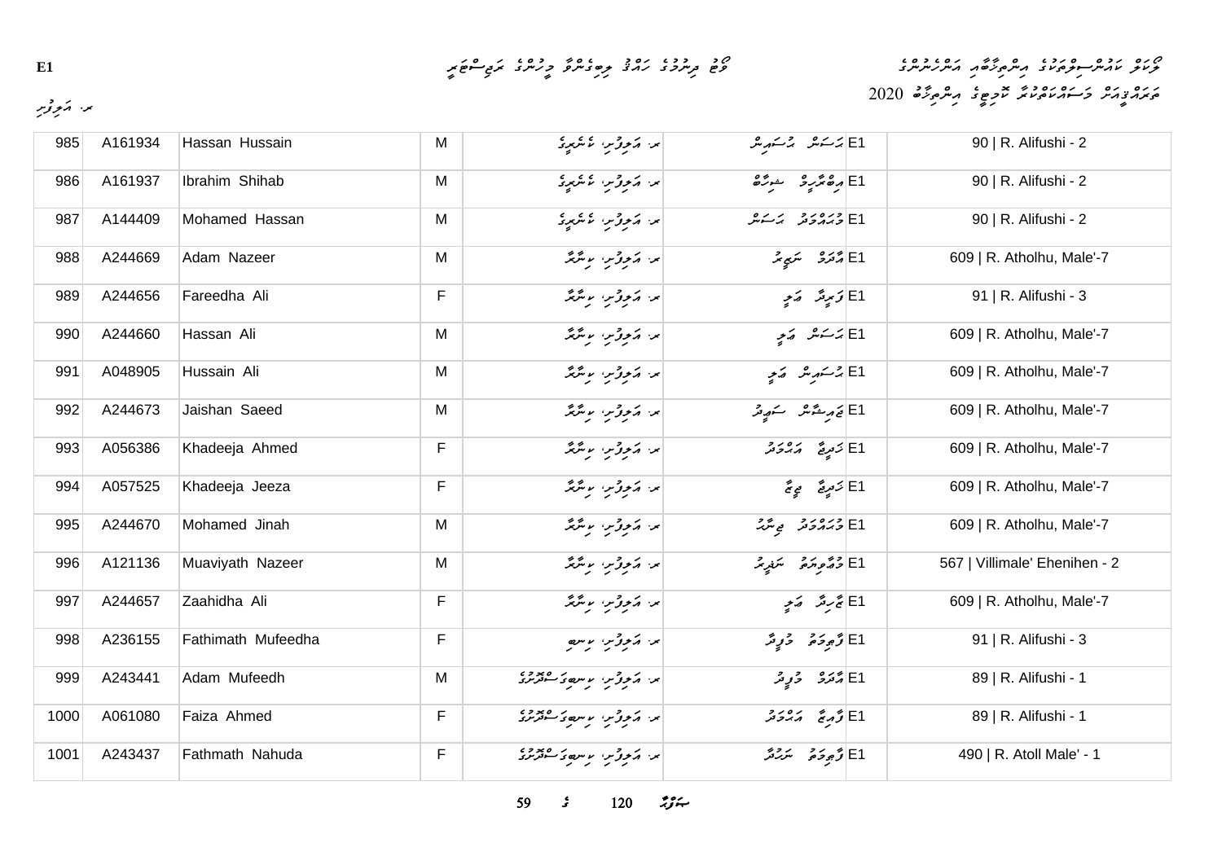| 985 | A161934 | Hassan Hussain | M | ރ. އަލިފުށި، ކެނެރީގެ | ހަސަން ހުސައިން | E1 | 90 \| R. Alifushi - 2 |
|---|---|---|---|---|---|---|---|
| 986 | A161937 | Ibrahim Shihab | M | ރ. އަލިފުށި، ކެނެރީގެ | އިބްރާހީމް ޝިހާބް | E1 | 90 \| R. Alifushi - 2 |
| 987 | A144409 | Mohamed Hassan | M | ރ. އަލިފުށި، ކެނެރީގެ | މުހައްމަދު ހަސަން | E1 | 90 \| R. Alifushi - 2 |
| 988 | A244669 | Adam Nazeer | M | ރ. އަލިފުށި، ލިންގާ | އާދަމް ނަޒީރު | E1 | 609 \| R. Atholhu, Male'-7 |
| 989 | A244656 | Fareedha Ali | F | ރ. އަލިފުށި، ލިންގާ | ފަރީދާ އަލި | E1 | 91 \| R. Alifushi - 3 |
| 990 | A244660 | Hassan Ali | M | ރ. އަލިފުށި، ލިންގާ | ހަސަން އަލި | E1 | 609 \| R. Atholhu, Male'-7 |
| 991 | A048905 | Hussain Ali | M | ރ. އަލިފުށި، ލިންގާ | ހުސައިން އަލި | E1 | 609 \| R. Atholhu, Male'-7 |
| 992 | A244673 | Jaishan Saeed | M | ރ. އަލިފުށި، ލިންގާ | ޖައިޝާން ސައީދު | E1 | 609 \| R. Atholhu, Male'-7 |
| 993 | A056386 | Khadeeja Ahmed | F | ރ. އަލިފުށި، ލިންގާ | ޚަދީޖާ އަޙްމަދު | E1 | 609 \| R. Atholhu, Male'-7 |
| 994 | A057525 | Khadeeja Jeeza | F | ރ. އަލިފުށި، ލިންގާ | ޚަދީޖާ ޖީޒާ | E1 | 609 \| R. Atholhu, Male'-7 |
| 995 | A244670 | Mohamed Jinah | M | ރ. އަލިފުށި، ލިންގާ | މުހައްމަދު ޖިނާހު | E1 | 609 \| R. Atholhu, Male'-7 |
| 996 | A121136 | Muaviyath Nazeer | M | ރ. އަލިފުށި، ލިންގާ | މުއާވިޔަތު ނަޒީރު | E1 | 567 \| Villimale' Ehenihen - 2 |
| 997 | A244657 | Zaahidha Ali | F | ރ. އަލިފުށި، ލިންގާ | ޒާހިދާ އަލި | E1 | 609 \| R. Atholhu, Male'-7 |
| 998 | A236155 | Fathimath Mufeedha | F | ރ. އަލިފުށި، ލިލީ | ފާތިމަތު މުފީދާ | E1 | 91 \| R. Alifushi - 3 |
| 999 | A243441 | Adam Mufeedh | M | ރ. އަލިފުށި، ލިލީވަށްފަރުގެ | އާދަމް މުފީދު | E1 | 89 \| R. Alifushi - 1 |
| 1000 | A061080 | Faiza Ahmed | F | ރ. އަލިފުށި، ލިލީވަށްފަރުގެ | ފާއިޒާ އަޙްމަދު | E1 | 89 \| R. Alifushi - 1 |
| 1001 | A243437 | Fathmath Nahuda | F | ރ. އަލިފުށި، ލިލީވަށްފަރުގެ | ފާތިމަތު ނަހުދާ | E1 | 490 \| R. Atoll Male' - 1 |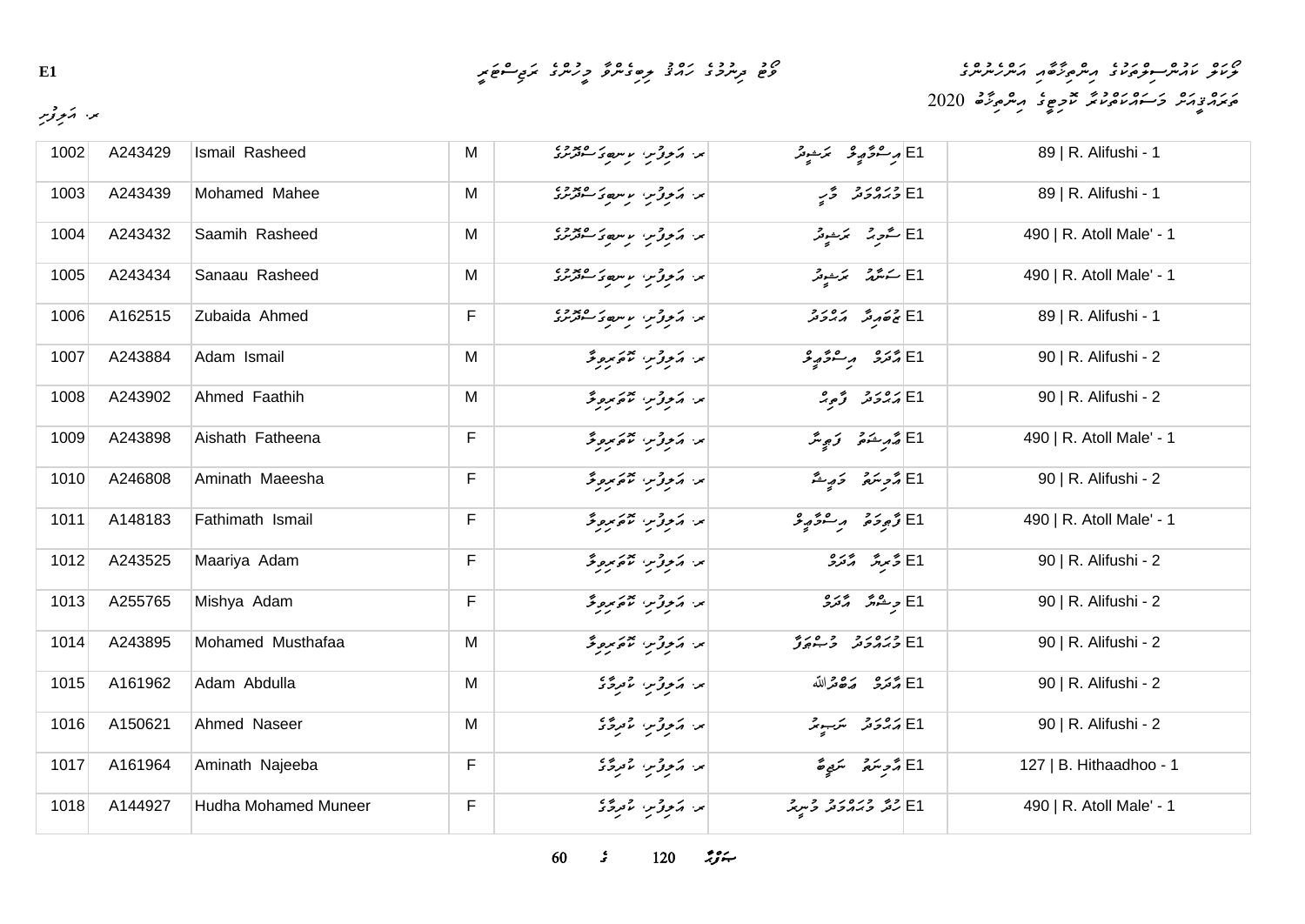| 1002 | A243429 | Ismail Rasheed | M | ރ. އަލިފުށި، ކިނބިގަސްދޮށުގޭ | E1 އިސްމާއިލް ރަޝީދު | 89 \| R. Alifushi - 1 |
|---|---|---|---|---|---|---|
| 1003 | A243439 | Mohamed Mahee | M | ރ. އަލިފުށި، ކިނބިގަސްދޮށުގޭ | E1 މުހައްމަދު މާހީ | 89 \| R. Alifushi - 1 |
| 1004 | A243432 | Saamih Rasheed | M | ރ. އަލިފުށި، ކިނބިގަސްދޮށުގޭ | E1 ސާމިހް ރަޝީދު | 490 \| R. Atoll Male' - 1 |
| 1005 | A243434 | Sanaau Rasheed | M | ރ. އަލިފުށި، ކިނބިގަސްދޮށުގޭ | E1 ސަނާއު ރަޝީދު | 490 \| R. Atoll Male' - 1 |
| 1006 | A162515 | Zubaida Ahmed | F | ރ. އަލިފުށި، ކިނބިގަސްދޮށުގޭ | E1 ޒުބައިދާ އަހްމަދު | 89 \| R. Alifushi - 1 |
| 1007 | A243884 | Adam Ismail | M | ރ. އަލިފުށި، ކޮކާރިވިލާ | E1 އާދަމް އިސްމާއިލް | 90 \| R. Alifushi - 2 |
| 1008 | A243902 | Ahmed Faathih | M | ރ. އަލިފުށި، ކޮކާރިވިލާ | E1 އަހްމަދު ފާތިހް | 90 \| R. Alifushi - 2 |
| 1009 | A243898 | Aishath Fatheena | F | ރ. އަލިފުށި، ކޮކާރިވިލާ | E1 އާއިޝަތު ފަތީނާ | 490 \| R. Atoll Male' - 1 |
| 1010 | A246808 | Aminath Maeesha | F | ރ. އަލިފުށި، ކޮކާރިވިލާ | E1 އާމިނަތު މައީޝާ | 90 \| R. Alifushi - 2 |
| 1011 | A148183 | Fathimath Ismail | F | ރ. އަލިފުށި، ކޮކާރިވިލާ | E1 ފާތިމަތު އިސްމާއިލް | 490 \| R. Atoll Male' - 1 |
| 1012 | A243525 | Maariya Adam | F | ރ. އަލިފުށި، ކޮކާރިވިލާ | E1 މާރިޔާ އާދަމް | 90 \| R. Alifushi - 2 |
| 1013 | A255765 | Mishya Adam | F | ރ. އަލިފުށި، ކޮކާރިވިލާ | E1 މިޝްޔާ އާދަމް | 90 \| R. Alifushi - 2 |
| 1014 | A243895 | Mohamed Musthafaa | M | ރ. އަލިފުށި، ކޮކާރިވިލާ | E1 މުހައްމަދު މުސްތަފާ | 90 \| R. Alifushi - 2 |
| 1015 | A161962 | Adam Abdulla | M | ރ. އަލިފުށި، ކުރިމާގެ | E1 އާދަމް އަބްދުﷲ | 90 \| R. Alifushi - 2 |
| 1016 | A150621 | Ahmed Naseer | M | ރ. އަލިފުށި، ކުރިމާގެ | E1 އަހްމަދު ނަސީރު | 90 \| R. Alifushi - 2 |
| 1017 | A161964 | Aminath Najeeba | F | ރ. އަލިފުށި، ކުރިމާގެ | E1 އާމިނަތު ނަޖީބާ | 127 \| B. Hithaadhoo - 1 |
| 1018 | A144927 | Hudha Mohamed Muneer | F | ރ. އަލިފުށި، ކުރިމާގެ | E1 ހުދާ މުހައްމަދު މުނީރު | 490 \| R. Atoll Male' - 1 |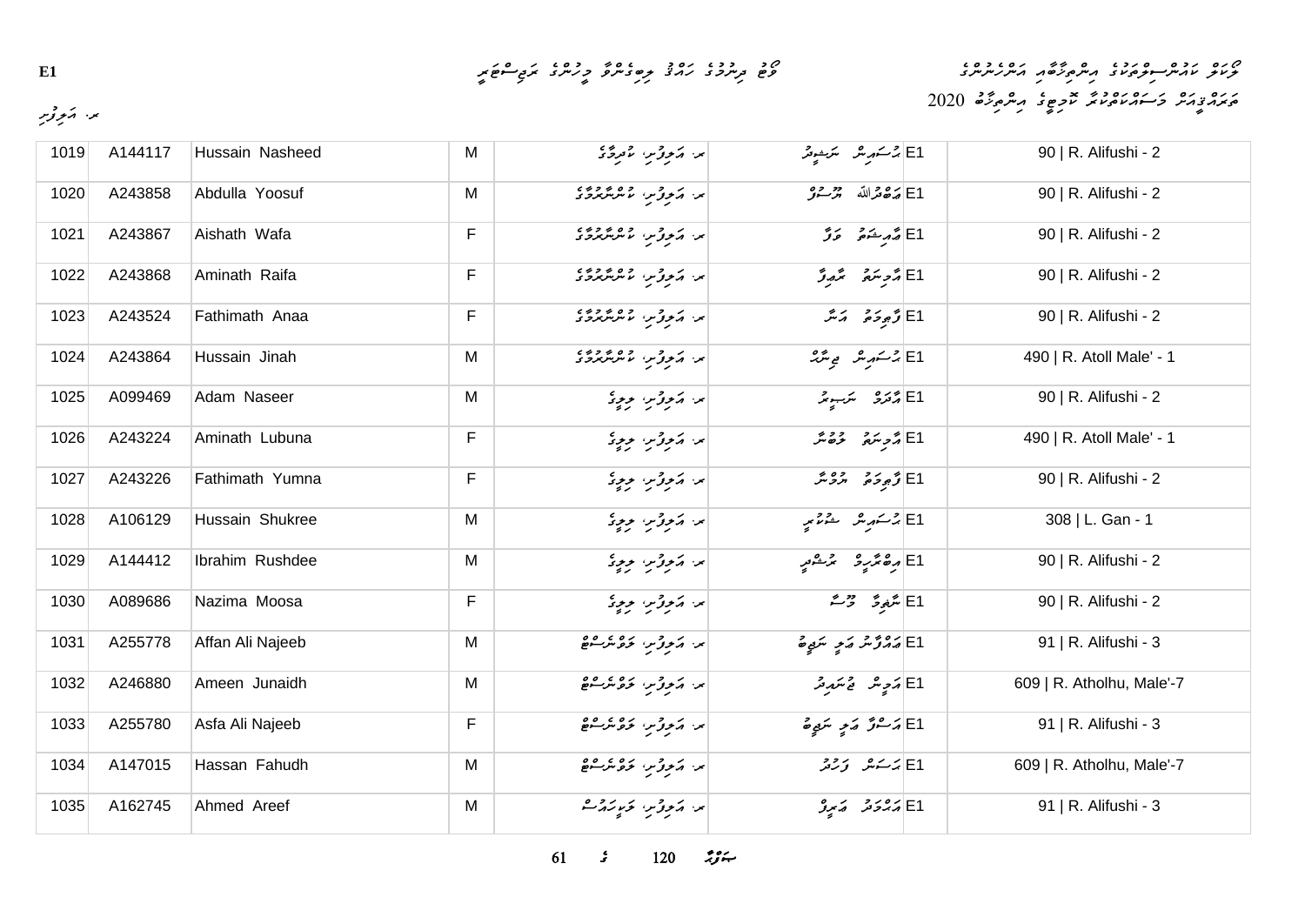ބ. އަލިފުށި

| 1019 | A144117 | Hussain Nasheed | M | ރ. އަލިފުށި، ސޯރިމާގެ | E1 ޙުސައިން ނަޝީދު | 90 \| R. Alifushi - 2 |
|---|---|---|---|---|---|---|
| 1020 | A243858 | Abdulla Yoosuf | M | ރ. އަލިފުށި، ސަންނާރުމާގެ | E1 އަބްދުﷲ ޔޫސުފު | 90 \| R. Alifushi - 2 |
| 1021 | A243867 | Aishath Wafa | F | ރ. އަލިފުށި، ސަންނާރުމާގެ | E1 އާއިޝަތު ވަފާ | 90 \| R. Alifushi - 2 |
| 1022 | A243868 | Aminath Raifa | F | ރ. އަލިފުށި، ސަންނާރުމާގެ | E1 އާމިނަތު ރާއިފާ | 90 \| R. Alifushi - 2 |
| 1023 | A243524 | Fathimath Anaa | F | ރ. އަލިފުށި، ސަންނާރުމާގެ | E1 ފާތިމަތު އަނާ | 90 \| R. Alifushi - 2 |
| 1024 | A243864 | Hussain Jinah | M | ރ. އަލިފުށި، ސަންނާރުމާގެ | E1 ޙުސައިން ޖިނާހް | 490 \| R. Atoll Male' - 1 |
| 1025 | A099469 | Adam Naseer | M | ރ. އަލިފުށި، ވިލިގެ | E1 އާދަމް ނަސީރު | 90 \| R. Alifushi - 2 |
| 1026 | A243224 | Aminath Lubuna | F | ރ. އަލިފުށި، ވިލިގެ | E1 އާމިނަތު ލުބުނާ | 490 \| R. Atoll Male' - 1 |
| 1027 | A243226 | Fathimath Yumna | F | ރ. އަލިފުށި، ވިލިގެ | E1 ފާތިމަތު ޔުމްނާ | 90 \| R. Alifushi - 2 |
| 1028 | A106129 | Hussain Shukree | M | ރ. އަލިފުށި، ވިލިގެ | E1 ޙުސައިން ޝުކުރީ | 308 \| L. Gan - 1 |
| 1029 | A144412 | Ibrahim Rushdee | M | ރ. އަލިފުށި، ވިލިގެ | E1 އިބްރާހީމް ރުޝްދީ | 90 \| R. Alifushi - 2 |
| 1030 | A089686 | Nazima Moosa | F | ރ. އަލިފުށި، ވިލިގެ | E1 ނާޒިމާ މޫސާ | 90 \| R. Alifushi - 2 |
| 1031 | A255778 | Affan Ali Najeeb | M | ރ. އަލިފުށި، ވަލުނަސްރީ | E1 އައްފާން އަލި ނަޖީބު | 91 \| R. Alifushi - 3 |
| 1032 | A246880 | Ameen Junaidh | M | ރ. އަލިފުށި، ވަލުނަސްރީ | E1 އަމީން ޖުނައިދު | 609 \| R. Atholhu, Male'-7 |
| 1033 | A255780 | Asfa Ali Najeeb | F | ރ. އަލިފުށި، ވަލުނަސްރީ | E1 އަސްފާ އަލި ނަޖީބު | 91 \| R. Alifushi - 3 |
| 1034 | A147015 | Hassan Fahudh | M | ރ. އަލިފުށި، ވަލުނަސްރީ | E1 ހަސަން ފަހުދު | 609 \| R. Atholhu, Male'-7 |
| 1035 | A162745 | Ahmed Areef | M | ރ. އަލިފުށި، ވަލިހައުސް | E1 އަހްމަދު އަރީފު | 91 \| R. Alifushi - 3 |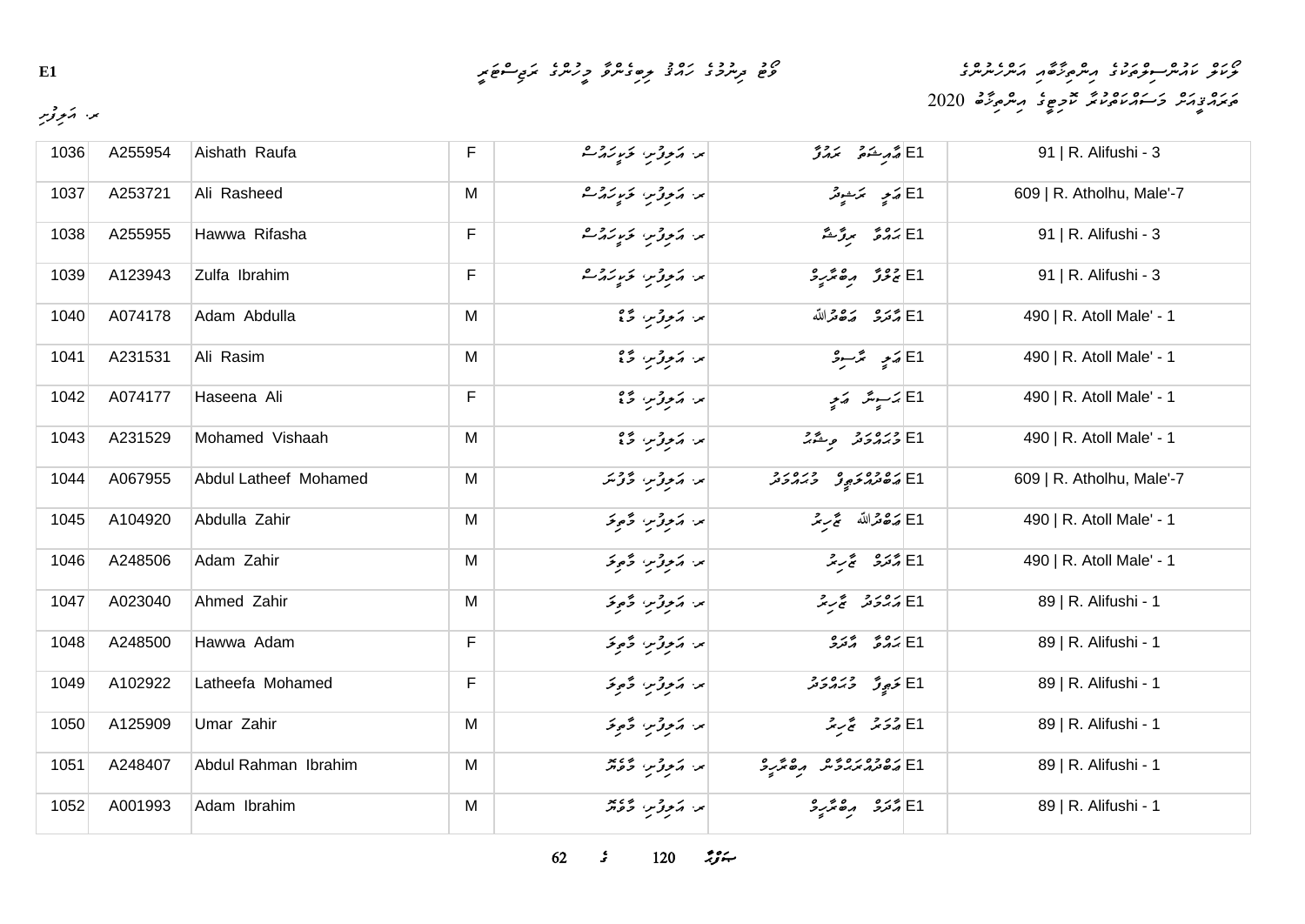| 1036 | A255954 | Aishath Raufa | F | ރ. އަލިފުށި، ވަކިހަމަހުސް | E1 އައިޝަތު ރައުފާ | 91 \| R. Alifushi - 3 |
|---|---|---|---|---|---|---|
| 1037 | A253721 | Ali Rasheed | M | ރ. އަލިފުށި، ވަކިހަމަހުސް | E1 އަލި ރަޝީދު | 609 \| R. Atholhu, Male'-7 |
| 1038 | A255955 | Hawwa Rifasha | F | ރ. އަލިފުށި، ވަކިހަމަހުސް | E1 ހައްވާ ރިފާޝާ | 91 \| R. Alifushi - 3 |
| 1039 | A123943 | Zulfa Ibrahim | F | ރ. އަލިފުށި، ވަކިހަމަހުސް | E1 ޒުލްފާ އިބްރާހީމް | 91 \| R. Alifushi - 3 |
| 1040 | A074178 | Adam Abdulla | M | ރ. އަލިފުށި، މާގެ | E1 އާދަމް އަބްދުﷲ | 490 \| R. Atoll Male' - 1 |
| 1041 | A231531 | Ali Rasim | M | ރ. އަލިފުށި، މާގެ | E1 އަލި ރާސިމް | 490 \| R. Atoll Male' - 1 |
| 1042 | A074177 | Haseena Ali | F | ރ. އަލިފުށި، މާގެ | E1 ހަސީނާ އަލި | 490 \| R. Atoll Male' - 1 |
| 1043 | A231529 | Mohamed Vishaah | M | ރ. އަލިފުށި، މާގެ | E1 މުޙައްމަދު ވިޝާޙް | 490 \| R. Atoll Male' - 1 |
| 1044 | A067955 | Abdul Latheef Mohamed | M | ރ. އަލިފުށި، މާފަން | E1 އަބްދުލްލަޠީފް މުޙައްމަދު | 609 \| R. Atholhu, Male'-7 |
| 1045 | A104920 | Abdulla Zahir | M | ރ. އަލިފުށި، މާލިގަ | E1 އަބްދުﷲ ޒާހިރު | 490 \| R. Atoll Male' - 1 |
| 1046 | A248506 | Adam Zahir | M | ރ. އަލިފުށި، މާލިގަ | E1 އާދަމް ޒާހިރު | 490 \| R. Atoll Male' - 1 |
| 1047 | A023040 | Ahmed Zahir | M | ރ. އަލިފުށި، މާލިގަ | E1 އަޙްމަދު ޒާހިރު | 89 \| R. Alifushi - 1 |
| 1048 | A248500 | Hawwa Adam | F | ރ. އަލިފުށި، މާލިގަ | E1 ހައްވާ އާދަމް | 89 \| R. Alifushi - 1 |
| 1049 | A102922 | Latheefa Mohamed | F | ރ. އަލިފުށި، މާލިގަ | E1 ލަޠީފާ މުޙައްމަދު | 89 \| R. Alifushi - 1 |
| 1050 | A125909 | Umar Zahir | M | ރ. އަލިފުށި، މާލިގަ | E1 އުމަރު ޒާހިރު | 89 \| R. Alifushi - 1 |
| 1051 | A248407 | Abdul Rahman Ibrahim | M | ރ. އަލިފުށި، މާވެނި | E1 އަބްދުއްރަޙްމާން އިބްރާހީމް | 89 \| R. Alifushi - 1 |
| 1052 | A001993 | Adam Ibrahim | M | ރ. އަލިފުށި، މާވެނި | E1 އާދަމް އިބްރާހީމް | 89 \| R. Alifushi - 1 |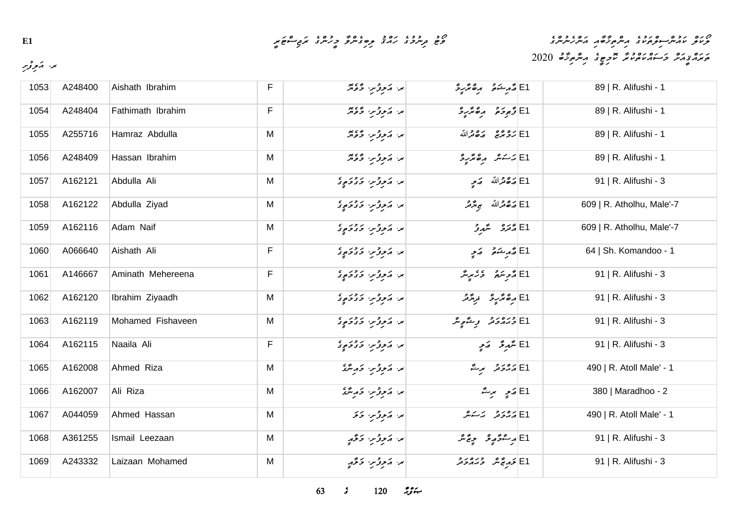| 1053 | A248400 | Aishath Ibrahim | F | ރ. އަލިފުށި، މާވަށް | އާއިޝަތު އިބްރާހީމް | E1 | 89 \| R. Alifushi - 1 |
|---|---|---|---|---|---|---|---|
| 1054 | A248404 | Fathimath Ibrahim | F | ރ. އަލިފުށި، މާވަށް | ފާތިމަތު އިބްރާހީމް | E1 | 89 \| R. Alifushi - 1 |
| 1055 | A255716 | Hamraz Abdulla | M | ރ. އަލިފުށި، މާވަށް | ހަމްރާޒް އަބްދުﷲ | E1 | 89 \| R. Alifushi - 1 |
| 1056 | A248409 | Hassan Ibrahim | M | ރ. އަލިފުށި، މާވަށް | ހަސަން އިބްރާހީމް | E1 | 89 \| R. Alifushi - 1 |
| 1057 | A162121 | Abdulla Ali | M | ރ. އަލިފުށި، ވަމުވަތީގެ | އަބްދުﷲ އަލި | E1 | 91 \| R. Alifushi - 3 |
| 1058 | A162122 | Abdulla Ziyad | M | ރ. އަލިފުށި، ވަމުވަތީގެ | އަބްދުﷲ ޒިޔާދު | E1 | 609 \| R. Atholhu, Male'-7 |
| 1059 | A162116 | Adam Naif | M | ރ. އަލިފުށި، ވަމުވަތީގެ | އާދަމް ނާއިފު | E1 | 609 \| R. Atholhu, Male'-7 |
| 1060 | A066640 | Aishath Ali | F | ރ. އަލިފުށި، ވަމުވަތީގެ | އާއިޝަތު އަލި | E1 | 64 \| Sh. Komandoo - 1 |
| 1061 | A146667 | Aminath Mehereena | F | ރ. އަލިފުށި، ވަމުވަތީގެ | އާމިނަތު މެހެރީނާ | E1 | 91 \| R. Alifushi - 3 |
| 1062 | A162120 | Ibrahim Ziyaadh | M | ރ. އަލިފުށި، ވަމުވަތީގެ | އިބްރާހީމް ޒިޔާދު | E1 | 91 \| R. Alifushi - 3 |
| 1063 | A162119 | Mohamed Fishaveen | M | ރ. އަލިފުށި، ވަމުވަތީގެ | މުހައްމަދު ފިޝާވީން | E1 | 91 \| R. Alifushi - 3 |
| 1064 | A162115 | Naaila Ali | F | ރ. އަލިފުށި، ވަމުވަތީގެ | ނާއިލާ އަލި | E1 | 91 \| R. Alifushi - 3 |
| 1065 | A162008 | Ahmed Riza | M | ރ. އަލިފުށި، ވައިނާގެ | އަހްމަދު ރިޒާ | E1 | 490 \| R. Atoll Male' - 1 |
| 1066 | A162007 | Ali Riza | M | ރ. އަލިފުށި، ވައިނާގެ | އަލި ރިޒާ | E1 | 380 \| Maradhoo - 2 |
| 1067 | A044059 | Ahmed Hassan | M | ރ. އަލިފުށި، ވަވަ | އަހްމަދު ހަސަން | E1 | 490 \| R. Atoll Male' - 1 |
| 1068 | A361255 | Ismail Leezaan | M | ރ. އަލިފުށި، ވަވާރި | އިސްމާއީލް ލީޒާން | E1 | 91 \| R. Alifushi - 3 |
| 1069 | A243332 | Laizaan Mohamed | M | ރ. އަލިފުށި، ވަވާރި | ލައިޒާން މުހައްމަދު | E1 | 91 \| R. Alifushi - 3 |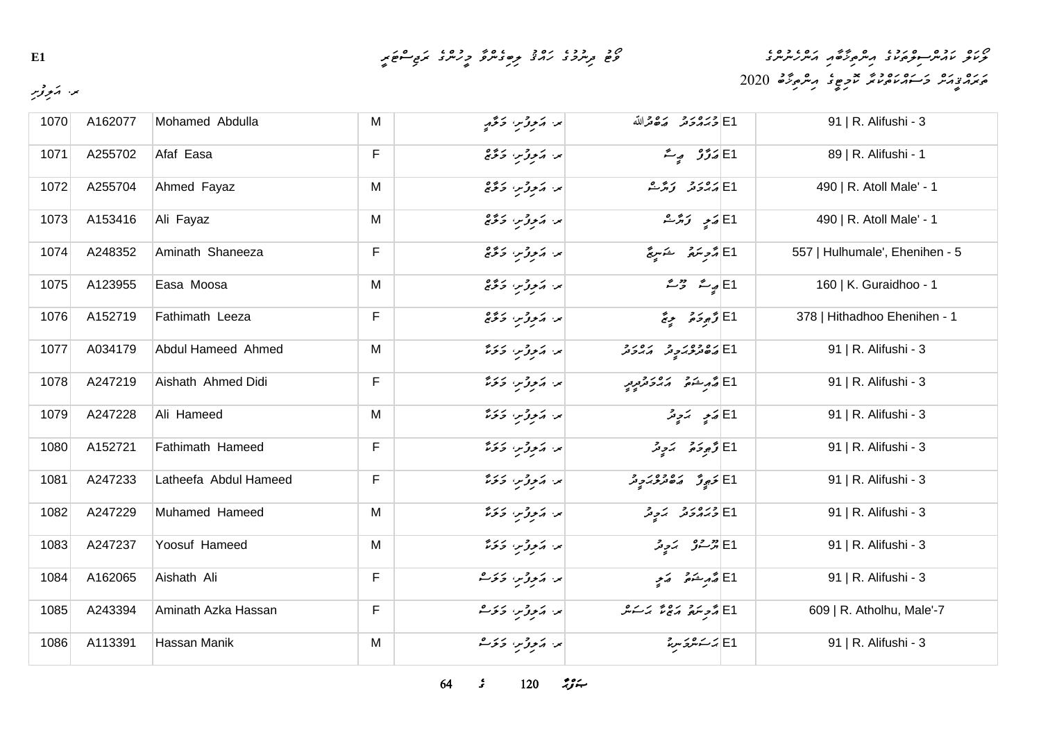| 1070 | A162077 | Mohamed Abdulla | M | ރ. އަލިފުށި، ވަތާއީ | މުޙައްމަދު އަބްދުﷲ E1 | 91 \| R. Alifushi - 3 |
|---|---|---|---|---|---|---|
| 1071 | A255702 | Afaf Easa | F | ރ. އަލިފުށި، ވަލާޒް | އަފާފް ޢީސާ E1 | 89 \| R. Alifushi - 1 |
| 1072 | A255704 | Ahmed Fayaz | M | ރ. އަލިފުށި، ވަލާޒް | އަޙްމަދު ފައްޔާޒް E1 | 490 \| R. Atoll Male' - 1 |
| 1073 | A153416 | Ali Fayaz | M | ރ. އަލިފުށި، ވަލާޒް | އަލި ފައްޔާޒް E1 | 490 \| R. Atoll Male' - 1 |
| 1074 | A248352 | Aminath Shaneeza | F | ރ. އަލިފުށި، ވަލާޒް | އާމިނަތު ޝަނީޒާ E1 | 557 \| Hulhumale', Ehenihen - 5 |
| 1075 | A123955 | Easa Moosa | M | ރ. އަލިފުށި، ވަލާޒް | ޢީސާ މޫސާ E1 | 160 \| K. Guraidhoo - 1 |
| 1076 | A152719 | Fathimath Leeza | F | ރ. އަލިފުށި، ވަލާޒް | ފާތިމަތު ލީޒާ E1 | 378 \| Hithadhoo Ehenihen - 1 |
| 1077 | A034179 | Abdul Hameed Ahmed | M | ރ. އަލިފުށި، ވަލަކާ | އަބްދުލްޙަމީދު އަޙްމަދު E1 | 91 \| R. Alifushi - 3 |
| 1078 | A247219 | Aishath Ahmed Didi | F | ރ. އަލިފުށި، ވަލަކާ | އާއިޝަތު އަޙްމަދުދީދީ E1 | 91 \| R. Alifushi - 3 |
| 1079 | A247228 | Ali Hameed | M | ރ. އަލިފުށި، ވަލަކާ | އަލި ހަމީދު E1 | 91 \| R. Alifushi - 3 |
| 1080 | A152721 | Fathimath Hameed | F | ރ. އަލިފުށި، ވަލަކާ | ފާތިމަތު ހަމީދު E1 | 91 \| R. Alifushi - 3 |
| 1081 | A247233 | Latheefa Abdul Hameed | F | ރ. އަލިފުށި، ވަލަކާ | ލަތީފާ އަބްދުލްހަމީދު E1 | 91 \| R. Alifushi - 3 |
| 1082 | A247229 | Muhamed Hameed | M | ރ. އަލިފުށި، ވަލަކާ | މުޙައްމަދު ހަމީދު E1 | 91 \| R. Alifushi - 3 |
| 1083 | A247237 | Yoosuf Hameed | M | ރ. އަލިފުށި، ވަލަކާ | ޔޫސުފް ހަމީދު E1 | 91 \| R. Alifushi - 3 |
| 1084 | A162065 | Aishath Ali | F | ރ. އަލިފުށި، ވަލަސް | އާއިޝަތު އަލި E1 | 91 \| R. Alifushi - 3 |
| 1085 | A243394 | Aminath Azka Hassan | F | ރ. އަލިފުށި، ވަލަސް | އާމިނަތު އަޒްކާ ހަސަން E1 | 609 \| R. Atholhu, Male'-7 |
| 1086 | A113391 | Hassan Manik | M | ރ. އަލިފުށި، ވަލަސް | ހަސަންމަނިކު E1 | 91 \| R. Alifushi - 3 |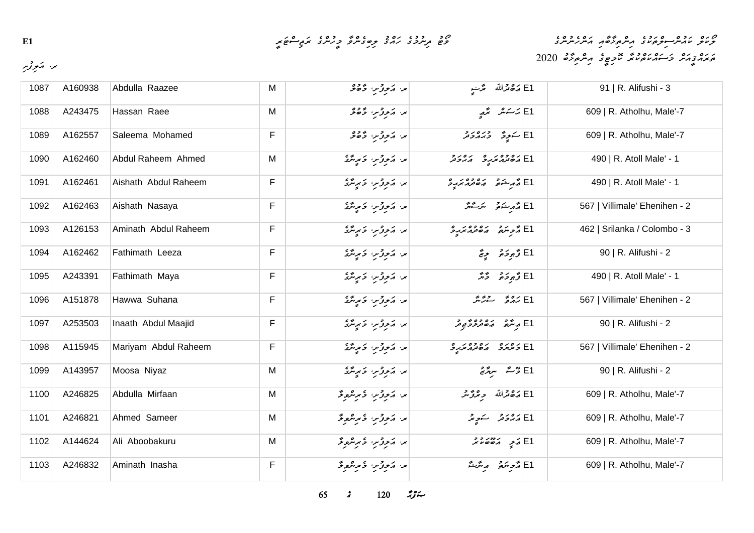| 1087 | A160938 | Abdulla Raazee | M | ރ. އަލިފުށި، މާބުލު | E1 އަބްދުﷲ ރާޒީ | 91 \| R. Alifushi - 3 |
|---|---|---|---|---|---|---|
| 1088 | A243475 | Hassan Raee | M | ރ. އަލިފުށި، މާބުލު | E1 ހަސަން ރާއީ | 609 \| R. Atholhu, Male'-7 |
| 1089 | A162557 | Saleema Mohamed | F | ރ. އަލިފުށި، މާބުލު | E1 ސަލީމާ މުހައްމަދު | 609 \| R. Atholhu, Male'-7 |
| 1090 | A162460 | Abdul Raheem Ahmed | M | ރ. އަލިފުށި، މަރިނާގެ | E1 އަބްދުއްރަޙީމް އަޙްމަދު | 490 \| R. Atoll Male' - 1 |
| 1091 | A162461 | Aishath Abdul Raheem | F | ރ. އަލިފުށި، މަރިނާގެ | E1 އާއިޝަތު އަބްދުއްރަޙީމް | 490 \| R. Atoll Male' - 1 |
| 1092 | A162463 | Aishath Nasaya | F | ރ. އަލިފުށި، މަރިނާގެ | E1 އާއިޝަތު ނަސާޔާ | 567 \| Villimale' Ehenihen - 2 |
| 1093 | A126153 | Aminath Abdul Raheem | F | ރ. އަލިފުށި، މަރިނާގެ | E1 އާމިނަތު އަބްދުއްރަޙީމް | 462 \| Srilanka / Colombo - 3 |
| 1094 | A162462 | Fathimath Leeza | F | ރ. އަލިފުށި، މަރިނާގެ | E1 ފާތިމަތު ލީޒާ | 90 \| R. Alifushi - 2 |
| 1095 | A243391 | Fathimath Maya | F | ރ. އަލިފުށި، މަރިނާގެ | E1 ފާތިމަތު މާޔާ | 490 \| R. Atoll Male' - 1 |
| 1096 | A151878 | Hawwa Suhana | F | ރ. އަލިފުށި، މަރިނާގެ | E1 ހައްވާ ސުހާނާ | 567 \| Villimale' Ehenihen - 2 |
| 1097 | A253503 | Inaath Abdul Maajid | F | ރ. އަލިފުށި، މަރިނާގެ | E1 އިނާޔަތު އަބްދުލްމާޖިދު | 90 \| R. Alifushi - 2 |
| 1098 | A115945 | Mariyam Abdul Raheem | F | ރ. އަލިފުށި، މަރިނާގެ | E1 މަރިޔަމް އަބްދުއްރަޙީމް | 567 \| Villimale' Ehenihen - 2 |
| 1099 | A143957 | Moosa Niyaz | M | ރ. އަލިފުށި، މަރިނާގެ | E1 މޫސާ ނިޔާޒު | 90 \| R. Alifushi - 2 |
| 1100 | A246825 | Abdulla Mirfaan | M | ރ. އަލިފުށި، މެރިންވިލާ | E1 އަބްދުﷲ މިރްފާން | 609 \| R. Atholhu, Male'-7 |
| 1101 | A246821 | Ahmed Sameer | M | ރ. އަލިފުށި، މެރިންވިލާ | E1 އަޙްމަދު ސަމީރު | 609 \| R. Atholhu, Male'-7 |
| 1102 | A144624 | Ali Aboobakuru | M | ރ. އަލިފުށި، މެރިންވިލާ | E1 އަލި އަބޫބަކުރު | 609 \| R. Atholhu, Male'-7 |
| 1103 | A246832 | Aminath Inasha | F | ރ. އަލިފުށި، މެރިންވިލާ | E1 އާމިނަތު އިނާޝާ | 609 \| R. Atholhu, Male'-7 |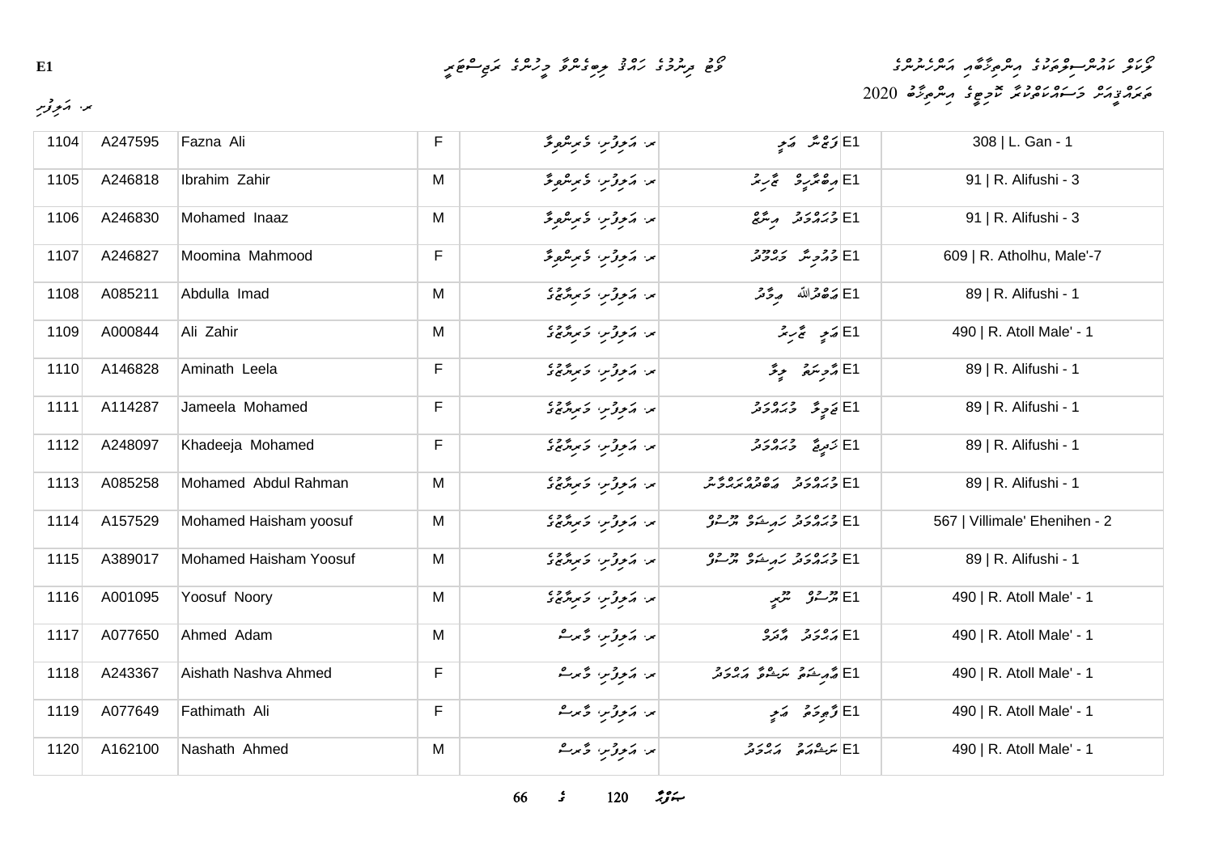| 1104 | A247595 | Fazna Ali | F | ރ. އަލިފުށި، މެރިންވިލާ | E1 ފަޒްނާ އަލި | 308 \| L. Gan - 1 |
|---|---|---|---|---|---|---|
| 1105 | A246818 | Ibrahim Zahir | M | ރ. އަލިފުށި، މެރިންވިލާ | E1 އިބްރާހީމް ޒާހިރު | 91 \| R. Alifushi - 3 |
| 1106 | A246830 | Mohamed Inaaz | M | ރ. އަލިފުށި، މެރިންވިލާ | E1 މުހައްމަދު އިނާޒް | 91 \| R. Alifushi - 3 |
| 1107 | A246827 | Moomina Mahmood | F | ރ. އަލިފުށި، މެރިންވިލާ | E1 މޫމިނާ މަޙްމޫދު | 609 \| R. Atholhu, Male'-7 |
| 1108 | A085211 | Abdulla Imad | M | ރ. އަލިފުށި، މަރިޔާޒްގެ | E1 އަބްދުﷲ އިމާދު | 89 \| R. Alifushi - 1 |
| 1109 | A000844 | Ali Zahir | M | ރ. އަލިފުށި، މަރިޔާޒްގެ | E1 އަލި ޒާހިރު | 490 \| R. Atoll Male' - 1 |
| 1110 | A146828 | Aminath Leela | F | ރ. އަލިފުށި، މަރިޔާޒްގެ | E1 އާމިނަތު ލީލާ | 89 \| R. Alifushi - 1 |
| 1111 | A114287 | Jameela Mohamed | F | ރ. އަލިފުށި، މަރިޔާޒްގެ | E1 ޖަމީލާ މުހައްމަދު | 89 \| R. Alifushi - 1 |
| 1112 | A248097 | Khadeeja Mohamed | F | ރ. އަލިފުށި، މަރިޔާޒްގެ | E1 ޚަދީޖާ މުހައްމަދު | 89 \| R. Alifushi - 1 |
| 1113 | A085258 | Mohamed Abdul Rahman | M | ރ. އަލިފުށި، މަރިޔާޒްގެ | E1 މުހައްމަދު އަބްދުއްރަޙްމާން | 89 \| R. Alifushi - 1 |
| 1114 | A157529 | Mohamed Haisham yoosuf | M | ރ. އަލިފުށި، މަރިޔާޒްގެ | E1 މުހައްމަދު ހައިޝަމް ޔޫސުފް | 567 \| Villimale' Ehenihen - 2 |
| 1115 | A389017 | Mohamed Haisham Yoosuf | M | ރ. އަލިފުށި، މަރިޔާޒްގެ | E1 މުހައްމަދު ހައިޝަމް ޔޫސުފް | 89 \| R. Alifushi - 1 |
| 1116 | A001095 | Yoosuf Noory | M | ރ. އަލިފުށި، މަރިޔާޒްގެ | E1 ޔޫސުފް ނޫރީ | 490 \| R. Atoll Male' - 1 |
| 1117 | A077650 | Ahmed Adam | M | ރ. އަލިފުށި، މާރިސް | E1 އަޙްމަދު އާދަމް | 490 \| R. Atoll Male' - 1 |
| 1118 | A243367 | Aishath Nashva Ahmed | F | ރ. އަލިފުށި، މާރިސް | E1 އާއިޝަތު ނަޝްވާ އަޙްމަދު | 490 \| R. Atoll Male' - 1 |
| 1119 | A077649 | Fathimath Ali | F | ރ. އަލިފުށި، މާރިސް | E1 ފާތިމަތު އަލި | 490 \| R. Atoll Male' - 1 |
| 1120 | A162100 | Nashath Ahmed | M | ރ. އަލިފުށި، މާރިސް | E1 ނަޝާތު އަޙްމަދު | 490 \| R. Atoll Male' - 1 |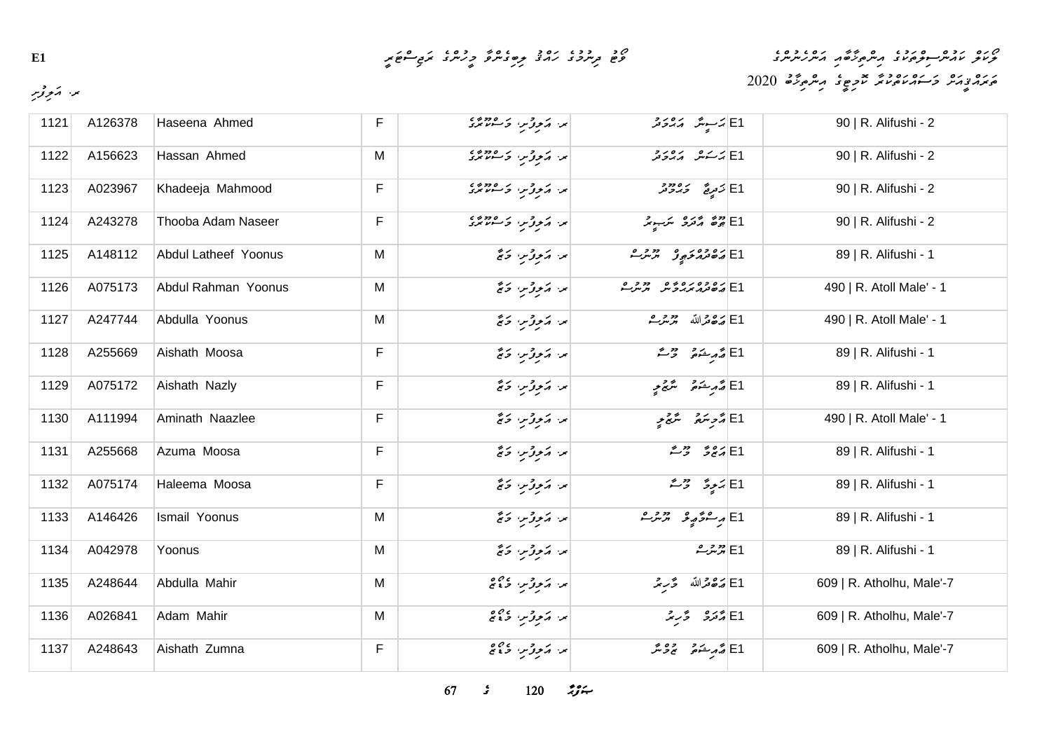| 1121 | A126378 | Haseena Ahmed | F | ރ. އަލިފުށި، ގަސްދޮށުގެ | ހަސީނާ އަހްމަދު E1 | 90 \| R. Alifushi - 2 |
|---|---|---|---|---|---|---|
| 1122 | A156623 | Hassan Ahmed | M | ރ. އަލިފުށި، ގަސްދޮށުގެ | ހަސަން އަހްމަދު E1 | 90 \| R. Alifushi - 2 |
| 1123 | A023967 | Khadeeja Mahmood | F | ރ. އަލިފުށި، ގަސްދޮށުގެ | ޚަދީޖާ މަޙްމޫދު E1 | 90 \| R. Alifushi - 2 |
| 1124 | A243278 | Thooba Adam Naseer | F | ރ. އަލިފުށި، ގަސްދޮށުގެ | ޠޫބާ އާދަމް ނަސީރު E1 | 90 \| R. Alifushi - 2 |
| 1125 | A148112 | Abdul Latheef Yoonus | M | ރ. އަލިފުށި، ގަޖާ | އަބްދުއްލަޠީފް ޔޫނުސް E1 | 89 \| R. Alifushi - 1 |
| 1126 | A075173 | Abdul Rahman Yoonus | M | ރ. އަލިފުށި، ގަޖާ | އަބްދުއްރަޙްމާން ޔޫނުސް E1 | 490 \| R. Atoll Male' - 1 |
| 1127 | A247744 | Abdulla Yoonus | M | ރ. އަލިފުށި، ގަޖާ | އަބްދުﷲ ޔޫނުސް E1 | 490 \| R. Atoll Male' - 1 |
| 1128 | A255669 | Aishath Moosa | F | ރ. އަލިފުށި، ގަޖާ | އާއިޝަތު މޫސާ E1 | 89 \| R. Alifushi - 1 |
| 1129 | A075172 | Aishath Nazly | F | ރ. އަލިފުށި، ގަޖާ | އާއިޝަތު ނާޒްލީ E1 | 89 \| R. Alifushi - 1 |
| 1130 | A111994 | Aminath Naazlee | F | ރ. އަލިފުށި، ގަޖާ | އާމިނަތު ނާޒްލީ E1 | 490 \| R. Atoll Male' - 1 |
| 1131 | A255668 | Azuma Moosa | F | ރ. އަލިފުށި، ގަޖާ | އަޒުމާ މޫސާ E1 | 89 \| R. Alifushi - 1 |
| 1132 | A075174 | Haleema Moosa | F | ރ. އަލިފުށި، ގަޖާ | ހަލީމާ މޫސާ E1 | 89 \| R. Alifushi - 1 |
| 1133 | A146426 | Ismail Yoonus | M | ރ. އަލިފުށި، ގަޖާ | އިސްމާއީލް ޔޫނުސް E1 | 89 \| R. Alifushi - 1 |
| 1134 | A042978 | Yoonus | M | ރ. އަލިފުށި، ގަޖާ | ޔޫނުސް E1 | 89 \| R. Alifushi - 1 |
| 1135 | A248644 | Abdulla Mahir | M | ރ. އަލިފުށި، ގުލްޝަން | އަބްދުﷲ މާހިރު E1 | 609 \| R. Atholhu, Male'-7 |
| 1136 | A026841 | Adam Mahir | M | ރ. އަލިފުށި، ގުލްޝަން | އާދަމް މާހިރު E1 | 609 \| R. Atholhu, Male'-7 |
| 1137 | A248643 | Aishath Zumna | F | ރ. އަލިފުށި، ގުލްޝަން | އާއިޝަތު ޒުމްނާ E1 | 609 \| R. Atholhu, Male'-7 |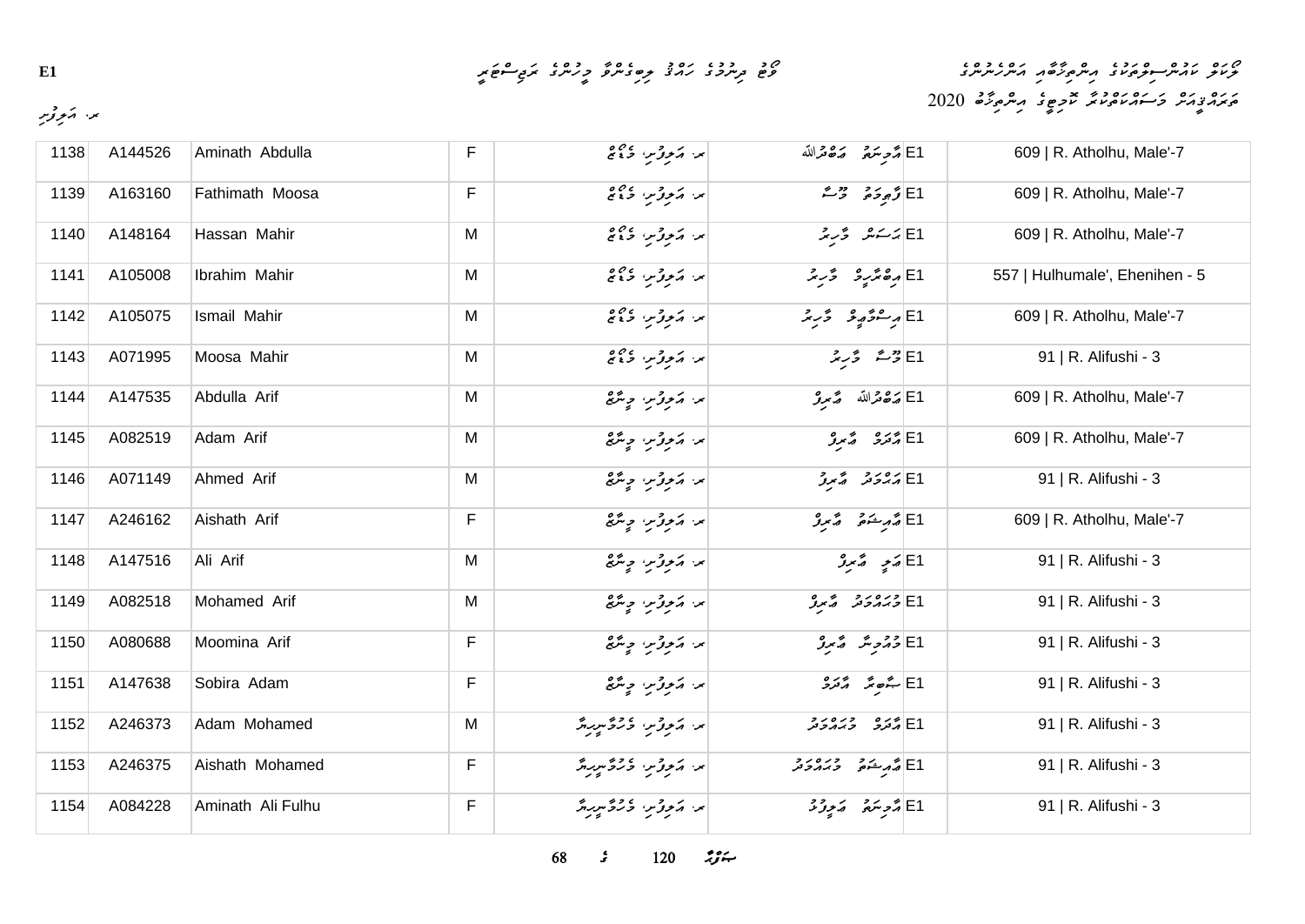| 1138 | A144526 | Aminath Abdulla | F | ރ. އަތޮޅުނ، މާޒީ | އާމިނަތު އަބްދުﷲ | E1 | 609 \| R. Atholhu, Male'-7 |
|---|---|---|---|---|---|---|---|
| 1139 | A163160 | Fathimath Moosa | F | ރ. އަތޮޅުނ، މާޒީ | ފާތިމަތު މޫސާ | E1 | 609 \| R. Atholhu, Male'-7 |
| 1140 | A148164 | Hassan Mahir | M | ރ. އަތޮޅުނ، މާޒީ | ހަސަން މާހިރު | E1 | 609 \| R. Atholhu, Male'-7 |
| 1141 | A105008 | Ibrahim Mahir | M | ރ. އަތޮޅުނ، މާޒީ | އިބްރާހީމް މާހިރު | E1 | 557 \| Hulhumale', Ehenihen - 5 |
| 1142 | A105075 | Ismail Mahir | M | ރ. އަތޮޅުނ، މާޒީ | އިސްމާއީލް މާހިރު | E1 | 609 \| R. Atholhu, Male'-7 |
| 1143 | A071995 | Moosa Mahir | M | ރ. އަތޮޅުނ، މާޒީ | މޫސާ މާހިރު | E1 | 91 \| R. Alifushi - 3 |
| 1144 | A147535 | Abdulla Arif | M | ރ. އަތޮޅުނ، ވިނަރޭ | އަބްދުﷲ އާރިފު | E1 | 609 \| R. Atholhu, Male'-7 |
| 1145 | A082519 | Adam Arif | M | ރ. އަތޮޅުނ، ވިނަރޭ | އާދަމް އާރިފު | E1 | 609 \| R. Atholhu, Male'-7 |
| 1146 | A071149 | Ahmed Arif | M | ރ. އަތޮޅުނ، ވިނަރޭ | އަހުމަދު އާރިފު | E1 | 91 \| R. Alifushi - 3 |
| 1147 | A246162 | Aishath Arif | F | ރ. އަތޮޅުނ، ވިނަރޭ | އާއިޝަތު އާރިފު | E1 | 609 \| R. Atholhu, Male'-7 |
| 1148 | A147516 | Ali Arif | M | ރ. އަތޮޅުނ، ވިނަރޭ | އަލި އާރިފު | E1 | 91 \| R. Alifushi - 3 |
| 1149 | A082518 | Mohamed Arif | M | ރ. އަތޮޅުނ، ވިނަރޭ | މުހައްމަދު އާރިފު | E1 | 91 \| R. Alifushi - 3 |
| 1150 | A080688 | Moomina Arif | F | ރ. އަތޮޅުނ، ވިނަރޭ | މޫމިނާ އާރިފު | E1 | 91 \| R. Alifushi - 3 |
| 1151 | A147638 | Sobira Adam | F | ރ. އަތޮޅުނ، ވިނަރޭ | ޞާބިރާ އާދަމް | E1 | 91 \| R. Alifushi - 3 |
| 1152 | A246373 | Adam Mohamed | M | ރ. އަތޮޅުނ، ވެހުމާނިރިއާ | އާދަމް މުހައްމަދު | E1 | 91 \| R. Alifushi - 3 |
| 1153 | A246375 | Aishath Mohamed | F | ރ. އަތޮޅުނ، ވެހުމާނިރިއާ | އާއިޝަތު މުހައްމަދު | E1 | 91 \| R. Alifushi - 3 |
| 1154 | A084228 | Aminath Ali Fulhu | F | ރ. އަތޮޅުނ، ވެހުމާނިރިއާ | އާމިނަތު އަލިފުޅު | E1 | 91 \| R. Alifushi - 3 |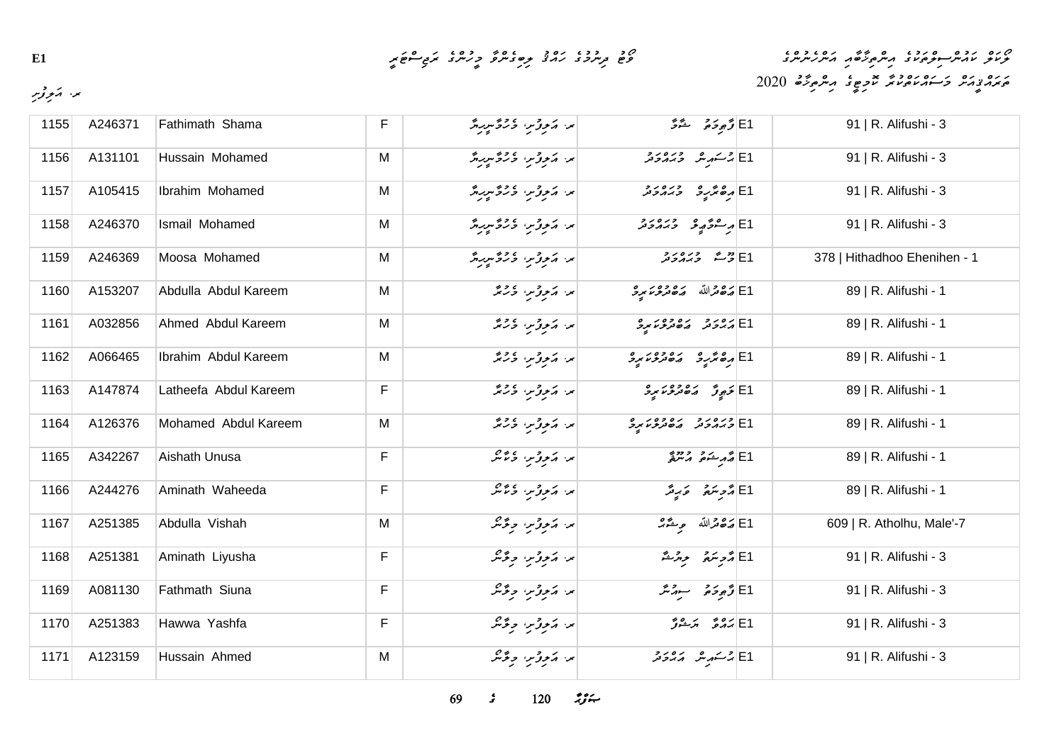| 1155 | A246371 | Fathimath Shama | F | ރ. އަލިފުށި، ވެހުމާނީގެ | ފާތިމަތު ޝަމާ | E1 | 91 \| R. Alifushi - 3 |
|---|---|---|---|---|---|---|---|
| 1156 | A131101 | Hussain Mohamed | M | ރ. އަލިފުށި، ވެހުމާނީގެ | ހުސައިން މުހައްމަދު | E1 | 91 \| R. Alifushi - 3 |
| 1157 | A105415 | Ibrahim Mohamed | M | ރ. އަލިފުށި، ވެހުމާނީގެ | އިބްރާހީމް މުހައްމަދު | E1 | 91 \| R. Alifushi - 3 |
| 1158 | A246370 | Ismail Mohamed | M | ރ. އަލިފުށި، ވެހުމާނީގެ | އިސްމާއީލް މުހައްމަދު | E1 | 91 \| R. Alifushi - 3 |
| 1159 | A246369 | Moosa Mohamed | M | ރ. އަލިފުށި، ވެހުމާނީގެ | މޫސާ މުހައްމަދު | E1 | 378 \| Hithadhoo Ehenihen - 1 |
| 1160 | A153207 | Abdulla Abdul Kareem | M | ރ. އަލިފުށި، ވެހުރަ | އަބްދުﷲ އަބްދުލްކަރީމް | E1 | 89 \| R. Alifushi - 1 |
| 1161 | A032856 | Ahmed Abdul Kareem | M | ރ. އަލިފުށި، ވެހުރަ | އަޙްމަދު އަބްދުލްކަރީމް | E1 | 89 \| R. Alifushi - 1 |
| 1162 | A066465 | Ibrahim Abdul Kareem | M | ރ. އަލިފުށި، ވެހުރަ | އިބްރާހީމް އަބްދުލްކަރީމް | E1 | 89 \| R. Alifushi - 1 |
| 1163 | A147874 | Latheefa Abdul Kareem | F | ރ. އަލިފުށި، ވެހުރަ | ލަޠީފާ އަބްދުލްކަރީމް | E1 | 89 \| R. Alifushi - 1 |
| 1164 | A126376 | Mohamed Abdul Kareem | M | ރ. އަލިފުށި، ވެހުރަ | މުހައްމަދު އަބްދުލްކަރީމް | E1 | 89 \| R. Alifushi - 1 |
| 1165 | A342267 | Aishath Unusa | F | ރ. އަލިފުށި، ވެލަން | އައިޝަތު ޔޫނުސާ | E1 | 89 \| R. Alifushi - 1 |
| 1166 | A244276 | Aminath Waheeda | F | ރ. އަލިފުށި، ވެލަން | އާމިނަތު ވަހީދާ | E1 | 89 \| R. Alifushi - 1 |
| 1167 | A251385 | Abdulla Vishah | M | ރ. އަލިފުށި، ވިލާން | އަބްދުﷲ ވިޝާޙް | E1 | 609 \| R. Atholhu, Male'-7 |
| 1168 | A251381 | Aminath Liyusha | F | ރ. އަލިފުށި، ވިލާން | އާމިނަތު ލިޔުޝާ | E1 | 91 \| R. Alifushi - 3 |
| 1169 | A081130 | Fathmath Siuna | F | ރ. އަލިފުށި، ވިލާން | ފާތިމަތު ސިއުނާ | E1 | 91 \| R. Alifushi - 3 |
| 1170 | A251383 | Hawwa Yashfa | F | ރ. އަލިފުށި، ވިލާން | ހައްވާ ޔަޝްފާ | E1 | 91 \| R. Alifushi - 3 |
| 1171 | A123159 | Hussain Ahmed | M | ރ. އަލިފުށި، ވިލާން | ހުސައިން އަޙްމަދު | E1 | 91 \| R. Alifushi - 3 |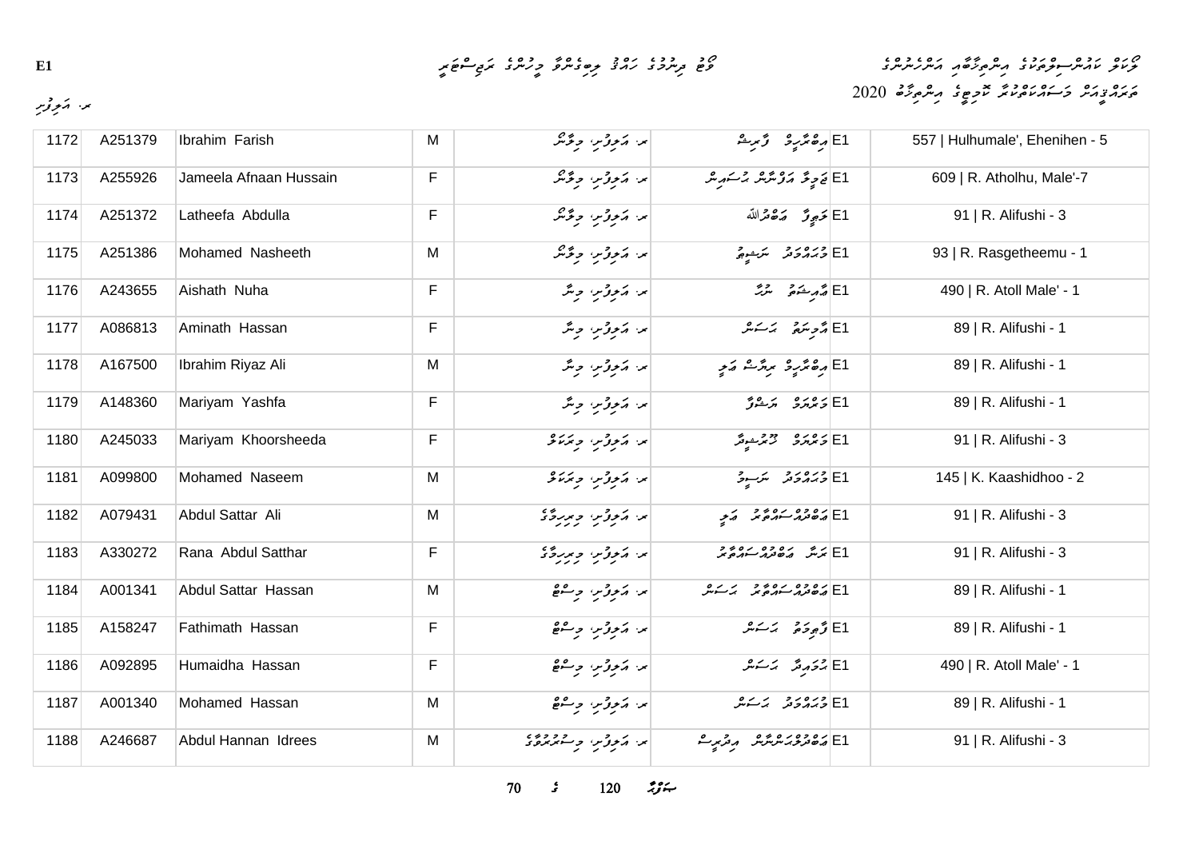| 1172 | A251379 | Ibrahim Farish | M | ރ. އަލިފުށި، ވިލާން | E1 އިބްރާހީމް ފާރިޝް | 557 \| Hulhumale', Ehenihen - 5 |
|---|---|---|---|---|---|---|
| 1173 | A255926 | Jameela Afnaan Hussain | F | ރ. އަލިފުށި، ވިލާން | E1 ޖަމީލާ އަފްނާން ހުސައިން | 609 \| R. Atholhu, Male'-7 |
| 1174 | A251372 | Latheefa Abdulla | F | ރ. އަލިފުށި، ވިލާން | E1 ލަތީފާ އަބްދުﷲ | 91 \| R. Alifushi - 3 |
| 1175 | A251386 | Mohamed Nasheeth | M | ރ. އަލިފުށި، ވިލާން | E1 މުހައްމަދު ނަޝީތު | 93 \| R. Rasgetheemu - 1 |
| 1176 | A243655 | Aishath Nuha | F | ރ. އަލިފުށި، ވިނާ | E1 އާއިޝަތު ނުހާ | 490 \| R. Atoll Male' - 1 |
| 1177 | A086813 | Aminath Hassan | F | ރ. އަލިފުށި، ވިނާ | E1 އާމިނަތު ހަސަން | 89 \| R. Alifushi - 1 |
| 1178 | A167500 | Ibrahim Riyaz Ali | M | ރ. އަލިފުށި، ވިނާ | E1 އިބްރާހީމް ރިޔާޒް އަލި | 89 \| R. Alifushi - 1 |
| 1179 | A148360 | Mariyam Yashfa | F | ރ. އަލިފުށި، ވިނާ | E1 މަރިޔަމް ޔަޝްފާ | 89 \| R. Alifushi - 1 |
| 1180 | A245033 | Mariyam Khoorsheeda | F | ރ. އަލިފުށި، ވިނަމާ | E1 މަރިޔަމް ޚޫރުޝީދާ | 91 \| R. Alifushi - 3 |
| 1181 | A099800 | Mohamed Naseem | M | ރ. އަލިފުށި، ވިނަމާ | E1 މުހައްމަދު ނަސީމު | 145 \| K. Kaashidhoo - 2 |
| 1182 | A079431 | Abdul Sattar Ali | M | ރ. އަލިފުށި، ވިރިހިމާގެ | E1 އަބްދުއްސައްތާރު އަލި | 91 \| R. Alifushi - 3 |
| 1183 | A330272 | Rana Abdul Satthar | F | ރ. އަލިފުށި، ވިރިހިމާގެ | E1 ރަނާ އަބްދުއްސައްތާރު | 91 \| R. Alifushi - 3 |
| 1184 | A001341 | Abdul Sattar Hassan | M | ރ. އަލިފުށި، ވިސްޓާ | E1 އަބްދުއްސައްތާރު ހަސަން | 89 \| R. Alifushi - 1 |
| 1185 | A158247 | Fathimath Hassan | F | ރ. އަލިފުށި، ވިސްޓާ | E1 ފާތިމަތު ހަސަން | 89 \| R. Alifushi - 1 |
| 1186 | A092895 | Humaidha Hassan | F | ރ. އަލިފުށި، ވިސްޓާ | E1 ހުމައިދާ ހަސަން | 490 \| R. Atoll Male' - 1 |
| 1187 | A001340 | Mohamed Hassan | M | ރ. އަލިފުށި، ވިސްޓާ | E1 މުހައްމަދު ހަސަން | 89 \| R. Alifushi - 1 |
| 1188 | A246687 | Abdul Hannan Idrees | M | ރ. އަލިފުށި، ވިސްނުދޫގެ | E1 އަބްދުލްހަންނާން އިދްރީސް | 91 \| R. Alifushi - 3 |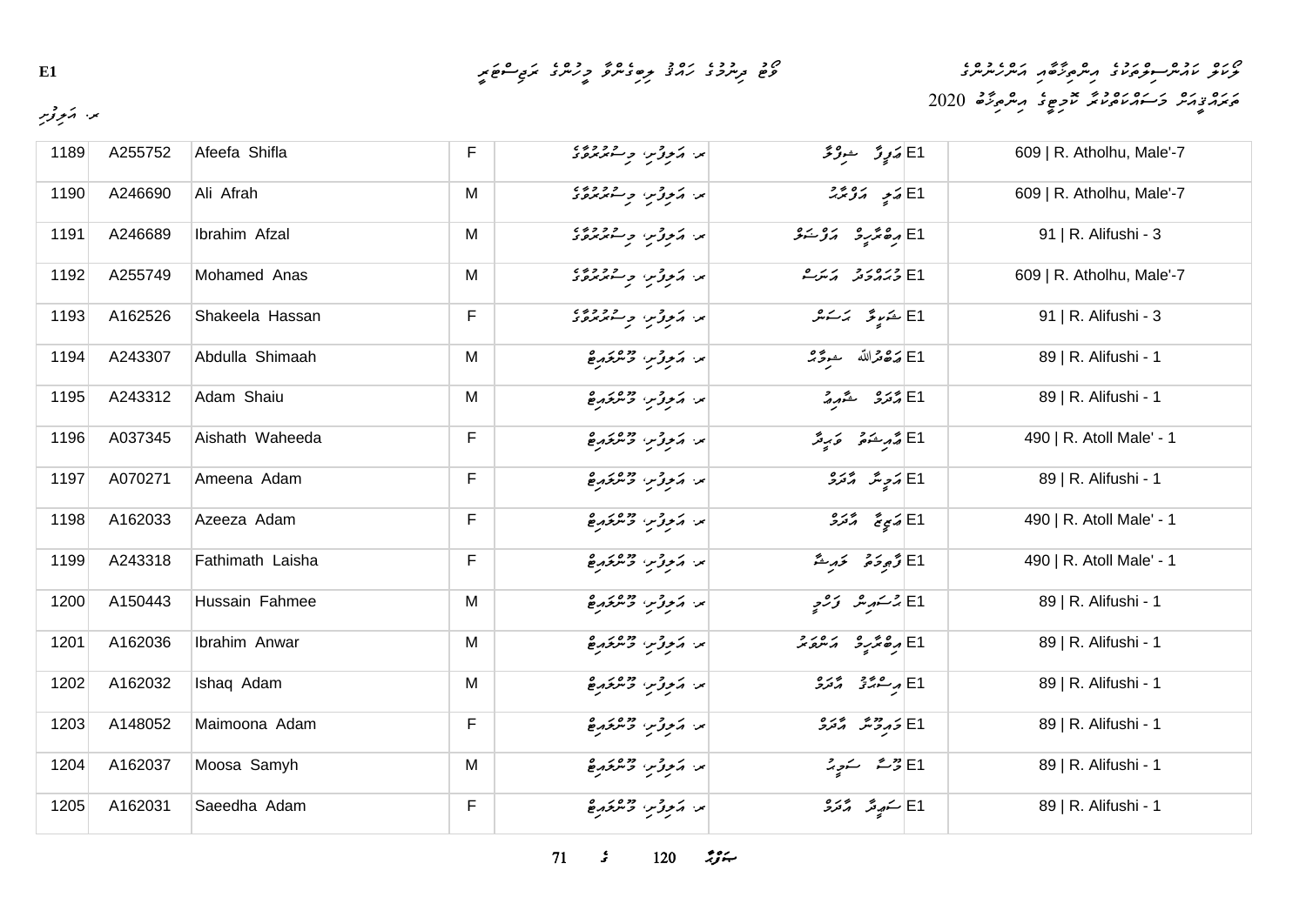| 1189 | A255752 | Afeefa Shifla | F | ޙ. އަލިފުށި، ވިސްނުރުގެ | E1 އަފީފާ ޝިފްލާ | 609 \| R. Atholhu, Male'-7 |
|---|---|---|---|---|---|---|
| 1190 | A246690 | Ali Afrah | M | ޙ. އަލިފުށި، ވިސްނުރުގެ | E1 އަލި އަފްރާހް | 609 \| R. Atholhu, Male'-7 |
| 1191 | A246689 | Ibrahim Afzal | M | ޙ. އަލިފުށި، ވިސްނުރުގެ | E1 އިބްރާހީމް އަފްޒަލް | 91 \| R. Alifushi - 3 |
| 1192 | A255749 | Mohamed Anas | M | ޙ. އަލިފުށި، ވިސްނުރުގެ | E1 މުހައްމަދު އަނަސް | 609 \| R. Atholhu, Male'-7 |
| 1193 | A162526 | Shakeela Hassan | F | ޙ. އަލިފުށި، ވިސްނުރުގެ | E1 ޝަކީލާ ހަސަން | 91 \| R. Alifushi - 3 |
| 1194 | A243307 | Abdulla Shimaah | M | ޙ. އަލިފުށި، ފުންގަސްވީ | E1 އަބްދުﷲ ޝިމާހް | 89 \| R. Alifushi - 1 |
| 1195 | A243312 | Adam Shaiu | M | ޙ. އަލިފުށި، ފުންގަސްވީ | E1 އާދަމް ޝާއިއު | 89 \| R. Alifushi - 1 |
| 1196 | A037345 | Aishath Waheeda | F | ޙ. އަލިފުށި، ފުންގަސްވީ | E1 އާއިޝަތު ވަހީދާ | 490 \| R. Atoll Male' - 1 |
| 1197 | A070271 | Ameena Adam | F | ޙ. އަލިފުށި، ފުންގަސްވީ | E1 އަމީނާ އާދަމް | 89 \| R. Alifushi - 1 |
| 1198 | A162033 | Azeeza Adam | F | ޙ. އަލިފުށި، ފުންގަސްވީ | E1 އަޒީޒާ އާދަމް | 490 \| R. Atoll Male' - 1 |
| 1199 | A243318 | Fathimath Laisha | F | ޙ. އަލިފުށި، ފުންގަސްވީ | E1 ފާތިމަތު ލައިޝާ | 490 \| R. Atoll Male' - 1 |
| 1200 | A150443 | Hussain Fahmee | M | ޙ. އަލިފުށި، ފުންގަސްވީ | E1 ހުސައިން ފަހުމީ | 89 \| R. Alifushi - 1 |
| 1201 | A162036 | Ibrahim Anwar | M | ޙ. އަލިފުށި، ފުންގަސްވީ | E1 އިބްރާހީމް އަންވަރު | 89 \| R. Alifushi - 1 |
| 1202 | A162032 | Ishaq Adam | M | ޙ. އަލިފުށި، ފުންގަސްވީ | E1 އިސްހާޤު އާދަމް | 89 \| R. Alifushi - 1 |
| 1203 | A148052 | Maimoona Adam | F | ޙ. އަލިފުށި، ފުންގަސްވީ | E1 މައިމޫނާ އާދަމް | 89 \| R. Alifushi - 1 |
| 1204 | A162037 | Moosa Samyh | M | ޙ. އަލިފުށި، ފުންގަސްވީ | E1 މޫސާ ސަމީހު | 89 \| R. Alifushi - 1 |
| 1205 | A162031 | Saeedha Adam | F | ޙ. އަލިފުށި، ފުންގަސްވީ | E1 ސަޢީދާ އާދަމް | 89 \| R. Alifushi - 1 |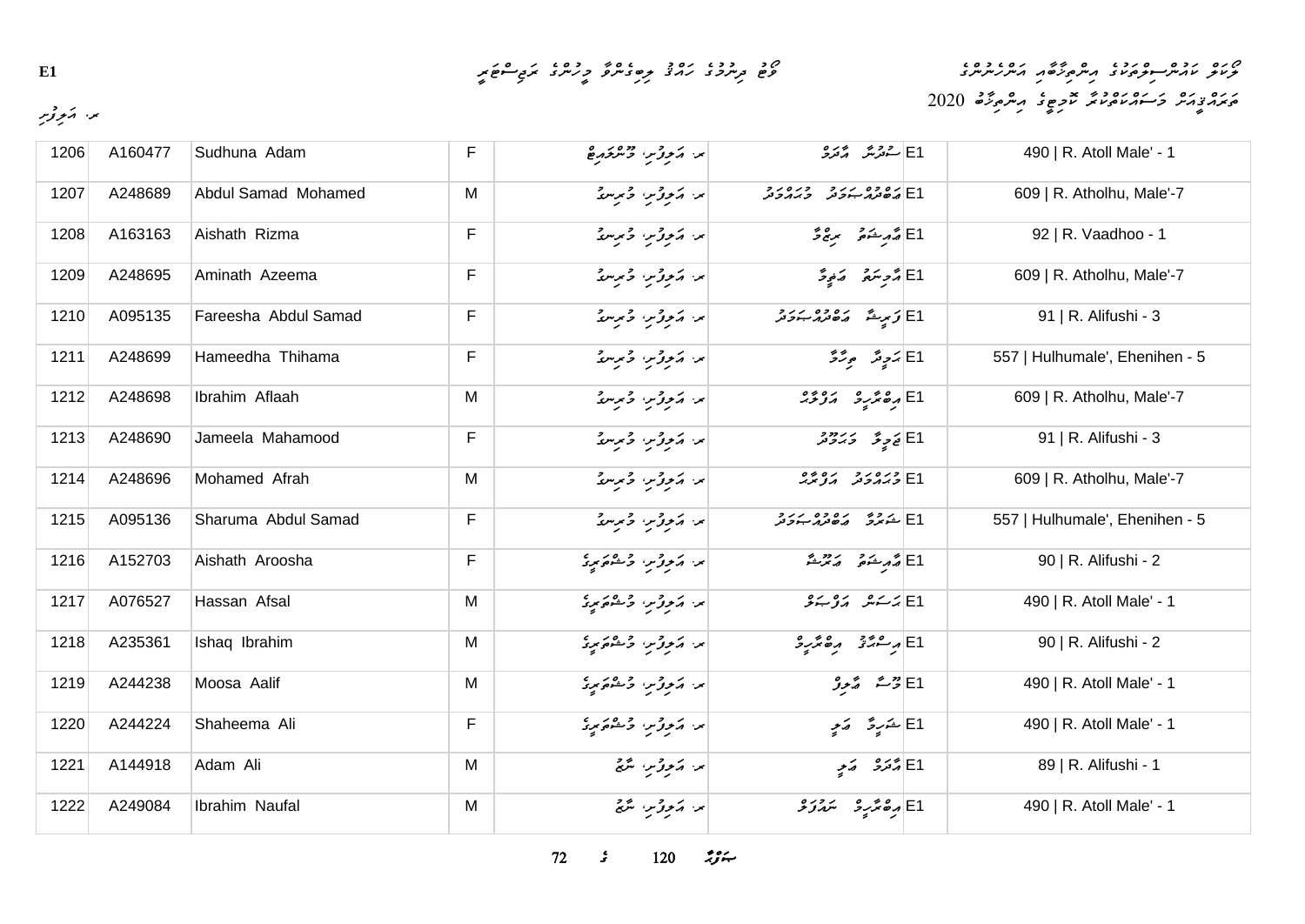| 1206 | A160477 | Sudhuna Adam | F | ރ. އަލިފުށި، މޫނިމަގު | ސުދުނާ އާދަމް E1 | 490 \| R. Atoll Male' - 1 |
|---|---|---|---|---|---|---|
| 1207 | A248689 | Abdul Samad Mohamed | M | ރ. އަލިފުށި، މާރިނގު | އަބްދުއްސަމަދު މުހައްމަދު E1 | 609 \| R. Atholhu, Male'-7 |
| 1208 | A163163 | Aishath Rizma | F | ރ. އަލިފުށި، މާރިނގު | އައިޝަތު ރިޒްމާ E1 | 92 \| R. Vaadhoo - 1 |
| 1209 | A248695 | Aminath Azeema | F | ރ. އަލިފުށި، މާރިނގު | އާމިނަތު އަޒީމާ E1 | 609 \| R. Atholhu, Male'-7 |
| 1210 | A095135 | Fareesha Abdul Samad | F | ރ. އަލިފުށި، މާރިނގު | ފަރީޝާ އަބްދުއްސަމަދު E1 | 91 \| R. Alifushi - 3 |
| 1211 | A248699 | Hameedha Thihama | F | ރ. އަލިފުށި، މާރިނގު | ހަމީދާ ތިހާމާ E1 | 557 \| Hulhumale', Ehenihen - 5 |
| 1212 | A248698 | Ibrahim Aflaah | M | ރ. އަލިފުށި، މާރިނގު | އިބްރާހީމް އަފްލާހް E1 | 609 \| R. Atholhu, Male'-7 |
| 1213 | A248690 | Jameela Mahamood | F | ރ. އަލިފުށި، މާރިނގު | ޖަމީލާ މަހަމޫދު E1 | 91 \| R. Alifushi - 3 |
| 1214 | A248696 | Mohamed Afrah | M | ރ. އަލިފުށި، މާރިނގު | މުހައްމަދު އަފްރާހް E1 | 609 \| R. Atholhu, Male'-7 |
| 1215 | A095136 | Sharuma Abdul Samad | F | ރ. އަލިފުށި، މާރިނގު | ޝަރުމާ އަބްދުއްސަމަދު E1 | 557 \| Hulhumale', Ehenihen - 5 |
| 1216 | A152703 | Aishath Aroosha | F | ރ. އަލިފުށި، މުސްތަފާގެ | އައިޝަތު އަރޫޝާ E1 | 90 \| R. Alifushi - 2 |
| 1217 | A076527 | Hassan Afsal | M | ރ. އަލިފުށި، މުސްތަފާގެ | ހަސަން އަފްސަލް E1 | 490 \| R. Atoll Male' - 1 |
| 1218 | A235361 | Ishaq Ibrahim | M | ރ. އަލިފުށި، މުސްތަފާގެ | އިސްހާޤު އިބްރާހީމް E1 | 90 \| R. Alifushi - 2 |
| 1219 | A244238 | Moosa Aalif | M | ރ. އަލިފުށި، މުސްތަފާގެ | މޫސާ އާލިފް E1 | 490 \| R. Atoll Male' - 1 |
| 1220 | A244224 | Shaheema Ali | F | ރ. އަލިފުށި، މުސްތަފާގެ | ޝަހީމާ އަލި E1 | 490 \| R. Atoll Male' - 1 |
| 1221 | A144918 | Adam Ali | M | ރ. އަލިފުށި، ނޫޒް | އާދަމް އަލި E1 | 89 \| R. Alifushi - 1 |
| 1222 | A249084 | Ibrahim Naufal | M | ރ. އަލިފުށި، ނޫޒް | އިބްރާހީމް ނައުފަލް E1 | 490 \| R. Atoll Male' - 1 |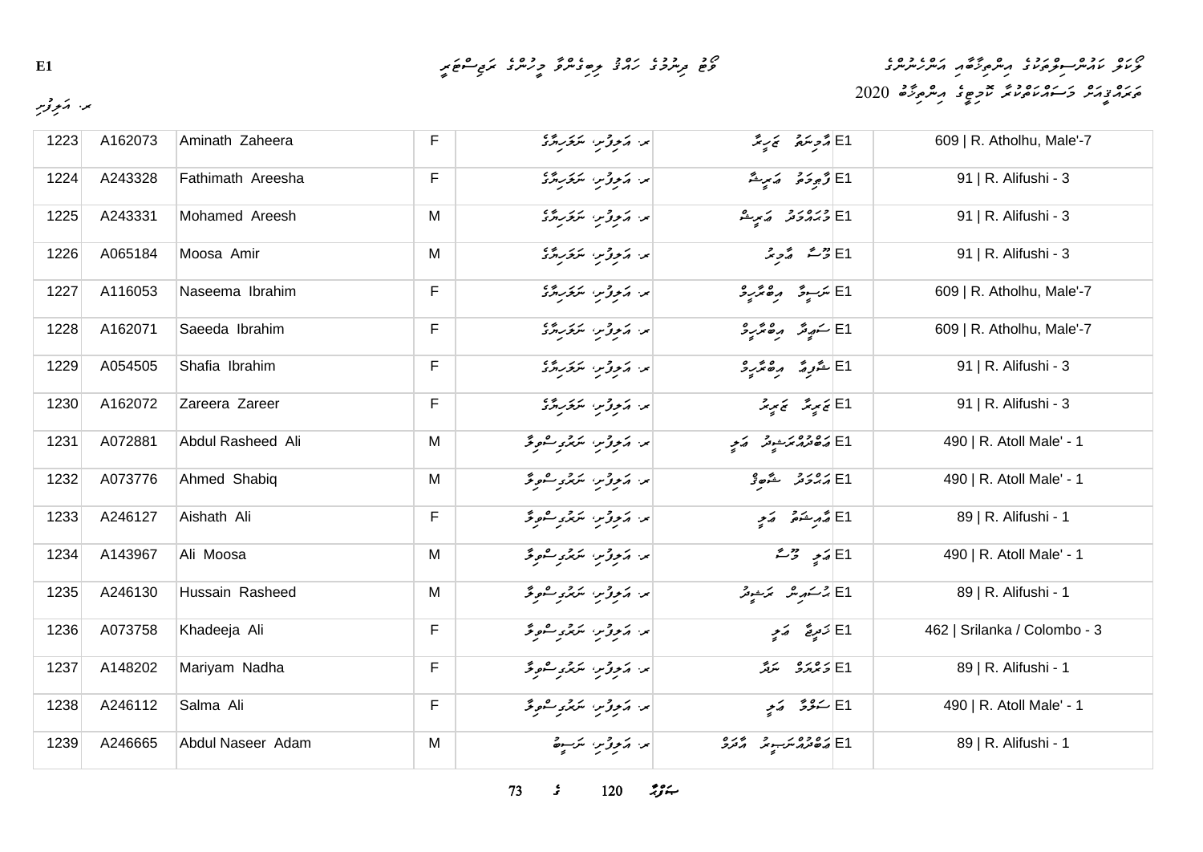ރ. އަލިފުށި

| 1223 | A162073 | Aminath Zaheera | F | ރ. އަލިފުށި، ނަޑަރިއާގެ | އާމިނަތު ޒަހީރާ E1 | 609 \| R. Atholhu, Male'-7 |
|---|---|---|---|---|---|---|
| 1224 | A243328 | Fathimath Areesha | F | ރ. އަލިފުށި، ނަޑަރިއާގެ | ފާތިމަތު އަރީޝާ E1 | 91 \| R. Alifushi - 3 |
| 1225 | A243331 | Mohamed Areesh | M | ރ. އަލިފުށި، ނަޑަރިއާގެ | މުހައްމަދު އަރީޝް E1 | 91 \| R. Alifushi - 3 |
| 1226 | A065184 | Moosa Amir | M | ރ. އަލިފުށި، ނަޑަރިއާގެ | މޫސާ އާމިރު E1 | 91 \| R. Alifushi - 3 |
| 1227 | A116053 | Naseema Ibrahim | F | ރ. އަލިފުށި، ނަޑަރިއާގެ | ނަސީމާ އިބްރާހީމް E1 | 609 \| R. Atholhu, Male'-7 |
| 1228 | A162071 | Saeeda Ibrahim | F | ރ. އަލިފުށި، ނަޑަރިއާގެ | ސަޢީދާ އިބްރާހީމް E1 | 609 \| R. Atholhu, Male'-7 |
| 1229 | A054505 | Shafia Ibrahim | F | ރ. އަލިފުށި، ނަޑަރިއާގެ | ޝާފިޢާ އިބްރާހީމް E1 | 91 \| R. Alifushi - 3 |
| 1230 | A162072 | Zareera Zareer | F | ރ. އަލިފުށި، ނަޑަރިއާގެ | ޒަރީރާ ޒަރީރު E1 | 91 \| R. Alifushi - 3 |
| 1231 | A072881 | Abdul Rasheed Ali | M | ރ. އަލިފުށި، ނަރުގިސްވިލާ | އަބްދުލްރަޝީދު އަލި E1 | 490 \| R. Atoll Male' - 1 |
| 1232 | A073776 | Ahmed Shabiq | M | ރ. އަލިފުށި، ނަރުގިސްވިލާ | އަހްމަދު ޝާބިޤު E1 | 490 \| R. Atoll Male' - 1 |
| 1233 | A246127 | Aishath Ali | F | ރ. އަލިފުށި، ނަރުގިސްވިލާ | އާއިޝަތު އަލި E1 | 89 \| R. Alifushi - 1 |
| 1234 | A143967 | Ali Moosa | M | ރ. އަލިފުށި، ނަރުގިސްވިލާ | އަލި މޫސާ E1 | 490 \| R. Atoll Male' - 1 |
| 1235 | A246130 | Hussain Rasheed | M | ރ. އަލިފުށި، ނަރުގިސްވިލާ | ހުސައިން ރަޝީދު E1 | 89 \| R. Alifushi - 1 |
| 1236 | A073758 | Khadeeja Ali | F | ރ. އަލިފުށި، ނަރުގިސްވިލާ | ހަދީޖާ އަލި E1 | 462 \| Srilanka / Colombo - 3 |
| 1237 | A148202 | Mariyam Nadha | F | ރ. އަލިފުށި، ނަރުގިސްވިލާ | މަރިޔަމް ނަދާ E1 | 89 \| R. Alifushi - 1 |
| 1238 | A246112 | Salma Ali | F | ރ. އަލިފުށި، ނަރުގިސްވިލާ | ސަލްމާ އަލި E1 | 490 \| R. Atoll Male' - 1 |
| 1239 | A246665 | Abdul Naseer Adam | M | ރ. އަލިފުށި، ނަސީމް | އަބްދުލްނަސީރު އާދަމް E1 | 89 \| R. Alifushi - 1 |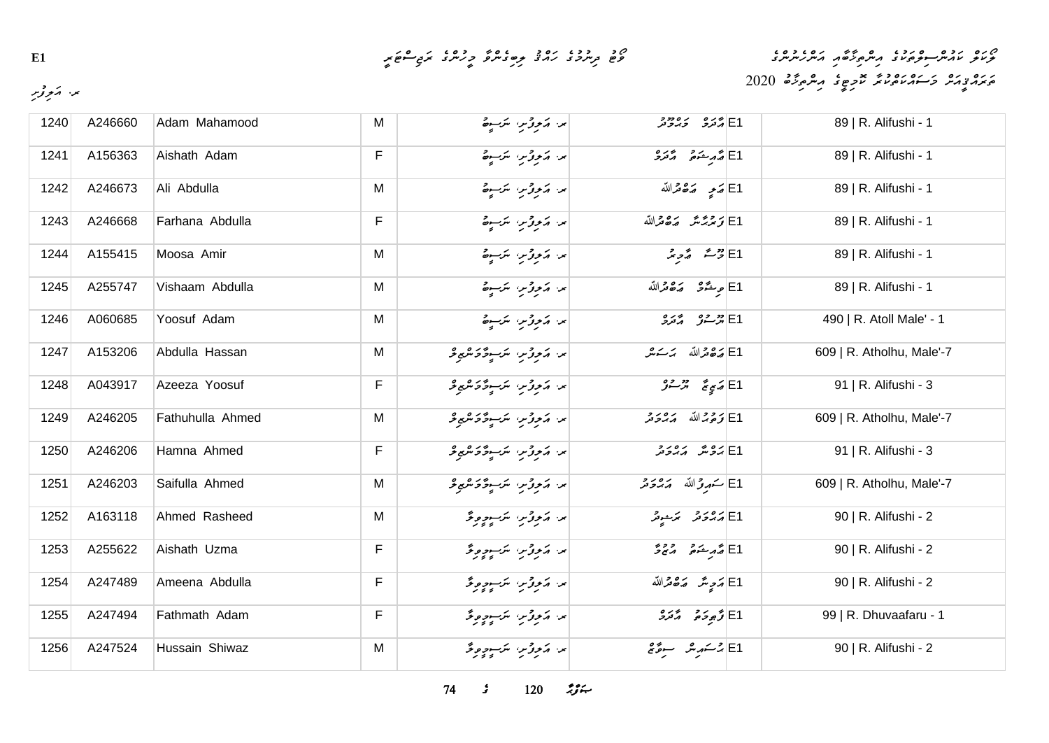| 1240 | A246660 | Adam Mahamood | M | ރ. އަލިފުށި، ނަސީމާ | އާދަމް މަޙްމޫދު E1 | 89 \| R. Alifushi - 1 |
|---|---|---|---|---|---|---|
| 1241 | A156363 | Aishath Adam | F | ރ. އަލިފުށި، ނަސީމާ | އާއިޝަތު އާދަމް E1 | 89 \| R. Alifushi - 1 |
| 1242 | A246673 | Ali Abdulla | M | ރ. އަލިފުށި، ނަސީމާ | އަލި އަބްދުﷲ E1 | 89 \| R. Alifushi - 1 |
| 1243 | A246668 | Farhana Abdulla | F | ރ. އަލިފުށި، ނަސީމާ | ފަރްހާނާ އަބްދުﷲ E1 | 89 \| R. Alifushi - 1 |
| 1244 | A155415 | Moosa Amir | M | ރ. އަލިފުށި، ނަސީމާ | މޫސާ އާމިރު E1 | 89 \| R. Alifushi - 1 |
| 1245 | A255747 | Vishaam Abdulla | M | ރ. އަލިފުށި، ނަސީމާ | ވިޝާމް އަބްދުﷲ E1 | 89 \| R. Alifushi - 1 |
| 1246 | A060685 | Yoosuf Adam | M | ރ. އަލިފުށި، ނަސީމާ | ޔޫސުފް އާދަމް E1 | 490 \| R. Atoll Male' - 1 |
| 1247 | A153206 | Abdulla Hassan | M | ރ. އަލިފުށި، ނަސީމާމަންޒިލް | އަބްދުﷲ ޙަސަން E1 | 609 \| R. Atholhu, Male'-7 |
| 1248 | A043917 | Azeeza Yoosuf | F | ރ. އަލިފުށި، ނަސީމާމަންޒިލް | އަޒީޒާ ޔޫސުފް E1 | 91 \| R. Alifushi - 3 |
| 1249 | A246205 | Fathuhulla Ahmed | M | ރ. އަލިފުށި، ނަސީމާމަންޒިލް | ފަތުހުﷲ އަޙްމަދު E1 | 609 \| R. Atholhu, Male'-7 |
| 1250 | A246206 | Hamna Ahmed | F | ރ. އަލިފުށި، ނަސީމާމަންޒިލް | ހަމްނާ އަޙްމަދު E1 | 91 \| R. Alifushi - 3 |
| 1251 | A246203 | Saifulla Ahmed | M | ރ. އަލިފުށި، ނަސީމާމަންޒިލް | ސައިފުﷲ އަޙްމަދު E1 | 609 \| R. Atholhu, Male'-7 |
| 1252 | A163118 | Ahmed Rasheed | M | ރ. އަލިފުށި، ނަސީމީވިލާ | އަޙްމަދު ރަޝީދު E1 | 90 \| R. Alifushi - 2 |
| 1253 | A255622 | Aishath Uzma | F | ރ. އަލިފުށި، ނަސީމީވިލާ | އާއިޝަތު އުޒްމާ E1 | 90 \| R. Alifushi - 2 |
| 1254 | A247489 | Ameena Abdulla | F | ރ. އަލިފުށި، ނަސީމީވިލާ | އަމީނާ އަބްދުﷲ E1 | 90 \| R. Alifushi - 2 |
| 1255 | A247494 | Fathmath Adam | F | ރ. އަލިފުށި، ނަސީމީވިލާ | ފާތިމަތު އާދަމް E1 | 99 \| R. Dhuvaafaru - 1 |
| 1256 | A247524 | Hussain Shiwaz | M | ރ. އަލިފުށި، ނަސީމީވިލާ | ހުސައިން ޝިވާޒް E1 | 90 \| R. Alifushi - 2 |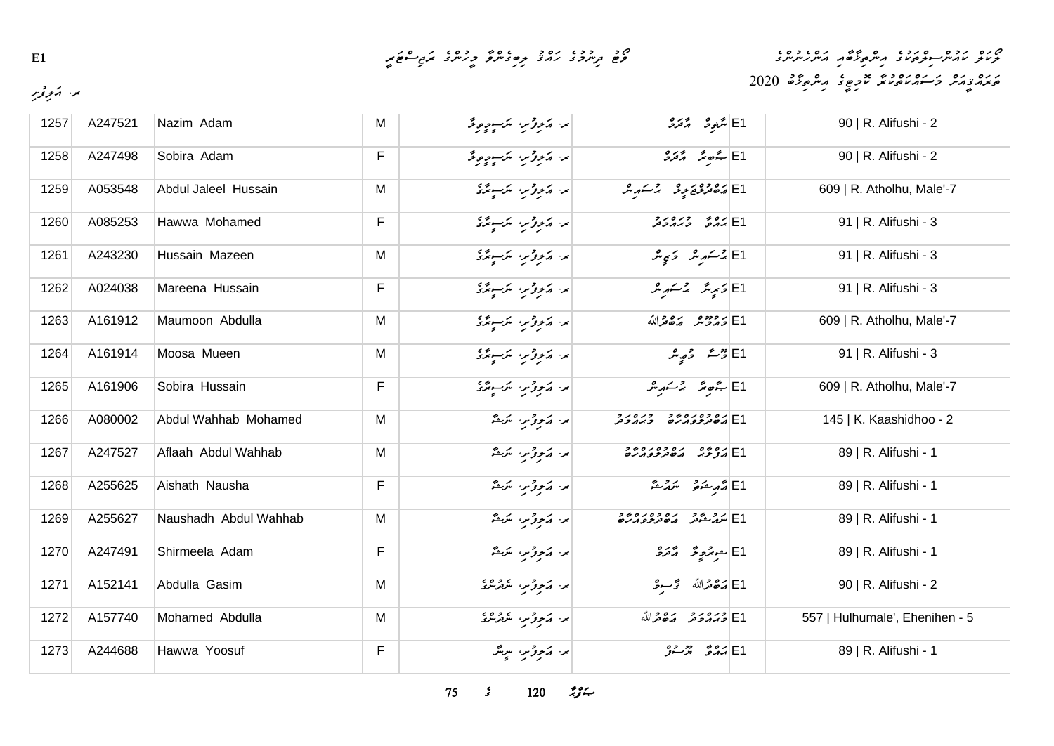| 1257 | A247521 | Nazim Adam | M | ރ. އަލިފުށި، ނަސީމީވިލާ | E1 ނާޒިމް އާދަމް | 90 \| R. Alifushi - 2 |
|---|---|---|---|---|---|---|
| 1258 | A247498 | Sobira Adam | F | ރ. އަލިފުށި، ނަސީމީވިލާ | E1 ޞާބިރާ އާދަމް | 90 \| R. Alifushi - 2 |
| 1259 | A053548 | Abdul Jaleel Hussain | M | ރ. އަލިފުށި، ނަސީމާގެ | E1 އަބްދުލްޖަލީލް ހުސައިން | 609 \| R. Atholhu, Male'-7 |
| 1260 | A085253 | Hawwa Mohamed | F | ރ. އަލިފުށި، ނަސީމާގެ | E1 ހައްވާ މުޙައްމަދު | 91 \| R. Alifushi - 3 |
| 1261 | A243230 | Hussain Mazeen | M | ރ. އަލިފުށި، ނަސީމާގެ | E1 ހުސައިން މަޒީން | 91 \| R. Alifushi - 3 |
| 1262 | A024038 | Mareena Hussain | F | ރ. އަލިފުށި، ނަސީމާގެ | E1 މަރީނާ ހުސައިން | 91 \| R. Alifushi - 3 |
| 1263 | A161912 | Maumoon Abdulla | M | ރ. އަލިފުށި، ނަސީމާގެ | E1 މައުމޫން އަބްދުﷲ | 609 \| R. Atholhu, Male'-7 |
| 1264 | A161914 | Moosa Mueen | M | ރ. އަލިފުށި، ނަސީމާގެ | E1 މޫސާ މުޢީން | 91 \| R. Alifushi - 3 |
| 1265 | A161906 | Sobira Hussain | F | ރ. އަލިފުށި، ނަސީމާގެ | E1 ޞާބިރާ ހުސައިން | 609 \| R. Atholhu, Male'-7 |
| 1266 | A080002 | Abdul Wahhab Mohamed | M | ރ. އަލިފުށި، ނަޝާ | E1 އަބްދުލްވައްހާބު މުޙައްމަދު | 145 \| K. Kaashidhoo - 2 |
| 1267 | A247527 | Aflaah Abdul Wahhab | M | ރ. އަލިފުށި، ނަޝާ | E1 އަފްލާޙް އަބްދުލްވައްހާބު | 89 \| R. Alifushi - 1 |
| 1268 | A255625 | Aishath Nausha | F | ރ. އަލިފުށި، ނަޝާ | E1 އާއިޝަތު ނައުޝާ | 89 \| R. Alifushi - 1 |
| 1269 | A255627 | Naushadh Abdul Wahhab | M | ރ. އަލިފުށި، ނަޝާ | E1 ނައުޝާދު އަބްދުލްވައްހާބު | 89 \| R. Alifushi - 1 |
| 1270 | A247491 | Shirmeela Adam | F | ރ. އަލިފުށި، ނަޝާ | E1 ޝިރްމީލާ އާދަމް | 89 \| R. Alifushi - 1 |
| 1271 | A152141 | Abdulla Gasim | M | ރ. އަލިފުށި، ނެދުންގެ | E1 އަބްދުﷲ ޤާސިމް | 90 \| R. Alifushi - 2 |
| 1272 | A157740 | Mohamed Abdulla | M | ރ. އަލިފުށި، ނެދުންގެ | E1 މުޙައްމަދު އަބްދުﷲ | 557 \| Hulhumale', Ehenihen - 5 |
| 1273 | A244688 | Hawwa Yoosuf | F | ރ. އަލިފުށި، ނިރާ | E1 ހައްވާ ޔޫސުފް | 89 \| R. Alifushi - 1 |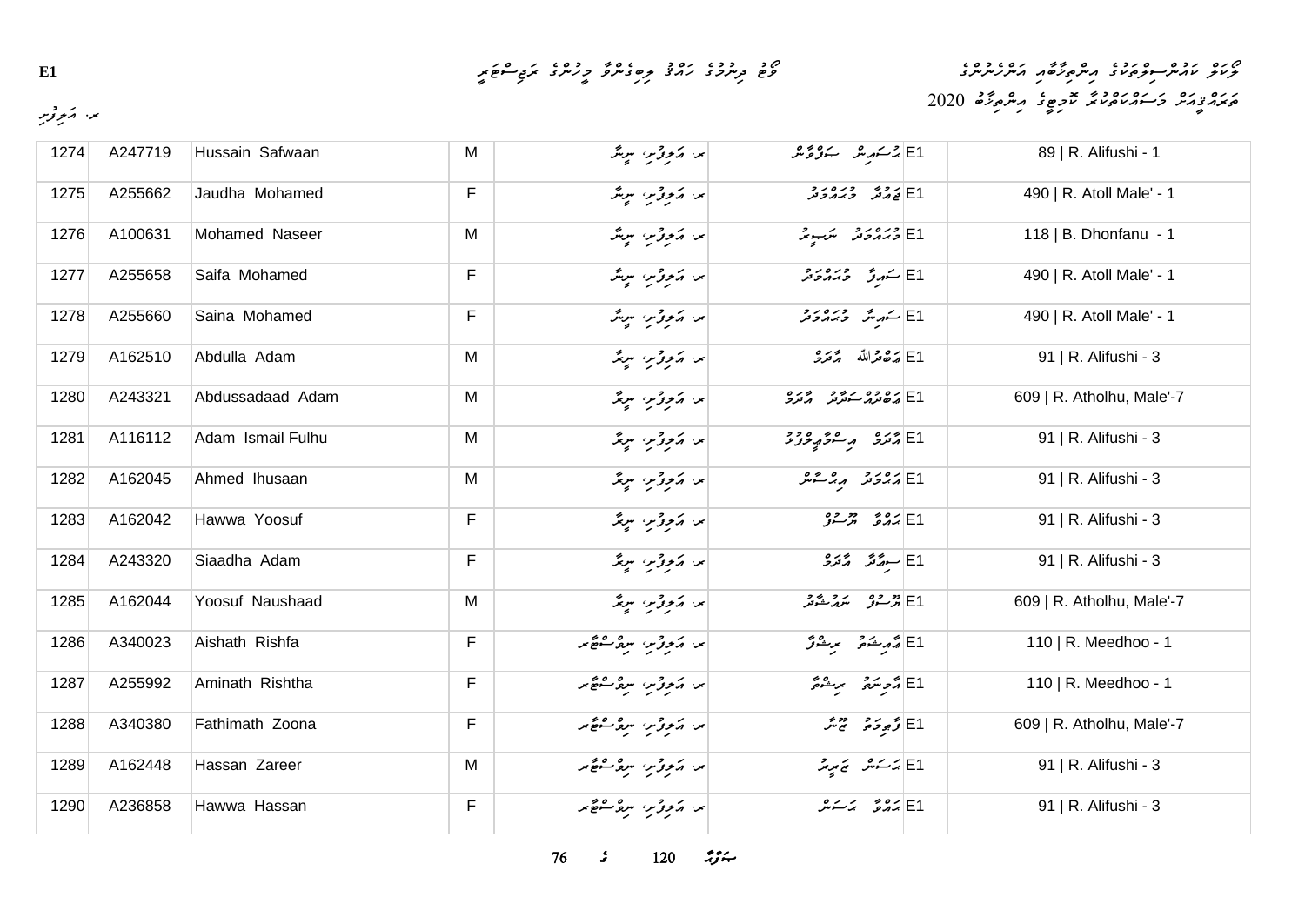| 1274 | A247719 | Hussain Safwaan | M | ރ. އަލިފުށި، ނިޔާ | E1 ޙުސައިން ސަފްވާން | 89 \| R. Alifushi - 1 |
|---|---|---|---|---|---|---|
| 1275 | A255662 | Jaudha Mohamed | F | ރ. އަލިފުށި، ނިޔާ | E1 ޖައުދާ މުޙައްމަދު | 490 \| R. Atoll Male' - 1 |
| 1276 | A100631 | Mohamed Naseer | M | ރ. އަލިފުށި، ނިޔާ | E1 މުޙައްމަދު ނަސީރު | 118 \| B. Dhonfanu - 1 |
| 1277 | A255658 | Saifa Mohamed | F | ރ. އަލިފުށި، ނިޔާ | E1 ސައިފާ މުޙައްމަދު | 490 \| R. Atoll Male' - 1 |
| 1278 | A255660 | Saina Mohamed | F | ރ. އަލިފުށި، ނިޔާ | E1 ސައިނާ މުޙައްމަދު | 490 \| R. Atoll Male' - 1 |
| 1279 | A162510 | Abdulla Adam | M | ރ. އަލިފުށި، ނިޔާ | E1 އަބްދުﷲ އާދަމް | 91 \| R. Alifushi - 3 |
| 1280 | A243321 | Abdussadaad Adam | M | ރ. އަލިފުށި، ނިޔާ | E1 އަބްދުއްސަދާދު އާދަމް | 609 \| R. Atholhu, Male'-7 |
| 1281 | A116112 | Adam Ismail Fulhu | M | ރ. އަލިފުށި، ނިޔާ | E1 އާދަމް އިސްމާޢީލްފުޅު | 91 \| R. Alifushi - 3 |
| 1282 | A162045 | Ahmed Ihusaan | M | ރ. އަލިފުށި، ނިޔާ | E1 އަޙްމަދު އިޙްސާން | 91 \| R. Alifushi - 3 |
| 1283 | A162042 | Hawwa Yoosuf | F | ރ. އަލިފުށި، ނިޔާ | E1 ޙައްވާ ޔޫސުފު | 91 \| R. Alifushi - 3 |
| 1284 | A243320 | Siaadha Adam | F | ރ. އަލިފުށި، ނިޔާ | E1 ސިއާދާ އާދަމް | 91 \| R. Alifushi - 3 |
| 1285 | A162044 | Yoosuf Naushaad | M | ރ. އަލިފުށި، ނިޔާ | E1 ޔޫސުފު ނައުޝާދު | 609 \| R. Atholhu, Male'-7 |
| 1286 | A340023 | Aishath Rishfa | F | ރ. އަލިފުށި، ނިއުސްޓާރ | E1 އާއިޝަތު ރިޝްފާ | 110 \| R. Meedhoo - 1 |
| 1287 | A255992 | Aminath Rishtha | F | ރ. އަލިފުށި، ނިއުސްޓާރ | E1 އާމިނަތު ރިޝްތާ | 110 \| R. Meedhoo - 1 |
| 1288 | A340380 | Fathimath Zoona | F | ރ. އަލިފުށި، ނިއުސްޓާރ | E1 ފާތިމަތު ޒޫނާ | 609 \| R. Atholhu, Male'-7 |
| 1289 | A162448 | Hassan Zareer | M | ރ. އަލިފުށި، ނިއުސްޓާރ | E1 ޙަސަން ޒަރީރު | 91 \| R. Alifushi - 3 |
| 1290 | A236858 | Hawwa Hassan | F | ރ. އަލިފުށި، ނިއުސްޓާރ | E1 ޙައްވާ ޙަސަން | 91 \| R. Alifushi - 3 |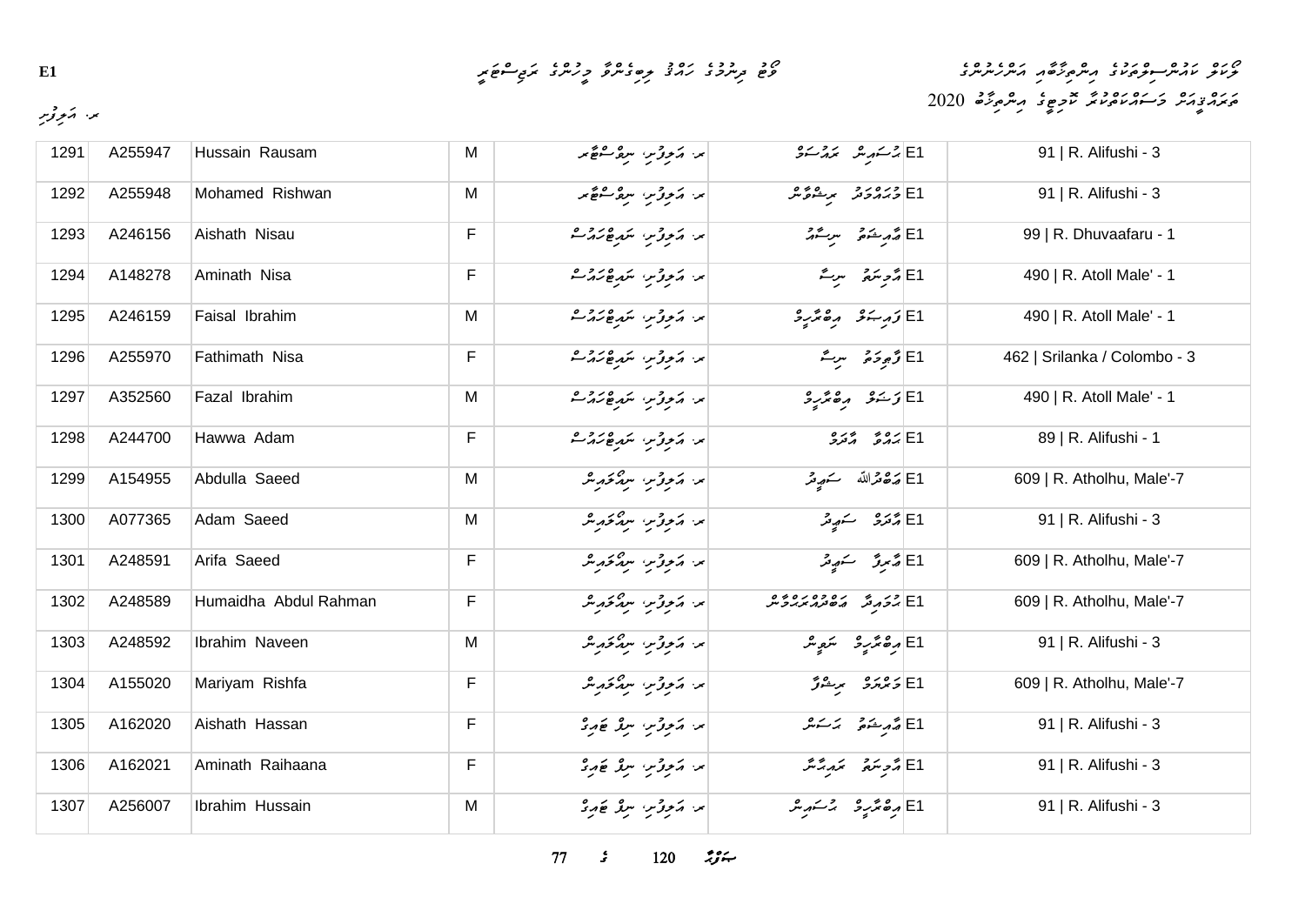| 1291 | A255947 | Hussain Rausam | M | ރ. އަލިފުށި، ނިޔާސްޓާރ | ހުސައިން ރައުސަމް | E1 | 91 \| R. Alifushi - 3 |
|---|---|---|---|---|---|---|---|
| 1292 | A255948 | Mohamed Rishwan | M | ރ. އަލިފުށި، ނިޔާސްޓާރ | މުހައްމަދު ރިޝްވާން | E1 | 91 \| R. Alifushi - 3 |
| 1293 | A246156 | Aishath Nisau | F | ރ. އަލިފުށި، ނަރުގިސްހުރުސް | އައިޝަތު ނިސާއު | E1 | 99 \| R. Dhuvaafaru - 1 |
| 1294 | A148278 | Aminath Nisa | F | ރ. އަލިފުށި، ނަރުގިސްހުރުސް | އާމިނަތު ނިސާ | E1 | 490 \| R. Atoll Male' - 1 |
| 1295 | A246159 | Faisal Ibrahim | M | ރ. އަލިފުށި، ނަރުގިސްހުރުސް | ފައިސަލް އިބްރާހީމް | E1 | 490 \| R. Atoll Male' - 1 |
| 1296 | A255970 | Fathimath Nisa | F | ރ. އަލިފުށި، ނަރުގިސްހުރުސް | ފާތިމަތު ނިސާ | E1 | 462 \| Srilanka / Colombo - 3 |
| 1297 | A352560 | Fazal Ibrahim | M | ރ. އަލިފުށި، ނަރުގިސްހުރުސް | ފަޟަލް އިބްރާހީމް | E1 | 490 \| R. Atoll Male' - 1 |
| 1298 | A244700 | Hawwa Adam | F | ރ. އަލިފުށި، ނަރުގިސްހުރުސް | ހައްވާ އާދަމް | E1 | 89 \| R. Alifushi - 1 |
| 1299 | A154955 | Abdulla Saeed | M | ރ. އަލިފުށި، ނިއުމަހިން | އަބްދުﷲ ސަޢީދު | E1 | 609 \| R. Atholhu, Male'-7 |
| 1300 | A077365 | Adam Saeed | M | ރ. އަލިފުށި، ނިއުމަހިން | އާދަމް ސަޢީދު | E1 | 91 \| R. Alifushi - 3 |
| 1301 | A248591 | Arifa Saeed | F | ރ. އަލިފުށި، ނިއުމަހިން | އާރިފާ ސަޢީދު | E1 | 609 \| R. Atholhu, Male'-7 |
| 1302 | A248589 | Humaidha Abdul Rahman | F | ރ. އަލިފުށި، ނިއުމަހިން | ހުމައިދާ އަބްދުއްރަޙްމާން | E1 | 609 \| R. Atholhu, Male'-7 |
| 1303 | A248592 | Ibrahim Naveen | M | ރ. އަލިފުށި، ނިއުމަހިން | އިބްރާހީމް ނަވީން | E1 | 91 \| R. Alifushi - 3 |
| 1304 | A155020 | Mariyam Rishfa | F | ރ. އަލިފުށި، ނިއުމަހިން | މަރިޔަމް ރިޝްފާ | E1 | 609 \| R. Atholhu, Male'-7 |
| 1305 | A162020 | Aishath Hassan | F | ރ. އަލިފުށި، ނިލް ބައިގެ | އައިޝަތު ހަސަން | E1 | 91 \| R. Alifushi - 3 |
| 1306 | A162021 | Aminath Raihaana | F | ރ. އަލިފުށި، ނިލް ބައިގެ | އާމިނަތު ރައިހާނާ | E1 | 91 \| R. Alifushi - 3 |
| 1307 | A256007 | Ibrahim Hussain | M | ރ. އަލިފުށި، ނިލް ބައިގެ | އިބްރާހީމް ހުސައިން | E1 | 91 \| R. Alifushi - 3 |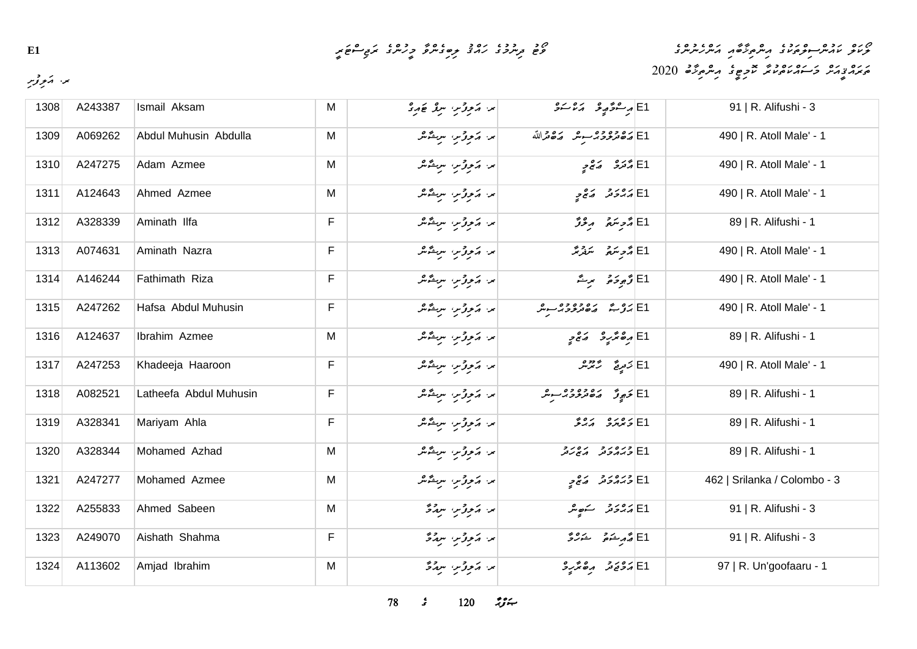ރ. އަލިފުށި

| 1308 | A243387 | Ismail Aksam | M | ރ. އަލިފުށި، ނިލް ބްރީޒް | E1  އިސްމާޢިލް އަކްސަމް | 91 \| R. Alifushi - 3 |
|---|---|---|---|---|---|---|
| 1309 | A069262 | Abdul Muhusin Abdulla | M | ރ. އަލިފުށި، ނިޝާނާ | E1 އަބްދުލްމުޙްސިން އަބްދުﷲ | 490 \| R. Atoll Male' - 1 |
| 1310 | A247275 | Adam Azmee | M | ރ. އަލިފުށި، ނިޝާނާ | E1 އާދަމް އަޒްމީ | 490 \| R. Atoll Male' - 1 |
| 1311 | A124643 | Ahmed Azmee | M | ރ. އަލިފުށި، ނިޝާނާ | E1 އަޙްމަދު އަޒްމީ | 490 \| R. Atoll Male' - 1 |
| 1312 | A328339 | Aminath Ilfa | F | ރ. އަލިފުށި، ނިޝާނާ | E1 އާމިނަތު އިލްފާ | 89 \| R. Alifushi - 1 |
| 1313 | A074631 | Aminath Nazra | F | ރ. އަލިފުށި، ނިޝާނާ | E1 އާމިނަތު ނަޒްރާ | 490 \| R. Atoll Male' - 1 |
| 1314 | A146244 | Fathimath Riza | F | ރ. އަލިފުށި، ނިޝާނާ | E1 ފާތިމަތު ރިޟާ | 490 \| R. Atoll Male' - 1 |
| 1315 | A247262 | Hafsa Abdul Muhusin | F | ރ. އަލިފުށި، ނިޝާނާ | E1 ހަފްޞާ އަބްދުލްމުޙްސިން | 490 \| R. Atoll Male' - 1 |
| 1316 | A124637 | Ibrahim Azmee | M | ރ. އަލިފުށި، ނިޝާނާ | E1 އިބްރާހިމް އަޒްމީ | 89 \| R. Alifushi - 1 |
| 1317 | A247253 | Khadeeja Haaroon | F | ރ. އަލިފުށި، ނިޝާނާ | E1 ޚަދީޖާ ހާރޫން | 490 \| R. Atoll Male' - 1 |
| 1318 | A082521 | Latheefa Abdul Muhusin | F | ރ. އަލިފުށި، ނިޝާނާ | E1 ލަޠީފާ އަބްދުލްމުޙްސިން | 89 \| R. Alifushi - 1 |
| 1319 | A328341 | Mariyam Ahla | F | ރ. އަލިފުށި، ނިޝާނާ | E1 މަރިޔަމް އަހްލާ | 89 \| R. Alifushi - 1 |
| 1320 | A328344 | Mohamed Azhad | M | ރ. އަލިފުށި، ނިޝާނާ | E1 މުޙައްމަދު އަޒްހަދު | 89 \| R. Alifushi - 1 |
| 1321 | A247277 | Mohamed Azmee | M | ރ. އަލިފުށި، ނިޝާނާ | E1 މުޙައްމަދު އަޒްމީ | 462 \| Srilanka / Colombo - 3 |
| 1322 | A255833 | Ahmed Sabeen | M | ރ. އަލިފުށި، ނިއުމާ | E1 އަޙްމަދު ސަބީން | 91 \| R. Alifushi - 3 |
| 1323 | A249070 | Aishath Shahma | F | ރ. އަލިފުށި، ނިއުމާ | E1 އާއިޝަތު ޝަހްމާ | 91 \| R. Alifushi - 3 |
| 1324 | A113602 | Amjad Ibrahim | M | ރ. އަލިފުށި، ނިއުމާ | E1 އަމްޖަދު އިބްރާހިމް | 97 \| R. Un'goofaaru - 1 |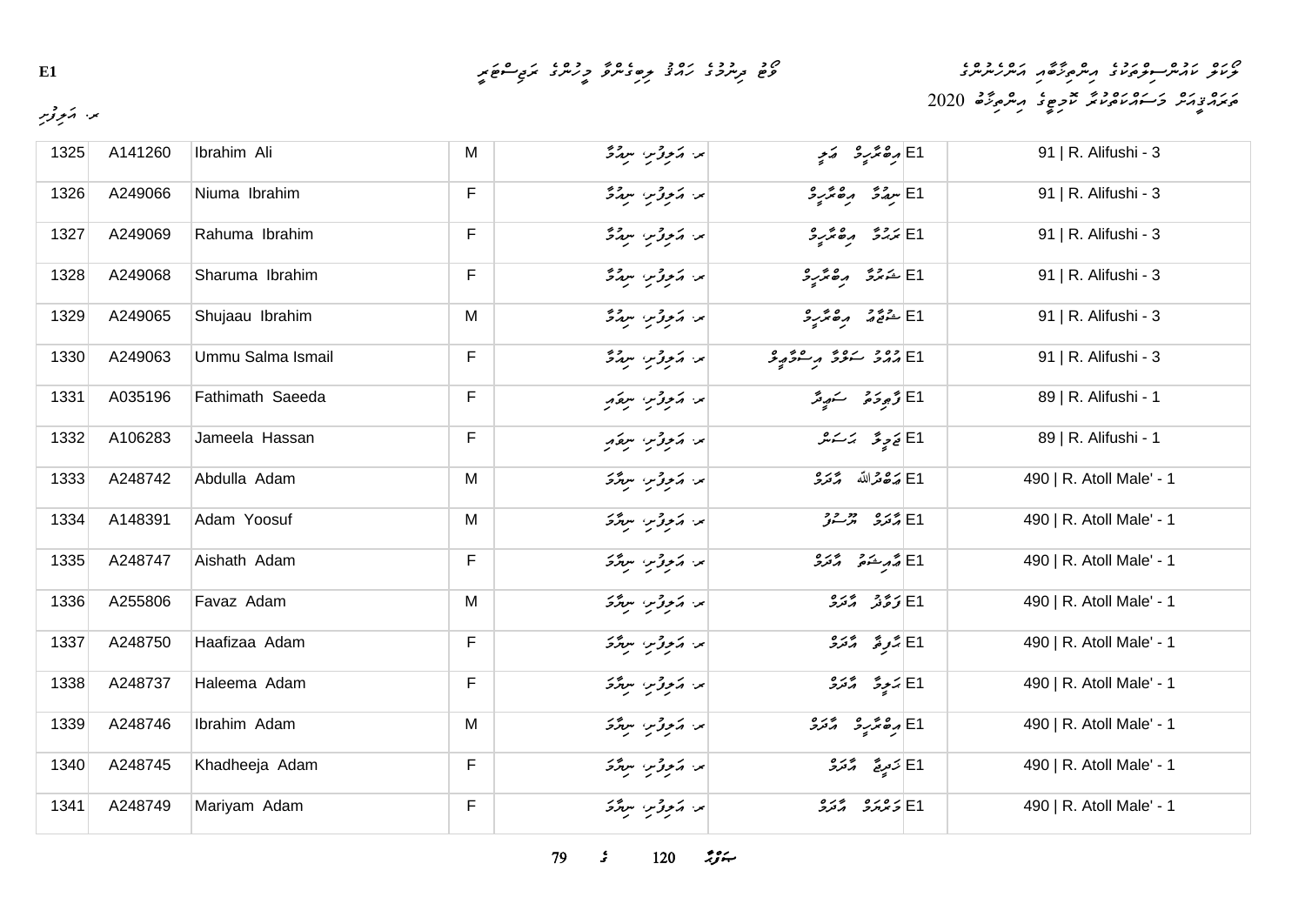| 1325 | A141260 | Ibrahim Ali | M | ރ. އަލިފުށި، ނިޔާމާ | ޢިބްރާހީމް ޢަލީ E1 | 91 \| R. Alifushi - 3 |
|---|---|---|---|---|---|---|
| 1326 | A249066 | Niuma Ibrahim | F | ރ. އަލިފުށި، ނިޔާމާ | ނިޢުމާ ޢިބްރާހީމް E1 | 91 \| R. Alifushi - 3 |
| 1327 | A249069 | Rahuma Ibrahim | F | ރ. އަލިފުށި، ނިޔާމާ | ރަހުމާ ޢިބްރާހީމް E1 | 91 \| R. Alifushi - 3 |
| 1328 | A249068 | Sharuma Ibrahim | F | ރ. އަލިފުށި، ނިޔާމާ | ޝަރުމާ ޢިބްރާހީމް E1 | 91 \| R. Alifushi - 3 |
| 1329 | A249065 | Shujaau Ibrahim | M | ރ. އަލިފުށި، ނިޔާމާ | ޝުޖާޢު ޢިބްރާހީމް E1 | 91 \| R. Alifushi - 3 |
| 1330 | A249063 | Ummu Salma Ismail | F | ރ. އަލިފުށި، ނިޔާމާ | އުއްމު ސަލްމާ އިސްމާޢީލް E1 | 91 \| R. Alifushi - 3 |
| 1331 | A035196 | Fathimath Saeeda | F | ރ. އަލިފުށި، ނިޔާޒް | ފާތިމަތު ސަޢީދާ E1 | 89 \| R. Alifushi - 1 |
| 1332 | A106283 | Jameela Hassan | F | ރ. އަލިފުށި، ނިޔާޒް | ޖަމީލާ ހަސަން E1 | 89 \| R. Alifushi - 1 |
| 1333 | A248742 | Abdulla Adam | M | ރ. އަލިފުށި، ނިޔާވަ | އަބްދުاللهِ އާދަމް E1 | 490 \| R. Atoll Male' - 1 |
| 1334 | A148391 | Adam Yoosuf | M | ރ. އަލިފުށި، ނިޔާވަ | އާދަމް ޔޫސުފް E1 | 490 \| R. Atoll Male' - 1 |
| 1335 | A248747 | Aishath Adam | F | ރ. އަލިފުށި، ނިޔާވަ | އާއިޝަތު އާދަމް E1 | 490 \| R. Atoll Male' - 1 |
| 1336 | A255806 | Favaz Adam | M | ރ. އަލިފުށި، ނިޔާވަ | ފަވާޒު އާދަމް E1 | 490 \| R. Atoll Male' - 1 |
| 1337 | A248750 | Haafizaa Adam | F | ރ. އަލިފުށި، ނިޔާވަ | ހާފިޒާ އާދަމް E1 | 490 \| R. Atoll Male' - 1 |
| 1338 | A248737 | Haleema Adam | F | ރ. އަލިފުށި، ނިޔާވަ | ހަލީމާ އާދަމް E1 | 490 \| R. Atoll Male' - 1 |
| 1339 | A248746 | Ibrahim Adam | M | ރ. އަލިފުށި، ނިޔާވަ | ޢިބްރާހީމް އާދަމް E1 | 490 \| R. Atoll Male' - 1 |
| 1340 | A248745 | Khadheeja Adam | F | ރ. އަލިފުށި، ނިޔާވަ | ޚަދީޖާ އާދަމް E1 | 490 \| R. Atoll Male' - 1 |
| 1341 | A248749 | Mariyam Adam | F | ރ. އަލިފުށި، ނިޔާވަ | މަރިޔަމް އާދަމް E1 | 490 \| R. Atoll Male' - 1 |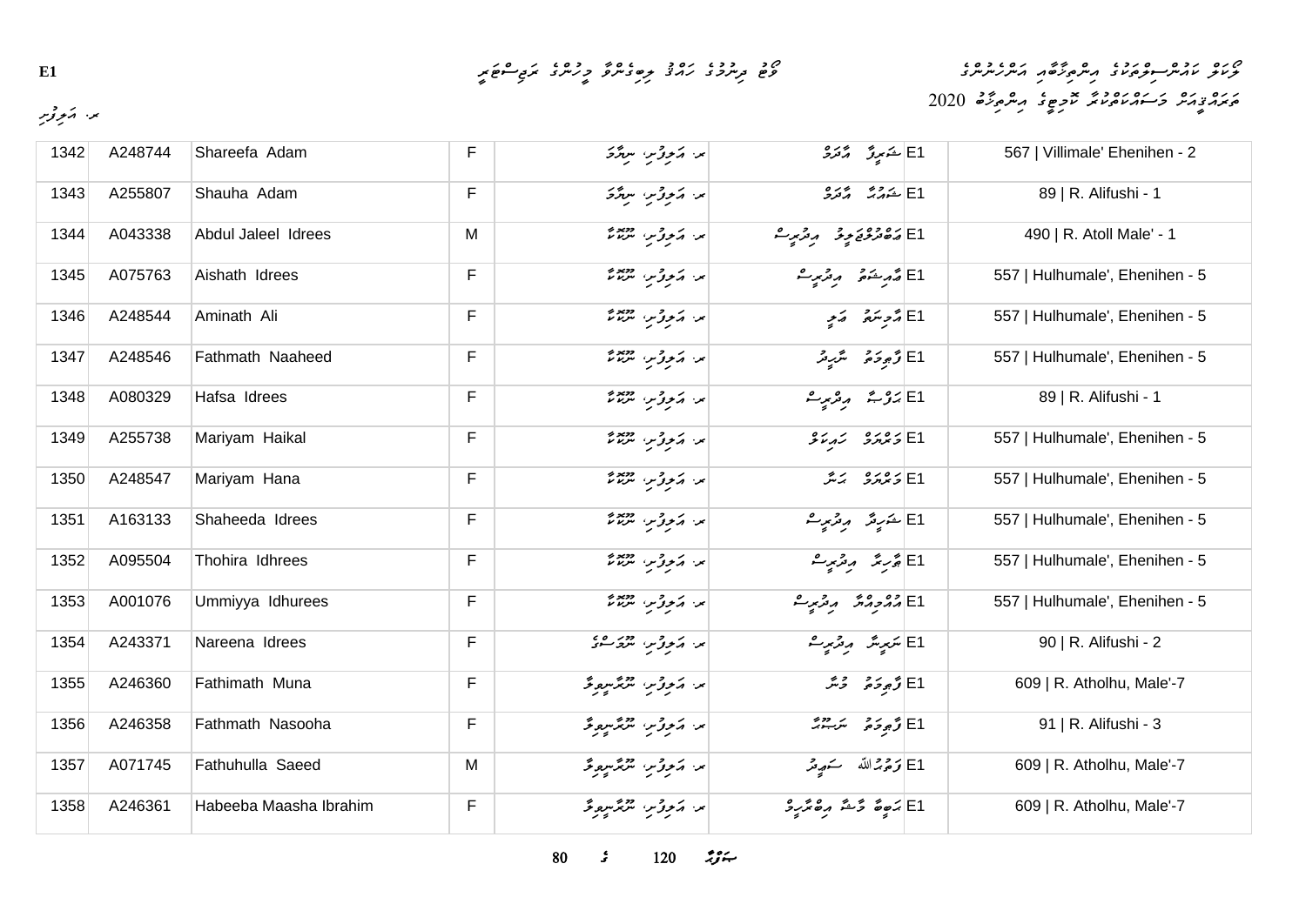| 1342 | A248744 | Shareefa Adam | F | ރ. އަލިފުށި، ސިލްވަރ | E1 ޝަރީފާ އާދަމް | 567 \| Villimale' Ehenihen - 2 |
|---|---|---|---|---|---|---|
| 1343 | A255807 | Shauha Adam | F | ރ. އަލިފުށި، ސިލްވަރ | E1 ޝައުހާ އާދަމް | 89 \| R. Alifushi - 1 |
| 1344 | A043338 | Abdul Jaleel Idrees | M | ރ. އަލިފުށި، ނޫރާނީ | E1 އަބްދުލްޖަލީލް އިދުރީސް | 490 \| R. Atoll Male' - 1 |
| 1345 | A075763 | Aishath Idrees | F | ރ. އަލިފުށި، ނޫރާނީ | E1 އައިޝަތު އިދުރީސް | 557 \| Hulhumale', Ehenihen - 5 |
| 1346 | A248544 | Aminath Ali | F | ރ. އަލިފުށި، ނޫރާނީ | E1 އާމިނަތު ޢަލީ | 557 \| Hulhumale', Ehenihen - 5 |
| 1347 | A248546 | Fathmath Naaheed | F | ރ. އަލިފުށި، ނޫރާނީ | E1 ފާތިމަތު ނާހީދު | 557 \| Hulhumale', Ehenihen - 5 |
| 1348 | A080329 | Hafsa Idrees | F | ރ. އަލިފުށި، ނޫރާނީ | E1 ހަފްސާ އިދުރީސް | 89 \| R. Alifushi - 1 |
| 1349 | A255738 | Mariyam Haikal | F | ރ. އަލިފުށި، ނޫރާނީ | E1 މަރިޔަމް ހައިކަލް | 557 \| Hulhumale', Ehenihen - 5 |
| 1350 | A248547 | Mariyam Hana | F | ރ. އަލިފުށި، ނޫރާނީ | E1 މަރިޔަމް ހަނާ | 557 \| Hulhumale', Ehenihen - 5 |
| 1351 | A163133 | Shaheeda Idrees | F | ރ. އަލިފުށި، ނޫރާނީ | E1 ޝަހީދާ އިދުރީސް | 557 \| Hulhumale', Ehenihen - 5 |
| 1352 | A095504 | Thohira Idhrees | F | ރ. އަލިފުށި، ނޫރާނީ | E1 ޠާހިރާ އިދުރީސް | 557 \| Hulhumale', Ehenihen - 5 |
| 1353 | A001076 | Ummiyya Idhurees | F | ރ. އަލިފުށި، ނޫރާނީ | E1 އުއްމިއްޔާ އިދުރީސް | 557 \| Hulhumale', Ehenihen - 5 |
| 1354 | A243371 | Nareena Idrees | F | ރ. އަލިފުށި، ނޫރަސްގެ | E1 ނަރީނާ އިދުރީސް | 90 \| R. Alifushi - 2 |
| 1355 | A246360 | Fathimath Muna | F | ރ. އަލިފުށި، ނޫރާނީވިލާ | E1 ފާތިމަތު މުނާ | 609 \| R. Atholhu, Male'-7 |
| 1356 | A246358 | Fathmath Nasooha | F | ރ. އަލިފުށި، ނޫރާނީވިލާ | E1 ފާތިމަތު ނަސޫހާ | 91 \| R. Alifushi - 3 |
| 1357 | A071745 | Fathuhulla Saeed | M | ރ. އަލިފުށި، ނޫރާނީވިލާ | E1 ފަތުހުﷲ ސަޢީދު | 609 \| R. Atholhu, Male'-7 |
| 1358 | A246361 | Habeeba Maasha Ibrahim | F | ރ. އަލިފުށި، ނޫރާނީވިލާ | E1 ހަބީބާ މާޝާ އިބްރާހިމް | 609 \| R. Atholhu, Male'-7 |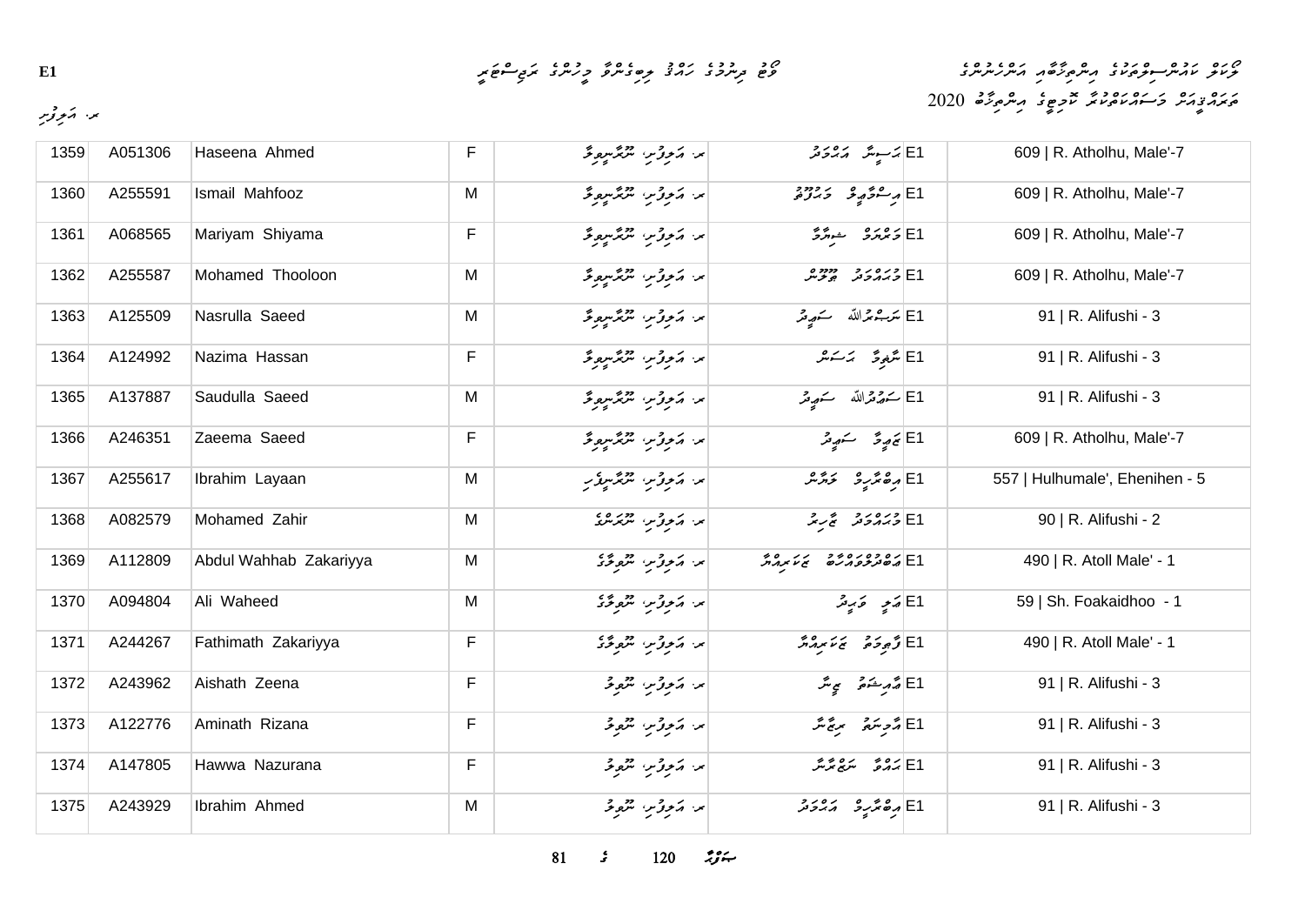ރ. އަތިފުށި

| 1359 | A051306 | Haseena Ahmed | F | ރ. އަތިފުށި، ނޫރާނީވިލާ | E1 ހަސީނާ އަހުމަދު | 609 \| R. Atholhu, Male'-7 |
|---|---|---|---|---|---|---|
| 1360 | A255591 | Ismail Mahfooz | M | ރ. އަތިފުށި، ނޫރާނީވިލާ | E1 އިސްމާއީލް މަހުފޫޒު | 609 \| R. Atholhu, Male'-7 |
| 1361 | A068565 | Mariyam Shiyama | F | ރ. އަތިފުށި، ނޫރާނީވިލާ | E1 މަރިޔަމް ޝިޔާމާ | 609 \| R. Atholhu, Male'-7 |
| 1362 | A255587 | Mohamed Thooloon | M | ރ. އަތިފުށި، ނޫރާނީވިލާ | E1 މުހައްމަދު ތޫލޫން | 609 \| R. Atholhu, Male'-7 |
| 1363 | A125509 | Nasrulla Saeed | M | ރ. އަތިފުށި، ނޫރާނީވިލާ | E1 ނަޞްރުﷲ ސަޢީދު | 91 \| R. Alifushi - 3 |
| 1364 | A124992 | Nazima Hassan | F | ރ. އަތިފުށި، ނޫރާނީވިލާ | E1 ނާޒިމާ ހަސަން | 91 \| R. Alifushi - 3 |
| 1365 | A137887 | Saudulla Saeed | M | ރ. އަތިފުށި، ނޫރާނީވިލާ | E1 ސަޢުދުﷲ ސަޢީދު | 91 \| R. Alifushi - 3 |
| 1366 | A246351 | Zaeema Saeed | F | ރ. އަތިފުށި، ނޫރާނީވިލާ | E1 ޒަޢީމާ ސަޢީދު | 609 \| R. Atholhu, Male'-7 |
| 1367 | A255617 | Ibrahim Layaan | M | ރ. އަތިފުށި، ނޫރާނީވިލާ | E1 އިބްރާހީމް ލަޔާން | 557 \| Hulhumale', Ehenihen - 5 |
| 1368 | A082579 | Mohamed Zahir | M | ރ. އަތިފުށި، ނޫރަންގަ | E1 މުހައްމަދު ޒާހިރު | 90 \| R. Alifushi - 2 |
| 1369 | A112809 | Abdul Wahhab Zakariyya | M | ރ. އަތިފުށި، ނޫވިލާގެ | E1 އަބްދުލްވައްހާބް ޒަކަރިއްޔާ | 490 \| R. Atoll Male' - 1 |
| 1370 | A094804 | Ali Waheed | M | ރ. އަތިފުށި، ނޫވިލާގެ | E1 އަލި ވަހީދު | 59 \| Sh. Foakaidhoo - 1 |
| 1371 | A244267 | Fathimath Zakariyya | F | ރ. އަތިފުށި، ނޫވިލާގެ | E1 ފާތިމަތު ޒަކަރިއްޔާ | 490 \| R. Atoll Male' - 1 |
| 1372 | A243962 | Aishath Zeena | F | ރ. އަތިފުށި، ނޫވިލާ | E1 އާއިޝަތު ޒީނާ | 91 \| R. Alifushi - 3 |
| 1373 | A122776 | Aminath Rizana | F | ރ. އަތިފުށި، ނޫވިލާ | E1 އާމިނަތު ރިޒާނާ | 91 \| R. Alifushi - 3 |
| 1374 | A147805 | Hawwa Nazurana | F | ރ. އަތިފުށި، ނޫވިލާ | E1 ހައްވާ ނަޒުރާނާ | 91 \| R. Alifushi - 3 |
| 1375 | A243929 | Ibrahim Ahmed | M | ރ. އަތިފުށި، ނޫވިލާ | E1 އިބްރާހީމް އަހުމަދު | 91 \| R. Alifushi - 3 |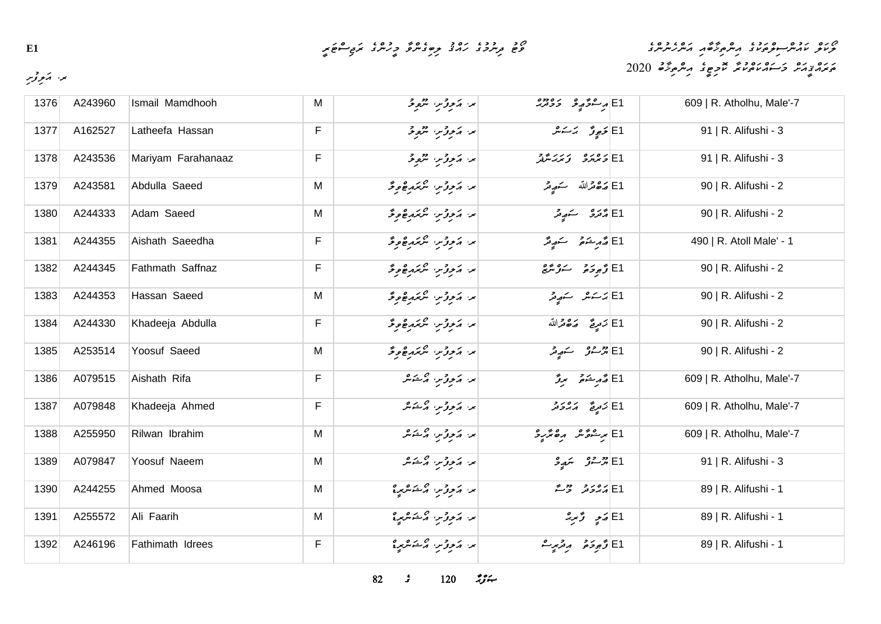| 1376 | A243960 | Ismail Mamdhooh | M | ރ. އަލިފުށި، ޝޫލިލާ | E1  އިސްމާއިލް މަމްދޫޙް | 609 \| R. Atholhu, Male'-7 |
|---|---|---|---|---|---|---|
| 1377 | A162527 | Latheefa Hassan | F | ރ. އަލިފުށި، ޝޫލިލާ | E1 ލަޠީފާ ޙަސަން | 91 \| R. Alifushi - 3 |
| 1378 | A243536 | Mariyam Farahanaaz | F | ރ. އަލިފުށި، ޝޫލިލާ | E1 މަރިޔަމް ފަރަހަނާޒް | 91 \| R. Alifushi - 3 |
| 1379 | A243581 | Abdulla Saeed | M | ރ. އަލިފުށި، ސަންރައިޒްވިލާ | E1 އަބްދުﷲ ސަޢީދު | 90 \| R. Alifushi - 2 |
| 1380 | A244333 | Adam Saeed | M | ރ. އަލިފުށި، ސަންރައިޒްވިލާ | E1 އާދަމް ސަޢީދު | 90 \| R. Alifushi - 2 |
| 1381 | A244355 | Aishath Saeedha | F | ރ. އަލިފުށި، ސަންރައިޒްވިލާ | E1 އާއިޝަތު ސަޢީދާ | 490 \| R. Atoll Male' - 1 |
| 1382 | A244345 | Fathmath Saffnaz | F | ރ. އަލިފުށި، ސަންރައިޒްވިލާ | E1 ފާތިމަތު ސަފްނާޒް | 90 \| R. Alifushi - 2 |
| 1383 | A244353 | Hassan Saeed | M | ރ. އަލިފުށި، ސަންރައިޒްވިލާ | E1 ޙަސަން ސަޢީދު | 90 \| R. Alifushi - 2 |
| 1384 | A244330 | Khadeeja Abdulla | F | ރ. އަލިފުށި، ސަންރައިޒްވިލާ | E1 ޚަދީޖާ އަބްދުﷲ | 90 \| R. Alifushi - 2 |
| 1385 | A253514 | Yoosuf Saeed | M | ރ. އަލިފުށި، ސަންރައިޒްވިލާ | E1 ޔޫސުފް ސަޢީދު | 90 \| R. Alifushi - 2 |
| 1386 | A079515 | Aishath Rifa | F | ރ. އަލިފުށި، އާޝަން | E1 އާއިޝަތު ރިފާ | 609 \| R. Atholhu, Male'-7 |
| 1387 | A079848 | Khadeeja Ahmed | F | ރ. އަލިފުށި، އާޝަން | E1 ޚަދީޖާ އަޙްމަދު | 609 \| R. Atholhu, Male'-7 |
| 1388 | A255950 | Rilwan Ibrahim | M | ރ. އަލިފުށި، އާޝަން | E1 ރިލްވާން އިބްރާހީމް | 609 \| R. Atholhu, Male'-7 |
| 1389 | A079847 | Yoosuf Naeem | M | ރ. އަލިފުށި، އާޝަން | E1 ޔޫސުފް ނަޢީމް | 91 \| R. Alifushi - 3 |
| 1390 | A244255 | Ahmed Moosa | M | ރ. އަލިފުށި، އާޝަންނިވާ | E1 އަޙްމަދު މޫސާ | 89 \| R. Alifushi - 1 |
| 1391 | A255572 | Ali Faarih | M | ރ. އަލިފުށި، އާޝަންނިވާ | E1 އަލި ފާރިޙް | 89 \| R. Alifushi - 1 |
| 1392 | A246196 | Fathimath Idrees | F | ރ. އަލިފުށި، އާޝަންނިވާ | E1 ފާތިމަތު އިދްރީސް | 89 \| R. Alifushi - 1 |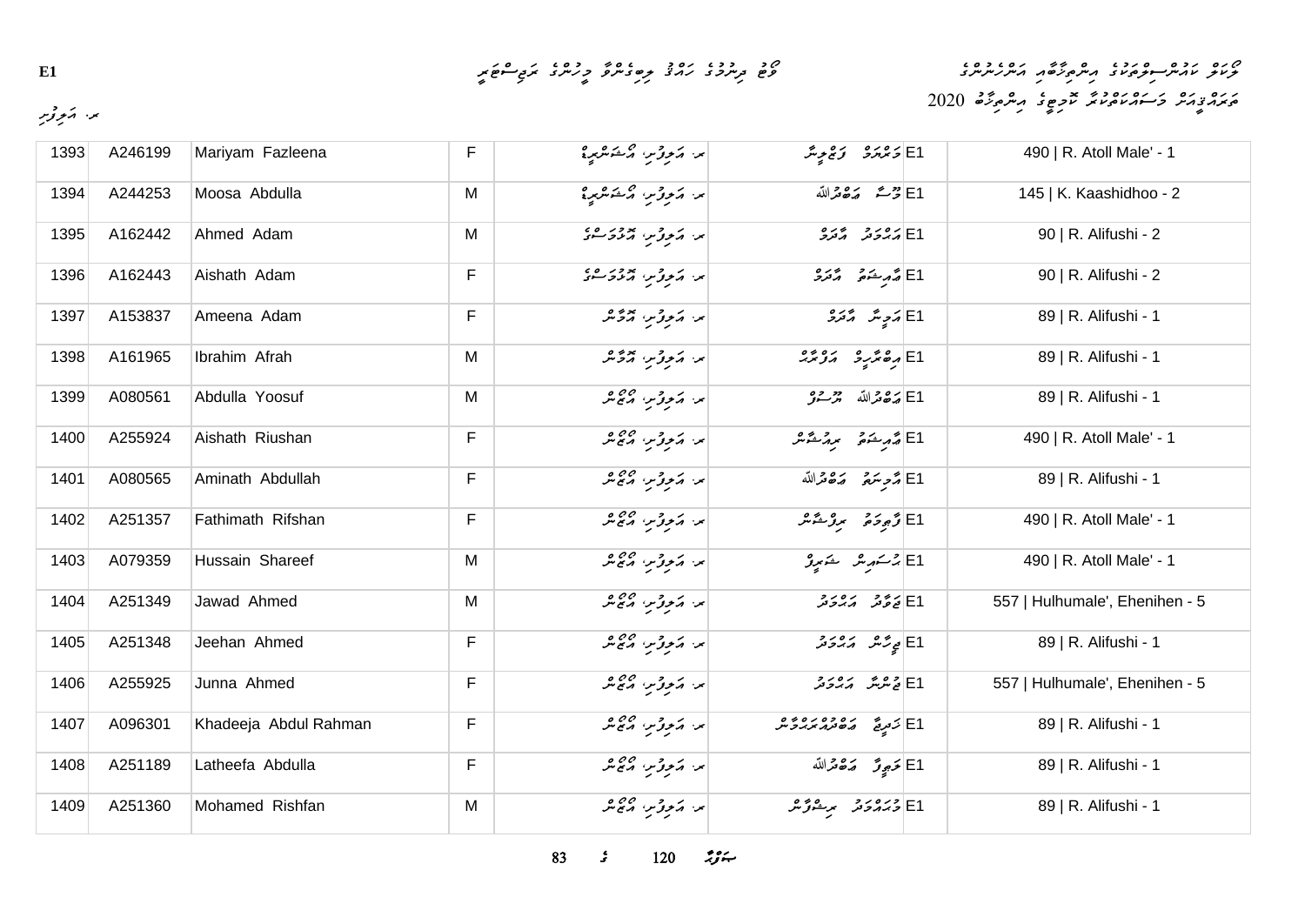| 1393 | A246199 | Mariyam Fazleena | F | ރ. އަލިފުށި، އުޝަނޑިރީގެ | E1 ވ ގ ތ މަރިޔަމް ފަޒްލީނާ | 490 \| R. Atoll Male' - 1 |
|---|---|---|---|---|---|---|
| 1394 | A244253 | Moosa Abdulla | M | ރ. އަލިފުށި، އުޝަނޑިރީގެ | E1 މޫސާ އަބްދުﷲ | 145 \| K. Kaashidhoo - 2 |
| 1395 | A162442 | Ahmed Adam | M | ރ. އަލިފުށި، އާމުމަސްގެ | E1 އަޙްމަދު އާދަމް | 90 \| R. Alifushi - 2 |
| 1396 | A162443 | Aishath Adam | F | ރ. އަލިފުށި، އާމުމަސްގެ | E1 އާއިޝަތު އާދަމް | 90 \| R. Alifushi - 2 |
| 1397 | A153837 | Ameena Adam | F | ރ. އަލިފުށި، އާވާން | E1 އަމީނާ އާދަމް | 89 \| R. Alifushi - 1 |
| 1398 | A161965 | Ibrahim Afrah | M | ރ. އަލިފުށި، އާވާން | E1 އިބްރާހީމް އަފްރާހް | 89 \| R. Alifushi - 1 |
| 1399 | A080561 | Abdulla Yoosuf | M | ރ. އަލިފުށި، އޯޗަން | E1 އަބްދުﷲ ޔޫސުފް | 89 \| R. Alifushi - 1 |
| 1400 | A255924 | Aishath Riushan | F | ރ. އަލިފުށި، އޯޗަން | E1 އާއިޝަތު ރިއުޝާން | 490 \| R. Atoll Male' - 1 |
| 1401 | A080565 | Aminath Abdullah | F | ރ. އަލިފުށި، އޯޗަން | E1 އާމިނަތު އަބްދުﷲ | 89 \| R. Alifushi - 1 |
| 1402 | A251357 | Fathimath Rifshan | F | ރ. އަލިފުށި، އޯޗަން | E1 ފާތިމަތު ރިފްޝާން | 490 \| R. Atoll Male' - 1 |
| 1403 | A079359 | Hussain Shareef | M | ރ. އަލިފުށި، އޯޗަން | E1 ހުސައިން ޝަރީފް | 490 \| R. Atoll Male' - 1 |
| 1404 | A251349 | Jawad Ahmed | M | ރ. އަލިފުށި، އޯޗަން | E1 ޖަވާދު އަޙްމަދު | 557 \| Hulhumale', Ehenihen - 5 |
| 1405 | A251348 | Jeehan Ahmed | F | ރ. އަލިފުށި، އޯޗަން | E1 ޖީހާން އަޙްމަދު | 89 \| R. Alifushi - 1 |
| 1406 | A255925 | Junna Ahmed | F | ރ. އަލިފުށި، އޯޗަން | E1 ޖުންނާ އަޙްމަދު | 557 \| Hulhumale', Ehenihen - 5 |
| 1407 | A096301 | Khadeeja Abdul Rahman | F | ރ. އަލިފުށި، އޯޗަން | E1 ޚަދީޖާ އަބްދުއްރަޙްމާން | 89 \| R. Alifushi - 1 |
| 1408 | A251189 | Latheefa Abdulla | F | ރ. އަލިފުށި، އޯޗަން | E1 ލަޠީފާ އަބްދުﷲ | 89 \| R. Alifushi - 1 |
| 1409 | A251360 | Mohamed Rishfan | M | ރ. އަލިފުށި، އޯޗަން | E1 މުޙައްމަދު ރިޝްފާން | 89 \| R. Alifushi - 1 |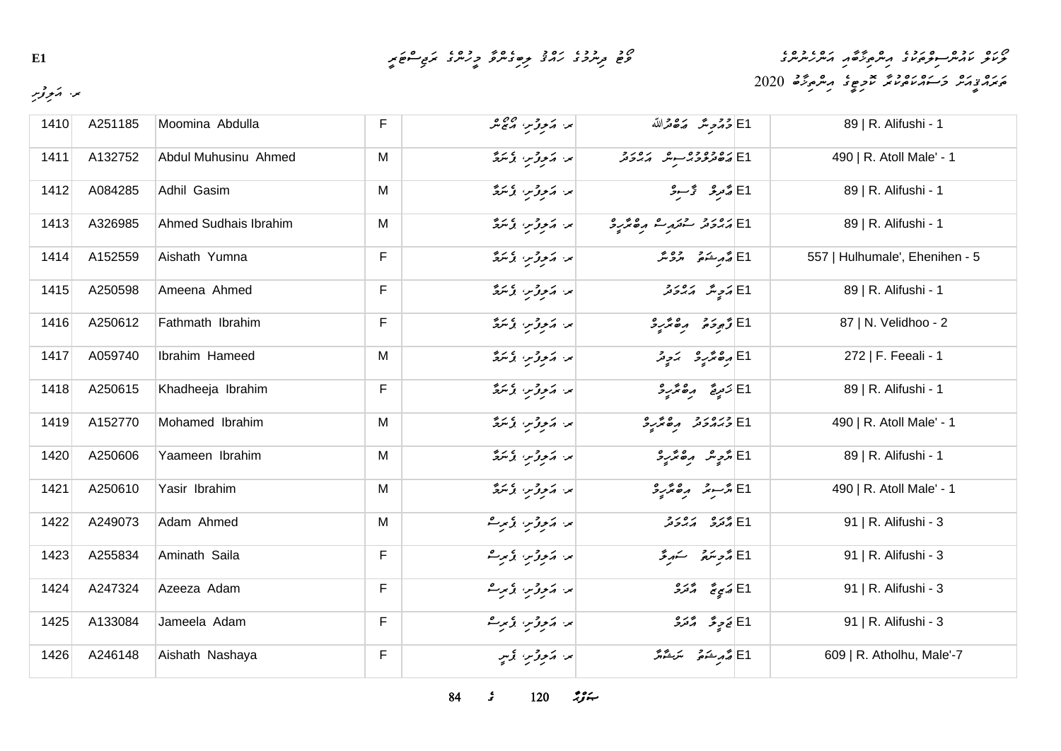| 1410 | A251185 | Moomina Abdulla | F | ރ. އަލިފުށި، އޮޗިޑް | މޫމިނާ އަބްދުﷲ E1 | 89 \| R. Alifushi - 1 |
|---|---|---|---|---|---|---|
| 1411 | A132752 | Abdul Muhusinu Ahmed | M | ރ. އަލިފުށި، ޑިނަރާ | އަބްދުލްމުޙުސިނު އަޙްމަދު E1 | 490 \| R. Atoll Male' - 1 |
| 1412 | A084285 | Adhil Gasim | M | ރ. އަލިފުށި، ޑިނަރާ | އާދިލް ޤާސިމް E1 | 89 \| R. Alifushi - 1 |
| 1413 | A326985 | Ahmed Sudhais Ibrahim | M | ރ. އަލިފުށި، ޑިނަރާ | އަޙްމަދު ސުދައިސް އިބްރާހީމް E1 | 89 \| R. Alifushi - 1 |
| 1414 | A152559 | Aishath Yumna | F | ރ. އަލިފުށި، ޑިނަރާ | އާއިޝަތު ޔުމްނާ E1 | 557 \| Hulhumale', Ehenihen - 5 |
| 1415 | A250598 | Ameena Ahmed | F | ރ. އަލިފުށި، ޑިނަރާ | އަމީނާ އަޙްމަދު E1 | 89 \| R. Alifushi - 1 |
| 1416 | A250612 | Fathmath Ibrahim | F | ރ. އަލިފުށި، ޑިނަރާ | ފާތިމަތު އިބްރާހީމް E1 | 87 \| N. Velidhoo - 2 |
| 1417 | A059740 | Ibrahim Hameed | M | ރ. އަލިފުށި، ޑިނަރާ | އިބްރާހީމް ހަމީދު E1 | 272 \| F. Feeali - 1 |
| 1418 | A250615 | Khadheeja Ibrahim | F | ރ. އަލިފުށި، ޑިނަރާ | ޚަދީޖާ އިބްރާހީމް E1 | 89 \| R. Alifushi - 1 |
| 1419 | A152770 | Mohamed Ibrahim | M | ރ. އަލިފުށި، ޑިނަރާ | މުޙައްމަދު އިބްރާހީމް E1 | 490 \| R. Atoll Male' - 1 |
| 1420 | A250606 | Yaameen Ibrahim | M | ރ. އަލިފުށި، ޑިނަރާ | ޔާމީން އިބްރާހީމް E1 | 89 \| R. Alifushi - 1 |
| 1421 | A250610 | Yasir Ibrahim | M | ރ. އަލިފުށި، ޑިނަރާ | ޔާސިރު އިބްރާހީމް E1 | 490 \| R. Atoll Male' - 1 |
| 1422 | A249073 | Adam Ahmed | M | ރ. އަލިފުށި، ޑިރެސް | އާދަމް އަޙްމަދު E1 | 91 \| R. Alifushi - 3 |
| 1423 | A255834 | Aminath Saila | F | ރ. އަލިފުށި، ޑިރެސް | އާމިނަތު ސައިލާ E1 | 91 \| R. Alifushi - 3 |
| 1424 | A247324 | Azeeza Adam | F | ރ. އަލިފުށި، ޑިރެސް | އަޒީޒާ އާދަމް E1 | 91 \| R. Alifushi - 3 |
| 1425 | A133084 | Jameela Adam | F | ރ. އަލިފުށި، ޑިރެސް | ޖަމީލާ އާދަމް E1 | 91 \| R. Alifushi - 3 |
| 1426 | A246148 | Aishath Nashaya | F | ރ. އަލިފުށި، ޑިރި | އާއިޝަތު ނަޝާޔާ E1 | 609 \| R. Atholhu, Male'-7 |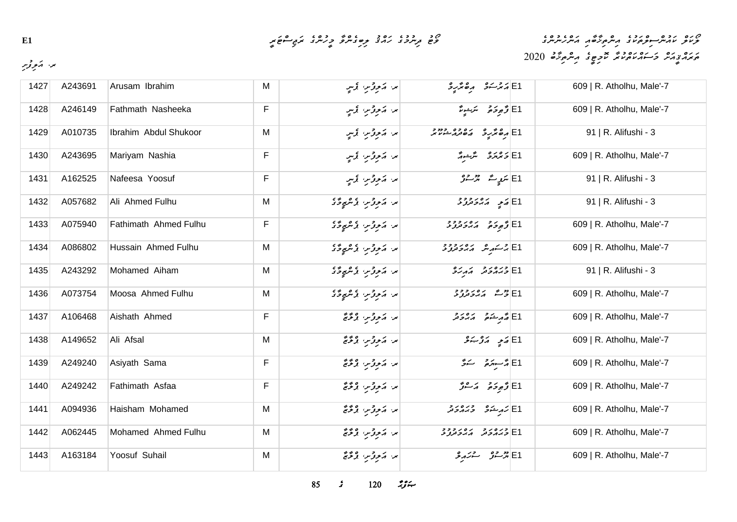| 1427 | A243691 | Arusam Ibrahim | M | بر. مَحِرْقِرِ، ءُسِرِ | E1 مَحْرَسَوْ مِهْتَرِدْ | 609 \| R. Atholhu, Male'-7 |
|---|---|---|---|---|---|---|
| 1428 | A246149 | Fathmath Nasheeka | F | بر. مَحِرْقِرِ، ءُسِرِ | E1 تَرْجِحَمْ سَرَشِيعٌ | 609 \| R. Atholhu, Male'-7 |
| 1429 | A010735 | Ibrahim Abdul Shukoor | M | بر. مَحِرْقِرِ، ءُسِرِ | E1 مِهْتَرِدْ مَهْتَرْهُ شَرْمَرْ | 91 \| R. Alifushi - 3 |
| 1430 | A243695 | Mariyam Nashia | F | بر. مَحِرْقِرِ، ءُسِرِ | E1 وَسْرَدْ سَرَشِعٌ | 609 \| R. Atholhu, Male'-7 |
| 1431 | A162525 | Nafeesa Yoosuf | F | بر. مَحِرْقِرِ، ءُسِرِ | E1 سَرِيسٌ مِرْسُوْ | 91 \| R. Alifushi - 3 |
| 1432 | A057682 | Ali Ahmed Fulhu | M | بر. مَحِرْقِرِ، ءُسْرِعِعٌ | E1 مَرِ مَدْرَدْتُرْزُ | 91 \| R. Alifushi - 3 |
| 1433 | A075940 | Fathimath Ahmed Fulhu | F | بر. مَحِرْقِرِ، ءُسْرِعِعٌ | E1 تَرْجِحَمْ مَدْرَدْتُرْزُ | 609 \| R. Atholhu, Male'-7 |
| 1434 | A086802 | Hussain Ahmed Fulhu | M | بر. مَحِرْقِرِ، ءُسْرِعِعٌ | E1 بُرْسَمِرْشْ مَدْرَدْتُرْزُ | 609 \| R. Atholhu, Male'-7 |
| 1435 | A243292 | Mohamed Aiham | M | بر. مَحِرْقِرِ، ءُسْرِعِعٌ | E1 وَبَرْمَرْدْ مَرِمَرْ | 91 \| R. Alifushi - 3 |
| 1436 | A073754 | Moosa Ahmed Fulhu | M | بر. مَحِرْقِرِ، ءُسْرِعِعٌ | E1 وْسٌ مَدْرَدْتُرْزُ | 609 \| R. Atholhu, Male'-7 |
| 1437 | A106468 | Aishath Ahmed | F | بر. مَحِرْقِرِ، ءُوْعٌ | E1 مَرْشَمْ مَدْرَدْ | 609 \| R. Atholhu, Male'-7 |
| 1438 | A149652 | Ali Afsal | M | بر. مَحِرْقِرِ، ءُوْعٌ | E1 مَرِ مَزْسَوْ | 609 \| R. Atholhu, Male'-7 |
| 1439 | A249240 | Asiyath Sama | F | بر. مَحِرْقِرِ، ءُوْعٌ | E1 مُسِرَمْ سَوْ | 609 \| R. Atholhu, Male'-7 |
| 1440 | A249242 | Fathimath Asfaa | F | بر. مَحِرْقِرِ، ءُوْعٌ | E1 تَرْجِحَمْ مَسْوٌ | 609 \| R. Atholhu, Male'-7 |
| 1441 | A094936 | Haisham Mohamed | M | بر. مَحِرْقِرِ، ءُوْعٌ | E1 بَرِشَوْ وَبَرْمَرْدْ | 609 \| R. Atholhu, Male'-7 |
| 1442 | A062445 | Mohamed Ahmed Fulhu | M | بر. مَحِرْقِرِ، ءُوْعٌ | E1 وَبَرْمَرْدْ مَدْرَدْتُرْزُ | 609 \| R. Atholhu, Male'-7 |
| 1443 | A163184 | Yoosuf Suhail | M | بر. مَحِرْقِرِ، ءُوْعٌ | E1 مِرْسُوْ سُرَمِرْوْ | 609 \| R. Atholhu, Male'-7 |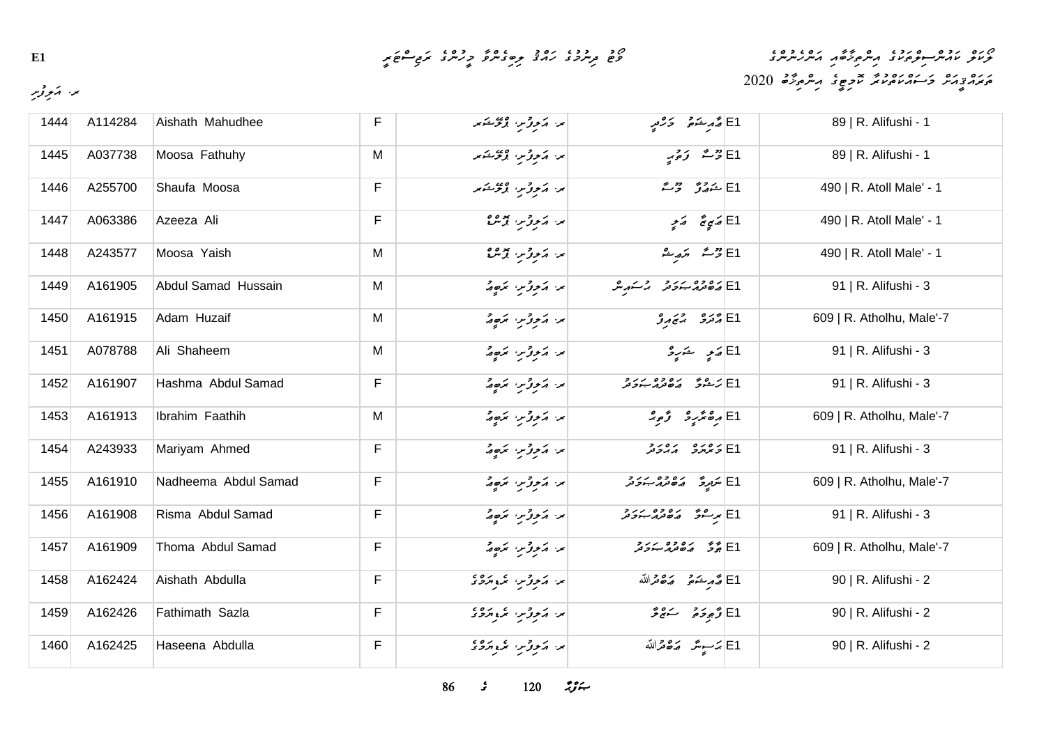ބ. އަލިފުށި

| 1444 | A114284 | Aishath Mahudhee | F | ރ. އަލިފުށި، ޓްވާސްޓަރ | އައިޝަތު މަހްދީ E1 | 89 \| R. Alifushi - 1 |
|---|---|---|---|---|---|---|
| 1445 | A037738 | Moosa Fathuhy | M | ރ. އަލިފުށި، ޓްވާސްޓަރ | މޫސާ ފަތުހީ E1 | 89 \| R. Alifushi - 1 |
| 1446 | A255700 | Shaufa Moosa | F | ރ. އަލިފުށި، ޓްވާސްޓަރ | ޝައުފާ މޫސާ E1 | 490 \| R. Atoll Male' - 1 |
| 1447 | A063386 | Azeeza Ali | F | ރ. އަލިފުށި، ޓްރެންޑް | އަޒީޒާ އަލި E1 | 490 \| R. Atoll Male' - 1 |
| 1448 | A243577 | Moosa Yaish | M | ރ. އަލިފުށި، ޓްރެންޑް | މޫސާ ޔައިޝް E1 | 490 \| R. Atoll Male' - 1 |
| 1449 | A161905 | Abdul Samad Hussain | M | ރ. އަލިފުށި، ރަބީއާ | އަބްދުލްސަމަދު ހުސައިން E1 | 91 \| R. Alifushi - 3 |
| 1450 | A161915 | Adam Huzaif | M | ރ. އަލިފުށި، ރަބީއާ | އާދަމް ހުޒައިފް E1 | 609 \| R. Atholhu, Male'-7 |
| 1451 | A078788 | Ali Shaheem | M | ރ. އަލިފުށި، ރަބީއާ | އަލި ޝަހީމް E1 | 91 \| R. Alifushi - 3 |
| 1452 | A161907 | Hashma Abdul Samad | F | ރ. އަލިފުށި، ރަބީއާ | ހަޝްމާ އަބްދުލްސަމަދު E1 | 91 \| R. Alifushi - 3 |
| 1453 | A161913 | Ibrahim Faathih | M | ރ. އަލިފުށި، ރަބީއާ | އިބްރާހީމް ފާތިހް E1 | 609 \| R. Atholhu, Male'-7 |
| 1454 | A243933 | Mariyam Ahmed | F | ރ. އަލިފުށި، ރަބީއާ | މަރިޔަމް އަޙްމަދު E1 | 91 \| R. Alifushi - 3 |
| 1455 | A161910 | Nadheema Abdul Samad | F | ރ. އަލިފުށި، ރަބީއާ | ނަދީމާ އަބްދުލްސަމަދު E1 | 609 \| R. Atholhu, Male'-7 |
| 1456 | A161908 | Risma Abdul Samad | F | ރ. އަލިފުށި، ރަބީއާ | ރިސްމާ އަބްދުލްސަމަދު E1 | 91 \| R. Alifushi - 3 |
| 1457 | A161909 | Thoma Abdul Samad | F | ރ. އަލިފުށި، ރަބީއާ | ޠޯމާ އަބްދުލްސަމަދު E1 | 609 \| R. Atholhu, Male'-7 |
| 1458 | A162424 | Aishath Abdulla | F | ރ. އަލިފުށި، ރެއިންބޯގެ | އައިޝަތު އަބްދުﷲ E1 | 90 \| R. Alifushi - 2 |
| 1459 | A162426 | Fathimath Sazla | F | ރ. އަލިފުށި، ރެއިންބޯގެ | ފާތިމަތު ސަޒްލާ E1 | 90 \| R. Alifushi - 2 |
| 1460 | A162425 | Haseena Abdulla | F | ރ. އަލިފުށި، ރެއިންބޯގެ | ހަސީނާ އަބްދުﷲ E1 | 90 \| R. Alifushi - 2 |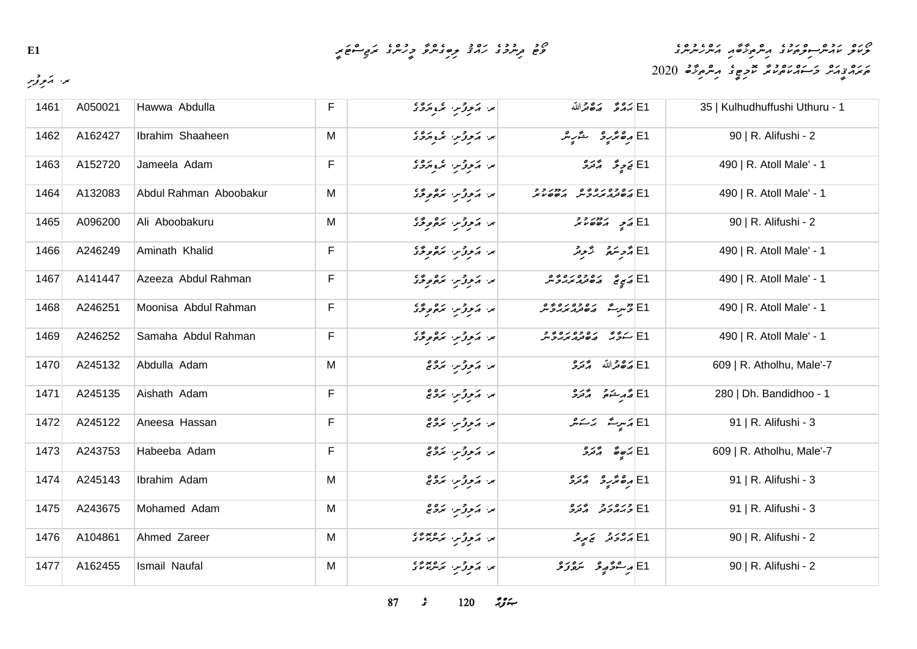| 1461 | A050021 | Hawwa Abdulla | F | ރ. އަލިފުށި، ރޯޒްބަޑްގެ | ހައްވާ އަބްދުﷲ | E1 | 35 \| Kulhudhuffushi Uthuru - 1 |
|---|---|---|---|---|---|---|---|
| 1462 | A162427 | Ibrahim Shaaheen | M | ރ. އަލިފުށި، ރޯޒްބަޑްގެ | އިބްރާހީމް ޝާހީން | E1 | 90 \| R. Alifushi - 2 |
| 1463 | A152720 | Jameela Adam | F | ރ. އަލިފުށި، ރޯޒްބަޑްގެ | ޖަމީލާ އާދަމް | E1 | 490 \| R. Atoll Male' - 1 |
| 1464 | A132083 | Abdul Rahman Aboobakur | M | ރ. އަލިފުށި، ރަތްވިލާގެ | އަބްދުއްރަޙްމާން އަބޫބަކުރު | E1 | 490 \| R. Atoll Male' - 1 |
| 1465 | A096200 | Ali Aboobakuru | M | ރ. އަލިފުށި، ރަތްވިލާގެ | އަލި އަބޫބަކުރު | E1 | 90 \| R. Alifushi - 2 |
| 1466 | A246249 | Aminath Khalid | F | ރ. އަލިފުށި، ރަތްވިލާގެ | އާމިނަތު ޚާލިދު | E1 | 490 \| R. Atoll Male' - 1 |
| 1467 | A141447 | Azeeza Abdul Rahman | F | ރ. އަލިފުށި، ރަތްވިލާގެ | އަޒީޒާ އަބްދުއްރަޙްމާން | E1 | 490 \| R. Atoll Male' - 1 |
| 1468 | A246251 | Moonisa Abdul Rahman | F | ރ. އަލިފުށި، ރަތްވިލާގެ | މޫނިސާ އަބްދުއްރަޙްމާން | E1 | 490 \| R. Atoll Male' - 1 |
| 1469 | A246252 | Samaha Abdul Rahman | F | ރ. އަލިފުށި، ރަތްވިލާގެ | ސަމާހާ އަބްދުއްރަޙްމާން | E1 | 490 \| R. Atoll Male' - 1 |
| 1470 | A245132 | Abdulla Adam | M | ރ. އަލިފުށި، ރަމްޒީ | އަބްދުﷲ އާދަމް | E1 | 609 \| R. Atholhu, Male'-7 |
| 1471 | A245135 | Aishath Adam | F | ރ. އަލިފުށި، ރަމްޒީ | އާއިޝަތު އާދަމް | E1 | 280 \| Dh. Bandidhoo - 1 |
| 1472 | A245122 | Aneesa Hassan | F | ރ. އަލިފުށި، ރަމްޒީ | އަނީސާ ހަސަން | E1 | 91 \| R. Alifushi - 3 |
| 1473 | A243753 | Habeeba Adam | F | ރ. އަލިފުށި، ރަމްޒީ | ހަބީބާ އާދަމް | E1 | 609 \| R. Atholhu, Male'-7 |
| 1474 | A245143 | Ibrahim Adam | M | ރ. އަލިފުށި، ރަމްޒީ | އިބްރާހީމް އާދަމް | E1 | 91 \| R. Alifushi - 3 |
| 1475 | A243675 | Mohamed Adam | M | ރ. އަލިފުށި، ރަމްޒީ | މުޙައްމަދު އާދަމް | E1 | 91 \| R. Alifushi - 3 |
| 1476 | A104861 | Ahmed Zareer | M | ރ. އަލިފުށި، ރަންނާޅީގެ | އަޙްމަދު ޒަރީރު | E1 | 90 \| R. Alifushi - 2 |
| 1477 | A162455 | Ismail Naufal | M | ރ. އަލިފުށި، ރަންނާޅީގެ | އިސްމާއީލް ނައުފަލް | E1 | 90 \| R. Alifushi - 2 |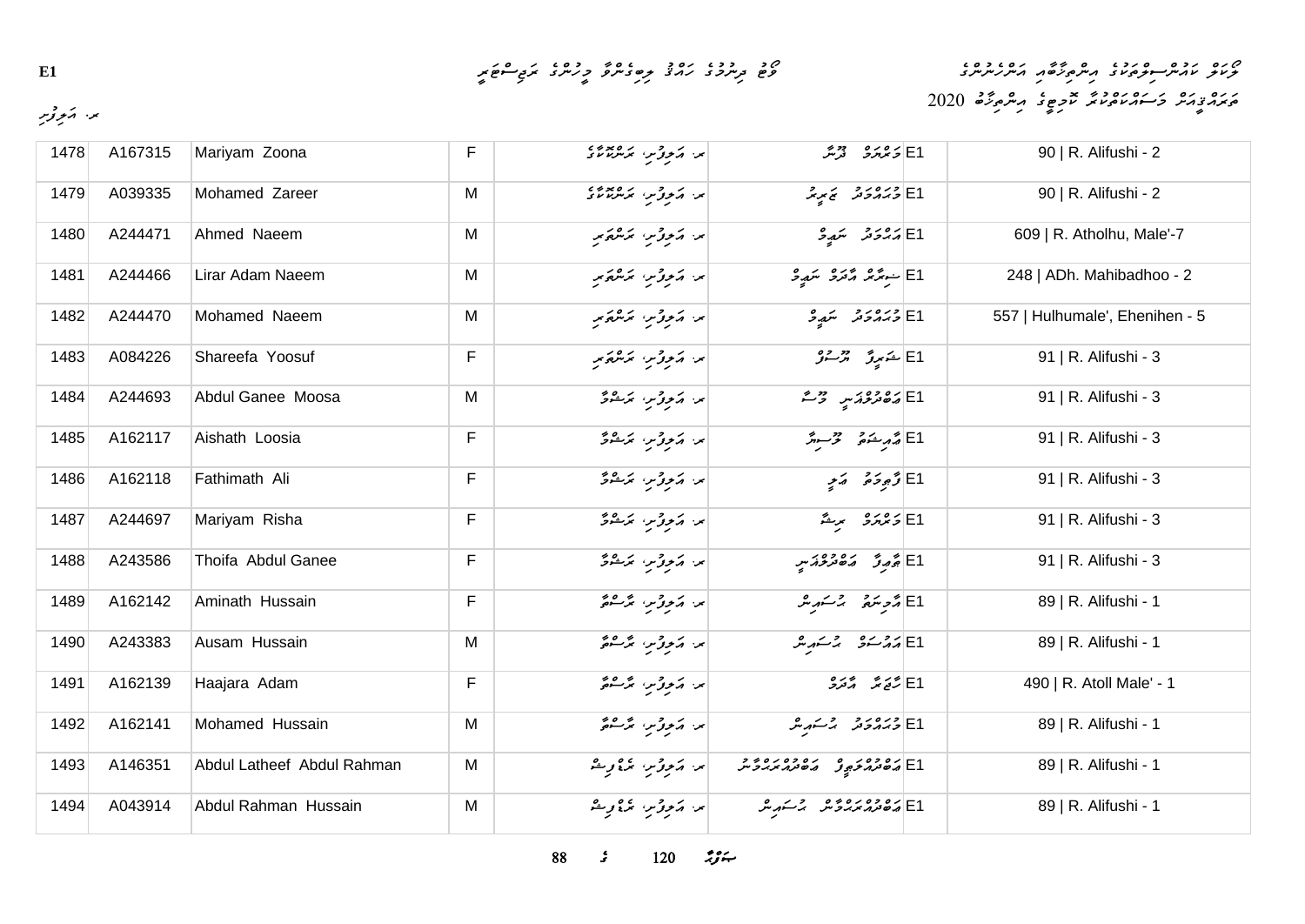| 1478 | A167315 | Mariyam Zoona | F | ރ. އަލިފުށި، ހަސްރަތުގެ | މަރިޔަމް ޒޫނާ | E1 | 90 \| R. Alifushi - 2 |
|---|---|---|---|---|---|---|---|
| 1479 | A039335 | Mohamed Zareer | M | ރ. އަލިފުށި، ހަސްރަތުގެ | މުހައްމަދު ޒަރީރު | E1 | 90 \| R. Alifushi - 2 |
| 1480 | A244471 | Ahmed Naeem | M | ރ. އަލިފުށި، ހަސްތަރި | އަހުމަދު ނަޢީމް | E1 | 609 \| R. Atholhu, Male'-7 |
| 1481 | A244466 | Lirar Adam Naeem | M | ރ. އަލިފުށި، ހަސްތަރި | ލިރާރު އާދަމް ނަޢީމް | E1 | 248 \| ADh. Mahibadhoo - 2 |
| 1482 | A244470 | Mohamed Naeem | M | ރ. އަލިފުށި، ހަސްތަރި | މުހައްމަދު ނަޢީމް | E1 | 557 \| Hulhumale', Ehenihen - 5 |
| 1483 | A084226 | Shareefa Yoosuf | F | ރ. އަލިފުށި، ހަސްތަރި | ޝަރީފާ ޔޫސުފު | E1 | 91 \| R. Alifushi - 3 |
| 1484 | A244693 | Abdul Ganee Moosa | M | ރ. އަލިފުށި، ހަޝްމާ | އަބްދުލްޣަނީ މޫސާ | E1 | 91 \| R. Alifushi - 3 |
| 1485 | A162117 | Aishath Loosia | F | ރ. އަލިފުށި، ހަޝްމާ | އާއިޝަތު ލޫސިއާ | E1 | 91 \| R. Alifushi - 3 |
| 1486 | A162118 | Fathimath Ali | F | ރ. އަލިފުށި، ހަޝްމާ | ފާތިމަތު އަލި | E1 | 91 \| R. Alifushi - 3 |
| 1487 | A244697 | Mariyam Risha | F | ރ. އަލިފުށި، ހަޝްމާ | މަރިޔަމް ރިޝާ | E1 | 91 \| R. Alifushi - 3 |
| 1488 | A243586 | Thoifa Abdul Ganee | F | ރ. އަލިފުށި، ހަޝްމާ | ޠޮއިފާ އަބްދުލްޣަނީ | E1 | 91 \| R. Alifushi - 3 |
| 1489 | A162142 | Aminath Hussain | F | ރ. އަލިފުށި، ހާސްމާ | އަމިނަތު ހުސައިން | E1 | 89 \| R. Alifushi - 1 |
| 1490 | A243383 | Ausam Hussain | M | ރ. އަލިފުށި، ހާސްމާ | އައުސަމް ހުސައިން | E1 | 89 \| R. Alifushi - 1 |
| 1491 | A162139 | Haajara Adam | F | ރ. އަލިފުށި، ހާސްމާ | ހާޖަރާ އާދަމް | E1 | 490 \| R. Atoll Male' - 1 |
| 1492 | A162141 | Mohamed Hussain | M | ރ. އަލިފުށި، ހާސްމާ | މުހައްމަދު ހުސައިން | E1 | 89 \| R. Alifushi - 1 |
| 1493 | A146351 | Abdul Latheef Abdul Rahman | M | ރ. އަލިފުށި، ހެޔޮވިލް | އަބްދުއްލަޠީފް އަބްދުއްރަޙްމާން | E1 | 89 \| R. Alifushi - 1 |
| 1494 | A043914 | Abdul Rahman Hussain | M | ރ. އަލިފުށި، ހެޔޮވިލް | އަބްދުއްރަޙްމާން ހުސައިން | E1 | 89 \| R. Alifushi - 1 |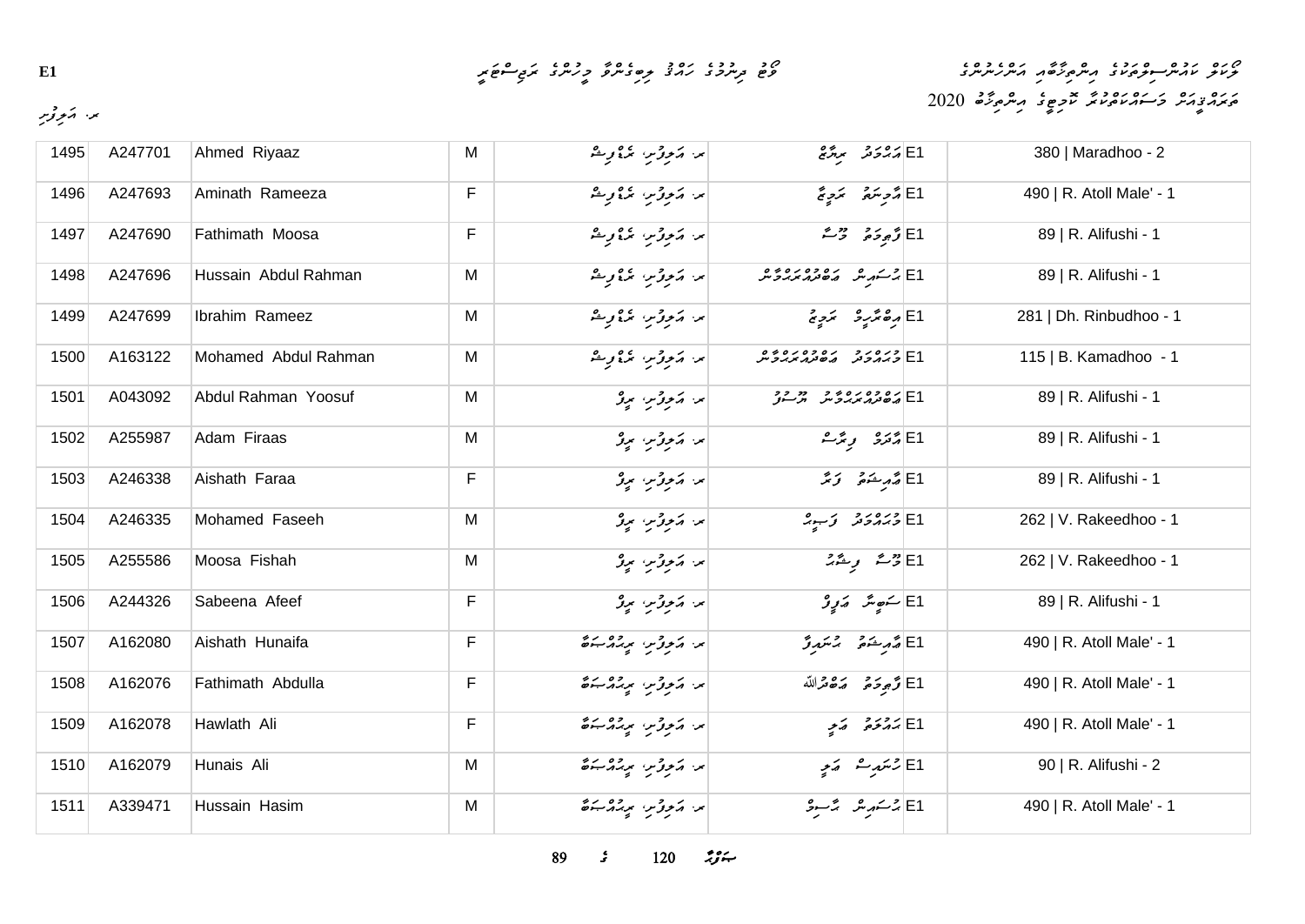| 1495 | A247701 | Ahmed Riyaaz | M | ރ. އަލިފުށި، ރޯޒްވިއު | E1 އަހްމަދު ރިޔާޒު | 380 \| Maradhoo - 2 |
|---|---|---|---|---|---|---|
| 1496 | A247693 | Aminath Rameeza | F | ރ. އަލިފުށި، ރޯޒްވިއު | E1 އާމިނަތު ރަމީޒާ | 490 \| R. Atoll Male' - 1 |
| 1497 | A247690 | Fathimath Moosa | F | ރ. އަލިފުށި، ރޯޒްވިއު | E1 ފާތިމަތު މޫސާ | 89 \| R. Alifushi - 1 |
| 1498 | A247696 | Hussain Abdul Rahman | M | ރ. އަލިފުށި، ރޯޒްވިއު | E1 ހުސައިން އަބްދުއްރަޙްމާން | 89 \| R. Alifushi - 1 |
| 1499 | A247699 | Ibrahim Rameez | M | ރ. އަލިފުށި، ރޯޒްވިއު | E1 އިބްރާހީމް ރަމީޒު | 281 \| Dh. Rinbudhoo - 1 |
| 1500 | A163122 | Mohamed Abdul Rahman | M | ރ. އަލިފުށި، ރޯޒްވިއު | E1 މުޙައްމަދު އަބްދުއްރަޙްމާން | 115 \| B. Kamadhoo - 1 |
| 1501 | A043092 | Abdul Rahman Yoosuf | M | ރ. އަލިފުށި، ރީފް | E1 އަބްދުއްރަޙްމާން ޔޫސުފު | 89 \| R. Alifushi - 1 |
| 1502 | A255987 | Adam Firaas | M | ރ. އަލިފުށި، ރީފް | E1 އާދަމް ފިރާސް | 89 \| R. Alifushi - 1 |
| 1503 | A246338 | Aishath Faraa | F | ރ. އަލިފުށި، ރީފް | E1 އާއިޝަތު ފަރާ | 89 \| R. Alifushi - 1 |
| 1504 | A246335 | Mohamed Faseeh | M | ރ. އަލިފުށި، ރީފް | E1 މުޙައްމަދު ފަސީޙް | 262 \| V. Rakeedhoo - 1 |
| 1505 | A255586 | Moosa Fishah | M | ރ. އަލިފުށި، ރީފް | E1 މޫސާ ފިޝާޙް | 262 \| V. Rakeedhoo - 1 |
| 1506 | A244326 | Sabeena Afeef | F | ރ. އަލިފުށި، ރީފް | E1 ސަބީނާ އަފީފް | 89 \| R. Alifushi - 1 |
| 1507 | A162080 | Aishath Hunaifa | F | ރ. އަލިފުށި، ރިދުމަސްކަށް | E1 އާއިޝަތު ހުނައިފާ | 490 \| R. Atoll Male' - 1 |
| 1508 | A162076 | Fathimath Abdulla | F | ރ. އަލިފުށި، ރިދުމަސްކަށް | E1 ފާތިމަތު އަބްދުﷲ | 490 \| R. Atoll Male' - 1 |
| 1509 | A162078 | Hawlath Ali | F | ރ. އަލިފުށި، ރިދުމަސްކަށް | E1 ހައުލަތު އަލި | 490 \| R. Atoll Male' - 1 |
| 1510 | A162079 | Hunais Ali | M | ރ. އަލިފުށި، ރިދުމަސްކަށް | E1 ހުނައިސް އަލި | 90 \| R. Alifushi - 2 |
| 1511 | A339471 | Hussain Hasim | M | ރ. އަލިފުށި، ރިދުމަސްކަށް | E1 ހުސައިން ހާސިމް | 490 \| R. Atoll Male' - 1 |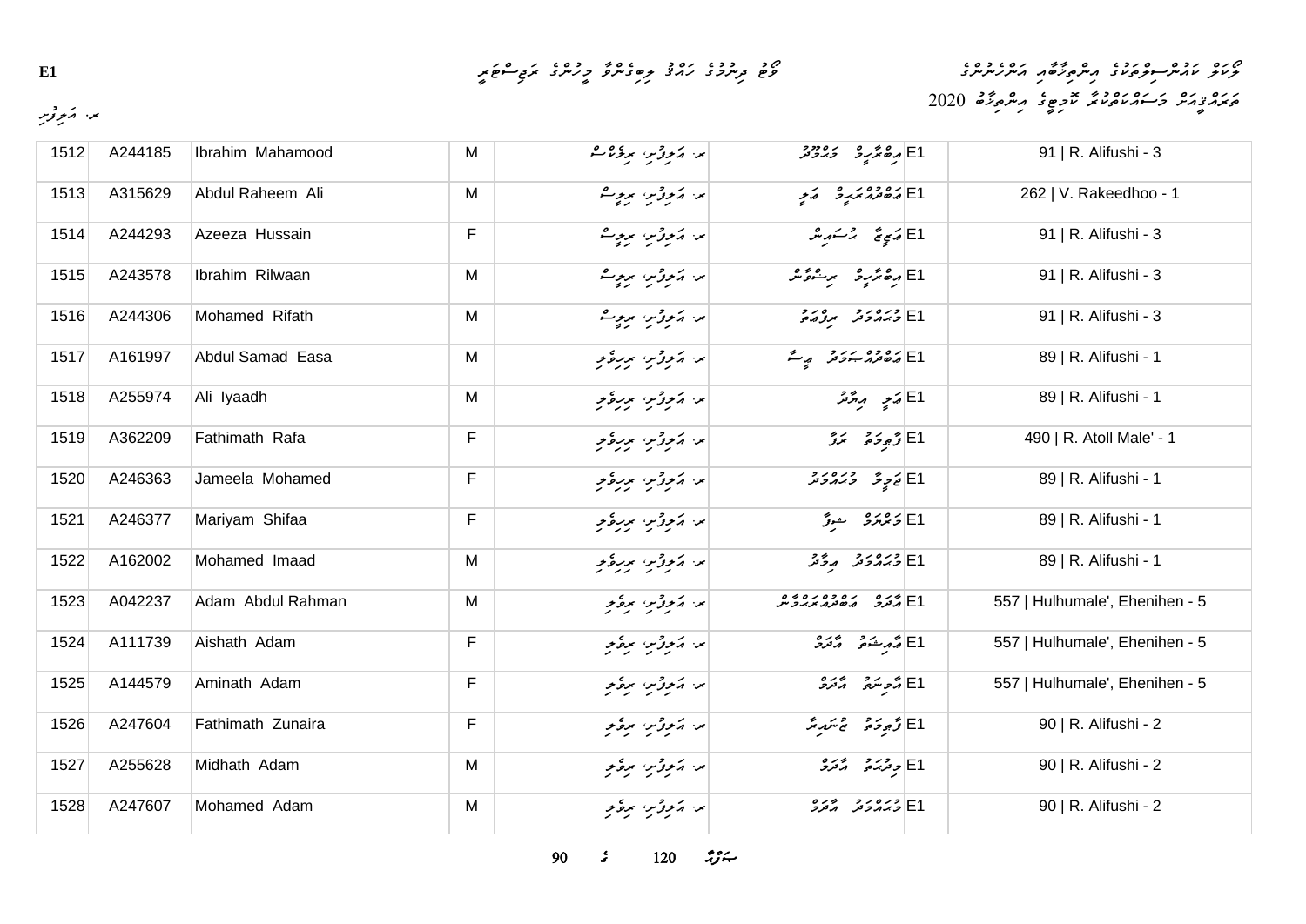ރ. އަލިފުށި

| 1512 | A244185 | Ibrahim Mahamood | M | ރ. އަލިފުށި، ރިލެކްސް | E1 އިބްރާހީމް މަޙްމޫދު | 91 \| R. Alifushi - 3 |
|---|---|---|---|---|---|---|
| 1513 | A315629 | Abdul Raheem Ali | M | ރ. އަލިފުށި، ރިލީސް | E1 އަބްދުއްރަޙީމް އަލި | 262 \| V. Rakeedhoo - 1 |
| 1514 | A244293 | Azeeza Hussain | F | ރ. އަލިފުށި، ރިލީސް | E1 އަޒީޒާ ހުސައިން | 91 \| R. Alifushi - 3 |
| 1515 | A243578 | Ibrahim Rilwaan | M | ރ. އަލިފުށި، ރިލީސް | E1 އިބްރާހީމް ރިލްވާން | 91 \| R. Alifushi - 3 |
| 1516 | A244306 | Mohamed Rifath | M | ރ. އަލިފުށި، ރިލީސް | E1 މުޙައްމަދު ރިފްއަތު | 91 \| R. Alifushi - 3 |
| 1517 | A161997 | Abdul Samad Easa | M | ރ. އަލިފުށި، ރިހިލާގެ | E1 އަބްދުއްސަމަދު ޢީސާ | 89 \| R. Alifushi - 1 |
| 1518 | A255974 | Ali Iyaadh | M | ރ. އަލިފުށި، ރިހިލާގެ | E1 އަލި އިޔާދު | 89 \| R. Alifushi - 1 |
| 1519 | A362209 | Fathimath Rafa | F | ރ. އަލިފުށި، ރިހިލާގެ | E1 ފާތިމަތު ރަފާ | 490 \| R. Atoll Male' - 1 |
| 1520 | A246363 | Jameela Mohamed | F | ރ. އަލިފުށި، ރިހިލާގެ | E1 ޖަމީލާ މުޙައްމަދު | 89 \| R. Alifushi - 1 |
| 1521 | A246377 | Mariyam Shifaa | F | ރ. އަލިފުށި، ރިހިލާގެ | E1 މަރިޔަމް ޝިފާ | 89 \| R. Alifushi - 1 |
| 1522 | A162002 | Mohamed Imaad | M | ރ. އަލިފުށި، ރިހިލާގެ | E1 މުޙައްމަދު އިމާދު | 89 \| R. Alifushi - 1 |
| 1523 | A042237 | Adam Abdul Rahman | M | ރ. އަލިފުށި، ރިލާގެ | E1 އާދަމް އަބްދުއްރަޙްމާން | 557 \| Hulhumale', Ehenihen - 5 |
| 1524 | A111739 | Aishath Adam | F | ރ. އަލިފުށި، ރިލާގެ | E1 އާއިޝަތު އާދަމް | 557 \| Hulhumale', Ehenihen - 5 |
| 1525 | A144579 | Aminath Adam | F | ރ. އަލިފުށި، ރިލާގެ | E1 އާމިނަތު އާދަމް | 557 \| Hulhumale', Ehenihen - 5 |
| 1526 | A247604 | Fathimath Zunaira | F | ރ. އަލިފުށި، ރިލާގެ | E1 ފާތިމަތު ޒުނައިރާ | 90 \| R. Alifushi - 2 |
| 1527 | A255628 | Midhath Adam | M | ރ. އަލިފުށި، ރިލާގެ | E1 މިދުޙަތު އާދަމް | 90 \| R. Alifushi - 2 |
| 1528 | A247607 | Mohamed Adam | M | ރ. އަލިފުށި، ރިލާގެ | E1 މުޙައްމަދު އާދަމް | 90 \| R. Alifushi - 2 |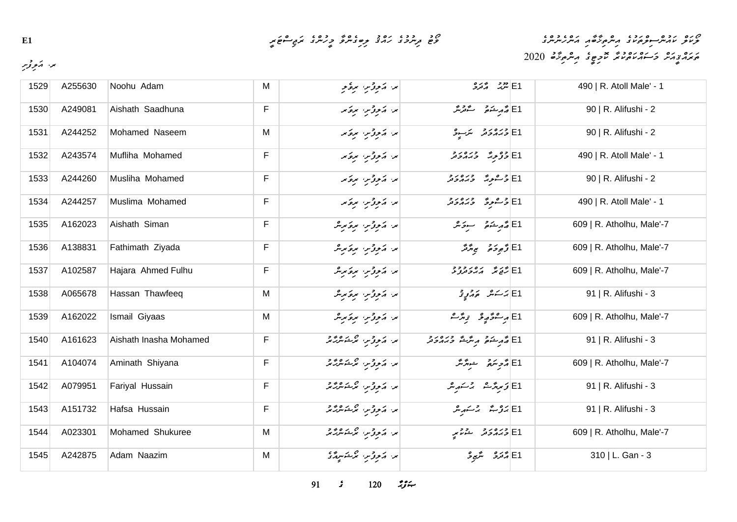| 1529 | A255630 | Noohu Adam | M | ރ. އަލިފުށި، ރިލެލި | ނޫހު އާދަމް | E1 | 490 \| R. Atoll Male' - 1 |
|---|---|---|---|---|---|---|---|
| 1530 | A249081 | Aishath Saadhuna | F | ރ. އަލިފުށި، ރިލެކްސް | އައިޝަތު ސާދުނާ | E1 | 90 \| R. Alifushi - 2 |
| 1531 | A244252 | Mohamed Naseem | M | ރ. އަލިފުށި، ރިލެކްސް | މުހައްމަދު ނަސީމް | E1 | 90 \| R. Alifushi - 2 |
| 1532 | A243574 | Mufliha Mohamed | F | ރ. އަލިފުށި، ރިލެކްސް | މުފްލިހާ މުހައްމަދު | E1 | 490 \| R. Atoll Male' - 1 |
| 1533 | A244260 | Musliha Mohamed | F | ރ. އަލިފުށި، ރިލެކްސް | މުސްލިހާ މުހައްމަދު | E1 | 90 \| R. Alifushi - 2 |
| 1534 | A244257 | Muslima Mohamed | F | ރ. އަލިފުށި، ރިލެކްސް | މުސްލިމާ މުހައްމަދު | E1 | 490 \| R. Atoll Male' - 1 |
| 1535 | A162023 | Aishath Siman | F | ރ. އަލިފުށި، ރިލެކްސިން | އައިޝަތު ސިމަން | E1 | 609 \| R. Atholhu, Male'-7 |
| 1536 | A138831 | Fathimath Ziyada | F | ރ. އަލިފުށި، ރިލެކްސިން | ފާތިމަތު ޒިޔާދާ | E1 | 609 \| R. Atholhu, Male'-7 |
| 1537 | A102587 | Hajara Ahmed Fulhu | F | ރ. އަލިފުށި، ރިލެކްސިން | ހާޖަރާ އަހްމަދުފުޅު | E1 | 609 \| R. Atholhu, Male'-7 |
| 1538 | A065678 | Hassan Thawfeeq | M | ރ. އަލިފުށި، ރިލެކްސިން | ހަސަން ތައުފީޤު | E1 | 91 \| R. Alifushi - 3 |
| 1539 | A162022 | Ismail Giyaas | M | ރ. އަލިފުށި، ރިލެކްސިން | އިސްމާއީލް ގިޔާސް | E1 | 609 \| R. Atholhu, Male'-7 |
| 1540 | A161623 | Aishath Inasha Mohamed | F | ރ. އަލިފުށި، ރޯޝަންޑޭލް | އައިޝަތު އިނާޝާ މުހައްމަދު | E1 | 91 \| R. Alifushi - 3 |
| 1541 | A104074 | Aminath Shiyana | F | ރ. އަލިފުށި، ރޯޝަންޑޭލް | އާމިނަތު ޝިޔާނާ | E1 | 609 \| R. Atholhu, Male'-7 |
| 1542 | A079951 | Fariyal Hussain | F | ރ. އަލިފުށި، ރޯޝަންޑޭލް | ފަރިޔާލް ހުސައިން | E1 | 91 \| R. Alifushi - 3 |
| 1543 | A151732 | Hafsa Hussain | F | ރ. އަލިފުށި، ރޯޝަންޑޭލް | ހަފްސާ ހުސައިން | E1 | 91 \| R. Alifushi - 3 |
| 1544 | A023301 | Mohamed Shukuree | M | ރ. އަލިފުށި، ރޯޝަންޑޭލް | މުހައްމަދު ޝުކޫރީ | E1 | 609 \| R. Atholhu, Male'-7 |
| 1545 | A242875 | Adam Naazim | M | ރ. އަލިފުށި، ރޯޝަނީޑޭ | އާދަމް ނާޒިމް | E1 | 310 \| L. Gan - 3 |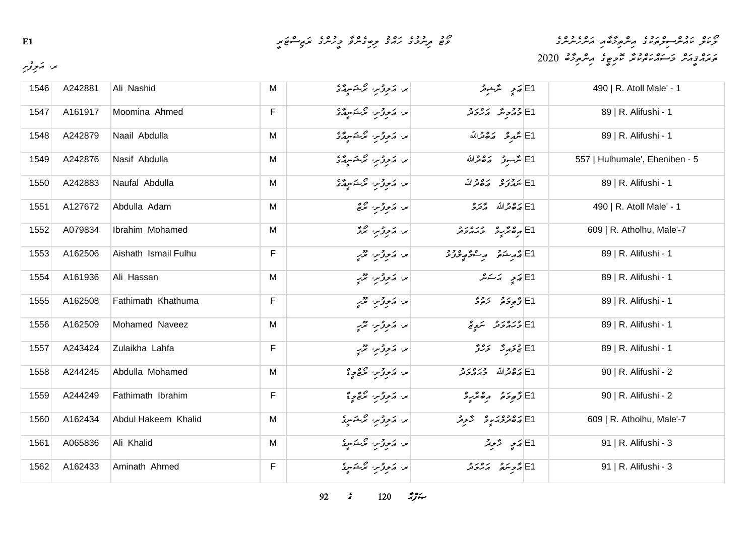ރ. އަލިފުށި

| 1546 | A242881 | Ali Nashid | M | ރ. އަލިފުށި، ނޫރާނީމާގެ | E1 އަލި ނާޝިދު | 490 \| R. Atoll Male' - 1 |
|---|---|---|---|---|---|---|
| 1547 | A161917 | Moomina Ahmed | F | ރ. އަލިފުށި، ނޫރާނީމާގެ | E1 މޫމިނާ އަޙްމަދު | 89 \| R. Alifushi - 1 |
| 1548 | A242879 | Naail Abdulla | M | ރ. އަލިފުށި، ނޫރާނީމާގެ | E1 ނާއިލް އަބްދުﷲ | 89 \| R. Alifushi - 1 |
| 1549 | A242876 | Nasif Abdulla | M | ރ. އަލިފުށި، ނޫރާނީމާގެ | E1 ނާޞިފް އަބްދުﷲ | 557 \| Hulhumale', Ehenihen - 5 |
| 1550 | A242883 | Naufal Abdulla | M | ރ. އަލިފުށި، ނޫރާނީމާގެ | E1 ނައުފަލް އަބްދުﷲ | 89 \| R. Alifushi - 1 |
| 1551 | A127672 | Abdulla Adam | M | ރ. އަލިފުށި، ނޫޒް | E1 އަބްދުﷲ އާދަމް | 490 \| R. Atoll Male' - 1 |
| 1552 | A079834 | Ibrahim Mohamed | M | ރ. އަލިފުށި، ނޫވާ | E1 އިބްރާހީމް މުޙައްމަދު | 609 \| R. Atholhu, Male'-7 |
| 1553 | A162506 | Aishath Ismail Fulhu | F | ރ. އަލިފުށި، ނޫރީ | E1 އާއިޝަތު އިސްމާޢީލްފުޅު | 89 \| R. Alifushi - 1 |
| 1554 | A161936 | Ali Hassan | M | ރ. އަލިފުށި، ނޫރީ | E1 އަލި ހަސަން | 89 \| R. Alifushi - 1 |
| 1555 | A162508 | Fathimath Khathuma | F | ރ. އަލިފުށި، ނޫރީ | E1 ފާތިމަތު ޚަތުމާ | 89 \| R. Alifushi - 1 |
| 1556 | A162509 | Mohamed Naveez | M | ރ. އަލިފުށި، ނޫރީ | E1 މުޙައްމަދު ނަވީޒް | 89 \| R. Alifushi - 1 |
| 1557 | A243424 | Zulaikha Lahfa | F | ރ. އަލިފުށި، ނޫރީ | E1 ޒުލައިޚާ ލަހްފާ | 89 \| R. Alifushi - 1 |
| 1558 | A244245 | Abdulla Mohamed | M | ރ. އަލިފުށި، ނޫޒްވިލާ | E1 އަބްދުﷲ މުޙައްމަދު | 90 \| R. Alifushi - 2 |
| 1559 | A244249 | Fathimath Ibrahim | F | ރ. އަލިފުށި، ނޫޒްވިލާ | E1 ފާތިމަތު އިބްރާހީމް | 90 \| R. Alifushi - 2 |
| 1560 | A162434 | Abdul Hakeem Khalid | M | ރ. އަލިފުށި، ނޫރާނީގެ | E1 އަބްދުލްޙަކީމް ޚާލިދު | 609 \| R. Atholhu, Male'-7 |
| 1561 | A065836 | Ali Khalid | M | ރ. އަލިފުށި، ނޫރާނީގެ | E1 އަލި ޚާލިދު | 91 \| R. Alifushi - 3 |
| 1562 | A162433 | Aminath Ahmed | F | ރ. އަލިފުށި، ނޫރާނީގެ | E1 އާމިނަތު އަޙްމަދު | 91 \| R. Alifushi - 3 |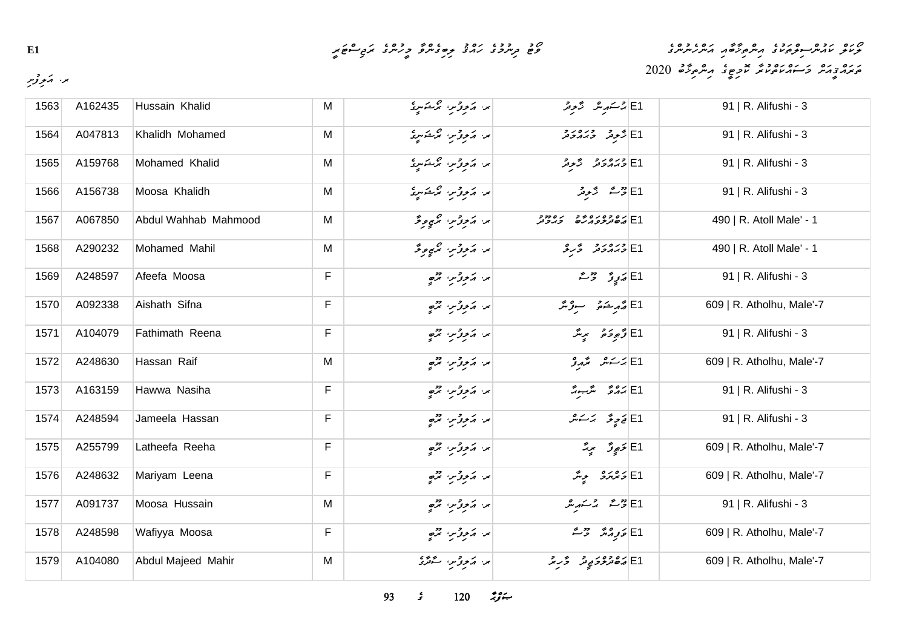| 1563 | A162435 | Hussain Khalid | M | ރ. އަލިފުށި، ރޯޝަނީގެ | ޙުސައިން ޚާލިދު | E1 | 91 \| R. Alifushi - 3 |
|---|---|---|---|---|---|---|---|
| 1564 | A047813 | Khalidh Mohamed | M | ރ. އަލިފުށި، ރޯޝަނީގެ | ޚާލިދު މުޙައްމަދު | E1 | 91 \| R. Alifushi - 3 |
| 1565 | A159768 | Mohamed Khalid | M | ރ. އަލިފުށި، ރޯޝަނީގެ | މުޙައްމަދު ޚާލިދު | E1 | 91 \| R. Alifushi - 3 |
| 1566 | A156738 | Moosa Khalidh | M | ރ. އަލިފުށި، ރޯޝަނީގެ | މޫސާ ޚާލިދު | E1 | 91 \| R. Alifushi - 3 |
| 1567 | A067850 | Abdul Wahhab Mahmood | M | ރ. އަލިފުށި، ރޯޒްވިލާ | އަބްދުލްވައްހާބު މަޙްމޫދު | E1 | 490 \| R. Atoll Male' - 1 |
| 1568 | A290232 | Mohamed Mahil | M | ރ. އަލިފުށި، ރޯޒްވިލާ | މުޙައްމަދު މާހިލް | E1 | 490 \| R. Atoll Male' - 1 |
| 1569 | A248597 | Afeefa Moosa | F | ރ. އަލިފުށި، ރޯޒް | އަފީފާ މޫސާ | E1 | 91 \| R. Alifushi - 3 |
| 1570 | A092338 | Aishath Sifna | F | ރ. އަލިފުށި، ރޯޒް | އާއިޝަތު ސިފްނާ | E1 | 609 \| R. Atholhu, Male'-7 |
| 1571 | A104079 | Fathimath Reena | F | ރ. އަލިފުށި، ރޯޒް | ފާތިމަތު ރީނާ | E1 | 91 \| R. Alifushi - 3 |
| 1572 | A248630 | Hassan Raif | M | ރ. އަލިފުށި، ރޯޒް | ހަސަން ރާއިފު | E1 | 609 \| R. Atholhu, Male'-7 |
| 1573 | A163159 | Hawwa Nasiha | F | ރ. އަލިފުށި، ރޯޒް | ހައްވާ ނާސިހާ | E1 | 91 \| R. Alifushi - 3 |
| 1574 | A248594 | Jameela Hassan | F | ރ. އަލިފުށި، ރޯޒް | ޖަމީލާ ހަސަން | E1 | 91 \| R. Alifushi - 3 |
| 1575 | A255799 | Latheefa Reeha | F | ރ. އަލިފުށި، ރޯޒް | ލަޠީފާ ރީހާ | E1 | 609 \| R. Atholhu, Male'-7 |
| 1576 | A248632 | Mariyam Leena | F | ރ. އަލިފުށި، ރޯޒް | މަރިޔަމް ލީނާ | E1 | 609 \| R. Atholhu, Male'-7 |
| 1577 | A091737 | Moosa Hussain | M | ރ. އަލިފުށި، ރޯޒް | މޫސާ ހުސައިން | E1 | 91 \| R. Alifushi - 3 |
| 1578 | A248598 | Wafiyya Moosa | F | ރ. އަލިފުށި، ރޯޒް | ވަފިއްޔާ މޫސާ | E1 | 609 \| R. Atholhu, Male'-7 |
| 1579 | A104080 | Abdul Majeed Mahir | M | ރ. އަލިފުށި، ސާރާގެ | އަބްދުލްމަޖީދު މާހިރު | E1 | 609 \| R. Atholhu, Male'-7 |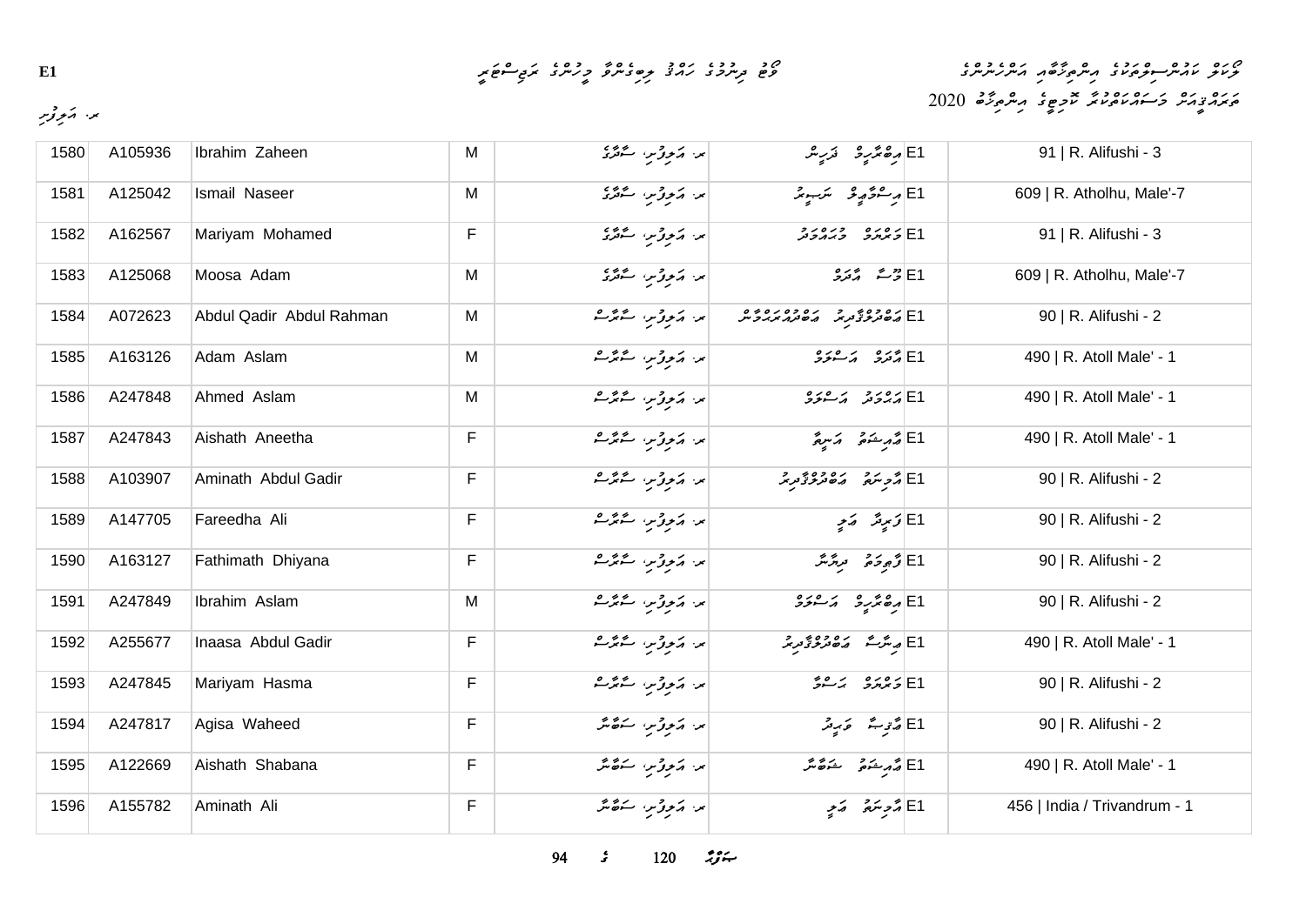| 1580 | A105936 | Ibrahim Zaheen | M | ރ. އަލިފުށި، ސާރާގެ | އިބްރާހީމް ޒަހީން E1 | 91 \| R. Alifushi - 3 |
|---|---|---|---|---|---|---|
| 1581 | A125042 | Ismail Naseer | M | ރ. އަލިފުށި، ސާރާގެ | އިސްމާޢީލް ނަސީރު E1 | 609 \| R. Atholhu, Male'-7 |
| 1582 | A162567 | Mariyam Mohamed | F | ރ. އަލިފުށި، ސާރާގެ | މަރިޔަމް މުޙައްމަދު E1 | 91 \| R. Alifushi - 3 |
| 1583 | A125068 | Moosa Adam | M | ރ. އަލިފުށި، ސާރާގެ | މޫސާ އާދަމް E1 | 609 \| R. Atholhu, Male'-7 |
| 1584 | A072623 | Abdul Qadir Abdul Rahman | M | ރ. އަލިފުށި، ސާރާސް | އަބްދުލްޤާދިރު އަބްދުއްރަޙްމާން E1 | 90 \| R. Alifushi - 2 |
| 1585 | A163126 | Adam Aslam | M | ރ. އަލިފުށި، ސާރާސް | އާދަމް އަސްލަމް E1 | 490 \| R. Atoll Male' - 1 |
| 1586 | A247848 | Ahmed Aslam | M | ރ. އަލިފުށި، ސާރާސް | އަޙްމަދު އަސްލަމް E1 | 490 \| R. Atoll Male' - 1 |
| 1587 | A247843 | Aishath Aneetha | F | ރ. އަލިފުށި، ސާރާސް | އާއިޝަތު އަނީތާ E1 | 490 \| R. Atoll Male' - 1 |
| 1588 | A103907 | Aminath Abdul Gadir | F | ރ. އަލިފުށި، ސާރާސް | އާމިނަތު އަބްދުލްޤާދިރު E1 | 90 \| R. Alifushi - 2 |
| 1589 | A147705 | Fareedha Ali | F | ރ. އަލިފުށި، ސާރާސް | ފަރީދާ އަލި E1 | 90 \| R. Alifushi - 2 |
| 1590 | A163127 | Fathimath Dhiyana | F | ރ. އަލިފުށި، ސާރާސް | ފާތިމަތު ދިޔާނާ E1 | 90 \| R. Alifushi - 2 |
| 1591 | A247849 | Ibrahim Aslam | M | ރ. އަލިފުށި، ސާރާސް | އިބްރާހީމް އަސްލަމް E1 | 90 \| R. Alifushi - 2 |
| 1592 | A255677 | Inaasa Abdul Gadir | F | ރ. އަލިފުށި، ސާރާސް | އިނާސާ އަބްދުލްޤާދިރު E1 | 490 \| R. Atoll Male' - 1 |
| 1593 | A247845 | Mariyam Hasma | F | ރ. އަލިފުށި، ސާރާސް | މަރިޔަމް ހަސްމާ E1 | 90 \| R. Alifushi - 2 |
| 1594 | A247817 | Agisa Waheed | F | ރ. އަލިފުށި، ސަބާނާ | އާޤިސާ ވަޙީދު E1 | 90 \| R. Alifushi - 2 |
| 1595 | A122669 | Aishath Shabana | F | ރ. އަލިފުށި، ސަބާނާ | އާއިޝަތު ޝަބާނާ E1 | 490 \| R. Atoll Male' - 1 |
| 1596 | A155782 | Aminath Ali | F | ރ. އަލިފުށި، ސަބާނާ | އާމިނަތު އަލި E1 | 456 \| India / Trivandrum - 1 |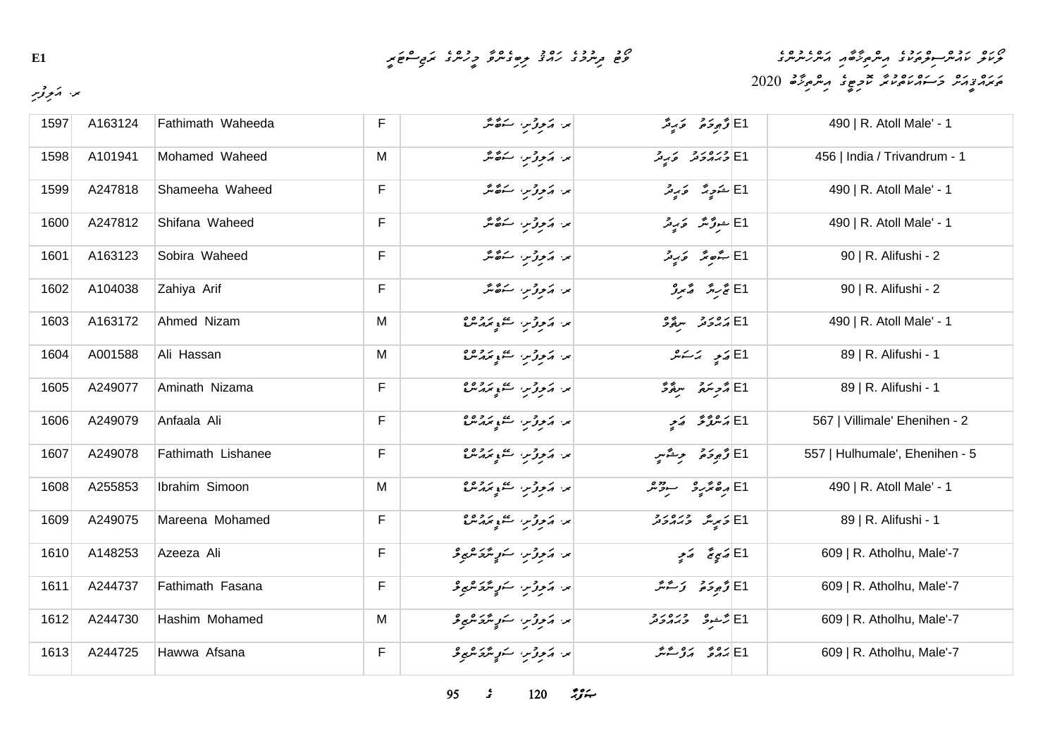| 1597 | A163124 | Fathimath Waheeda | F | ރ. އަލިފުށި، ސަބާނާ | E1 ފާތިމަތު ވަހީދާ | 490 \| R. Atoll Male' - 1 |
|---|---|---|---|---|---|---|
| 1598 | A101941 | Mohamed Waheed | M | ރ. އަލިފުށި، ސަބާނާ | E1 މުހައްމަދު ވަހީދު | 456 \| India / Trivandrum - 1 |
| 1599 | A247818 | Shameeha Waheed | F | ރ. އަލިފުށި، ސަބާނާ | E1 ޝަމީހާ ވަހީދު | 490 \| R. Atoll Male' - 1 |
| 1600 | A247812 | Shifana Waheed | F | ރ. އަލިފުށި، ސަބާނާ | E1 ޝިފާނާ ވަހީދު | 490 \| R. Atoll Male' - 1 |
| 1601 | A163123 | Sobira Waheed | F | ރ. އަލިފުށި، ސަބާނާ | E1 ޞާބިރާ ވަހީދު | 90 \| R. Alifushi - 2 |
| 1602 | A104038 | Zahiya Arif | F | ރ. އަލިފުށި، ސަބާނާ | E1 ޒާހިޔާ އާރިފު | 90 \| R. Alifushi - 2 |
| 1603 | A163172 | Ahmed Nizam | M | ރ. އަލިފުށި، ސާޖިދާހައުސް | E1 އަޙްމަދު ނިޒާމް | 490 \| R. Atoll Male' - 1 |
| 1604 | A001588 | Ali Hassan | M | ރ. އަލިފުށި، ސާޖިދާހައުސް | E1 އަލި ހަސަން | 89 \| R. Alifushi - 1 |
| 1605 | A249077 | Aminath Nizama | F | ރ. އަލިފުށި، ސާޖިދާހައުސް | E1 އާމިނަތު ނިޒާމާ | 89 \| R. Alifushi - 1 |
| 1606 | A249079 | Anfaala Ali | F | ރ. އަލިފުށި، ސާޖިދާހައުސް | E1 އަންފާލާ އަލި | 567 \| Villimale' Ehenihen - 2 |
| 1607 | A249078 | Fathimath Lishanee | F | ރ. އަލިފުށި، ސާޖިދާހައުސް | E1 ފާތިމަތު ލިޝާނީ | 557 \| Hulhumale', Ehenihen - 5 |
| 1608 | A255853 | Ibrahim Simoon | M | ރ. އަލިފުށި، ސާޖިދާހައުސް | E1 އިބްރާހީމް ސިމޫން | 490 \| R. Atoll Male' - 1 |
| 1609 | A249075 | Mareena Mohamed | F | ރ. އަލިފުށި، ސާޖިދާހައުސް | E1 މަރީނާ މުހައްމަދު | 89 \| R. Alifushi - 1 |
| 1610 | A148253 | Azeeza Ali | F | ރ. އަލިފުށި، ސަލިނާމަންޒިލް | E1 އަޒީޒާ އަލި | 609 \| R. Atholhu, Male'-7 |
| 1611 | A244737 | Fathimath Fasana | F | ރ. އަލިފުށި، ސަލިނާމަންޒިލް | E1 ފާތިމަތު ފަސާނާ | 609 \| R. Atholhu, Male'-7 |
| 1612 | A244730 | Hashim Mohamed | M | ރ. އަލިފުށި، ސަލިނާމަންޒިލް | E1 ހާޝިމް މުހައްމަދު | 609 \| R. Atholhu, Male'-7 |
| 1613 | A244725 | Hawwa Afsana | F | ރ. އަލިފުށި، ސަލިނާމަންޒިލް | E1 ހައްވާ އަފްސާނާ | 609 \| R. Atholhu, Male'-7 |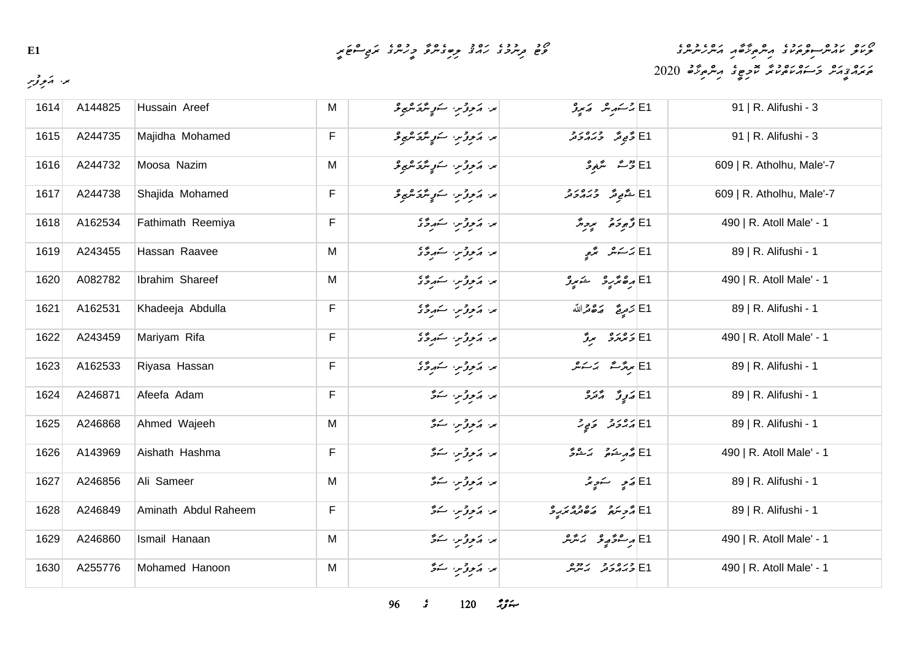| 1614 | A144825 | Hussain Areef | M | ރ. އަލިފުށި، ސަލިނާމަންޒިލް | E1 ޙުސައިން އަރީފް | 91 \| R. Alifushi - 3 |
|---|---|---|---|---|---|---|
| 1615 | A244735 | Majidha Mohamed | F | ރ. އަލިފުށި، ސަލިނާމަންޒިލް | E1 މާޖިދާ މުޙައްމަދު | 91 \| R. Alifushi - 3 |
| 1616 | A244732 | Moosa Nazim | M | ރ. އަލިފުށި، ސަލިނާމަންޒިލް | E1 މޫސާ ނާޒިމް | 609 \| R. Atholhu, Male'-7 |
| 1617 | A244738 | Shajida Mohamed | F | ރ. އަލިފުށި، ސަލިނާމަންޒިލް | E1 ޝާޖިދާ މުޙައްމަދު | 609 \| R. Atholhu, Male'-7 |
| 1618 | A162534 | Fathimath Reemiya | F | ރ. އަލިފުށި، ސައިމާގެ | E1 ފާތިމަތު ރީމިޔާ | 490 \| R. Atoll Male' - 1 |
| 1619 | A243455 | Hassan Raavee | M | ރ. އަލިފުށި، ސައިމާގެ | E1 ޙަސަން ރާވީ | 89 \| R. Alifushi - 1 |
| 1620 | A082782 | Ibrahim Shareef | M | ރ. އަލިފުށި، ސައިމާގެ | E1 އިބްރާހީމް ޝަރީފް | 490 \| R. Atoll Male' - 1 |
| 1621 | A162531 | Khadeeja Abdulla | F | ރ. އަލިފުށި، ސައިމާގެ | E1 ޚަދީޖާ އަބްދުﷲ | 89 \| R. Alifushi - 1 |
| 1622 | A243459 | Mariyam Rifa | F | ރ. އަލިފުށި، ސައިމާގެ | E1 މަރިޔަމް ރިފާ | 490 \| R. Atoll Male' - 1 |
| 1623 | A162533 | Riyasa Hassan | F | ރ. އަލިފުށި، ސައިމާގެ | E1 ރިޔާސާ ޙަސަން | 89 \| R. Alifushi - 1 |
| 1624 | A246871 | Afeefa Adam | F | ރ. އަލިފުށި، ސަވާ | E1 އަފީފާ އާދަމް | 89 \| R. Alifushi - 1 |
| 1625 | A246868 | Ahmed Wajeeh | M | ރ. އަލިފުށި، ސަވާ | E1 އަޙްމަދު ވަޖީހު | 89 \| R. Alifushi - 1 |
| 1626 | A143969 | Aishath Hashma | F | ރ. އަލިފުށި، ސަވާ | E1 އާއިޝަތު ހަޝްމާ | 490 \| R. Atoll Male' - 1 |
| 1627 | A246856 | Ali Sameer | M | ރ. އަލިފުށި، ސަވާ | E1 އަލި ސަމީރު | 89 \| R. Alifushi - 1 |
| 1628 | A246849 | Aminath Abdul Raheem | F | ރ. އަލިފުށި، ސަވާ | E1 އާމިނަތު އަބްދުއްރަޙީމް | 89 \| R. Alifushi - 1 |
| 1629 | A246860 | Ismail Hanaan | M | ރ. އަލިފުށި، ސަވާ | E1 އިސްމާއީލް ހަނާން | 490 \| R. Atoll Male' - 1 |
| 1630 | A255776 | Mohamed Hanoon | M | ރ. އަލިފުށި، ސަވާ | E1 މުޙައްމަދު ހަނޫން | 490 \| R. Atoll Male' - 1 |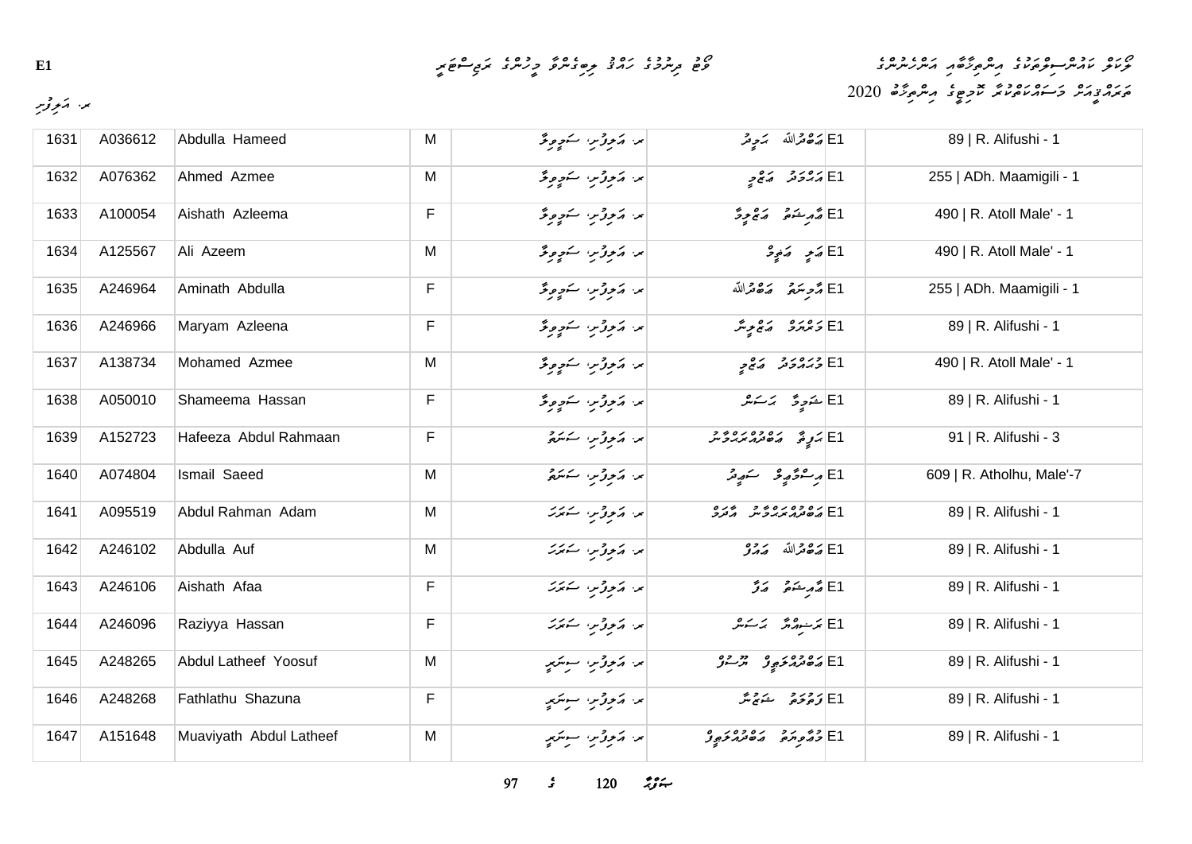ރ. އަލިފުށި

| 1631 | A036612 | Abdulla Hameed | M | ރ. އަލިފުށި، ސަލްވިލާ | އަބްދުﷲ ހަމީދު E1 | 89 \| R. Alifushi - 1 |
|---|---|---|---|---|---|---|
| 1632 | A076362 | Ahmed Azmee | M | ރ. އަލިފުށި، ސަލްވިލާ | އަޙްމަދު އަޒްމީ E1 | 255 \| ADh. Maamigili - 1 |
| 1633 | A100054 | Aishath Azleema | F | ރ. އަލިފުށި، ސަލްވިލާ | އާއިޝަތު އަޒްލީމާ E1 | 490 \| R. Atoll Male' - 1 |
| 1634 | A125567 | Ali Azeem | M | ރ. އަލިފުށި، ސަލްވިލާ | އަލީ އަޒީމް E1 | 490 \| R. Atoll Male' - 1 |
| 1635 | A246964 | Aminath Abdulla | F | ރ. އަލިފުށި، ސަލްވިލާ | އާމިނަތު އަބްދުﷲ E1 | 255 \| ADh. Maamigili - 1 |
| 1636 | A246966 | Maryam Azleena | F | ރ. އަލިފުށި، ސަލްވިލާ | މަރްޔަމް އަޒްލީނާ E1 | 89 \| R. Alifushi - 1 |
| 1637 | A138734 | Mohamed Azmee | M | ރ. އަލިފުށި، ސަލްވިލާ | މުޙައްމަދު އަޒްމީ E1 | 490 \| R. Atoll Male' - 1 |
| 1638 | A050010 | Shameema Hassan | F | ރ. އަލިފުށި، ސަލްވިލާ | ޝަމީމާ ޙަސަން E1 | 89 \| R. Alifushi - 1 |
| 1639 | A152723 | Hafeeza Abdul Rahmaan | F | ރ. އަލިފުށި، ސަނަޖު | ހަފީޒާ އަބްދުއްރަޙްމާން E1 | 91 \| R. Alifushi - 3 |
| 1640 | A074804 | Ismail Saeed | M | ރ. އަލިފުށި، ސަނަޖު | އިސްމާޢީލް ސަޢީދު E1 | 609 \| R. Atholhu, Male'-7 |
| 1641 | A095519 | Abdul Rahman Adam | M | ރ. އަލިފުށި، ސަރަހަ | އަބްދުއްރަޙްމާން އާދަމް E1 | 89 \| R. Alifushi - 1 |
| 1642 | A246102 | Abdulla Auf | M | ރ. އަލިފުށި، ސަރަހަ | އަބްދުﷲ އައުފް E1 | 89 \| R. Alifushi - 1 |
| 1643 | A246106 | Aishath Afaa | F | ރ. އަލިފުށި، ސަރަހަ | އާއިޝަތު އަފާ E1 | 89 \| R. Alifushi - 1 |
| 1644 | A246096 | Raziyya Hassan | F | ރ. އަލިފުށި، ސަރަހަ | ރަޟިއްޔާ ޙަސަން E1 | 89 \| R. Alifushi - 1 |
| 1645 | A248265 | Abdul Latheef Yoosuf | M | ރ. އަލިފުށި، ސިނަރީ | އަބްދުއްލަޠީފް ޔޫސުފް E1 | 89 \| R. Alifushi - 1 |
| 1646 | A248268 | Fathlathu Shazuna | F | ރ. އަލިފުށި، ސިނަރީ | ފަތުލަތު ޝަޒުނާ E1 | 89 \| R. Alifushi - 1 |
| 1647 | A151648 | Muaviyath Abdul Latheef | M | ރ. އަލިފުށި، ސިނަރީ | މުޢާވިޔަތު އަބްދުއްލަޠީފް E1 | 89 \| R. Alifushi - 1 |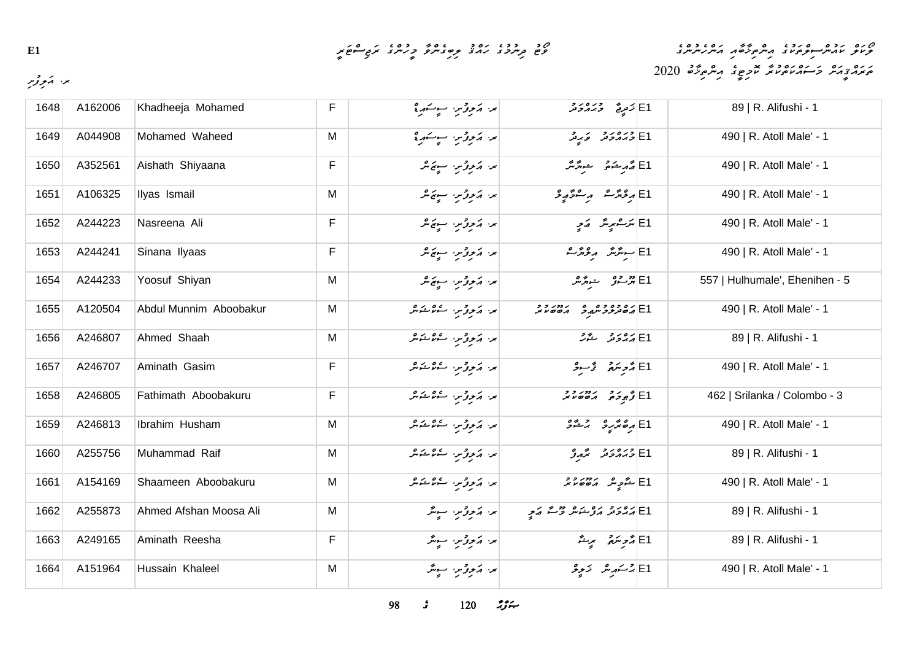| 1648 | A162006 | Khadheeja Mohamed | F | ރ. އަލިފުށި، ސިލްސަލާ | ޚަދީޖާ މުޙައްމަދު | E1 | 89 \| R. Alifushi - 1 |
|---|---|---|---|---|---|---|---|
| 1649 | A044908 | Mohamed Waheed | M | ރ. އަލިފުށި، ސިލްސަލާ | މުޙައްމަދު ވަޙީދު | E1 | 490 \| R. Atoll Male' - 1 |
| 1650 | A352561 | Aishath Shiyaana | F | ރ. އަލިފުށި، ސީޒަން | އައިޝަތު ޝިޔާނާ | E1 | 490 \| R. Atoll Male' - 1 |
| 1651 | A106325 | Ilyas Ismail | M | ރ. އަލިފުށި، ސީޒަން | އިލްޔާސް އިސްމާޢީލް | E1 | 490 \| R. Atoll Male' - 1 |
| 1652 | A244223 | Nasreena Ali | F | ރ. އަލިފުށި، ސީޒަން | ނަސްރީނާ ޢަލީ | E1 | 490 \| R. Atoll Male' - 1 |
| 1653 | A244241 | Sinana Ilyaas | F | ރ. އަލިފުށި، ސީޒަން | ސިނާނާ އިލްޔާސް | E1 | 490 \| R. Atoll Male' - 1 |
| 1654 | A244233 | Yoosuf Shiyan | M | ރ. އަލިފުށި، ސީޒަން | ޔޫސުފް ޝިޔާން | E1 | 557 \| Hulhumale', Ehenihen - 5 |
| 1655 | A120504 | Abdul Munnim Aboobakur | M | ރ. އަލިފުށި، ސަންޝައިން | އަބްދުލްމުންޢިމް އަބޫބަކުރު | E1 | 490 \| R. Atoll Male' - 1 |
| 1656 | A246807 | Ahmed Shaah | M | ރ. އަލިފުށި، ސަންޝައިން | އަޙްމަދު ޝާހް | E1 | 89 \| R. Alifushi - 1 |
| 1657 | A246707 | Aminath Gasim | F | ރ. އަލިފުށި، ސަންޝައިން | އާމިނަތު ޤާސިމް | E1 | 490 \| R. Atoll Male' - 1 |
| 1658 | A246805 | Fathimath Aboobakuru | F | ރ. އަލިފުށި، ސަންޝައިން | ފާތިމަތު އަބޫބަކުރު | E1 | 462 \| Srilanka / Colombo - 3 |
| 1659 | A246813 | Ibrahim Husham | M | ރ. އަލިފުށި، ސަންޝައިން | އިބްރާހީމް ހުޝާމް | E1 | 490 \| R. Atoll Male' - 1 |
| 1660 | A255756 | Muhammad Raif | M | ރ. އަލިފުށި، ސަންޝައިން | މުޙައްމަދު ރާއިފް | E1 | 89 \| R. Alifushi - 1 |
| 1661 | A154169 | Shaameen Aboobakuru | M | ރ. އަލިފުށި، ސަންޝައިން | ޝާމީން އަބޫބަކުރު | E1 | 490 \| R. Atoll Male' - 1 |
| 1662 | A255873 | Ahmed Afshan Moosa Ali | M | ރ. އަލިފުށި، ސީނާ | އަޙްމަދު އަފްޝަން މޫސާ އަލީ | E1 | 89 \| R. Alifushi - 1 |
| 1663 | A249165 | Aminath Reesha | F | ރ. އަލިފުށި، ސީނާ | އާމިނަތު ރީޝާ | E1 | 89 \| R. Alifushi - 1 |
| 1664 | A151964 | Hussain Khaleel | M | ރ. އަލިފުށި، ސީނާ | ހުސައިން ޚަލީލް | E1 | 490 \| R. Atoll Male' - 1 |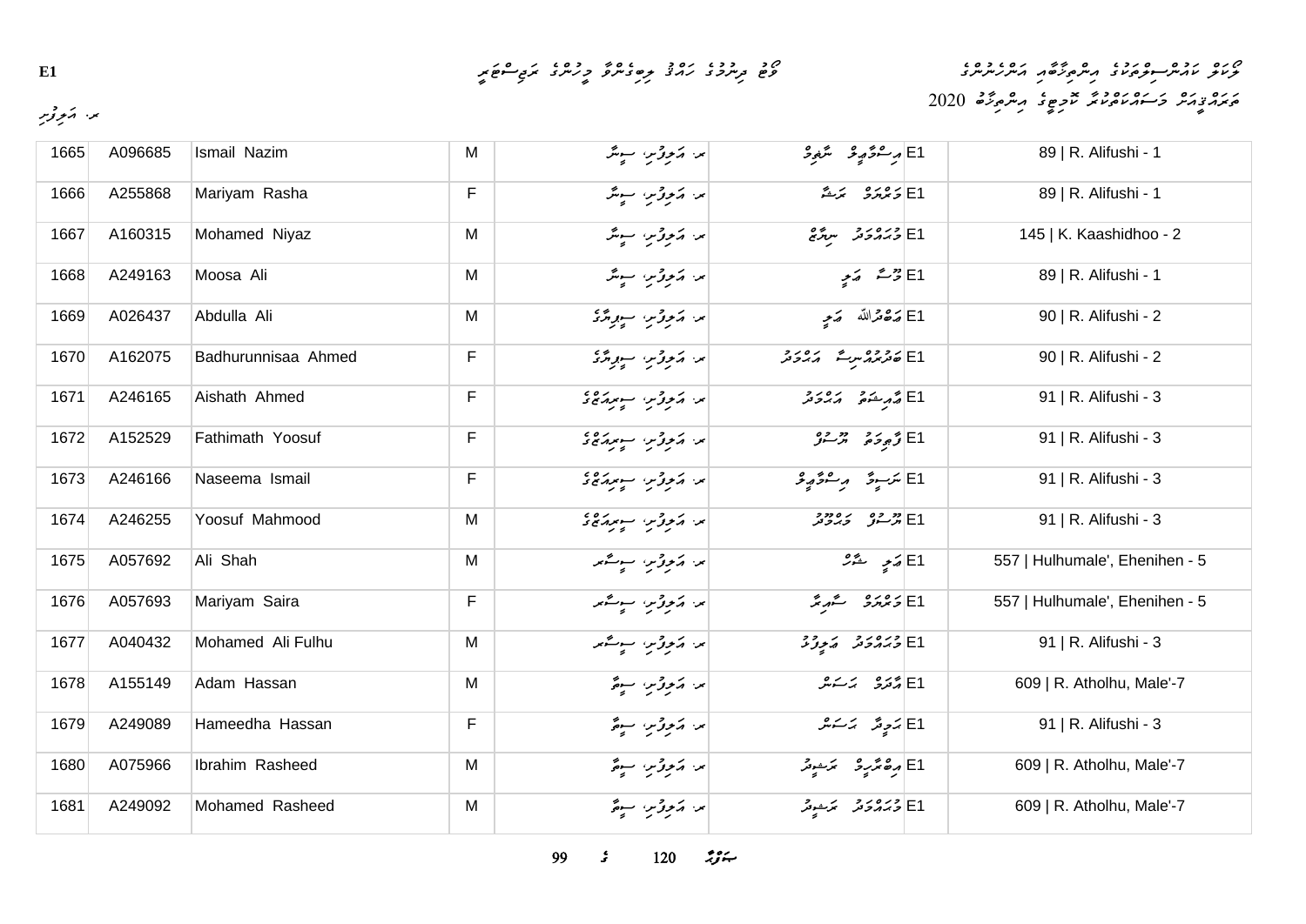| 1665 | A096685 | Ismail Nazim | M | ރ. އަލިފުށި، ސިލްވަރ | E1 އިސްމާޢީލް ނާޒިމް | 89 \| R. Alifushi - 1 |
|---|---|---|---|---|---|---|
| 1666 | A255868 | Mariyam Rasha | F | ރ. އަލިފުށި، ސިލްވަރ | E1 މަރިޔަމް ރަޝާ | 89 \| R. Alifushi - 1 |
| 1667 | A160315 | Mohamed Niyaz | M | ރ. އަލިފުށި، ސިލްވަރ | E1 މުޙައްމަދު ނިޔާޒު | 145 \| K. Kaashidhoo - 2 |
| 1668 | A249163 | Moosa Ali | M | ރ. އަލިފުށި، ސިލްވަރ | E1 މޫސާ ޢަލީ | 89 \| R. Alifushi - 1 |
| 1669 | A026437 | Abdulla Ali | M | ރ. އަލިފުށި، ސިލްވަރޑޭ | E1 އަބްދުﷲ ޢަލީ | 90 \| R. Alifushi - 2 |
| 1670 | A162075 | Badhurunnisaa Ahmed | F | ރ. އަލިފުށި، ސިލްވަރޑޭ | E1 ބަދުރުންނިސާ އަޙްމަދު | 90 \| R. Alifushi - 2 |
| 1671 | A246165 | Aishath Ahmed | F | ރ. އަލިފުށި، ސިލްވަރފެންގްސް | E1 އާއިޝަތު އަޙްމަދު | 91 \| R. Alifushi - 3 |
| 1672 | A152529 | Fathimath Yoosuf | F | ރ. އަލިފުށި، ސިލްވަރފެންގްސް | E1 ފާތިމަތު ޔޫސުފް | 91 \| R. Alifushi - 3 |
| 1673 | A246166 | Naseema Ismail | F | ރ. އަލިފުށި، ސިލްވަރފެންގްސް | E1 ނަސީމާ އިސްމާޢީލް | 91 \| R. Alifushi - 3 |
| 1674 | A246255 | Yoosuf Mahmood | M | ރ. އަލިފުށި، ސިލްވަރފެންގްސް | E1 ޔޫސުފް މަޙްމޫދު | 91 \| R. Alifushi - 3 |
| 1675 | A057692 | Ali Shah | M | ރ. އަލިފުށި، ސިލްސްޓަރ | E1 ޢަލީ ޝާހް | 557 \| Hulhumale', Ehenihen - 5 |
| 1676 | A057693 | Mariyam Saira | F | ރ. އަލިފުށި، ސިލްސްޓަރ | E1 މަރިޔަމް ސާއިރާ | 557 \| Hulhumale', Ehenihen - 5 |
| 1677 | A040432 | Mohamed Ali Fulhu | M | ރ. އަލިފުށި، ސިލްސްޓަރ | E1 މުޙައްމަދު އަލިފުޅު | 91 \| R. Alifushi - 3 |
| 1678 | A155149 | Adam Hassan | M | ރ. އަލިފުށި، ސިލްވާ | E1 އާދަމް ޙަސަން | 609 \| R. Atholhu, Male'-7 |
| 1679 | A249089 | Hameedha Hassan | F | ރ. އަލިފުށި، ސިލްވާ | E1 ހަމީދާ ޙަސަން | 91 \| R. Alifushi - 3 |
| 1680 | A075966 | Ibrahim Rasheed | M | ރ. އަލިފުށި، ސިލްވާ | E1 އިބްރާހީމް ރަޝީދު | 609 \| R. Atholhu, Male'-7 |
| 1681 | A249092 | Mohamed Rasheed | M | ރ. އަލިފުށި، ސިލްވާ | E1 މުޙައްމަދު ރަޝީދު | 609 \| R. Atholhu, Male'-7 |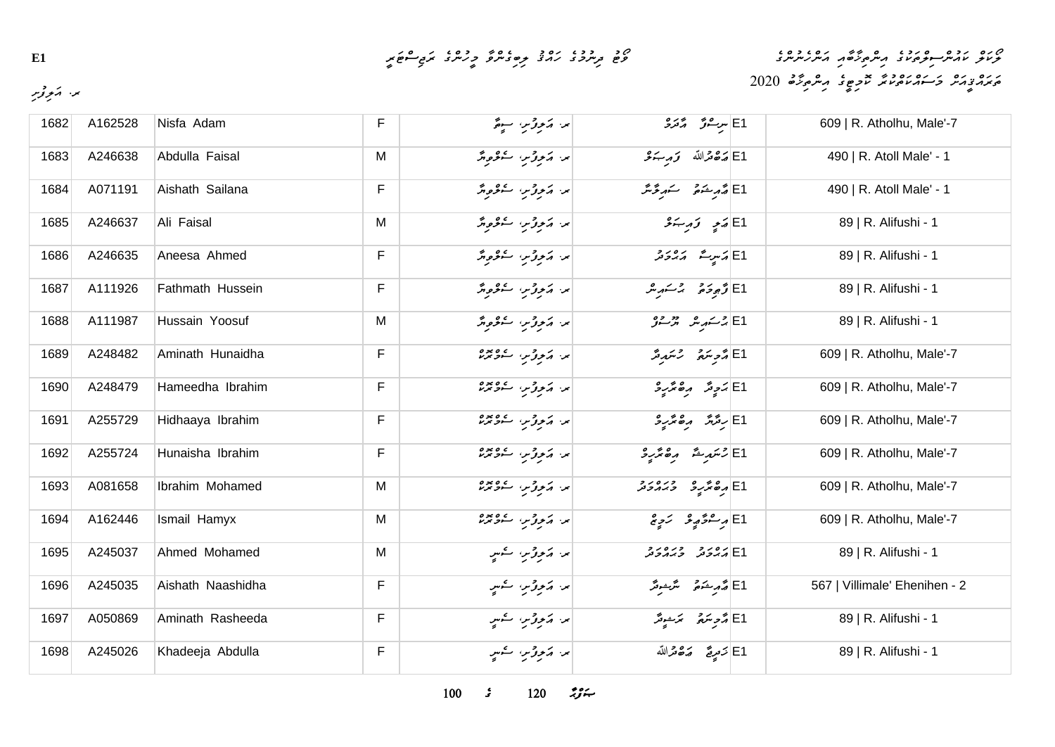| 1682 | A162528 | Nisfa Adam | F | ބ. އަތިފުށި، ސިލްވާ | ނިސްފާ އާދަމް | E1 | 609 \| R. Atholhu, Male'-7 |
|---|---|---|---|---|---|---|---|
| 1683 | A246638 | Abdulla Faisal | M | ބ. އަތިފުށި، ސަވޯނާ | އަބްދުﷲ ފައިސަލް | E1 | 490 \| R. Atoll Male' - 1 |
| 1684 | A071191 | Aishath Sailana | F | ބ. އަތިފުށި، ސަވޯނާ | އައިޝަތު ސައިލާނާ | E1 | 490 \| R. Atoll Male' - 1 |
| 1685 | A246637 | Ali Faisal | M | ބ. އަތިފުށި، ސަވޯނާ | އަލީ ފައިސަލް | E1 | 89 \| R. Alifushi - 1 |
| 1686 | A246635 | Aneesa Ahmed | F | ބ. އަތިފުށި، ސަވޯނާ | އަނީސާ އަޙްމަދު | E1 | 89 \| R. Alifushi - 1 |
| 1687 | A111926 | Fathmath Hussein | F | ބ. އަތިފުށި، ސަވޯނާ | ފާތިމަތު ހުސައިން | E1 | 89 \| R. Alifushi - 1 |
| 1688 | A111987 | Hussain Yoosuf | M | ބ. އަތިފުށި، ސަވޯނާ | ހުސައިން ޔޫސުފް | E1 | 89 \| R. Alifushi - 1 |
| 1689 | A248482 | Aminath Hunaidha | F | ބ. އަތިފުށި، ސަވޭރާ | އާމިނަތު ހުނައިދާ | E1 | 609 \| R. Atholhu, Male'-7 |
| 1690 | A248479 | Hameedha Ibrahim | F | ބ. އަތިފުށި، ސަވޭރާ | ހަމީދާ އިބްރާހީމް | E1 | 609 \| R. Atholhu, Male'-7 |
| 1691 | A255729 | Hidhaaya Ibrahim | F | ބ. އަތިފުށި، ސަވޭރާ | ހިދާޔާ އިބްރާހީމް | E1 | 609 \| R. Atholhu, Male'-7 |
| 1692 | A255724 | Hunaisha Ibrahim | F | ބ. އަތިފުށި، ސަވޭރާ | ހުނައިޝާ އިބްރާހީމް | E1 | 609 \| R. Atholhu, Male'-7 |
| 1693 | A081658 | Ibrahim Mohamed | M | ބ. އަތިފުށި، ސަވޭރާ | އިބްރާހީމް މުޙައްމަދު | E1 | 609 \| R. Atholhu, Male'-7 |
| 1694 | A162446 | Ismail Hamyx | M | ބ. އަތިފުށި، ސަވޭރާ | އިސްމާއީލް ހަމީޒް | E1 | 609 \| R. Atholhu, Male'-7 |
| 1695 | A245037 | Ahmed Mohamed | M | ބ. އަތިފުށި، ސާނީ | އަޙްމަދު މުޙައްމަދު | E1 | 89 \| R. Alifushi - 1 |
| 1696 | A245035 | Aishath Naashidha | F | ބ. އަތިފުށި، ސާނީ | އައިޝަތު ނާޝިދާ | E1 | 567 \| Villimale' Ehenihen - 2 |
| 1697 | A050869 | Aminath Rasheeda | F | ބ. އަތިފުށި، ސާނީ | އާމިނަތު ރަޝީދާ | E1 | 89 \| R. Alifushi - 1 |
| 1698 | A245026 | Khadeeja Abdulla | F | ބ. އަތިފުށި، ސާނީ | ޚަދީޖާ އަބްދުﷲ | E1 | 89 \| R. Alifushi - 1 |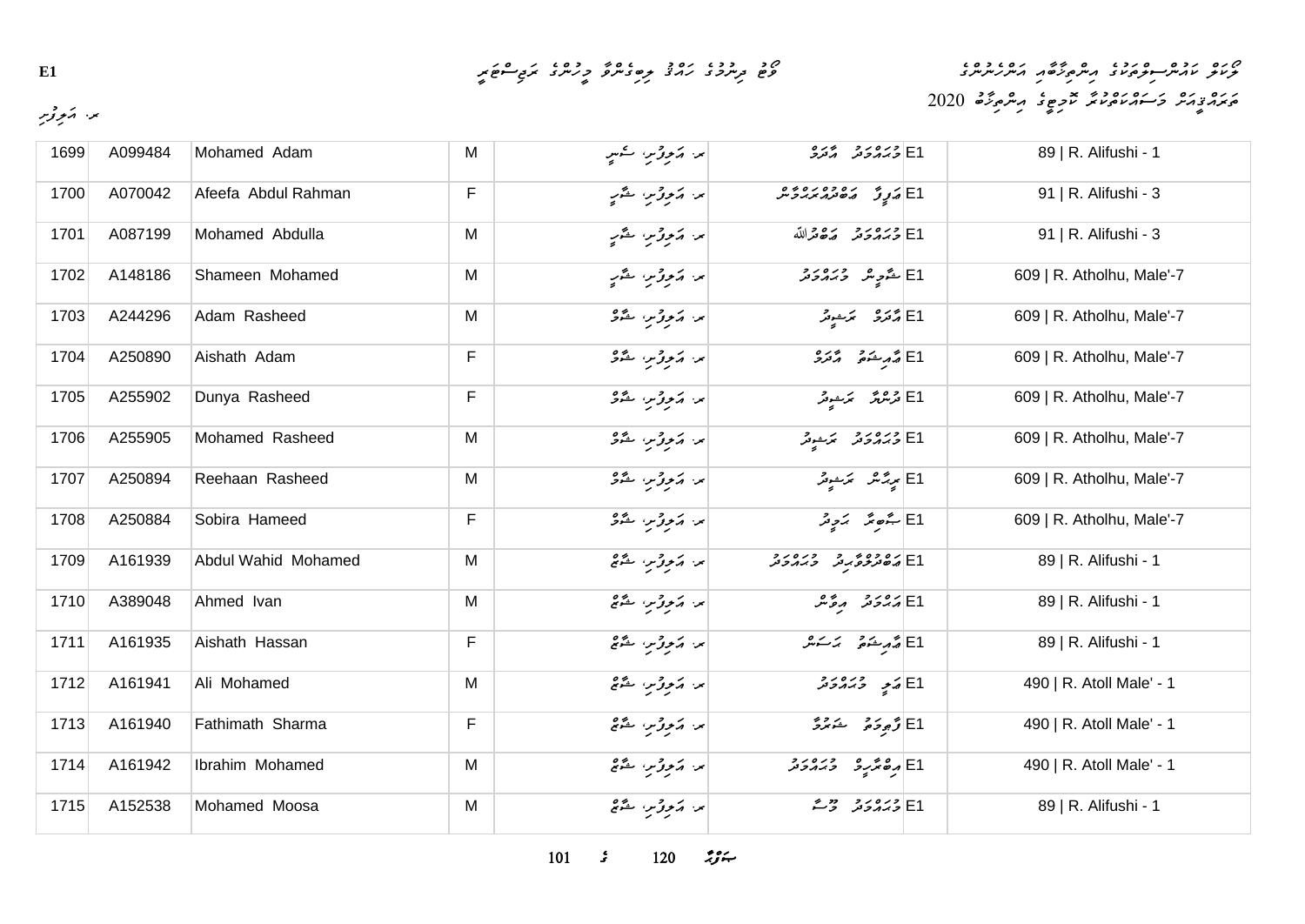| 1699 | A099484 | Mohamed Adam | M | ބ. އަލިފުށި، ސޯނި | E1 މުހައްމަދު އާދަމް | 89 \| R. Alifushi - 1 |
|---|---|---|---|---|---|---|
| 1700 | A070042 | Afeefa Abdul Rahman | F | ބ. އަލިފުށި، ޝާރި | E1 އަފީފާ އަބްދުއްރަޙްމާން | 91 \| R. Alifushi - 3 |
| 1701 | A087199 | Mohamed Abdulla | M | ބ. އަލިފުށި، ޝާރި | E1 މުހައްމަދު އަބްދުاللّٰه | 91 \| R. Alifushi - 3 |
| 1702 | A148186 | Shameen Mohamed | M | ބ. އަލިފުށި، ޝާރި | E1 ޝާމީން މުހައްމަދު | 609 \| R. Atholhu, Male'-7 |
| 1703 | A244296 | Adam Rasheed | M | ބ. އަލިފުށި، ޝާވް | E1 އާދަމް ރަޝީދު | 609 \| R. Atholhu, Male'-7 |
| 1704 | A250890 | Aishath Adam | F | ބ. އަލިފުށި، ޝާވް | E1 އާއިޝަތު އާދަމް | 609 \| R. Atholhu, Male'-7 |
| 1705 | A255902 | Dunya Rasheed | F | ބ. އަލިފުށި، ޝާވް | E1 ދުންޔާ ރަޝީދު | 609 \| R. Atholhu, Male'-7 |
| 1706 | A255905 | Mohamed Rasheed | M | ބ. އަލިފުށި، ޝާވް | E1 މުހައްމަދު ރަޝީދު | 609 \| R. Atholhu, Male'-7 |
| 1707 | A250894 | Reehaan Rasheed | M | ބ. އަލިފުށި، ޝާވް | E1 ރީހާން ރަޝީދު | 609 \| R. Atholhu, Male'-7 |
| 1708 | A250884 | Sobira Hameed | F | ބ. އަލިފުށި، ޝާވް | E1 ޞާބިރާ ހަމީދު | 609 \| R. Atholhu, Male'-7 |
| 1709 | A161939 | Abdul Wahid Mohamed | M | ބ. އަލިފުށި، ޝާޖް | E1 އަބްދުލްވާހިދު މުހައްމަދު | 89 \| R. Alifushi - 1 |
| 1710 | A389048 | Ahmed Ivan | M | ބ. އަލިފުށި، ޝާޖް | E1 އަހްމަދު އިވާން | 89 \| R. Alifushi - 1 |
| 1711 | A161935 | Aishath Hassan | F | ބ. އަލިފުށި، ޝާޖް | E1 އާއިޝަތު ހަސަން | 89 \| R. Alifushi - 1 |
| 1712 | A161941 | Ali Mohamed | M | ބ. އަލިފުށި، ޝާޖް | E1 އަލި މުހައްމަދު | 490 \| R. Atoll Male' - 1 |
| 1713 | A161940 | Fathimath Sharma | F | ބ. އަލިފުށި، ޝާޖް | E1 ފާތިމަތު ޝަރުމާ | 490 \| R. Atoll Male' - 1 |
| 1714 | A161942 | Ibrahim Mohamed | M | ބ. އަލިފުށި، ޝާޖް | E1 އިބްރާހީމް މުހައްމަދު | 490 \| R. Atoll Male' - 1 |
| 1715 | A152538 | Mohamed Moosa | M | ބ. އަލިފުށި، ޝާޖް | E1 މުހައްމަދު މޫސާ | 89 \| R. Alifushi - 1 |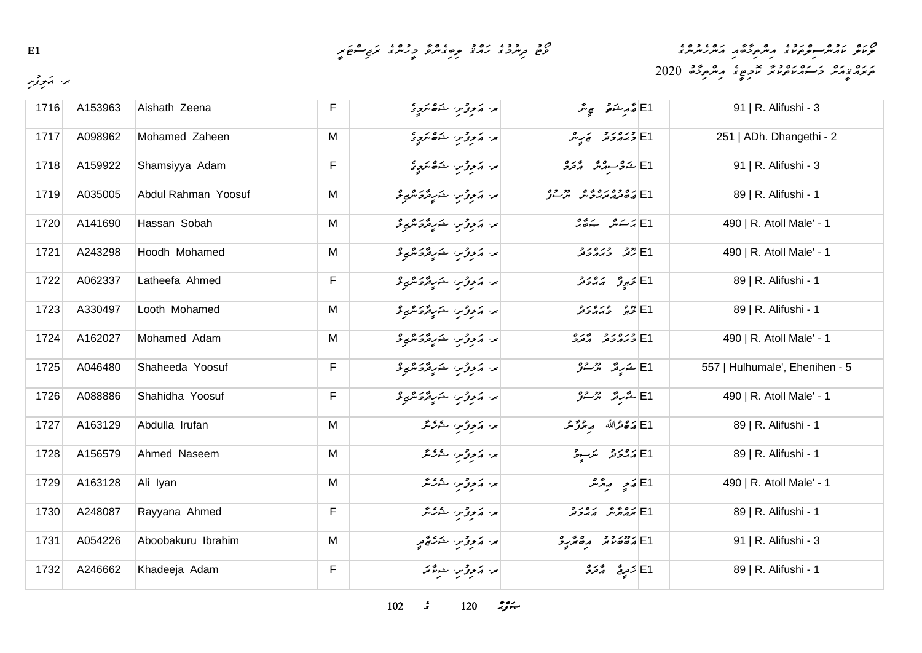ބ. އަލިފުށި

| 1716 | A153963 | Aishath Zeena | F | ރ. އަލިފުށި، ޝަބްނަމީގެ | އައިޝަތު ޒީނާ | E1 | 91 \| R. Alifushi - 3 |
|---|---|---|---|---|---|---|---|
| 1717 | A098962 | Mohamed Zaheen | M | ރ. އަލިފުށި، ޝަބްނަމީގެ | މުހައްމަދު ޒަހީން | E1 | 251 \| ADh. Dhangethi - 2 |
| 1718 | A159922 | Shamsiyya Adam | F | ރ. އަލިފުށި، ޝަބްނަމީގެ | ޝަމްސިއްޔާ އާދަމް | E1 | 91 \| R. Alifushi - 3 |
| 1719 | A035005 | Abdul Rahman Yoosuf | M | ރ. އަލިފުށި، ޝަރީފުމަންޒިލް | އަބްދުއްރަޙްމާން ޔޫސުފު | E1 | 89 \| R. Alifushi - 1 |
| 1720 | A141690 | Hassan Sobah | M | ރ. އަލިފުށި، ޝަރީފުމަންޒިލް | ޙަސަން ޞަބާޙް | E1 | 490 \| R. Atoll Male' - 1 |
| 1721 | A243298 | Hoodh Mohamed | M | ރ. އަލިފުށި، ޝަރީފުމަންޒިލް | ހޫދު މުހައްމަދު | E1 | 490 \| R. Atoll Male' - 1 |
| 1722 | A062337 | Latheefa Ahmed | F | ރ. އަލިފުށި، ޝަރީފުމަންޒިލް | ލަޠީފާ އަޙްމަދު | E1 | 89 \| R. Alifushi - 1 |
| 1723 | A330497 | Looth Mohamed | M | ރ. އަލިފުށި، ޝަރީފުމަންޒިލް | ލޫޠު މުހައްމަދު | E1 | 89 \| R. Alifushi - 1 |
| 1724 | A162027 | Mohamed Adam | M | ރ. އަލިފުށި، ޝަރީފުމަންޒިލް | މުހައްމަދު އާދަމް | E1 | 490 \| R. Atoll Male' - 1 |
| 1725 | A046480 | Shaheeda Yoosuf | F | ރ. އަލިފުށި، ޝަރީފުމަންޒިލް | ޝަހީދާ ޔޫސުފު | E1 | 557 \| Hulhumale', Ehenihen - 5 |
| 1726 | A088886 | Shahidha Yoosuf | F | ރ. އަލިފުށި، ޝަރީފުމަންޒިލް | ޝާހިދާ ޔޫސުފު | E1 | 490 \| R. Atoll Male' - 1 |
| 1727 | A163129 | Abdulla Irufan | M | ރ. އަލިފުށި، ޝެޑޯން | އަބްދުﷲ އިރުފާން | E1 | 89 \| R. Alifushi - 1 |
| 1728 | A156579 | Ahmed Naseem | M | ރ. އަލިފުށި، ޝެޑޯން | އަޙްމަދު ނަސީމް | E1 | 89 \| R. Alifushi - 1 |
| 1729 | A163128 | Ali Iyan | M | ރ. އަލިފުށި، ޝެޑޯން | އަލި އިޔާން | E1 | 490 \| R. Atoll Male' - 1 |
| 1730 | A248087 | Rayyana Ahmed | F | ރ. އަލިފުށި، ޝެޑޯން | ރައްޔާނާ އަޙްމަދު | E1 | 89 \| R. Alifushi - 1 |
| 1731 | A054226 | Aboobakuru Ibrahim | M | ރ. އަލިފުށި، ޝަރަފްވިލާ | އަބޫބަކުރު އިބްރާހީމް | E1 | 91 \| R. Alifushi - 3 |
| 1732 | A246662 | Khadeeja Adam | F | ރ. އަލިފުށި، ޝިފާގަރު | ޚަދީޖާ އާދަމް | E1 | 89 \| R. Alifushi - 1 |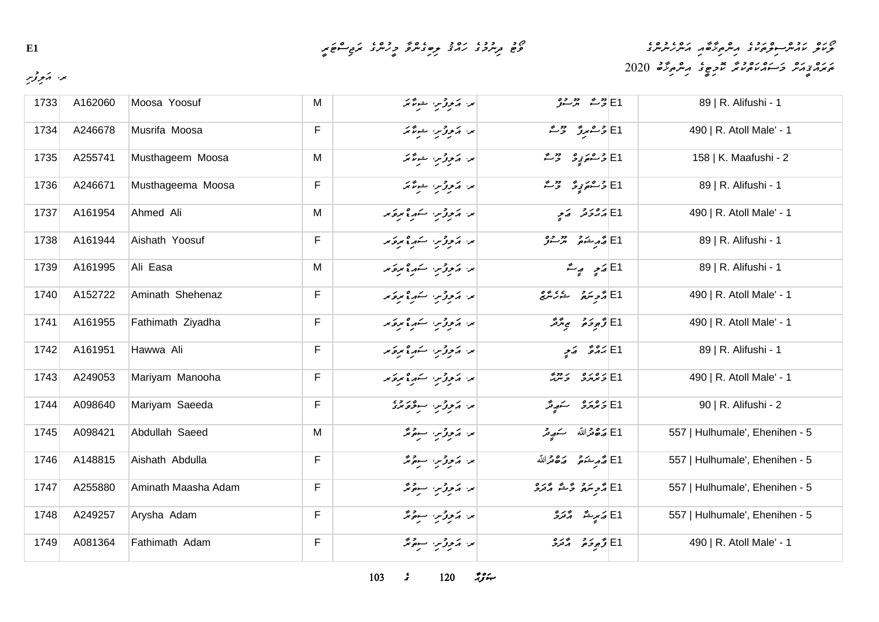| 1733 | A162060 | Moosa Yoosuf | M | ރ. އަލިފުށި، ޝިފާގަ | E1 ދޫސާ ޔޫސުފު | 89 \| R. Alifushi - 1 |
|---|---|---|---|---|---|---|
| 1734 | A246678 | Musrifa Moosa | F | ރ. އަލިފުށި، ޝިފާގަ | E1 މުސްރިފާ މޫސާ | 490 \| R. Atoll Male' - 1 |
| 1735 | A255741 | Musthageem Moosa | M | ރ. އަލިފުށި، ޝިފާގަ | E1 މުސްތަޤީމް މޫސާ | 158 \| K. Maafushi - 2 |
| 1736 | A246671 | Musthageema Moosa | F | ރ. އަލިފުށި، ޝިފާގަ | E1 މުސްތަޤީމާ މޫސާ | 89 \| R. Alifushi - 1 |
| 1737 | A161954 | Ahmed Ali | M | ރ. އަލިފުށި، ސަރުޖުރީގެ | E1 އަހްމަދު އަލި | 490 \| R. Atoll Male' - 1 |
| 1738 | A161944 | Aishath Yoosuf | F | ރ. އަލިފުށި، ސަރުޖުރީގެ | E1 އާއިޝަތު ޔޫސުފު | 89 \| R. Alifushi - 1 |
| 1739 | A161995 | Ali Easa | M | ރ. އަލިފުށި، ސަރުޖުރީގެ | E1 އަލި އީސާ | 89 \| R. Alifushi - 1 |
| 1740 | A152722 | Aminath Shehenaz | F | ރ. އަލިފުށި، ސަރުޖުރީގެ | E1 އާމިނަތު ޝެހެނާޒް | 490 \| R. Atoll Male' - 1 |
| 1741 | A161955 | Fathimath Ziyadha | F | ރ. އަލިފުށި، ސަރުޖުރީގެ | E1 ފާތިމަތު ޒިޔާދާ | 490 \| R. Atoll Male' - 1 |
| 1742 | A161951 | Hawwa Ali | F | ރ. އަލިފުށި، ސަރުޖުރީގެ | E1 ހައްވާ އަލި | 89 \| R. Alifushi - 1 |
| 1743 | A249053 | Mariyam Manooha | F | ރ. އަލިފުށި، ސަރުޖުރީގެ | E1 މަރިޔަމް މަނޫހާ | 490 \| R. Atoll Male' - 1 |
| 1744 | A098640 | Mariyam Saeeda | F | ރ. އަލިފުށި، ސިލްވަރގޭ | E1 މަރިޔަމް ސައީދާ | 90 \| R. Alifushi - 2 |
| 1745 | A098421 | Abdullah Saeed | M | ރ. އަލިފުށި، ސިލްޒާ | E1 އަބްދުﷲ ސައީދު | 557 \| Hulhumale', Ehenihen - 5 |
| 1746 | A148815 | Aishath Abdulla | F | ރ. އަލިފުށި، ސިލްޒާ | E1 އާއިޝަތު އަބްދުﷲ | 557 \| Hulhumale', Ehenihen - 5 |
| 1747 | A255880 | Aminath Maasha Adam | F | ރ. އަލިފުށި، ސިލްޒާ | E1 އާމިނަތު މާޝާ އާދަމް | 557 \| Hulhumale', Ehenihen - 5 |
| 1748 | A249257 | Arysha Adam | F | ރ. އަލިފުށި، ސިލްޒާ | E1 އަރީޝާ އާދަމް | 557 \| Hulhumale', Ehenihen - 5 |
| 1749 | A081364 | Fathimath Adam | F | ރ. އަލިފުށި، ސިލްޒާ | E1 ފާތިމަތު އާދަމް | 490 \| R. Atoll Male' - 1 |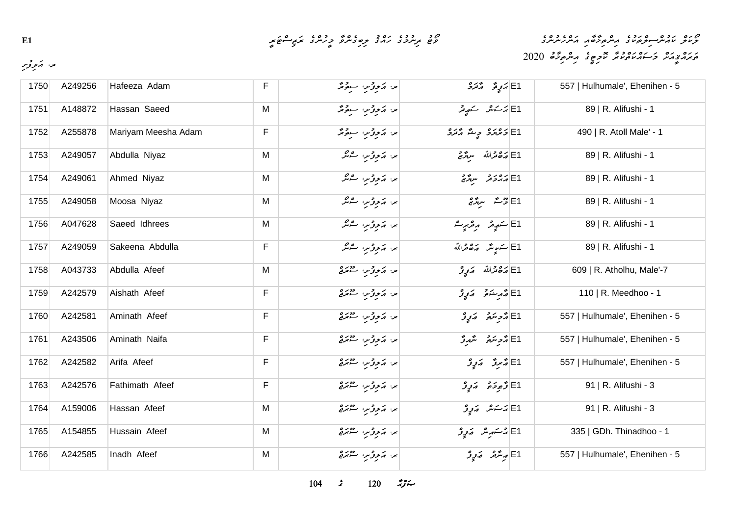ރ. އަލިފުށި

| 1750 | A249256 | Hafeeza Adam | F | ރ. އަލިފުށި، ސިތާރާ | ހަފީޒާ އާދަމް | E1 | 557 \| Hulhumale', Ehenihen - 5 |
|---|---|---|---|---|---|---|---|
| 1751 | A148872 | Hassan Saeed | M | ރ. އަލިފުށި، ސިތާރާ | ހަސަން ސަޢީދު | E1 | 89 \| R. Alifushi - 1 |
| 1752 | A255878 | Mariyam Meesha Adam | F | ރ. އަލިފުށި، ސިތާރާ | މަރިޔަމް މީޝާ އާދަމް | E1 | 490 \| R. Atoll Male' - 1 |
| 1753 | A249057 | Abdulla Niyaz | M | ރ. އަލިފުށި، ސުނބު | އަބްދުﷲ ނިޔާޒު | E1 | 89 \| R. Alifushi - 1 |
| 1754 | A249061 | Ahmed Niyaz | M | ރ. އަލިފުށި، ސުނބު | އަޙްމަދު ނިޔާޒު | E1 | 89 \| R. Alifushi - 1 |
| 1755 | A249058 | Moosa Niyaz | M | ރ. އަލިފުށި، ސުނބު | މޫސާ ނިޔާޒު | E1 | 89 \| R. Alifushi - 1 |
| 1756 | A047628 | Saeed Idhrees | M | ރ. އަލިފުށި، ސުނބު | ސަޢީދު އިދްރީސް | E1 | 89 \| R. Alifushi - 1 |
| 1757 | A249059 | Sakeena Abdulla | F | ރ. އަލިފުށި، ސުނބު | ސަކީނާ އަބްދުﷲ | E1 | 89 \| R. Alifushi - 1 |
| 1758 | A043733 | Abdulla Afeef | M | ރ. އަލިފުށި، ސޫރަޖް | އަބްދުﷲ އަފީފް | E1 | 609 \| R. Atholhu, Male'-7 |
| 1759 | A242579 | Aishath Afeef | F | ރ. އަލިފުށި، ސޫރަޖް | އާއިޝަތު އަފީފް | E1 | 110 \| R. Meedhoo - 1 |
| 1760 | A242581 | Aminath Afeef | F | ރ. އަލިފުށި، ސޫރަޖް | އާމިނަތު އަފީފް | E1 | 557 \| Hulhumale', Ehenihen - 5 |
| 1761 | A243506 | Aminath Naifa | F | ރ. އަލިފުށި، ސޫރަޖް | އާމިނަތު ނާއިފާ | E1 | 557 \| Hulhumale', Ehenihen - 5 |
| 1762 | A242582 | Arifa Afeef | F | ރ. އަލިފުށި، ސޫރަޖް | އާރިފާ އަފީފް | E1 | 557 \| Hulhumale', Ehenihen - 5 |
| 1763 | A242576 | Fathimath Afeef | F | ރ. އަލިފުށި، ސޫރަޖް | ފާތިމަތު އަފީފް | E1 | 91 \| R. Alifushi - 3 |
| 1764 | A159006 | Hassan Afeef | M | ރ. އަލިފުށި، ސޫރަޖް | ހަސަން އަފީފް | E1 | 91 \| R. Alifushi - 3 |
| 1765 | A154855 | Hussain Afeef | M | ރ. އަލިފުށި، ސޫރަޖް | ހުސައިން އަފީފް | E1 | 335 \| GDh. Thinadhoo - 1 |
| 1766 | A242585 | Inadh Afeef | M | ރ. އަލިފުށި، ސޫރަޖް | އިނާދު އަފީފް | E1 | 557 \| Hulhumale', Ehenihen - 5 |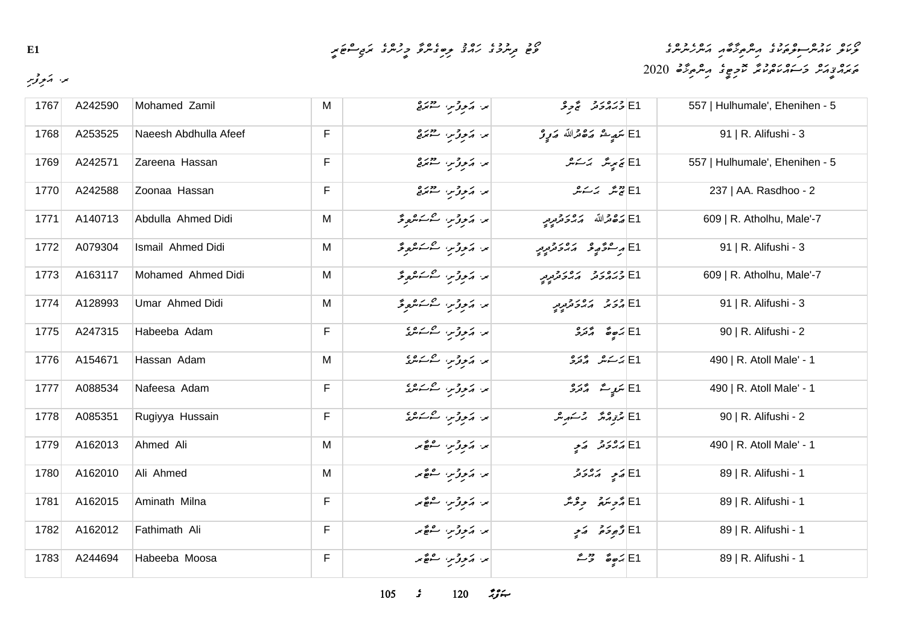| 1767 | A242590 | Mohamed Zamil | M | ރ. އަލިފުށި، ސޫރަޖު | E1 ޖަމީލް  މުހައްމަދު | 557 \| Hulhumale', Ehenihen - 5 |
|---|---|---|---|---|---|---|
| 1768 | A253525 | Naeesh Abdhulla Afeef | F | ރ. އަލިފުށި، ސޫރަޖު | E1 ނައީޝް އަބްދުﷲ އަފީފް | 91 \| R. Alifushi - 3 |
| 1769 | A242571 | Zareena Hassan | F | ރ. އަލިފުށި، ސޫރަޖު | E1 ޒަރީނާ ހަސަން | 557 \| Hulhumale', Ehenihen - 5 |
| 1770 | A242588 | Zoonaa Hassan | F | ރ. އަލިފުށި، ސޫރަޖު | E1 ޒޫނާ ހަސަން | 237 \| AA. Rasdhoo - 2 |
| 1771 | A140713 | Abdulla Ahmed Didi | M | ރ. އަލިފުށި، ސާސަންދުވާ | E1 އަބްދުﷲ އަޙްމަދުދީދީ | 609 \| R. Atholhu, Male'-7 |
| 1772 | A079304 | Ismail Ahmed Didi | M | ރ. އަލިފުށި، ސާސަންދުވާ | E1 އިސްމާޢީލް އަޙްމަދުދީދީ | 91 \| R. Alifushi - 3 |
| 1773 | A163117 | Mohamed Ahmed Didi | M | ރ. އަލިފުށި، ސާސަންދުވާ | E1 މުޙައްމަދު އަޙްމަދުދީދީ | 609 \| R. Atholhu, Male'-7 |
| 1774 | A128993 | Umar Ahmed Didi | M | ރ. އަލިފުށި، ސާސަންދުވާ | E1 އުމަރު އަޙްމަދުދީދީ | 91 \| R. Alifushi - 3 |
| 1775 | A247315 | Habeeba Adam | F | ރ. އަލިފުށި، ސާސަންގު | E1 ހަބީބާ އާދަމް | 90 \| R. Alifushi - 2 |
| 1776 | A154671 | Hassan Adam | M | ރ. އަލިފުށި، ސާސަންގު | E1 ހަސަން އާދަމް | 490 \| R. Atoll Male' - 1 |
| 1777 | A088534 | Nafeesa Adam | F | ރ. އަލިފުށި، ސާސަންގު | E1 ނަފީސާ އާދަމް | 490 \| R. Atoll Male' - 1 |
| 1778 | A085351 | Rugiyya Hussain | F | ރ. އަލިފުށި، ސާސަންގު | E1 ރުގިއްޔާ ހުސައިން | 90 \| R. Alifushi - 2 |
| 1779 | A162013 | Ahmed Ali | M | ރ. އަލިފުށި، ސޮބާރ | E1 އަޙްމަދު ޢަލީ | 490 \| R. Atoll Male' - 1 |
| 1780 | A162010 | Ali Ahmed | M | ރ. އަލިފުށި، ސޮބާރ | E1 ޢަލީ އަޙްމަދު | 89 \| R. Alifushi - 1 |
| 1781 | A162015 | Aminath Milna | F | ރ. އަލިފުށި، ސޮބާރ | E1 އާމިނަތު މިލްނާ | 89 \| R. Alifushi - 1 |
| 1782 | A162012 | Fathimath Ali | F | ރ. އަލިފުށި، ސޮބާރ | E1 ފާތިމަތު ޢަލީ | 89 \| R. Alifushi - 1 |
| 1783 | A244694 | Habeeba Moosa | F | ރ. އަލިފުށި، ސޮބާރ | E1 ހަބީބާ މޫސާ | 89 \| R. Alifushi - 1 |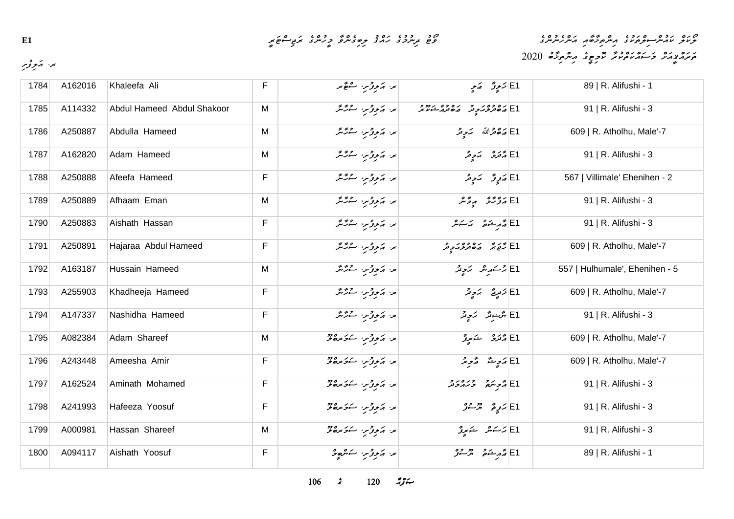| 1784 | A162016 | Khaleefa Ali | F | ރ. އަލިފުށި، ސޯޅަރ | ޚަލީފާ ޢަލީ E1 | 89 \| R. Alifushi - 1 |
|---|---|---|---|---|---|---|
| 1785 | A114332 | Abdul Hameed Abdul Shakoor | M | ރ. އަލިފުށި، ސަހާރާ | ޢަބްދުލްޙަމީދު ޢަބްދުލްޝަކޫރު E1 | 91 \| R. Alifushi - 3 |
| 1786 | A250887 | Abdulla Hameed | M | ރ. އަލިފުށި، ސަހާރާ | ޢަބްދުﷲ ހަމީދު E1 | 609 \| R. Atholhu, Male'-7 |
| 1787 | A162820 | Adam Hameed | M | ރ. އަލިފުށި، ސަހާރާ | އާދަމް ހަމީދު E1 | 91 \| R. Alifushi - 3 |
| 1788 | A250888 | Afeefa Hameed | F | ރ. އަލިފުށި، ސަހާރާ | އަފީފާ ހަމީދު E1 | 567 \| Villimale' Ehenihen - 2 |
| 1789 | A250889 | Afhaam Eman | M | ރ. އަލިފުށި، ސަހާރާ | އަފްހާމް އީމާން E1 | 91 \| R. Alifushi - 3 |
| 1790 | A250883 | Aishath Hassan | F | ރ. އަލިފުށި، ސަހާރާ | ޢާއިޝަތު ހަސަން E1 | 91 \| R. Alifushi - 3 |
| 1791 | A250891 | Hajaraa Abdul Hameed | F | ރ. އަލިފުށި، ސަހާރާ | ހާޖަރާ ޢަބްދުލްޙަމީދު E1 | 609 \| R. Atholhu, Male'-7 |
| 1792 | A163187 | Hussain Hameed | M | ރ. އަލިފުށި، ސަހާރާ | ޙުސައިން ހަމީދު E1 | 557 \| Hulhumale', Ehenihen - 5 |
| 1793 | A255903 | Khadheeja Hameed | F | ރ. އަލިފުށި، ސަހާރާ | ޚަދީޖާ ހަމީދު E1 | 609 \| R. Atholhu, Male'-7 |
| 1794 | A147337 | Nashidha Hameed | F | ރ. އަލިފުށި، ސަހާރާ | ނާޝިދާ ހަމީދު E1 | 91 \| R. Alifushi - 3 |
| 1795 | A082384 | Adam Shareef | M | ރ. އަލިފުށި، ސަމަރބީޗް | އާދަމް ޝަރީފު E1 | 609 \| R. Atholhu, Male'-7 |
| 1796 | A243448 | Ameesha Amir | F | ރ. އަލިފުށި، ސަމަރބީޗް | އަމީޝާ އާމިރު E1 | 609 \| R. Atholhu, Male'-7 |
| 1797 | A162524 | Aminath Mohamed | F | ރ. އަލިފުށި، ސަމަރބީޗް | އާމިނަތު މުޙައްމަދު E1 | 91 \| R. Alifushi - 3 |
| 1798 | A241993 | Hafeeza Yoosuf | F | ރ. އަލިފުށި، ސަމަރބީޗް | ހަފީޒާ ޔޫސުފު E1 | 91 \| R. Alifushi - 3 |
| 1799 | A000981 | Hassan Shareef | M | ރ. އަލިފުށި، ސަމަރބީޗް | ހަސަން ޝަރީފު E1 | 91 \| R. Alifushi - 3 |
| 1800 | A094117 | Aishath Yoosuf | F | ރ. އަލިފުށި، ސަންރެއިޒް | ޢާއިޝަތު ޔޫސުފު E1 | 89 \| R. Alifushi - 1 |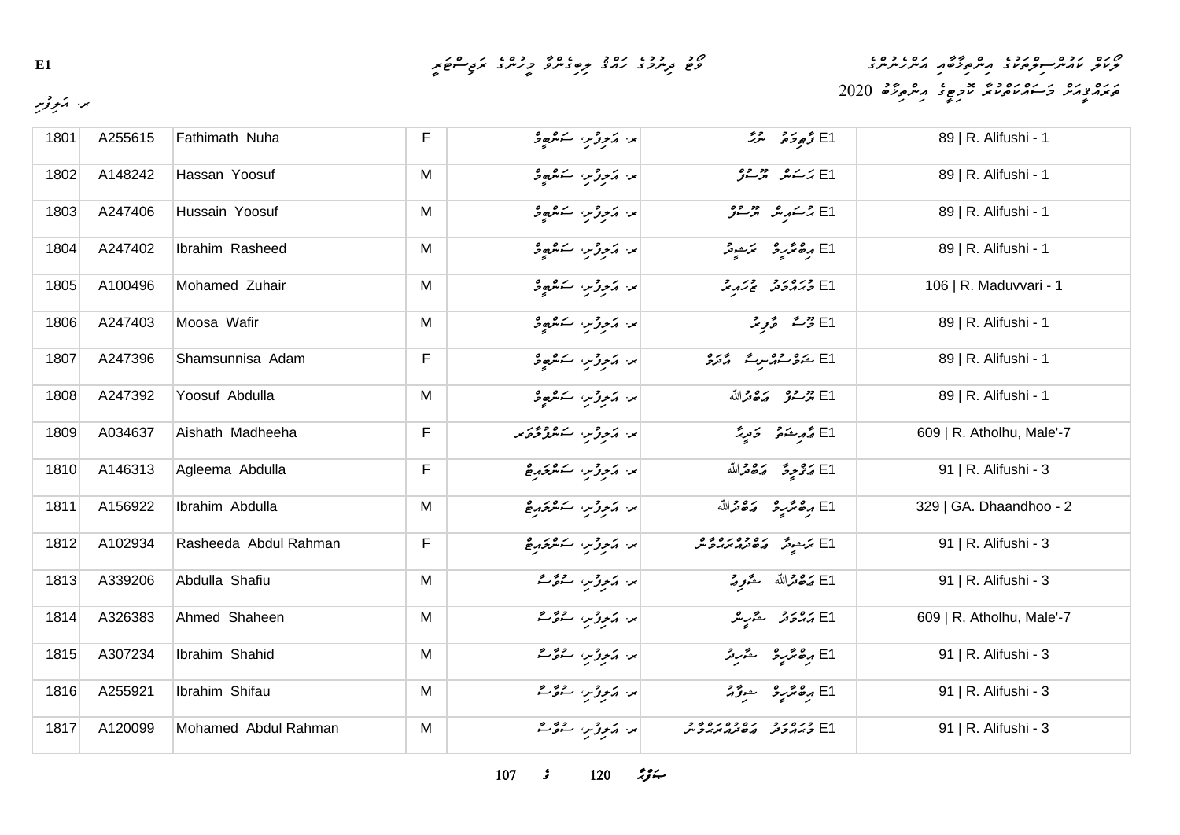| 1801 | A255615 | Fathimath Nuha | F | ރ. އަލިފުށި، ސަންލައިޓް | E1 ފާތިމަތު ނުހާ | 89 \| R. Alifushi - 1 |
|---|---|---|---|---|---|---|
| 1802 | A148242 | Hassan Yoosuf | M | ރ. އަލިފުށި، ސަންލައިޓް | E1 ހަސަން ޔޫސުފް | 89 \| R. Alifushi - 1 |
| 1803 | A247406 | Hussain Yoosuf | M | ރ. އަލިފުށި، ސަންލައިޓް | E1 ހުސައިން ޔޫސުފް | 89 \| R. Alifushi - 1 |
| 1804 | A247402 | Ibrahim Rasheed | M | ރ. އަލިފުށި، ސަންލައިޓް | E1 އިބްރާހީމް ރަޝީދު | 89 \| R. Alifushi - 1 |
| 1805 | A100496 | Mohamed Zuhair | M | ރ. އަލިފުށި، ސަންލައިޓް | E1 މުޙައްމަދު ޒުހައިރު | 106 \| R. Maduvvari - 1 |
| 1806 | A247403 | Moosa Wafir | M | ރ. އަލިފުށި، ސަންލައިޓް | E1 މޫސާ ވާފިރު | 89 \| R. Alifushi - 1 |
| 1807 | A247396 | Shamsunnisa Adam | F | ރ. އަލިފުށި، ސަންލައިޓް | E1 ޝަމްސުންނިސާ އާދަމް | 89 \| R. Alifushi - 1 |
| 1808 | A247392 | Yoosuf Abdulla | M | ރ. އަލިފުށި، ސަންލައިޓް | E1 ޔޫސުފް އަބްދުﷲ | 89 \| R. Alifushi - 1 |
| 1809 | A034637 | Aishath Madheeha | F | ރ. އަލިފުށި، ސަންފްލަވަރ | E1 އާއިޝަތު މަދީހާ | 609 \| R. Atholhu, Male'-7 |
| 1810 | A146313 | Agleema Abdulla | F | ރ. އަލިފުށި، ސަންރައިޒް | E1 އަގްލީމާ އަބްދުﷲ | 91 \| R. Alifushi - 3 |
| 1811 | A156922 | Ibrahim Abdulla | M | ރ. އަލިފުށި، ސަންރައިޒް | E1 އިބްރާހީމް އަބްދުﷲ | 329 \| GA. Dhaandhoo - 2 |
| 1812 | A102934 | Rasheeda Abdul Rahman | F | ރ. އަލިފުށި، ސަންރައިޒް | E1 ރަޝީދާ އަބްދުއްރަޙްމާން | 91 \| R. Alifushi - 3 |
| 1813 | A339206 | Abdulla Shafiu | M | ރ. އަލިފުށި، ސޯލާސް | E1 އަބްދުﷲ ޝާފިޢު | 91 \| R. Alifushi - 3 |
| 1814 | A326383 | Ahmed Shaheen | M | ރ. އަލިފުށި، ސޯލާސް | E1 އަޙްމަދު ޝާހީން | 609 \| R. Atholhu, Male'-7 |
| 1815 | A307234 | Ibrahim Shahid | M | ރ. އަލިފުށި، ސޯލާސް | E1 އިބްރާހީމް ޝާހިދު | 91 \| R. Alifushi - 3 |
| 1816 | A255921 | Ibrahim Shifau | M | ރ. އަލިފުށި، ސޯލާސް | E1 އިބްރާހީމް ޝިފާއު | 91 \| R. Alifushi - 3 |
| 1817 | A120099 | Mohamed Abdul Rahman | M | ރ. އަލިފުށި، ސޯލާސް | E1 މުޙައްމަދު އަބްދުއްރަޙްމާން | 91 \| R. Alifushi - 3 |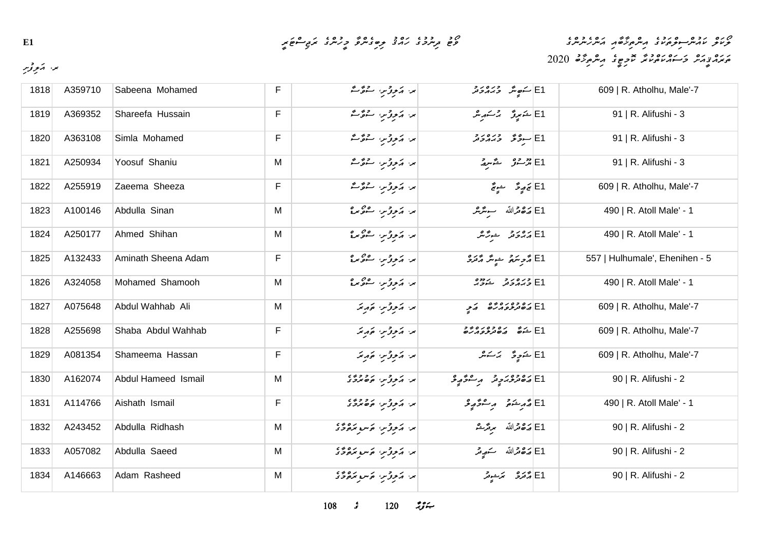| 1818 | A359710 | Sabeena Mohamed | F | ބ. އަތިލުފުށި، ސުވާސާ | ސަބީނާ މުހައްމަދު E1 | 609 \| R. Atholhu, Male'-7 |
|---|---|---|---|---|---|---|
| 1819 | A369352 | Shareefa Hussain | F | ބ. އަތިލުފުށި، ސުވާސާ | ޝަރީފާ ހުސައިން E1 | 91 \| R. Alifushi - 3 |
| 1820 | A363108 | Simla Mohamed | F | ބ. އަތިލުފުށި، ސުވާސާ | ސިމްލާ މުހައްމަދު E1 | 91 \| R. Alifushi - 3 |
| 1821 | A250934 | Yoosuf Shaniu | M | ބ. އަތިލުފުށި، ސުވާސާ | ޔޫސުފް ޝާނިއު E1 | 91 \| R. Alifushi - 3 |
| 1822 | A255919 | Zaeema Sheeza | F | ބ. އަތިލުފުށި، ސުވާސާ | ޒައީމާ ޝީޒާ E1 | 609 \| R. Atholhu, Male'-7 |
| 1823 | A100146 | Abdulla Sinan | M | ބ. އަތިލުފުށި، ސޯލިރާ | އަބްދުاللّٰه ސިނާން E1 | 490 \| R. Atoll Male' - 1 |
| 1824 | A250177 | Ahmed Shihan | M | ބ. އަތިލުފުށި، ސޯލިރާ | އަޙްމަދު ޝިހާން E1 | 490 \| R. Atoll Male' - 1 |
| 1825 | A132433 | Aminath Sheena Adam | F | ބ. އަތިލުފުށި، ސޯލިރާ | އާމިނަތު ޝީނާ އާދަމް E1 | 557 \| Hulhumale', Ehenihen - 5 |
| 1826 | A324058 | Mohamed Shamooh | M | ބ. އަތިލުފުށި، ސޯލިރާ | މުހައްމަދު ޝަމޫޙު E1 | 490 \| R. Atoll Male' - 1 |
| 1827 | A075648 | Abdul Wahhab Ali | M | ބ. އަތިލުފުށި، ޝައިރަ | އަބްދުލްވައްހާބު އަލި E1 | 609 \| R. Atholhu, Male'-7 |
| 1828 | A255698 | Shaba Abdul Wahhab | F | ބ. އަތިލުފުށި، ޝައިރަ | ޝަބާ އަބްދުލްވައްހާބު E1 | 609 \| R. Atholhu, Male'-7 |
| 1829 | A081354 | Shameema Hassan | F | ބ. އަތިލުފުށި، ޝައިރަ | ޝަމީމާ ހަސަން E1 | 609 \| R. Atholhu, Male'-7 |
| 1830 | A162074 | Abdul Hameed Ismail | M | ބ. އަތިލުފުށި، ޝަބުނަމާ | އަބްދުލްޙަމީދު އިސްމާއިލް E1 | 90 \| R. Alifushi - 2 |
| 1831 | A114766 | Aishath Ismail | F | ބ. އަތިލުފުށި، ޝަބުނަމާ | އާއިޝަތު އިސްމާއިލް E1 | 490 \| R. Atoll Male' - 1 |
| 1832 | A243452 | Abdulla Ridhash | M | ބ. އަތިލުފުށި، ޝަސްމިރުވާގެ | އަބްދުاللّٰه ރިދާޝް E1 | 90 \| R. Alifushi - 2 |
| 1833 | A057082 | Abdulla Saeed | M | ބ. އަތިލުފުށި، ޝަސްމިރުވާގެ | އަބްދުاللّٰه ސަޢީދު E1 | 90 \| R. Alifushi - 2 |
| 1834 | A146663 | Adam Rasheed | M | ބ. އަތިލުފުށި، ޝަސްމިރުވާގެ | އާދަމް ރަޝީދު E1 | 90 \| R. Alifushi - 2 |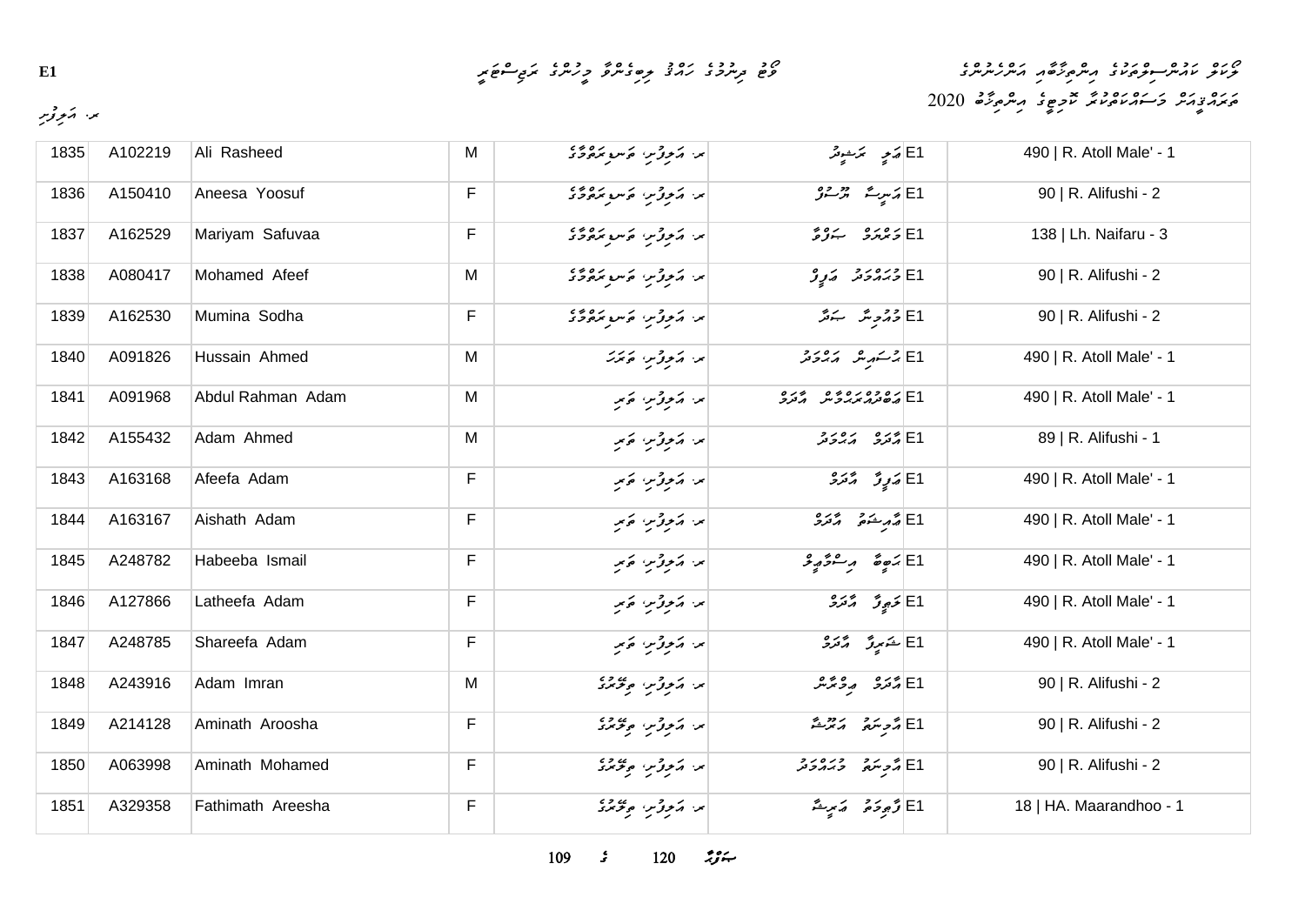| 1835 | A102219 | Ali Rasheed | M | بر. مَحِوْسِ، ئەسو بَرَهْوَّى | E1 مَرِ بَرَشِيْدُ | 490 \| R. Atoll Male' - 1 |
|---|---|---|---|---|---|---|
| 1836 | A150410 | Aneesa Yoosuf | F | بر. مَحِوْسِ، ئەسو بَرَهْوَّى | E1 مَسِرِيَّة مِرْتَسُوْ | 90 \| R. Alifushi - 2 |
| 1837 | A162529 | Mariyam Safuvaa | F | بر. مَحِوْسِ، ئەسو بَرَهْوَّى | E1 كَرْمَرْدْ سِكُرُّ | 138 \| Lh. Naifaru - 3 |
| 1838 | A080417 | Mohamed Afeef | M | بر. مَحِوْسِ، ئەسو بَرَهْوَّى | E1 وَبَرَمْرَوَتْرُ مَرِيْرِ | 90 \| R. Alifushi - 2 |
| 1839 | A162530 | Mumina Sodha | F | بر. مَحِوْسِ، ئەسو بَرَهْوَّى | E1 وُبُّوِسُّ سِتُوْ | 90 \| R. Alifushi - 2 |
| 1840 | A091826 | Hussain Ahmed | M | بر. مَحِوْسِ، ئەتترۇ | E1 بِرْسَهِرْسْ مَرْبِرْوَتِرُ | 490 \| R. Atoll Male' - 1 |
| 1841 | A091968 | Abdul Rahman Adam | M | بر. مَحِوْسِ، ئەبِر | E1 مَصْرُمْ بَرْبِرْوَّسْ مُرْتَرُوْ | 490 \| R. Atoll Male' - 1 |
| 1842 | A155432 | Adam Ahmed | M | بر. مَحِوْسِ، ئەبِر | E1 مُرْتَرُوْ مَرْبِرْوَتِرُ | 89 \| R. Alifushi - 1 |
| 1843 | A163168 | Afeefa Adam | F | بر. مَحِوْسِ، ئەبِر | E1 مَرِوِّ مُرْتَرُوْ | 490 \| R. Atoll Male' - 1 |
| 1844 | A163167 | Aishath Adam | F | بر. مَحِوْسِ، ئەبِر | E1 مُرْمِشَمُو مُرْتَرُوْ | 490 \| R. Atoll Male' - 1 |
| 1845 | A248782 | Habeeba Ismail | F | بر. مَحِوْسِ، ئەبِر | E1 بَرِصِّ مِرْ-شُوْمُرِبُوْ | 490 \| R. Atoll Male' - 1 |
| 1846 | A127866 | Latheefa Adam | F | بر. مَحِوْسِ، ئەبِر | E1 كَرِوِّ مُرْتَرُوْ | 490 \| R. Atoll Male' - 1 |
| 1847 | A248785 | Shareefa Adam | F | بر. مَحِوْسِ، ئەبِر | E1 شَمِرِوِّ مُرْتَرُوْ | 490 \| R. Atoll Male' - 1 |
| 1848 | A243916 | Adam Imran | M | بر. مَحِوْسِ، مِوْيَرْوْ | E1 مُرْتَرُوْ مِرْمُرْسُ | 90 \| R. Alifushi - 2 |
| 1849 | A214128 | Aminath Aroosha | F | بر. مَحِوْسِ، مِوْيَرْوْ | E1 مُرْمِرْمُو مَرْبِرْشُ | 90 \| R. Alifushi - 2 |
| 1850 | A063998 | Aminath Mohamed | F | بر. مَحِوْسِ، مِوْيَرْوْ | E1 مُرْمِرْمُو وَبَرَمْرَوَتْرُ | 90 \| R. Alifushi - 2 |
| 1851 | A329358 | Fathimath Areesha | F | بر. مَحِوْسِ، مِوْيَرْوْ | E1 وُمِوَمُو مَرِيشُ | 18 \| HA. Maarandhoo - 1 |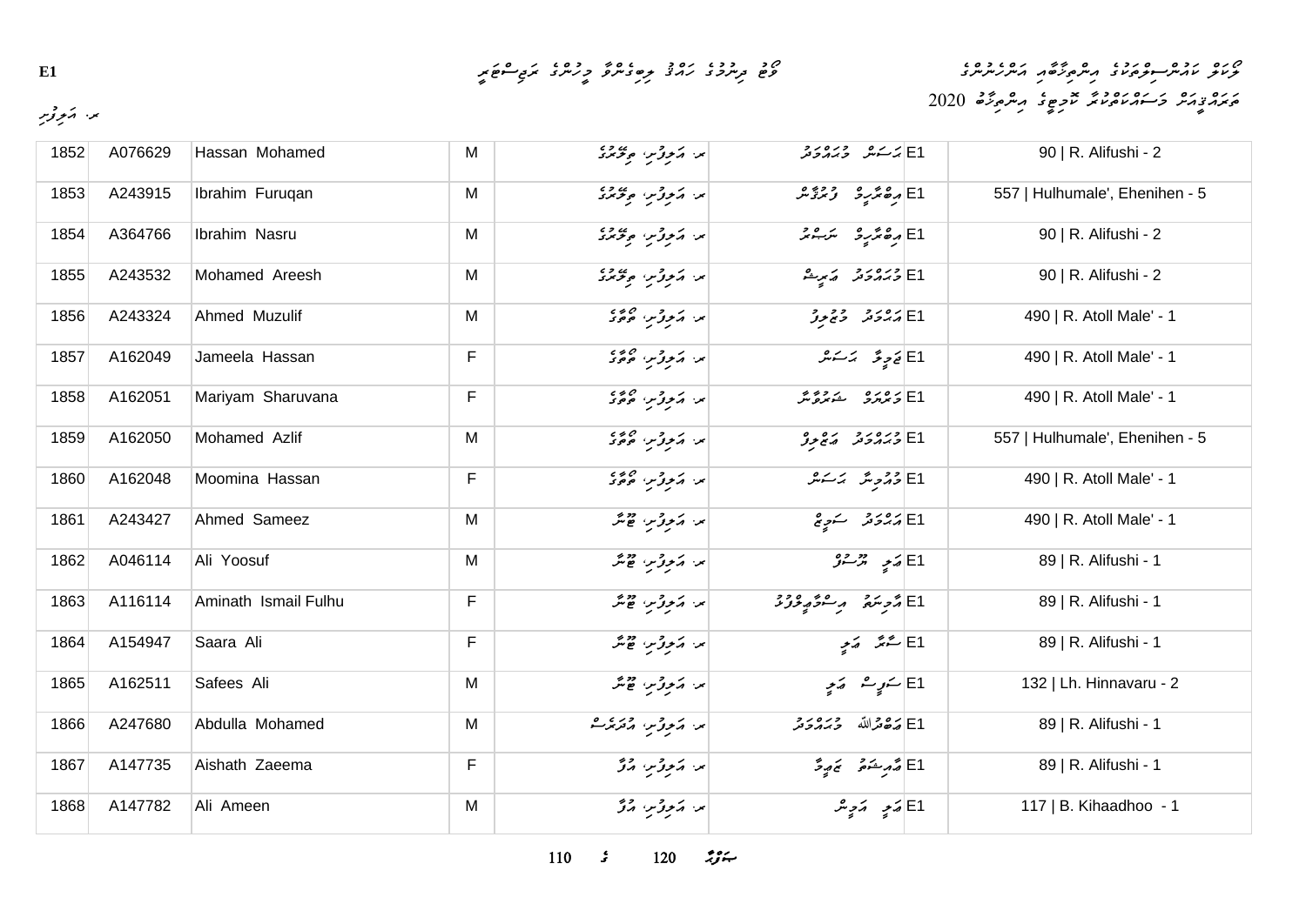| 1852 | A076629 | Hassan Mohamed | M | ռ. ﻿ﻡ.ﺩﻭﻭﺱ، ﻫﻭﻭﻭﻭ | E1 ﺑﺮﺳﻤﺶ ﻭﺭﻭﺭﻭ | 90 \| R. Alifushi - 2 |
|---|---|---|---|---|---|---|
| 1853 | A243915 | Ibrahim Furuqan | M | ﺑﺮ. ﻣَﺮﻭﻭﻭ، ﻫﻭﻭﻭﻭ | E1 ﻣﻭﺭﻭﻭ ﻭﻭﻭﻭﻭ | 557 \| Hulhumale', Ehenihen - 5 |
| 1854 | A364766 | Ibrahim Nasru | M | ﺑﺮ. ﻣَﺮﻭﻭﻭ، ﻫﻭﻭﻭﻭ | E1 ﻣﻭﺭﻭﻭ ﺳﺮﺳﻭﺭ | 90 \| R. Alifushi - 2 |
| 1855 | A243532 | Mohamed Areesh | M | ﺑﺮ. ﻣَﺮﻭﻭﻭ، ﻫﻭﻭﻭﻭ | E1 ﻭﺭﻭﺭﻭ ﻣَﻣﺮﻭ | 90 \| R. Alifushi - 2 |
| 1856 | A243324 | Ahmed Muzulif | M | ﺑﺮ. ﻣَﺮﻭﻭﻭ، ﻫﻭﻭ | E1 ﻣَﺮﻭﺭﻭ ﻭﻭﻭﻭ | 490 \| R. Atoll Male' - 1 |
| 1857 | A162049 | Jameela Hassan | F | ﺑﺮ. ﻣَﺮﻭﻭﻭ، ﻫﻭﻭ | E1 ﻣَﻭﻭ ﺑﺮﺳﻤﺶ | 490 \| R. Atoll Male' - 1 |
| 1858 | A162051 | Mariyam Sharuvana | F | ﺑﺮ. ﻣَﺮﻭﻭﻭ، ﻫﻭﻭ | E1 ﻭﻭﻭﻭ ﺷﻭﻭﻭﻭ | 490 \| R. Atoll Male' - 1 |
| 1859 | A162050 | Mohamed Azlif | M | ﺑﺮ. ﻣَﺮﻭﻭﻭ، ﻫﻭﻭ | E1 ﻭﺭﻭﺭﻭ ﻣَﻭﻭﻭ | 557 \| Hulhumale', Ehenihen - 5 |
| 1860 | A162048 | Moomina Hassan | F | ﺑﺮ. ﻣَﺮﻭﻭﻭ، ﻫﻭﻭ | E1 ﻭﻭﻭﻭ ﺑﺮﺳﻤﺶ | 490 \| R. Atoll Male' - 1 |
| 1861 | A243427 | Ahmed Sameez | M | ﺑﺮ. ﻣَﺮﻭﻭﻭ، ﻫﻭ | E1 ﻣَﺮﻭﺭﻭ ﺳَﻭﻭ | 490 \| R. Atoll Male' - 1 |
| 1862 | A046114 | Ali Yoosuf | M | ﺑﺮ. ﻣَﺮﻭﻭﻭ، ﻫﻭ | E1 ﻣَﻭ ﻭﻭﻭ | 89 \| R. Alifushi - 1 |
| 1863 | A116114 | Aminath Ismail Fulhu | F | ﺑﺮ. ﻣَﺮﻭﻭﻭ، ﻫﻭ | E1 ﻣَﻭﻭﻭ ﻣﻭﻭﻭﻭﻭﻭ | 89 \| R. Alifushi - 1 |
| 1864 | A154947 | Saara Ali | F | ﺑﺮ. ﻣَﺮﻭﻭﻭ، ﻫﻭ | E1 ﺳﻭ ﻣَﻭ | 89 \| R. Alifushi - 1 |
| 1865 | A162511 | Safees Ali | M | ﺑﺮ. ﻣَﺮﻭﻭﻭ، ﻫﻭ | E1 ﺳﻭﻭ ﻣَﻭ | 132 \| Lh. Hinnavaru - 2 |
| 1866 | A247680 | Abdulla Mohamed | M | ﺑﺮ. ﻣَﺮﻭﻭﻭ، ﻣﻭﻭﻭ | E1 ﻣَﻭﻭﺍﻟﻠﻪ ﻭﺭﻭﺭﻭ | 89 \| R. Alifushi - 1 |
| 1867 | A147735 | Aishath Zaeema | F | ﺑﺮ. ﻣَﺮﻭﻭﻭ، ﻣﻭ | E1 ﻣَﻭﻭﻭ ﻭﻭﻭ | 89 \| R. Alifushi - 1 |
| 1868 | A147782 | Ali Ameen | M | ﺑﺮ. ﻣَﺮﻭﻭﻭ، ﻣﻭ | E1 ﻣَﻭ ﻣَﻭﺶ | 117 \| B. Kihaadhoo - 1 |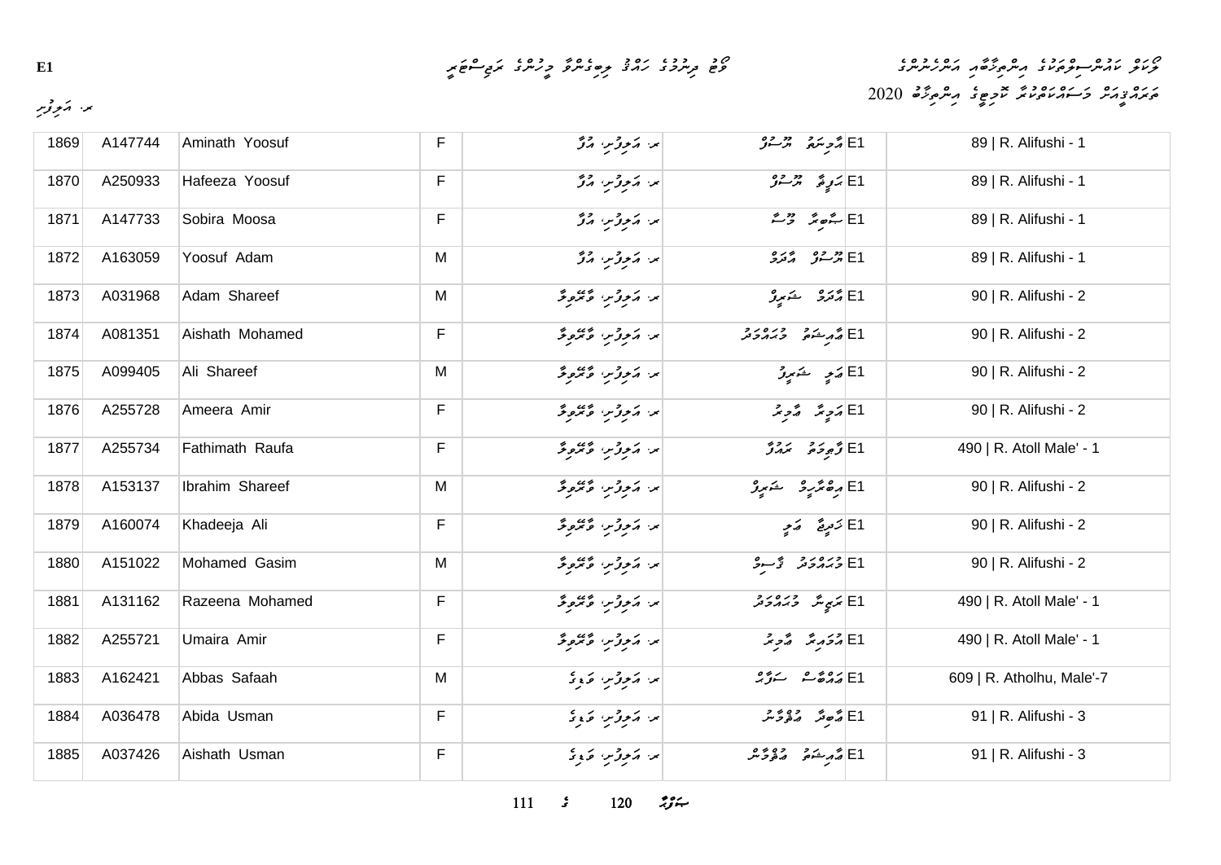| 1869 | A147744 | Aminath Yoosuf | F | ރ. އަލިފުށި، އުފާ | އާމިނަތު  ޔޫސުފް E1 | 89 \| R. Alifushi - 1 |
|---|---|---|---|---|---|---|
| 1870 | A250933 | Hafeeza Yoosuf | F | ރ. އަލިފުށި، އުފާ | ހަފީޒާ  ޔޫސުފް E1 | 89 \| R. Alifushi - 1 |
| 1871 | A147733 | Sobira Moosa | F | ރ. އަލިފުށި، އުފާ | ޞާބިރާ  މޫސާ E1 | 89 \| R. Alifushi - 1 |
| 1872 | A163059 | Yoosuf Adam | M | ރ. އަލިފުށި، އުފާ | ޔޫސުފް  އާދަމް E1 | 89 \| R. Alifushi - 1 |
| 1873 | A031968 | Adam Shareef | M | ރ. އަލިފުށި، ވާރުލިވާ | އާދަމް  ޝަރީފް E1 | 90 \| R. Alifushi - 2 |
| 1874 | A081351 | Aishath Mohamed | F | ރ. އަލިފުށި، ވާރުލިވާ | އާއިޝަތު  މުޙައްމަދު E1 | 90 \| R. Alifushi - 2 |
| 1875 | A099405 | Ali Shareef | M | ރ. އަލިފުށި، ވާރުލިވާ | އަލި  ޝަރީފް E1 | 90 \| R. Alifushi - 2 |
| 1876 | A255728 | Ameera Amir | F | ރ. އަލިފުށި، ވާރުލިވާ | އަމީރާ  އާމިރު E1 | 90 \| R. Alifushi - 2 |
| 1877 | A255734 | Fathimath Raufa | F | ރ. އަލިފުށި، ވާރުލިވާ | ފާތިމަތު  ރައުފާ E1 | 490 \| R. Atoll Male' - 1 |
| 1878 | A153137 | Ibrahim Shareef | M | ރ. އަލިފުށި، ވާރުލިވާ | އިބްރާހީމް  ޝަރީފް E1 | 90 \| R. Alifushi - 2 |
| 1879 | A160074 | Khadeeja Ali | F | ރ. އަލިފުށި، ވާރުލިވާ | ޚަދީޖާ  އަލި E1 | 90 \| R. Alifushi - 2 |
| 1880 | A151022 | Mohamed Gasim | M | ރ. އަލިފުށި، ވާރުލިވާ | މުޙައްމަދު  ޤާސިމް E1 | 90 \| R. Alifushi - 2 |
| 1881 | A131162 | Razeena Mohamed | F | ރ. އަލިފުށި، ވާރުލިވާ | ރަޒީނާ  މުޙައްމަދު E1 | 490 \| R. Atoll Male' - 1 |
| 1882 | A255721 | Umaira Amir | F | ރ. އަލިފުށި، ވާރުލިވާ | އުމައިރާ  އާމިރު E1 | 490 \| R. Atoll Male' - 1 |
| 1883 | A162421 | Abbas Safaah | M | ރ. އަލިފުށި، ވަޑީ | އައްބާސް  ސަފާހު E1 | 609 \| R. Atholhu, Male'-7 |
| 1884 | A036478 | Abida Usman | F | ރ. އަލިފުށި، ވަޑީ | އާބިދާ  އުސްމާން E1 | 91 \| R. Alifushi - 3 |
| 1885 | A037426 | Aishath Usman | F | ރ. އަލިފުށި، ވަޑީ | އާއިޝަތު  އުސްމާން E1 | 91 \| R. Alifushi - 3 |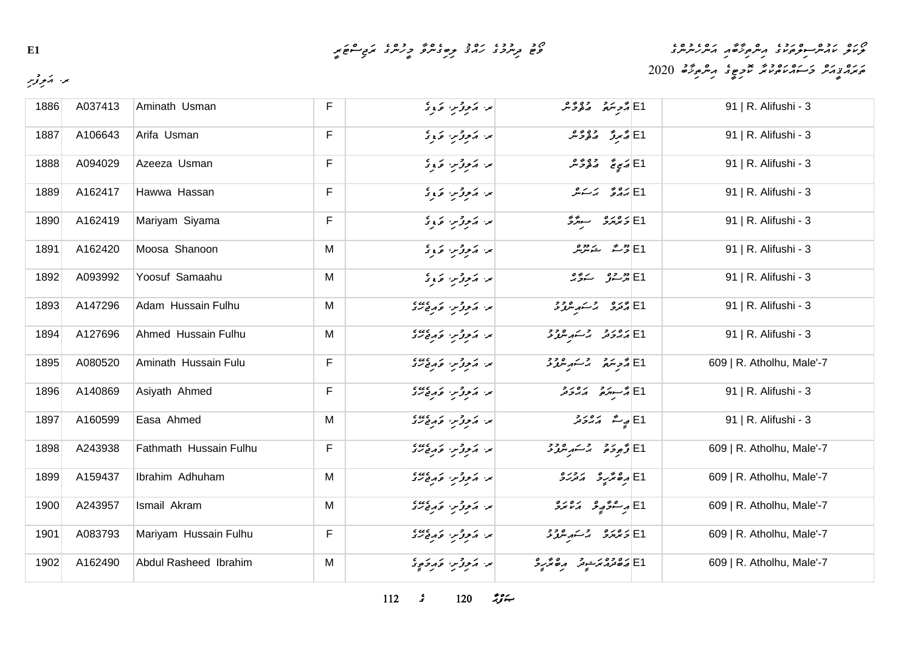| 1886 | A037413 | Aminath Usman | F | ރ. އަލިފުށި، ވަޑީގެ | E1 އާމިނަތު އުސްމާން | 91 \| R. Alifushi - 3 |
|---|---|---|---|---|---|---|
| 1887 | A106643 | Arifa Usman | F | ރ. އަލިފުށި، ވަޑީގެ | E1 އާރިފާ އުސްމާން | 91 \| R. Alifushi - 3 |
| 1888 | A094029 | Azeeza Usman | F | ރ. އަލިފުށި، ވަޑީގެ | E1 އަޒީޒާ އުސްމާން | 91 \| R. Alifushi - 3 |
| 1889 | A162417 | Hawwa Hassan | F | ރ. އަލިފުށި، ވަޑީގެ | E1 ހައްވާ ހަސަން | 91 \| R. Alifushi - 3 |
| 1890 | A162419 | Mariyam Siyama | F | ރ. އަލިފުށި، ވަޑީގެ | E1 މަރިޔަމް ސިޔާމާ | 91 \| R. Alifushi - 3 |
| 1891 | A162420 | Moosa Shanoon | M | ރ. އަލިފުށި، ވަޑީގެ | E1 މޫސާ ޝަނޫން | 91 \| R. Alifushi - 3 |
| 1892 | A093992 | Yoosuf Samaahu | M | ރ. އަލިފުށި، ވަޑީގެ | E1 ޔޫސުފް ސަމާހު | 91 \| R. Alifushi - 3 |
| 1893 | A147296 | Adam Hussain Fulhu | M | ރ. އަލިފުށި، ވައިޖެހޭގެ | E1 އާދަމް ހުސައިންފުޅު | 91 \| R. Alifushi - 3 |
| 1894 | A127696 | Ahmed Hussain Fulhu | M | ރ. އަލިފުށި، ވައިޖެހޭގެ | E1 އަހުމަދު ހުސައިންފުޅު | 91 \| R. Alifushi - 3 |
| 1895 | A080520 | Aminath Hussain Fulu | F | ރ. އަލިފުށި، ވައިޖެހޭގެ | E1 އާމިނަތު ހުސައިންފުޅު | 609 \| R. Atholhu, Male'-7 |
| 1896 | A140869 | Asiyath Ahmed | F | ރ. އަލިފުށި، ވައިޖެހޭގެ | E1 އާސިޔަތު އަހުމަދު | 91 \| R. Alifushi - 3 |
| 1897 | A160599 | Easa Ahmed | M | ރ. އަލިފުށި، ވައިޖެހޭގެ | E1 ޢީސާ އަހުމަދު | 91 \| R. Alifushi - 3 |
| 1898 | A243938 | Fathmath Hussain Fulhu | F | ރ. އަލިފުށި، ވައިޖެހޭގެ | E1 ފާތިމަތު ހުސައިންފުޅު | 609 \| R. Atholhu, Male'-7 |
| 1899 | A159437 | Ibrahim Adhuham | M | ރ. އަލިފުށި، ވައިޖެހޭގެ | E1 އިބްރާހީމް އަދުހަމް | 609 \| R. Atholhu, Male'-7 |
| 1900 | A243957 | Ismail Akram | M | ރ. އަލިފުށި، ވައިޖެހޭގެ | E1 އިސްމާޢީލް އަކްރަމް | 609 \| R. Atholhu, Male'-7 |
| 1901 | A083793 | Mariyam Hussain Fulhu | F | ރ. އަލިފުށި، ވައިޖެހޭގެ | E1 މަރިޔަމް ހުސައިންފުޅު | 609 \| R. Atholhu, Male'-7 |
| 1902 | A162490 | Abdul Rasheed Ibrahim | M | ރ. އަލިފުށި، ވައިމަތީގެ | E1 އަބްދުއްރަޝީދު އިބްރާހީމް | 609 \| R. Atholhu, Male'-7 |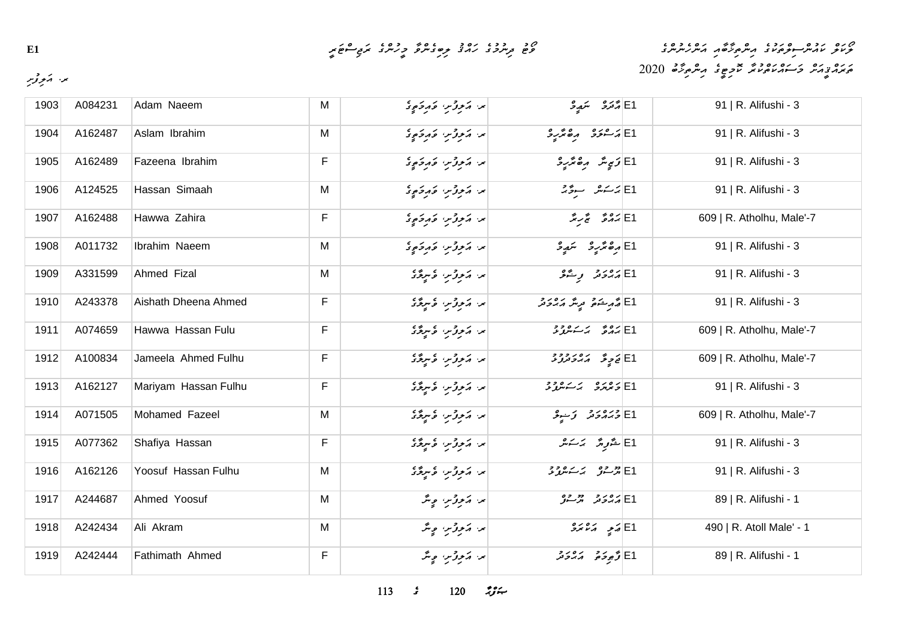| 1903 | A084231 | Adam Naeem | M | ރ. އަލިފުށި، ޖަނަވަރީގެ | E1 އާދަމް ނައީމް | 91 \| R. Alifushi - 3 |
|---|---|---|---|---|---|---|
| 1904 | A162487 | Aslam Ibrahim | M | ރ. އަލިފުށި، ޖަނަވަރީގެ | E1 އަސްލަމް އިބްރާހީމް | 91 \| R. Alifushi - 3 |
| 1905 | A162489 | Fazeena Ibrahim | F | ރ. އަލިފުށި، ޖަނަވަރީގެ | E1 ފަޒީނާ އިބްރާހީމް | 91 \| R. Alifushi - 3 |
| 1906 | A124525 | Hassan Simaah | M | ރ. އަލިފުށި، ޖަނަވަރީގެ | E1 ހަސަން ސިމާހް | 91 \| R. Alifushi - 3 |
| 1907 | A162488 | Hawwa Zahira | F | ރ. އަލިފުށި، ޖަނަވަރީގެ | E1 ހައްވާ ޒާހިރާ | 609 \| R. Atholhu, Male'-7 |
| 1908 | A011732 | Ibrahim Naeem | M | ރ. އަލިފުށި، ޖަނަވަރީގެ | E1 އިބްރާހީމް ނައީމް | 91 \| R. Alifushi - 3 |
| 1909 | A331599 | Ahmed Fizal | M | ރ. އަލިފުށި، ފެނިމާގެ | E1 އަހްމަދު ފިޒާލް | 91 \| R. Alifushi - 3 |
| 1910 | A243378 | Aishath Dheena Ahmed | F | ރ. އަލިފުށި، ފެނިމާގެ | E1 އާއިޝަތު ދީނާ އަހްމަދު | 91 \| R. Alifushi - 3 |
| 1911 | A074659 | Hawwa Hassan Fulu | F | ރ. އަލިފުށި، ފެނިމާގެ | E1 ހައްވާ ހަސަންފުޅު | 609 \| R. Atholhu, Male'-7 |
| 1912 | A100834 | Jameela Ahmed Fulhu | F | ރ. އަލިފުށި، ފެނިމާގެ | E1 ޖަމީލާ އަހްމަދުފުޅު | 609 \| R. Atholhu, Male'-7 |
| 1913 | A162127 | Mariyam Hassan Fulhu | F | ރ. އަލިފުށި، ފެނިމާގެ | E1 މަރިޔަމް ހަސަންފުޅު | 91 \| R. Alifushi - 3 |
| 1914 | A071505 | Mohamed Fazeel | M | ރ. އަލިފުށި، ފެނިމާގެ | E1 މުހައްމަދު ފަޒީލް | 609 \| R. Atholhu, Male'-7 |
| 1915 | A077362 | Shafiya Hassan | F | ރ. އަލިފުށި، ފެނިމާގެ | E1 ޝާފިޔާ ހަސަން | 91 \| R. Alifushi - 3 |
| 1916 | A162126 | Yoosuf Hassan Fulhu | M | ރ. އަލިފުށި، ފެނިމާގެ | E1 ޔޫސުފް ހަސަންފުޅު | 91 \| R. Alifushi - 3 |
| 1917 | A244687 | Ahmed Yoosuf | M | ރ. އަލިފުށި، ފިނާ | E1 އަހްމަދު ޔޫސުފް | 89 \| R. Alifushi - 1 |
| 1918 | A242434 | Ali Akram | M | ރ. އަލިފުށި، ފިނާ | E1 އަލި އަކްރަމް | 490 \| R. Atoll Male' - 1 |
| 1919 | A242444 | Fathimath Ahmed | F | ރ. އަލިފުށި، ފިނާ | E1 ފާތިމަތު އަހްމަދު | 89 \| R. Alifushi - 1 |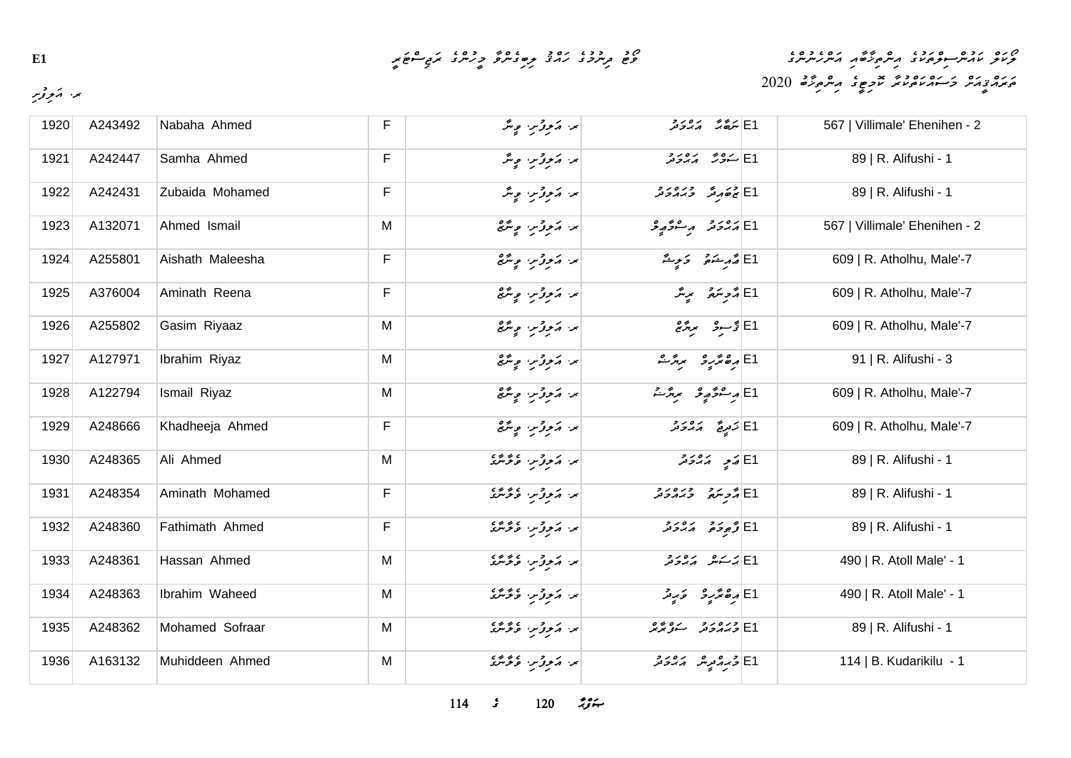| 1920 | A243492 | Nabaha Ahmed | F | ރ. އަލިފުށި، ވިނާ | ނަބާހާ އަޙްމަދު E1 | 567 \| Villimale' Ehenihen - 2 |
|---|---|---|---|---|---|---|
| 1921 | A242447 | Samha Ahmed | F | ރ. އަލިފުށި، ވިނާ | ސަމްހާ އަޙްމަދު E1 | 89 \| R. Alifushi - 1 |
| 1922 | A242431 | Zubaida Mohamed | F | ރ. އަލިފުށި، ވިނާ | ޒުބައިދާ މުޙައްމަދު E1 | 89 \| R. Alifushi - 1 |
| 1923 | A132071 | Ahmed Ismail | M | ރ. އަލިފުށި، ވިނާޖް | އަޙްމަދު އިސްމާޢީލް E1 | 567 \| Villimale' Ehenihen - 2 |
| 1924 | A255801 | Aishath Maleesha | F | ރ. އަލިފުށި، ވިނާޖް | އާއިޝަތު މަލީޝާ E1 | 609 \| R. Atholhu, Male'-7 |
| 1925 | A376004 | Aminath Reena | F | ރ. އަލިފުށި، ވިނާޖް | އާމިނަތު ރީނާ E1 | 609 \| R. Atholhu, Male'-7 |
| 1926 | A255802 | Gasim Riyaaz | M | ރ. އަލިފުށި، ވިނާޖް | ޤާސިމް ރިޔާޒް E1 | 609 \| R. Atholhu, Male'-7 |
| 1927 | A127971 | Ibrahim Riyaz | M | ރ. އަލިފުށި، ވިނާޖް | އިބްރާހީމް ރިޔާޒް E1 | 91 \| R. Alifushi - 3 |
| 1928 | A122794 | Ismail Riyaz | M | ރ. އަލިފުށި، ވިނާޖް | އިސްމާޢީލް ރިޔާޒް E1 | 609 \| R. Atholhu, Male'-7 |
| 1929 | A248666 | Khadheeja Ahmed | F | ރ. އަލިފުށި، ވިނާޖް | ޚަދީޖާ އަޙްމަދު E1 | 609 \| R. Atholhu, Male'-7 |
| 1930 | A248365 | Ali Ahmed | M | ރ. އަލިފުށި، ވެލާނގެ | އަލީ އަޙްމަދު E1 | 89 \| R. Alifushi - 1 |
| 1931 | A248354 | Aminath Mohamed | F | ރ. އަލިފުށި، ވެލާނގެ | އާމިނަތު މުޙައްމަދު E1 | 89 \| R. Alifushi - 1 |
| 1932 | A248360 | Fathimath Ahmed | F | ރ. އަލިފުށި، ވެލާނގެ | ފާތިމަތު އަޙްމަދު E1 | 89 \| R. Alifushi - 1 |
| 1933 | A248361 | Hassan Ahmed | M | ރ. އަލިފުށި، ވެލާނގެ | ޙަސަން އަޙްމަދު E1 | 490 \| R. Atoll Male' - 1 |
| 1934 | A248363 | Ibrahim Waheed | M | ރ. އަލިފުށި، ވެލާނގެ | އިބްރާހީމް ވަޙީދު E1 | 490 \| R. Atoll Male' - 1 |
| 1935 | A248362 | Mohamed Sofraar | M | ރ. އަލިފުށި، ވެލާނގެ | މުޙައްމަދު ސަފްރާރު E1 | 89 \| R. Alifushi - 1 |
| 1936 | A163132 | Muhiddeen Ahmed | M | ރ. އަލިފުށި، ވެލާނގެ | މުޙިއްދީން އަޙްމަދު E1 | 114 \| B. Kudarikilu - 1 |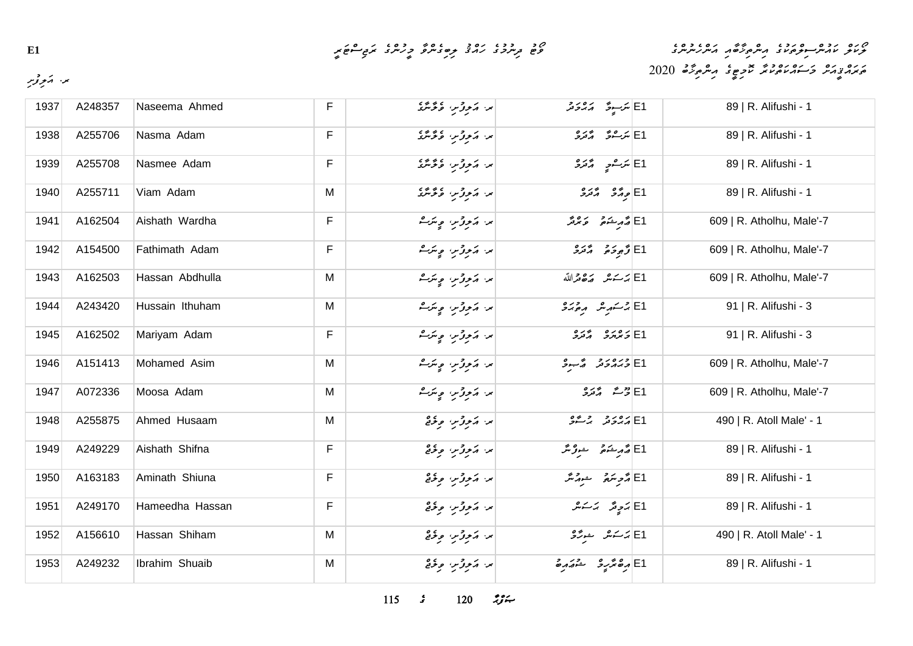ބ. އަލިފުށި

| 1937 | A248357 | Naseema Ahmed | F | ރ. އަލިފުށި، ޢާލާނާގޭ | ނަސީމާ އަހުމަދު E1 | 89 \| R. Alifushi - 1 |
|---|---|---|---|---|---|---|
| 1938 | A255706 | Nasma Adam | F | ރ. އަލިފުށި، ޢާލާނާގޭ | ނަސްމާ އާދަމް E1 | 89 \| R. Alifushi - 1 |
| 1939 | A255708 | Nasmee Adam | F | ރ. އަލިފުށި، ޢާލާނާގޭ | ނަސްމީ އާދަމް E1 | 89 \| R. Alifushi - 1 |
| 1940 | A255711 | Viam Adam | M | ރ. އަލިފުށި، ޢާލާނާގޭ | ވިއާމް އާދަމް E1 | 89 \| R. Alifushi - 1 |
| 1941 | A162504 | Aishath Wardha | F | ރ. އަލިފުށި، ވިނަސް | އާއިޝަތު ވަރްދާ E1 | 609 \| R. Atholhu, Male'-7 |
| 1942 | A154500 | Fathimath Adam | F | ރ. އަލިފުށި، ވިނަސް | ފާތިމަތު އާދަމް E1 | 609 \| R. Atholhu, Male'-7 |
| 1943 | A162503 | Hassan Abdhulla | M | ރ. އަލިފުށި، ވިނަސް | ހަސަން އަބްދުﷲ E1 | 609 \| R. Atholhu, Male'-7 |
| 1944 | A243420 | Hussain Ithuham | M | ރ. އަލިފުށި، ވިނަސް | ހުސައިން އިތުހާމް E1 | 91 \| R. Alifushi - 3 |
| 1945 | A162502 | Mariyam Adam | F | ރ. އަލިފުށި، ވިނަސް | މަރިޔަމް އާދަމް E1 | 91 \| R. Alifushi - 3 |
| 1946 | A151413 | Mohamed Asim | M | ރ. އަލިފުށި، ވިނަސް | މުހައްމަދު އާސިމް E1 | 609 \| R. Atholhu, Male'-7 |
| 1947 | A072336 | Moosa Adam | M | ރ. އަލިފުށި، ވިނަސް | މޫސާ އާދަމް E1 | 609 \| R. Atholhu, Male'-7 |
| 1948 | A255875 | Ahmed Husaam | M | ރ. އަލިފުށި، ވިލާ | އަހުމަދު ހުސާމް E1 | 490 \| R. Atoll Male' - 1 |
| 1949 | A249229 | Aishath Shifna | F | ރ. އަލިފުށި، ވިލާ | އާއިޝަތު ޝިފްނާ E1 | 89 \| R. Alifushi - 1 |
| 1950 | A163183 | Aminath Shiuna | F | ރ. އަލިފުށި، ވިލާ | އާމިނަތު ޝިއުނާ E1 | 89 \| R. Alifushi - 1 |
| 1951 | A249170 | Hameedha Hassan | F | ރ. އަލިފުށި، ވިލާ | ހަމީދާ ހަސަން E1 | 89 \| R. Alifushi - 1 |
| 1952 | A156610 | Hassan Shiham | M | ރ. އަލިފުށި، ވިލާ | ހަސަން ޝިހާމް E1 | 490 \| R. Atoll Male' - 1 |
| 1953 | A249232 | Ibrahim Shuaib | M | ރ. އަލިފުށި، ވިލާ | އިބްރާހީމް ޝުޢައިބު E1 | 89 \| R. Alifushi - 1 |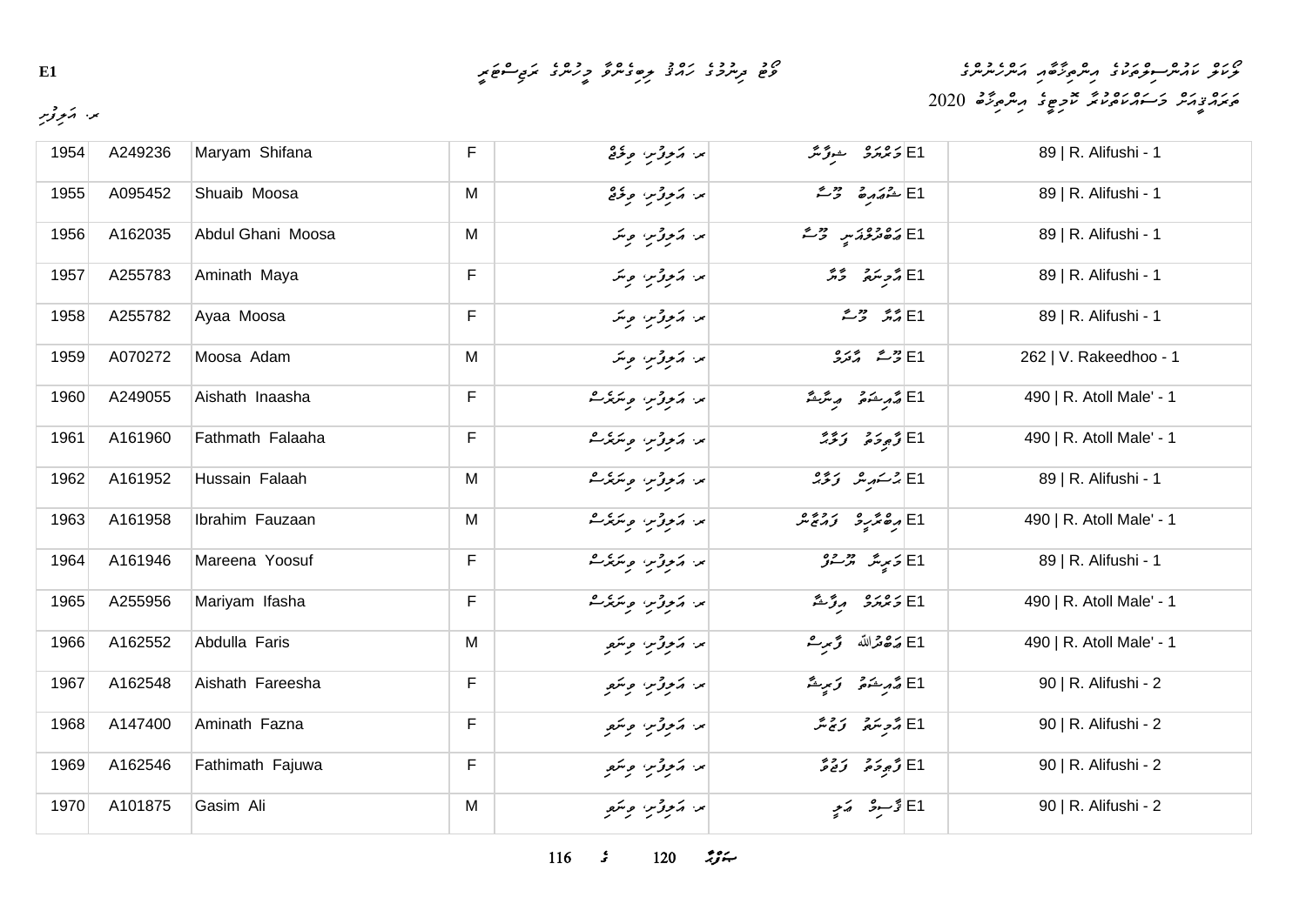| 1954 | A249236 | Maryam Shifana | F | ރ. އަލިފުށި، ވިލާޤި | E1 ވަރްޔަމް ޝިފާނާ | 89 \| R. Alifushi - 1 |
|---|---|---|---|---|---|---|
| 1955 | A095452 | Shuaib Moosa | M | ރ. އަލިފުށި، ވިލާޤި | E1 ޝުޢައިބު މޫސާ | 89 \| R. Alifushi - 1 |
| 1956 | A162035 | Abdul Ghani Moosa | M | ރ. އަލިފުށި، ވިނަ | E1 އަބްދުލްޣަނީ މޫސާ | 89 \| R. Alifushi - 1 |
| 1957 | A255783 | Aminath Maya | F | ރ. އަލިފުށި، ވިނަ | E1 އާމިނަތު މާޔާ | 89 \| R. Alifushi - 1 |
| 1958 | A255782 | Ayaa Moosa | F | ރ. އަލިފުށި، ވިނަ | E1 އާޔާ މޫސާ | 89 \| R. Alifushi - 1 |
| 1959 | A070272 | Moosa Adam | M | ރ. އަލިފުށި، ވިނަ | E1 މޫސާ އާދަމް | 262 \| V. Rakeedhoo - 1 |
| 1960 | A249055 | Aishath Inaasha | F | ރ. އަލިފުށި، ވިނަރެސް | E1 އާއިޝަތު އިނާޝާ | 490 \| R. Atoll Male' - 1 |
| 1961 | A161960 | Fathmath Falaaha | F | ރ. އަލިފުށި، ވިނަރެސް | E1 ފާތިމަތު ފަލާހާ | 490 \| R. Atoll Male' - 1 |
| 1962 | A161952 | Hussain Falaah | M | ރ. އަލިފުށި، ވިނަރެސް | E1 ހުސައިން ފަލާހް | 89 \| R. Alifushi - 1 |
| 1963 | A161958 | Ibrahim Fauzaan | M | ރ. އަލިފުށި، ވިނަރެސް | E1 އިބްރާހީމް ފައުޒާން | 490 \| R. Atoll Male' - 1 |
| 1964 | A161946 | Mareena Yoosuf | F | ރ. އަލިފުށި، ވިނަރެސް | E1 މަރީނާ ޔޫސުފް | 89 \| R. Alifushi - 1 |
| 1965 | A255956 | Mariyam Ifasha | F | ރ. އަލިފުށި، ވިނަރެސް | E1 މަރިޔަމް އިފާޝާ | 490 \| R. Atoll Male' - 1 |
| 1966 | A162552 | Abdulla Faris | M | ރ. އަލިފުށި، ވިނަވި | E1 އަބްދުﷲ ފާރިސް | 490 \| R. Atoll Male' - 1 |
| 1967 | A162548 | Aishath Fareesha | F | ރ. އަލިފުށި، ވިނަވި | E1 އާއިޝަތު ފަރީޝާ | 90 \| R. Alifushi - 2 |
| 1968 | A147400 | Aminath Fazna | F | ރ. އަލިފުށި، ވިނަވި | E1 އާމިނަތު ފަޒްނާ | 90 \| R. Alifushi - 2 |
| 1969 | A162546 | Fathimath Fajuwa | F | ރ. އަލިފުށި، ވިނަވި | E1 ފާތިމަތު ފަޖުވާ | 90 \| R. Alifushi - 2 |
| 1970 | A101875 | Gasim Ali | M | ރ. އަލިފުށި، ވިނަވި | E1 ޤާސިމް އަލި | 90 \| R. Alifushi - 2 |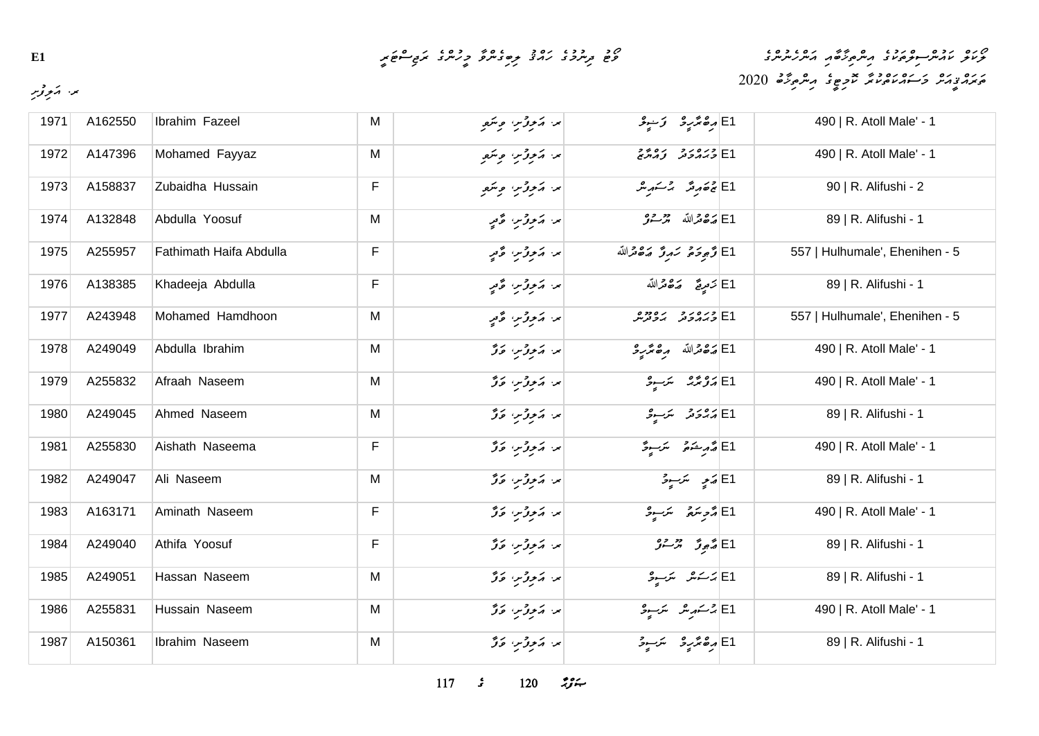| 1971 | A162550 | Ibrahim Fazeel | M | ރ. އަލިފުށި، ވިނަރެ | E1 ﺍިބްރާހީމް ފަޒީލް | 490 \| R. Atoll Male' - 1 |
|---|---|---|---|---|---|---|
| 1972 | A147396 | Mohamed Fayyaz | M | ރ. އަލިފުށި، ވިނަރެ | E1 މުޙައްމަދު ފައްޔާޒް | 490 \| R. Atoll Male' - 1 |
| 1973 | A158837 | Zubaidha Hussain | F | ރ. އަލިފުށި، ވިނަރެ | E1 ޒުބައިދާ ޙުސައިން | 90 \| R. Alifushi - 2 |
| 1974 | A132848 | Abdulla Yoosuf | M | ރ. އަލިފުށި، ވާދީ | E1 އަބްދުﷲ ޔޫސުފް | 89 \| R. Alifushi - 1 |
| 1975 | A255957 | Fathimath Haifa Abdulla | F | ރ. އަލިފުށި، ވާދީ | E1 ފާތިމަތު ހައިފާ އަބްދުﷲ | 557 \| Hulhumale', Ehenihen - 5 |
| 1976 | A138385 | Khadeeja Abdulla | F | ރ. އަލިފުށި، ވާދީ | E1 ޚަދީޖާ އަބްދުﷲ | 89 \| R. Alifushi - 1 |
| 1977 | A243948 | Mohamed Hamdhoon | M | ރ. އަލިފުށި، ވާދީ | E1 މުޙައްމަދު ހަމްދޫން | 557 \| Hulhumale', Ehenihen - 5 |
| 1978 | A249049 | Abdulla Ibrahim | M | ރ. އަލިފުށި، ވަފާ | E1 އަބްދުﷲ އިބްރާހީމް | 490 \| R. Atoll Male' - 1 |
| 1979 | A255832 | Afraah Naseem | M | ރ. އަލިފުށި، ވަފާ | E1 އަފްރާހް ނަސީމް | 490 \| R. Atoll Male' - 1 |
| 1980 | A249045 | Ahmed Naseem | M | ރ. އަލިފުށި، ވަފާ | E1 އަޙްމަދު ނަސީމް | 89 \| R. Alifushi - 1 |
| 1981 | A255830 | Aishath Naseema | F | ރ. އަލިފުށި، ވަފާ | E1 އާއިޝަތު ނަސީމާ | 490 \| R. Atoll Male' - 1 |
| 1982 | A249047 | Ali Naseem | M | ރ. އަލިފުށި، ވަފާ | E1 އަލި ނަސީމް | 89 \| R. Alifushi - 1 |
| 1983 | A163171 | Aminath Naseem | F | ރ. އަލިފުށި، ވަފާ | E1 އާމިނަތު ނަސީމް | 490 \| R. Atoll Male' - 1 |
| 1984 | A249040 | Athifa Yoosuf | F | ރ. އަލިފުށި، ވަފާ | E1 އާތިފާ ޔޫސުފް | 89 \| R. Alifushi - 1 |
| 1985 | A249051 | Hassan Naseem | M | ރ. އަލިފުށި، ވަފާ | E1 ހަސަން ނަސީމް | 89 \| R. Alifushi - 1 |
| 1986 | A255831 | Hussain Naseem | M | ރ. އަލިފުށި، ވަފާ | E1 ޙުސައިން ނަސީމް | 490 \| R. Atoll Male' - 1 |
| 1987 | A150361 | Ibrahim Naseem | M | ރ. އަލިފުށި، ވަފާ | E1 އިބްރާހީމް ނަސީމް | 89 \| R. Alifushi - 1 |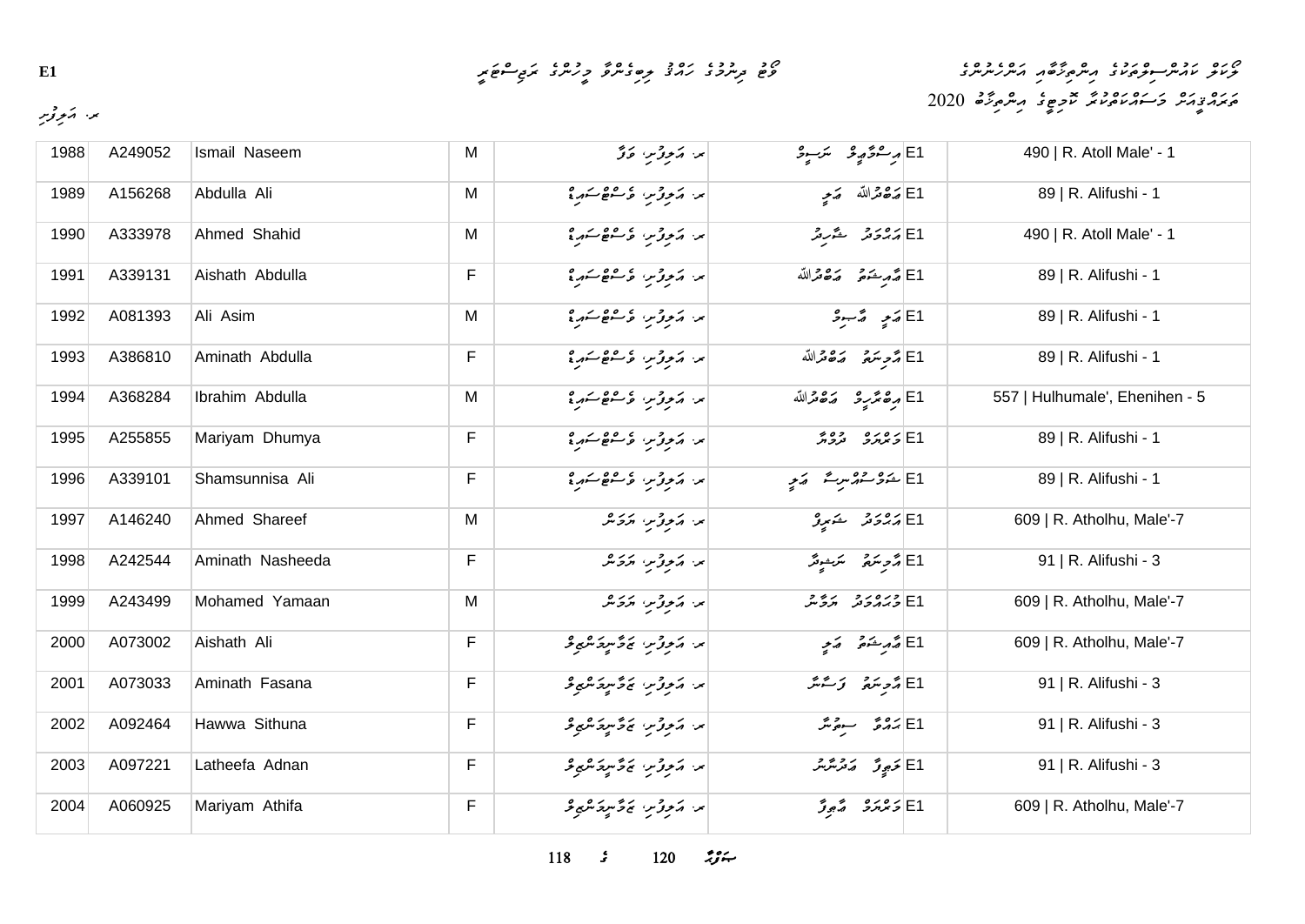| 1988 | A249052 | Ismail Naseem | M | ރ. އަލިފުށި، ލަވާ | E1 މިސްމާއިލް ނަސީމް | 490 \| R. Atoll Male' - 1 |
|---|---|---|---|---|---|---|
| 1989 | A156268 | Abdulla Ali | M | ރ. އަލިފުށި، ވެސްޓްސަން | E1 އަބްދުﷲ ޢަލީ | 89 \| R. Alifushi - 1 |
| 1990 | A333978 | Ahmed Shahid | M | ރ. އަލިފުށި، ވެސްޓްސަން | E1 އަޙްމަދު ޝާހިދު | 490 \| R. Atoll Male' - 1 |
| 1991 | A339131 | Aishath Abdulla | F | ރ. އަލިފުށި، ވެސްޓްސަން | E1 އާއިޝަތު އަބްދުﷲ | 89 \| R. Alifushi - 1 |
| 1992 | A081393 | Ali Asim | M | ރ. އަލިފުށި، ވެސްޓްސަން | E1 ޢަލީ އާސިމް | 89 \| R. Alifushi - 1 |
| 1993 | A386810 | Aminath Abdulla | F | ރ. އަލިފުށި، ވެސްޓްސަން | E1 އާމިނަތު އަބްދުﷲ | 89 \| R. Alifushi - 1 |
| 1994 | A368284 | Ibrahim Abdulla | M | ރ. އަލިފުށި، ވެސްޓްސަން | E1 އިބްރާހީމް އަބްދުﷲ | 557 \| Hulhumale', Ehenihen - 5 |
| 1995 | A255855 | Mariyam Dhumya | F | ރ. އަލިފުށި، ވެސްޓްސަން | E1 މަރިޔަމް ދުމްޔާ | 89 \| R. Alifushi - 1 |
| 1996 | A339101 | Shamsunnisa Ali | F | ރ. އަލިފުށި، ވެސްޓްސަން | E1 ޝަމްސުންނިސާ ޢަލީ | 89 \| R. Alifushi - 1 |
| 1997 | A146240 | Ahmed Shareef | M | ރ. އަލިފުށި، އަމަން | E1 އަޙްމަދު ޝަރީފް | 609 \| R. Atholhu, Male'-7 |
| 1998 | A242544 | Aminath Nasheeda | F | ރ. އަލިފުށި، އަމަން | E1 އާމިނަތު ނަޝީދާ | 91 \| R. Alifushi - 3 |
| 1999 | A243499 | Mohamed Yamaan | M | ރ. އަލިފުށި، އަމަން | E1 މުޙައްމަދު ޔަމާން | 609 \| R. Atholhu, Male'-7 |
| 2000 | A073002 | Aishath Ali | F | ރ. އަލިފުށި، ޖަވާހިރުމަންޒިލް | E1 އާއިޝަތު ޢަލީ | 609 \| R. Atholhu, Male'-7 |
| 2001 | A073033 | Aminath Fasana | F | ރ. އަލިފުށި، ޖަވާހިރުމަންޒިލް | E1 އާމިނަތު ފަސާނާ | 91 \| R. Alifushi - 3 |
| 2002 | A092464 | Hawwa Sithuna | F | ރ. އަލިފުށި، ޖަވާހިރުމަންޒިލް | E1 ހައްވާ ސިތުނާ | 91 \| R. Alifushi - 3 |
| 2003 | A097221 | Latheefa Adnan | F | ރ. އަލިފުށި، ޖަވާހިރުމަންޒިލް | E1 ލަޠީފާ އަދުނާން | 91 \| R. Alifushi - 3 |
| 2004 | A060925 | Mariyam Athifa | F | ރ. އަލިފުށި، ޖަވާހިރުމަންޒިލް | E1 މަރިޔަމް އާތިފާ | 609 \| R. Atholhu, Male'-7 |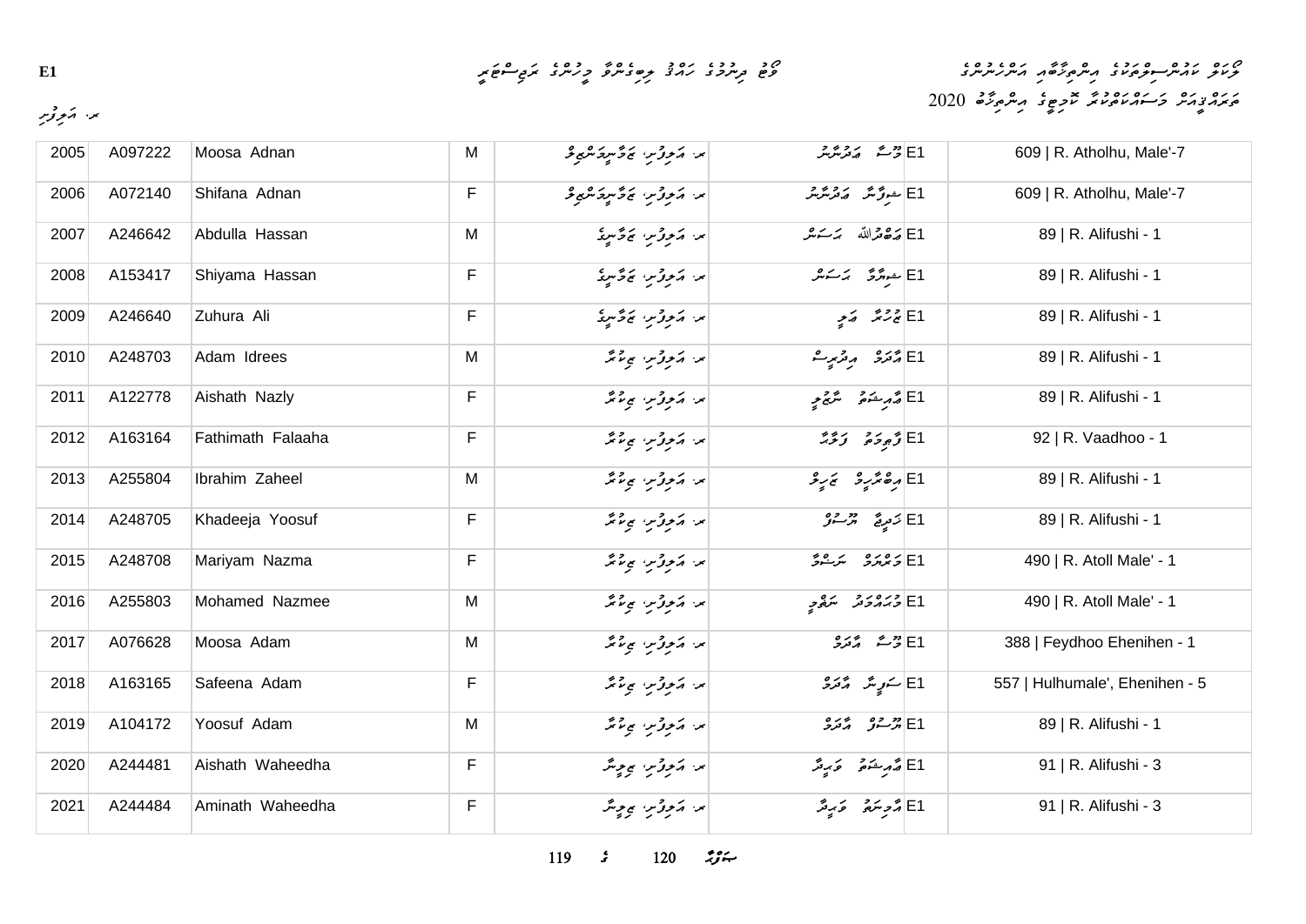| 2005 | A097222 | Moosa Adnan | M | ر. އަލިފުށި، ކަމަނާގެޔާރަ | E1 މޫސާ އަދުނާން | 609 \| R. Atholhu, Male'-7 |
|---|---|---|---|---|---|---|
| 2006 | A072140 | Shifana Adnan | F | ر. އަލިފުށި، ކަމަނާގެޔާރަ | E1 ޝިފާނާ އަދުނާން | 609 \| R. Atholhu, Male'-7 |
| 2007 | A246642 | Abdulla Hassan | M | ر. އަލިފުށި، ކަމަނާގެ | E1 އަބްދުالله ހަސަން | 89 \| R. Alifushi - 1 |
| 2008 | A153417 | Shiyama Hassan | F | ر. އަލިފުށި، ކަމަނާގެ | E1 ޝިޔާމާ ހަސަން | 89 \| R. Alifushi - 1 |
| 2009 | A246640 | Zuhura Ali | F | ر. އަލިފުށި، ކަމަނާގެ | E1 ޒުހުރާ އަލި | 89 \| R. Alifushi - 1 |
| 2010 | A248703 | Adam Idrees | M | ر. އަލިފުށި، ހިރާގް | E1 އާދަމް އިދުރީސް | 89 \| R. Alifushi - 1 |
| 2011 | A122778 | Aishath Nazly | F | ر. އަލިފުށި، ހިރާގް | E1 އައިޝަތު ނާޒްލީ | 89 \| R. Alifushi - 1 |
| 2012 | A163164 | Fathimath Falaaha | F | ر. އަލިފުށި، ހިރާގް | E1 ފާތިމަތު ފަލާހާ | 92 \| R. Vaadhoo - 1 |
| 2013 | A255804 | Ibrahim Zaheel | M | ر. އަލިފުށި، ހިރާގް | E1 އިބްރާހީމް ޒަހީލް | 89 \| R. Alifushi - 1 |
| 2014 | A248705 | Khadeeja Yoosuf | F | ر. އަލިފުށި، ހިރާގް | E1 ޚަދީޖާ ޔޫސުފް | 89 \| R. Alifushi - 1 |
| 2015 | A248708 | Mariyam Nazma | F | ر. އަލިފުށި، ހިރާގް | E1 މަރިޔަމް ނަޒްމާ | 490 \| R. Atoll Male' - 1 |
| 2016 | A255803 | Mohamed Nazmee | M | ر. އަލިފުށި، ހިރާގް | E1 މުހައްމަދު ނަޒްމީ | 490 \| R. Atoll Male' - 1 |
| 2017 | A076628 | Moosa Adam | M | ر. އަލިފުށި، ހިރާގް | E1 މޫސާ އާދަމް | 388 \| Feydhoo Ehenihen - 1 |
| 2018 | A163165 | Safeena Adam | F | ر. އަލިފުށި، ހިރާގް | E1 ސަފީނާ އާދަމް | 557 \| Hulhumale', Ehenihen - 5 |
| 2019 | A104172 | Yoosuf Adam | M | ر. އަލިފުށި، ހިރާގް | E1 ޔޫސުފް އާދަމް | 89 \| R. Alifushi - 1 |
| 2020 | A244481 | Aishath Waheedha | F | ر. އަލިފުށި، ހިރިނާ | E1 އައިޝަތު ވަހީދާ | 91 \| R. Alifushi - 3 |
| 2021 | A244484 | Aminath Waheedha | F | ر. އަލިފުށި، ހިރިނާ | E1 އާމިނަތު ވަހީދާ | 91 \| R. Alifushi - 3 |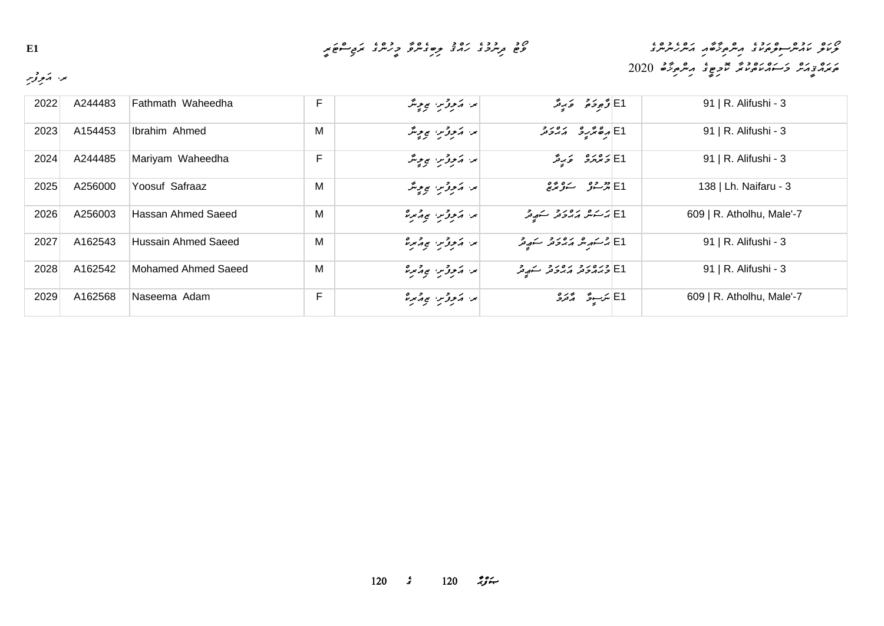ރ. އަލިފުށި

| | | | | | | |
|---|---|---|---|---|---|---|
| 2022 | A244483 | Fathmath Waheedha | F | ރ. އަލިފުށި، ޖަވާހިރާ | E1 ފާތިމަތު ވަހީދާ | 91 \| R. Alifushi - 3 |
| 2023 | A154453 | Ibrahim Ahmed | M | ރ. އަލިފުށި، ޖަވާހިރާ | E1 އިބްރާހީމް އަޙްމަދު | 91 \| R. Alifushi - 3 |
| 2024 | A244485 | Mariyam Waheedha | F | ރ. އަލިފުށި، ޖަވާހިރާ | E1 މަރިޔަމް ވަހީދާ | 91 \| R. Alifushi - 3 |
| 2025 | A256000 | Yoosuf Safraaz | M | ރ. އަލިފުށި، ޖަވާހިރާ | E1 ޔޫސުފް ސަފްރާޒް | 138 \| Lh. Naifaru - 3 |
| 2026 | A256003 | Hassan Ahmed Saeed | M | ރ. އަލިފުށި، ޖައުހަރުގެ | E1 ހަސަން އަޙްމަދު ސައީދު | 609 \| R. Atholhu, Male'-7 |
| 2027 | A162543 | Hussain Ahmed Saeed | M | ރ. އަލިފުށި، ޖައުހަރުގެ | E1 ހުސައިން އަޙްމަދު ސައީދު | 91 \| R. Alifushi - 3 |
| 2028 | A162542 | Mohamed Ahmed Saeed | M | ރ. އަލިފުށި، ޖައުހަރުގެ | E1 މުޙައްމަދު އަޙްމަދު ސައީދު | 91 \| R. Alifushi - 3 |
| 2029 | A162568 | Naseema Adam | F | ރ. އަލިފުށި، ޖައުހަރުގެ | E1 ނަސީމާ އާދަމް | 609 \| R. Atholhu, Male'-7 |